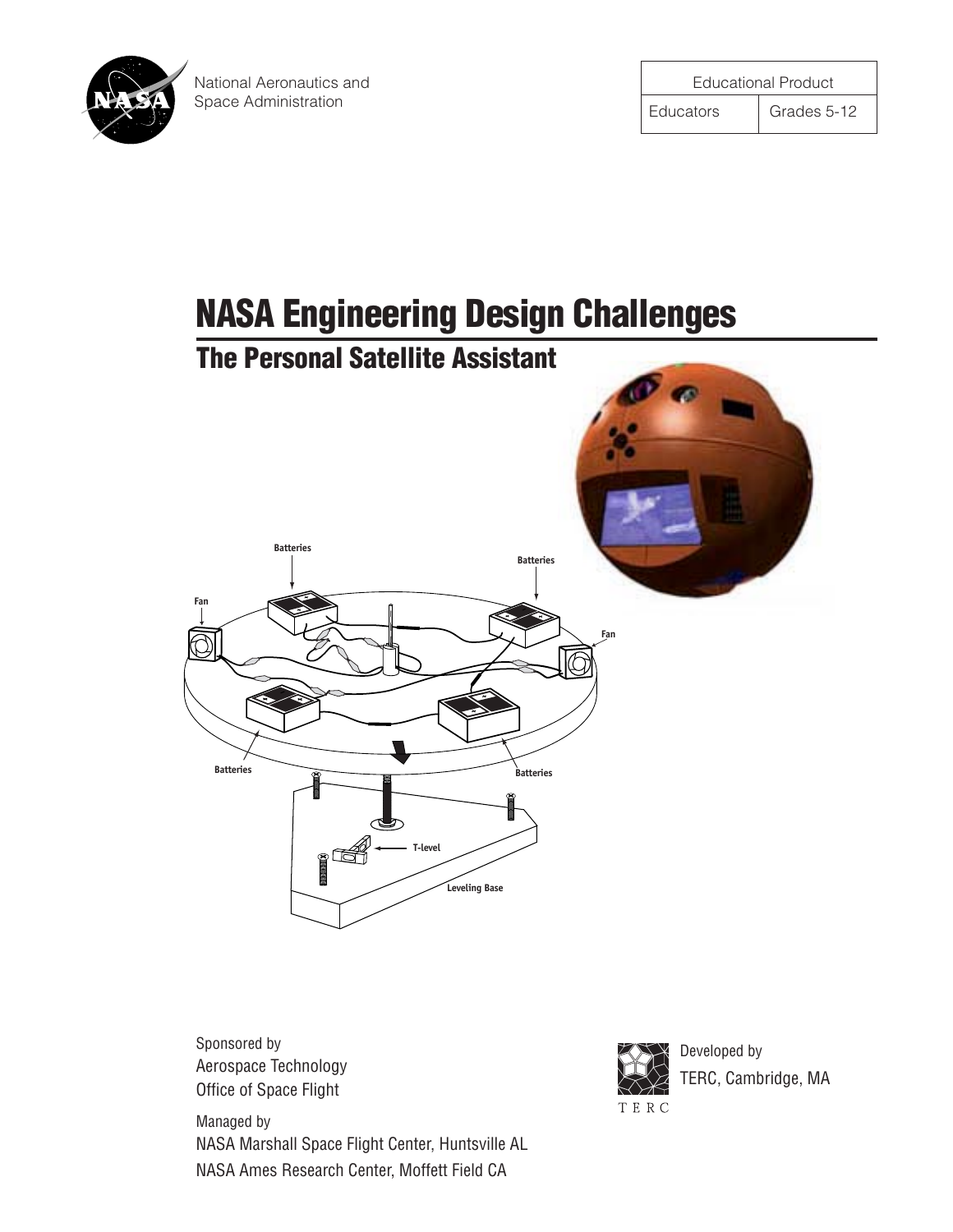National Aeronautics and
Space Administration

| Educational Product | |
| --- | --- |
| Educators | Grades 5-12 |

# NASA Engineering Design Challenges

## The Personal Satellite Assistant

Sponsored by
Aerospace Technology
Office of Space Flight

Managed by
NASA Marshall Space Flight Center, Huntsville AL
NASA Ames Research Center, Moffett Field CA

Developed by
TERC, Cambridge, MA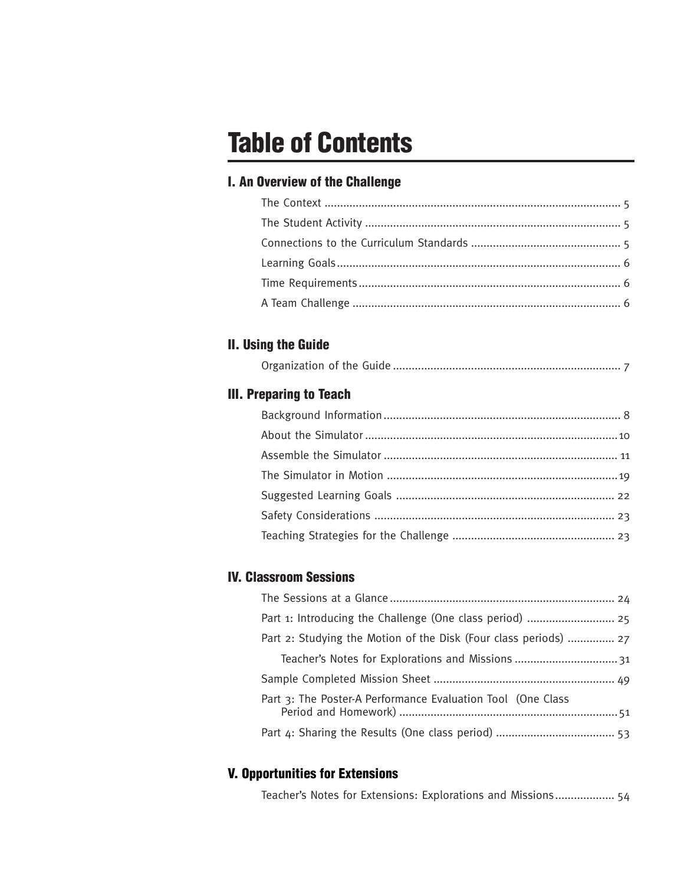# Table of Contents

## I. An Overview of the Challenge

The Context ........................................................................................ 5

The Student Activity ........................................................................... 5

Connections to the Curriculum Standards .............................................. 5

Learning Goals ..................................................................................... 6

Time Requirements ............................................................................... 6

A Team Challenge ................................................................................ 6

## II. Using the Guide

Organization of the Guide ...................................................................... 7

## III. Preparing to Teach

Background Information ......................................................................... 8

About the Simulator ............................................................................. 10

Assemble the Simulator ........................................................................ 11

The Simulator in Motion ....................................................................... 19

Suggested Learning Goals ..................................................................... 22

Safety Considerations ........................................................................... 23

Teaching Strategies for the Challenge ................................................... 23

## IV. Classroom Sessions

The Sessions at a Glance ...................................................................... 24

Part 1: Introducing the Challenge (One class period) ............................ 25

Part 2: Studying the Motion of the Disk (Four class periods) ............... 27

Teacher's Notes for Explorations and Missions ................................ 31

Sample Completed Mission Sheet ......................................................... 49

Part 3: The Poster-A Performance Evaluation Tool (One Class Period and Homework) ...................................................................... 51

Part 4: Sharing the Results (One class period) ...................................... 53

## V. Opportunities for Extensions

Teacher's Notes for Extensions: Explorations and Missions ................... 54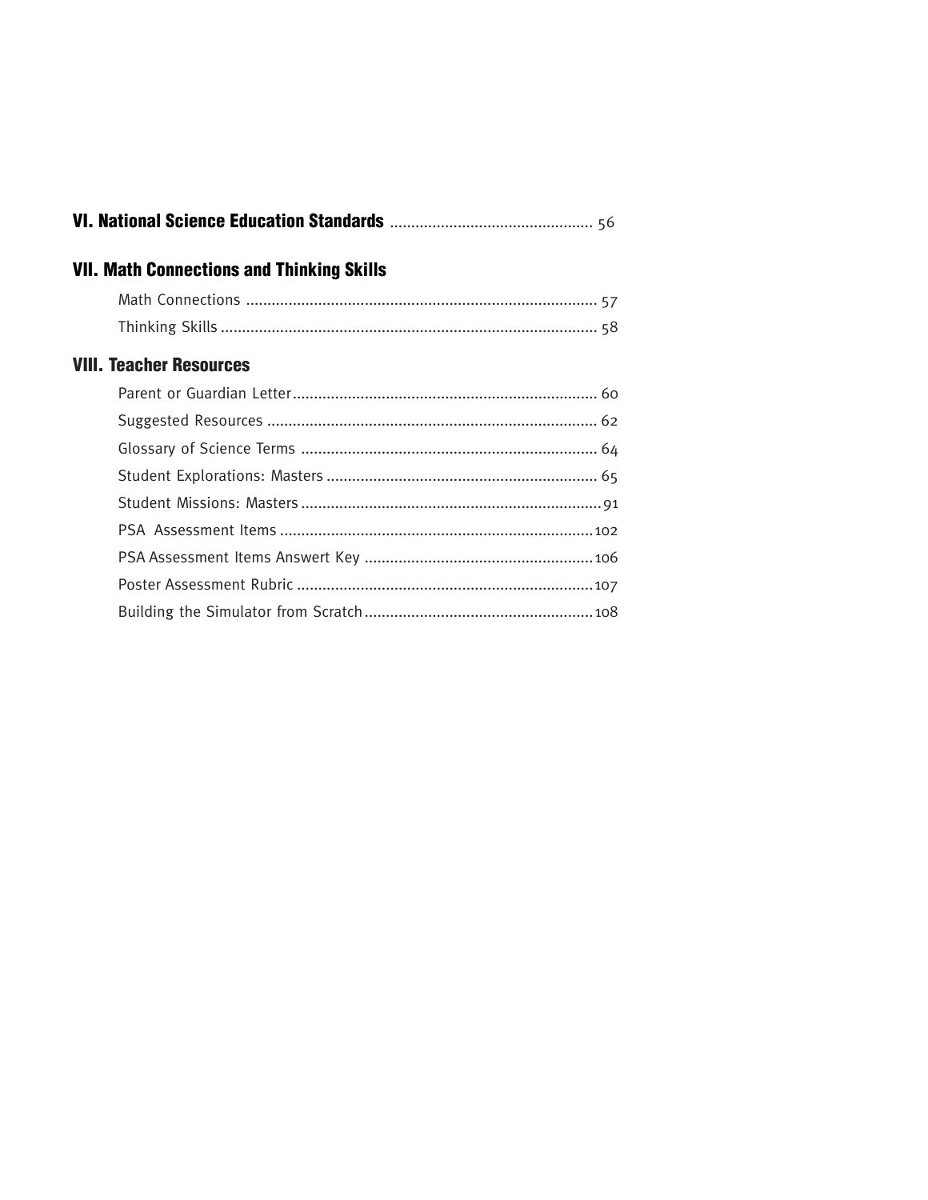## VI. National Science Education Standards ........................................... 56

## VII. Math Connections and Thinking Skills

Math Connections ........................................................................... 57

Thinking Skills ................................................................................ 58

## VIII. Teacher Resources

Parent or Guardian Letter ................................................................ 60

Suggested Resources ...................................................................... 62

Glossary of Science Terms .............................................................. 64

Student Explorations: Masters ........................................................ 65

Student Missions: Masters .............................................................. 91

PSA Assessment Items ................................................................... 102

PSA Assessment Items Answert Key ................................................ 106

Poster Assessment Rubric ............................................................... 107

Building the Simulator from Scratch ................................................ 108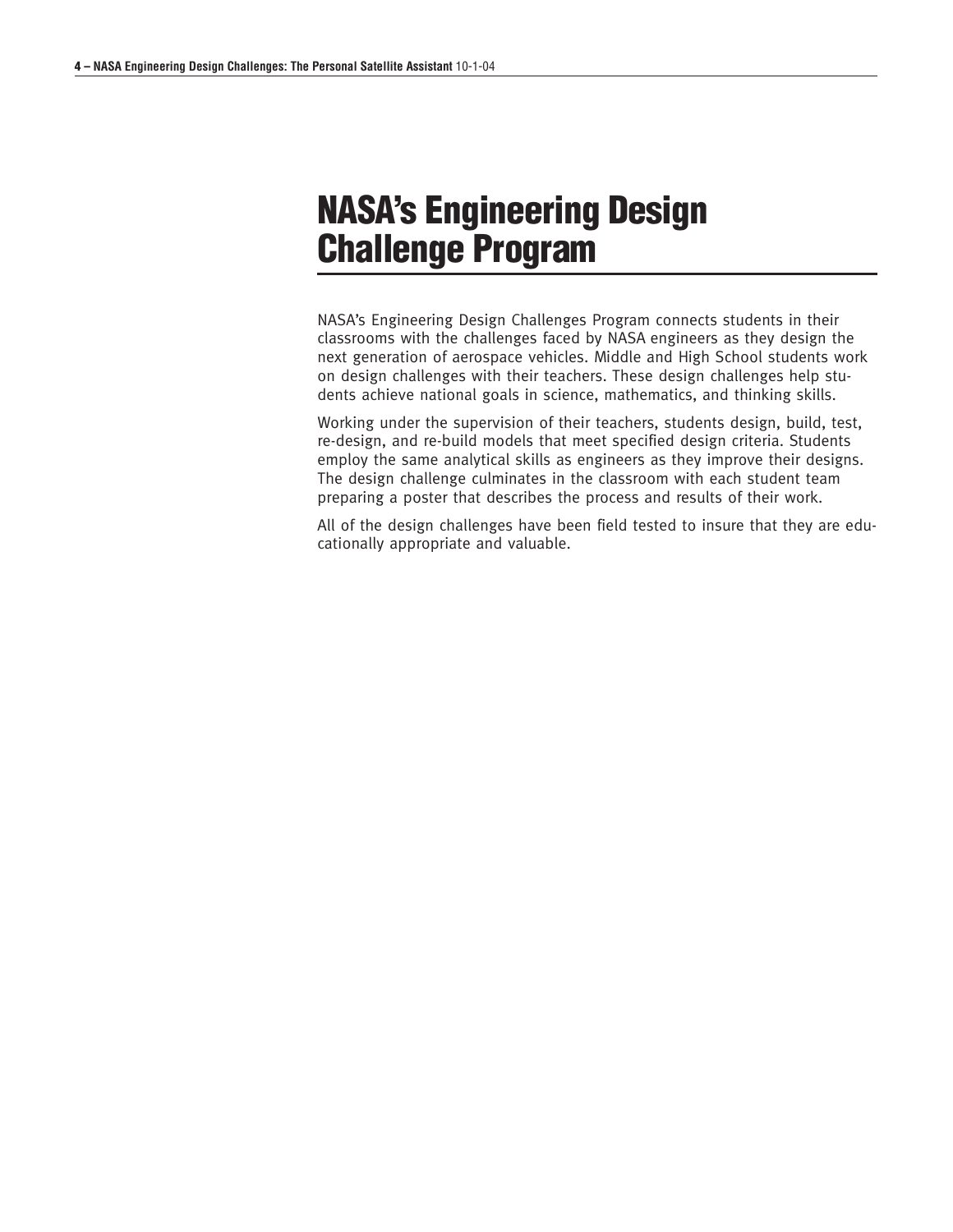# NASA's Engineering Design Challenge Program

NASA's Engineering Design Challenges Program connects students in their classrooms with the challenges faced by NASA engineers as they design the next generation of aerospace vehicles. Middle and High School students work on design challenges with their teachers. These design challenges help students achieve national goals in science, mathematics, and thinking skills.

Working under the supervision of their teachers, students design, build, test, re-design, and re-build models that meet specified design criteria. Students employ the same analytical skills as engineers as they improve their designs. The design challenge culminates in the classroom with each student team preparing a poster that describes the process and results of their work.

All of the design challenges have been field tested to insure that they are educationally appropriate and valuable.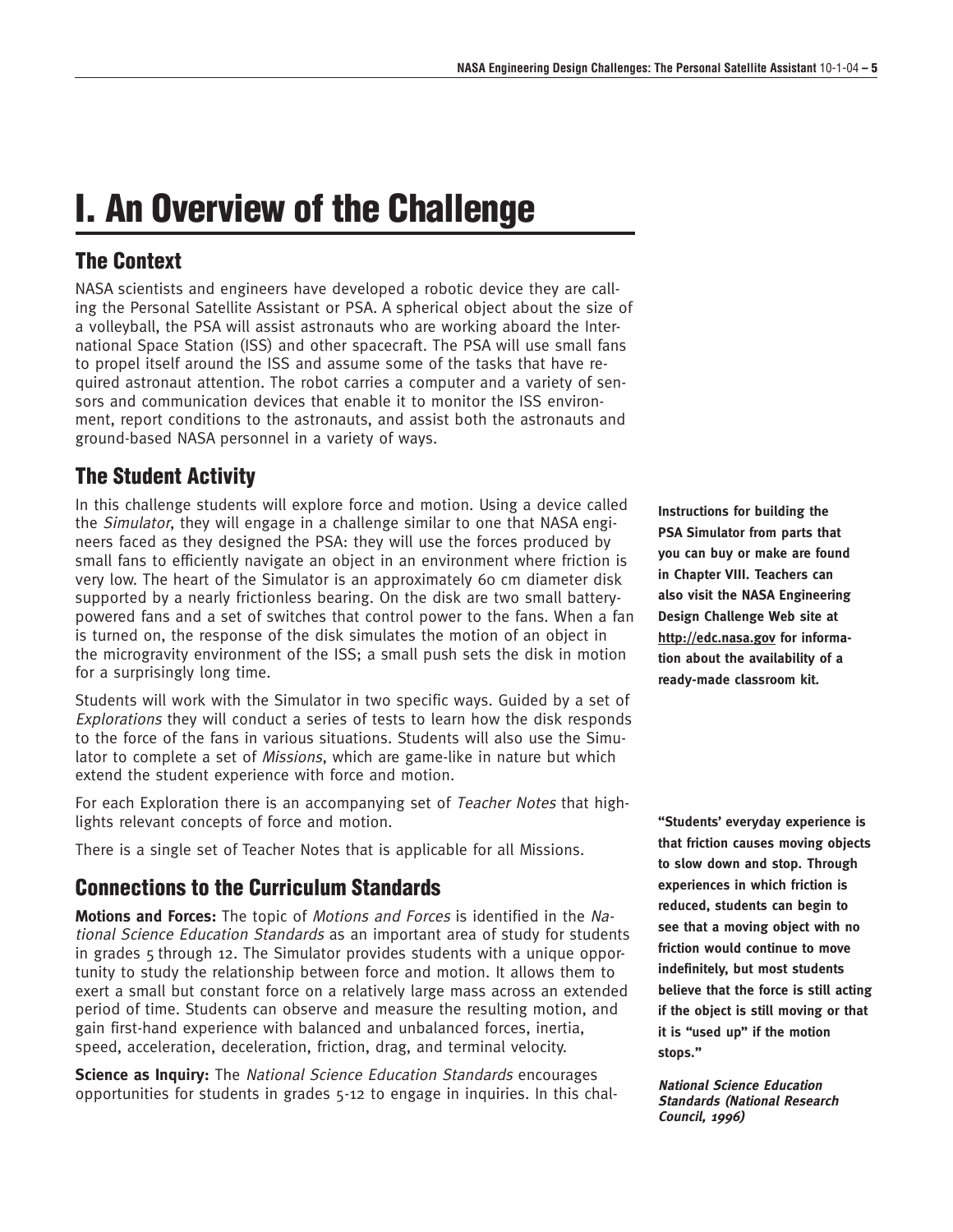# I. An Overview of the Challenge

## The Context

NASA scientists and engineers have developed a robotic device they are calling the Personal Satellite Assistant or PSA. A spherical object about the size of a volleyball, the PSA will assist astronauts who are working aboard the International Space Station (ISS) and other spacecraft. The PSA will use small fans to propel itself around the ISS and assume some of the tasks that have required astronaut attention. The robot carries a computer and a variety of sensors and communication devices that enable it to monitor the ISS environment, report conditions to the astronauts, and assist both the astronauts and ground-based NASA personnel in a variety of ways.

## The Student Activity

In this challenge students will explore force and motion. Using a device called the *Simulator*, they will engage in a challenge similar to one that NASA engineers faced as they designed the PSA: they will use the forces produced by small fans to efficiently navigate an object in an environment where friction is very low. The heart of the Simulator is an approximately 60 cm diameter disk supported by a nearly frictionless bearing. On the disk are two small battery-powered fans and a set of switches that control power to the fans. When a fan is turned on, the response of the disk simulates the motion of an object in the microgravity environment of the ISS; a small push sets the disk in motion for a surprisingly long time.

**Instructions for building the PSA Simulator from parts that you can buy or make are found in Chapter VIII. Teachers can also visit the NASA Engineering Design Challenge Web site at http://edc.nasa.gov for information about the availability of a ready-made classroom kit.**

Students will work with the Simulator in two specific ways. Guided by a set of *Explorations* they will conduct a series of tests to learn how the disk responds to the force of the fans in various situations. Students will also use the Simulator to complete a set of *Missions*, which are game-like in nature but which extend the student experience with force and motion.

For each Exploration there is an accompanying set of *Teacher Notes* that highlights relevant concepts of force and motion.

There is a single set of Teacher Notes that is applicable for all Missions.

## Connections to the Curriculum Standards

**Motions and Forces:** The topic of *Motions and Forces* is identified in the *National Science Education Standards* as an important area of study for students in grades 5 through 12. The Simulator provides students with a unique opportunity to study the relationship between force and motion. It allows them to exert a small but constant force on a relatively large mass across an extended period of time. Students can observe and measure the resulting motion, and gain first-hand experience with balanced and unbalanced forces, inertia, speed, acceleration, deceleration, friction, drag, and terminal velocity.

**"Students' everyday experience is that friction causes moving objects to slow down and stop. Through experiences in which friction is reduced, students can begin to see that a moving object with no friction would continue to move indefinitely, but most students believe that the force is still acting if the object is still moving or that it is "used up" if the motion stops."**

***National Science Education Standards (National Research Council, 1996)***

**Science as Inquiry:** The *National Science Education Standards* encourages opportunities for students in grades 5-12 to engage in inquiries. In this chal-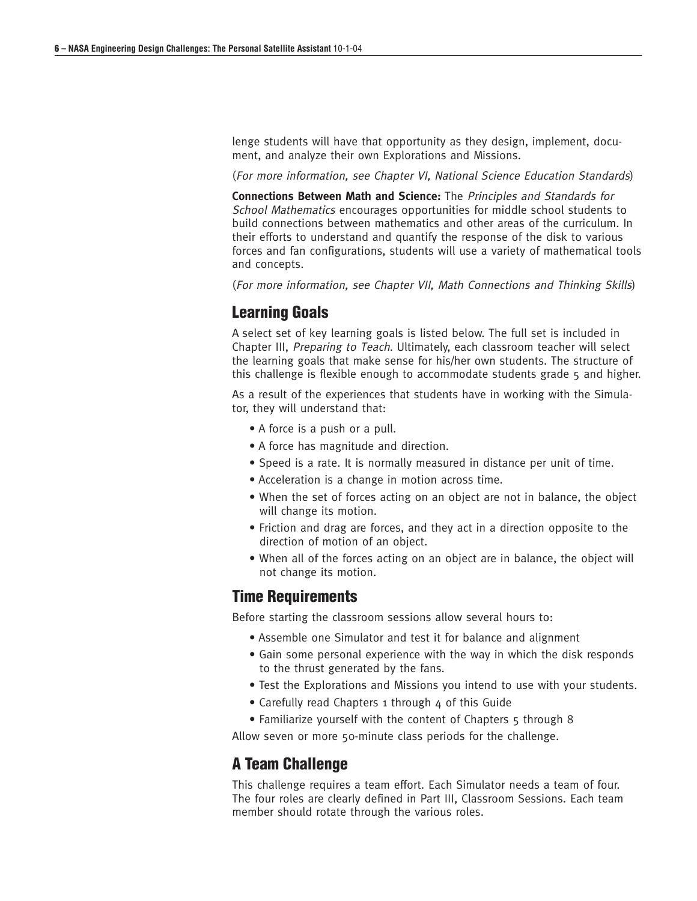lenge students will have that opportunity as they design, implement, document, and analyze their own Explorations and Missions.

(*For more information, see Chapter VI, National Science Education Standards*)

**Connections Between Math and Science:** The *Principles and Standards for School Mathematics* encourages opportunities for middle school students to build connections between mathematics and other areas of the curriculum. In their efforts to understand and quantify the response of the disk to various forces and fan configurations, students will use a variety of mathematical tools and concepts.

(*For more information, see Chapter VII, Math Connections and Thinking Skills*)

## Learning Goals

A select set of key learning goals is listed below. The full set is included in Chapter III, *Preparing to Teach*. Ultimately, each classroom teacher will select the learning goals that make sense for his/her own students. The structure of this challenge is flexible enough to accommodate students grade 5 and higher.

As a result of the experiences that students have in working with the Simulator, they will understand that:

- A force is a push or a pull.
- A force has magnitude and direction.
- Speed is a rate. It is normally measured in distance per unit of time.
- Acceleration is a change in motion across time.
- When the set of forces acting on an object are not in balance, the object will change its motion.
- Friction and drag are forces, and they act in a direction opposite to the direction of motion of an object.
- When all of the forces acting on an object are in balance, the object will not change its motion.

## Time Requirements

Before starting the classroom sessions allow several hours to:

- Assemble one Simulator and test it for balance and alignment
- Gain some personal experience with the way in which the disk responds to the thrust generated by the fans.
- Test the Explorations and Missions you intend to use with your students.
- Carefully read Chapters 1 through 4 of this Guide
- Familiarize yourself with the content of Chapters 5 through 8

Allow seven or more 50-minute class periods for the challenge.

## A Team Challenge

This challenge requires a team effort. Each Simulator needs a team of four. The four roles are clearly defined in Part III, Classroom Sessions. Each team member should rotate through the various roles.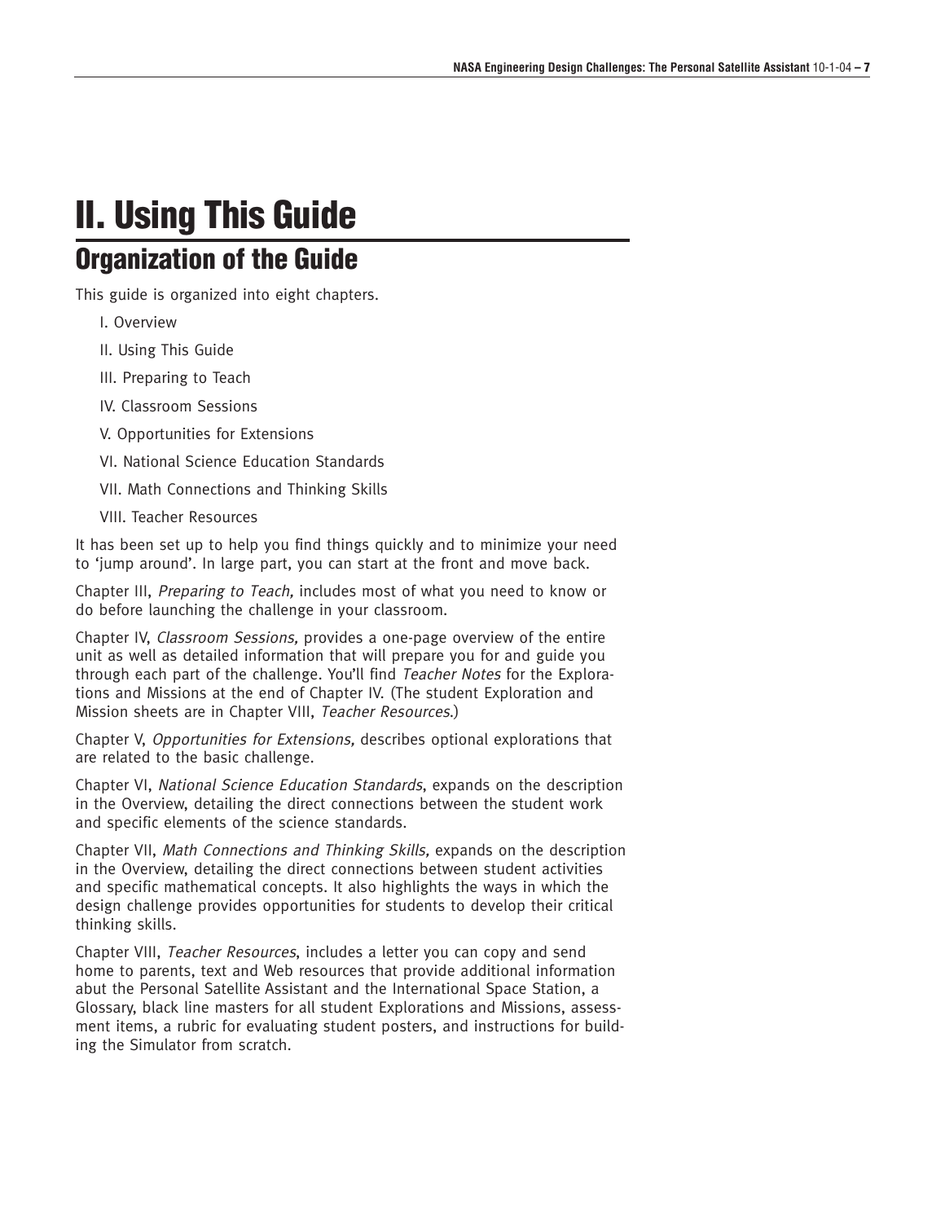# II. Using This Guide

## Organization of the Guide

This guide is organized into eight chapters.

I. Overview

II. Using This Guide

III. Preparing to Teach

IV. Classroom Sessions

V. Opportunities for Extensions

VI. National Science Education Standards

VII. Math Connections and Thinking Skills

VIII. Teacher Resources

It has been set up to help you find things quickly and to minimize your need to 'jump around'. In large part, you can start at the front and move back.

Chapter III, *Preparing to Teach,* includes most of what you need to know or do before launching the challenge in your classroom.

Chapter IV, *Classroom Sessions,* provides a one-page overview of the entire unit as well as detailed information that will prepare you for and guide you through each part of the challenge. You'll find *Teacher Notes* for the Explorations and Missions at the end of Chapter IV. (The student Exploration and Mission sheets are in Chapter VIII, *Teacher Resources*.)

Chapter V, *Opportunities for Extensions,* describes optional explorations that are related to the basic challenge.

Chapter VI, *National Science Education Standards*, expands on the description in the Overview, detailing the direct connections between the student work and specific elements of the science standards.

Chapter VII, *Math Connections and Thinking Skills,* expands on the description in the Overview, detailing the direct connections between student activities and specific mathematical concepts. It also highlights the ways in which the design challenge provides opportunities for students to develop their critical thinking skills.

Chapter VIII, *Teacher Resources*, includes a letter you can copy and send home to parents, text and Web resources that provide additional information abut the Personal Satellite Assistant and the International Space Station, a Glossary, black line masters for all student Explorations and Missions, assessment items, a rubric for evaluating student posters, and instructions for building the Simulator from scratch.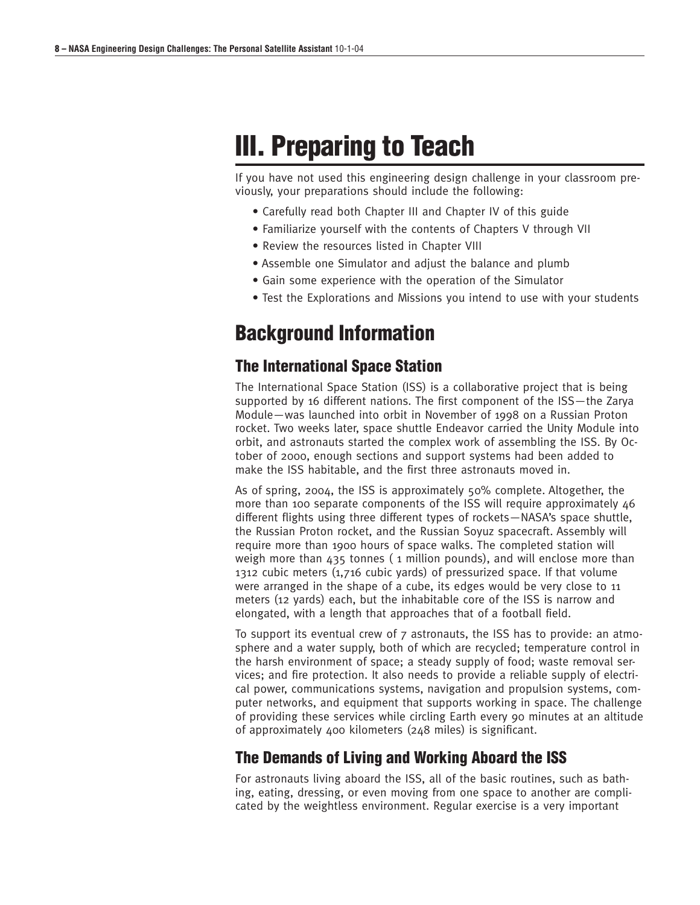# III. Preparing to Teach

If you have not used this engineering design challenge in your classroom previously, your preparations should include the following:

- Carefully read both Chapter III and Chapter IV of this guide
- Familiarize yourself with the contents of Chapters V through VII
- Review the resources listed in Chapter VIII
- Assemble one Simulator and adjust the balance and plumb
- Gain some experience with the operation of the Simulator
- Test the Explorations and Missions you intend to use with your students

## Background Information

### The International Space Station

The International Space Station (ISS) is a collaborative project that is being supported by 16 different nations. The first component of the ISS—the Zarya Module—was launched into orbit in November of 1998 on a Russian Proton rocket. Two weeks later, space shuttle Endeavor carried the Unity Module into orbit, and astronauts started the complex work of assembling the ISS. By October of 2000, enough sections and support systems had been added to make the ISS habitable, and the first three astronauts moved in.

As of spring, 2004, the ISS is approximately 50% complete. Altogether, the more than 100 separate components of the ISS will require approximately 46 different flights using three different types of rockets—NASA's space shuttle, the Russian Proton rocket, and the Russian Soyuz spacecraft. Assembly will require more than 1900 hours of space walks. The completed station will weigh more than 435 tonnes ( 1 million pounds), and will enclose more than 1312 cubic meters (1,716 cubic yards) of pressurized space. If that volume were arranged in the shape of a cube, its edges would be very close to 11 meters (12 yards) each, but the inhabitable core of the ISS is narrow and elongated, with a length that approaches that of a football field.

To support its eventual crew of 7 astronauts, the ISS has to provide: an atmosphere and a water supply, both of which are recycled; temperature control in the harsh environment of space; a steady supply of food; waste removal services; and fire protection. It also needs to provide a reliable supply of electrical power, communications systems, navigation and propulsion systems, computer networks, and equipment that supports working in space. The challenge of providing these services while circling Earth every 90 minutes at an altitude of approximately 400 kilometers (248 miles) is significant.

### The Demands of Living and Working Aboard the ISS

For astronauts living aboard the ISS, all of the basic routines, such as bathing, eating, dressing, or even moving from one space to another are complicated by the weightless environment. Regular exercise is a very important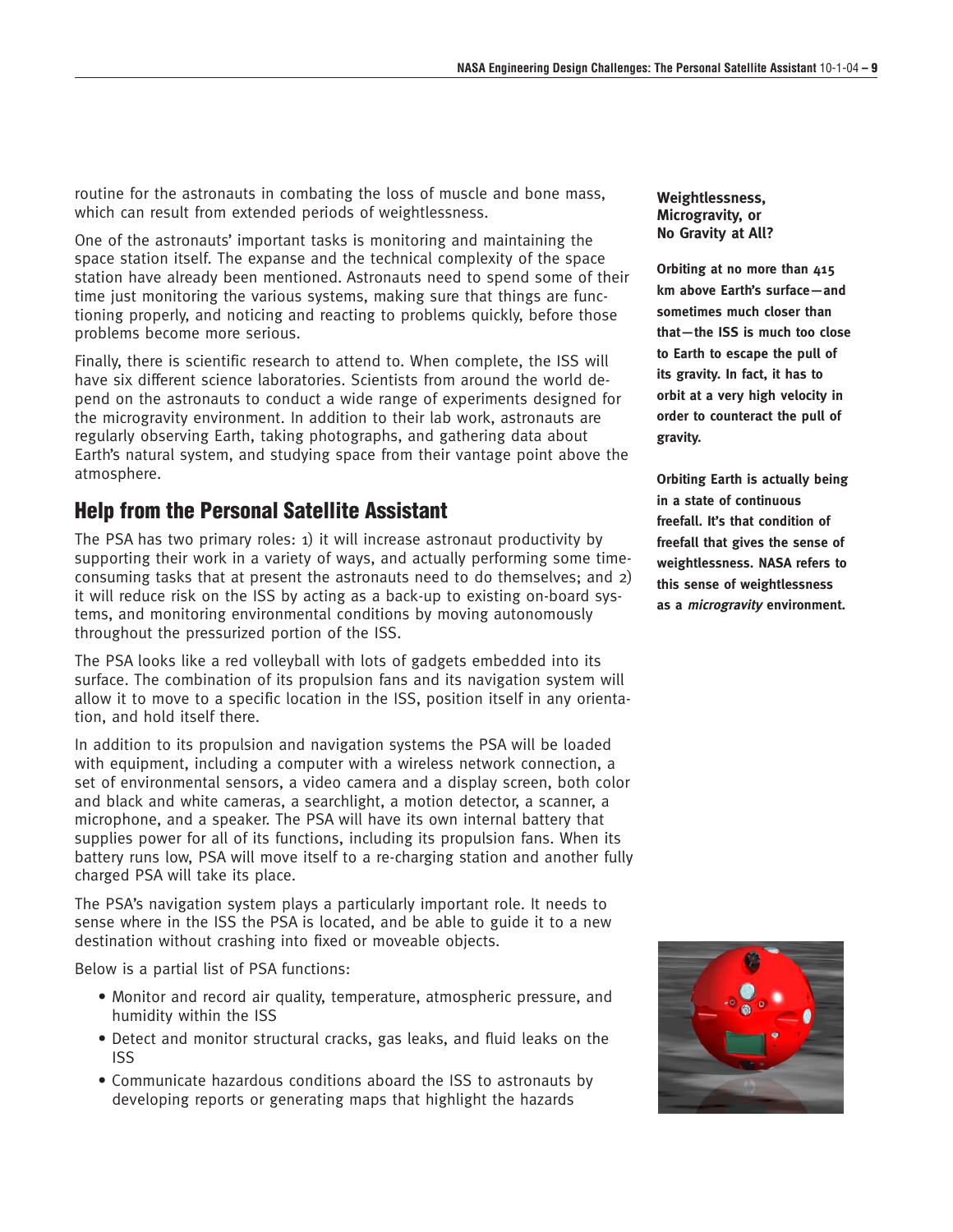routine for the astronauts in combating the loss of muscle and bone mass, which can result from extended periods of weightlessness.

One of the astronauts' important tasks is monitoring and maintaining the space station itself. The expanse and the technical complexity of the space station have already been mentioned. Astronauts need to spend some of their time just monitoring the various systems, making sure that things are functioning properly, and noticing and reacting to problems quickly, before those problems become more serious.

Finally, there is scientific research to attend to. When complete, the ISS will have six different science laboratories. Scientists from around the world depend on the astronauts to conduct a wide range of experiments designed for the microgravity environment. In addition to their lab work, astronauts are regularly observing Earth, taking photographs, and gathering data about Earth's natural system, and studying space from their vantage point above the atmosphere.

## Help from the Personal Satellite Assistant

The PSA has two primary roles: 1) it will increase astronaut productivity by supporting their work in a variety of ways, and actually performing some time-consuming tasks that at present the astronauts need to do themselves; and 2) it will reduce risk on the ISS by acting as a back-up to existing on-board systems, and monitoring environmental conditions by moving autonomously throughout the pressurized portion of the ISS.

The PSA looks like a red volleyball with lots of gadgets embedded into its surface. The combination of its propulsion fans and its navigation system will allow it to move to a specific location in the ISS, position itself in any orientation, and hold itself there.

In addition to its propulsion and navigation systems the PSA will be loaded with equipment, including a computer with a wireless network connection, a set of environmental sensors, a video camera and a display screen, both color and black and white cameras, a searchlight, a motion detector, a scanner, a microphone, and a speaker. The PSA will have its own internal battery that supplies power for all of its functions, including its propulsion fans. When its battery runs low, PSA will move itself to a re-charging station and another fully charged PSA will take its place.

The PSA's navigation system plays a particularly important role. It needs to sense where in the ISS the PSA is located, and be able to guide it to a new destination without crashing into fixed or moveable objects.

Below is a partial list of PSA functions:

- Monitor and record air quality, temperature, atmospheric pressure, and humidity within the ISS
- Detect and monitor structural cracks, gas leaks, and fluid leaks on the ISS
- Communicate hazardous conditions aboard the ISS to astronauts by developing reports or generating maps that highlight the hazards

**Weightlessness, Microgravity, or No Gravity at All?**

**Orbiting at no more than 415 km above Earth's surface—and sometimes much closer than that—the ISS is much too close to Earth to escape the pull of its gravity. In fact, it has to orbit at a very high velocity in order to counteract the pull of gravity.**

**Orbiting Earth is actually being in a state of continuous freefall. It's that condition of freefall that gives the sense of weightlessness. NASA refers to this sense of weightlessness as a *microgravity* environment.**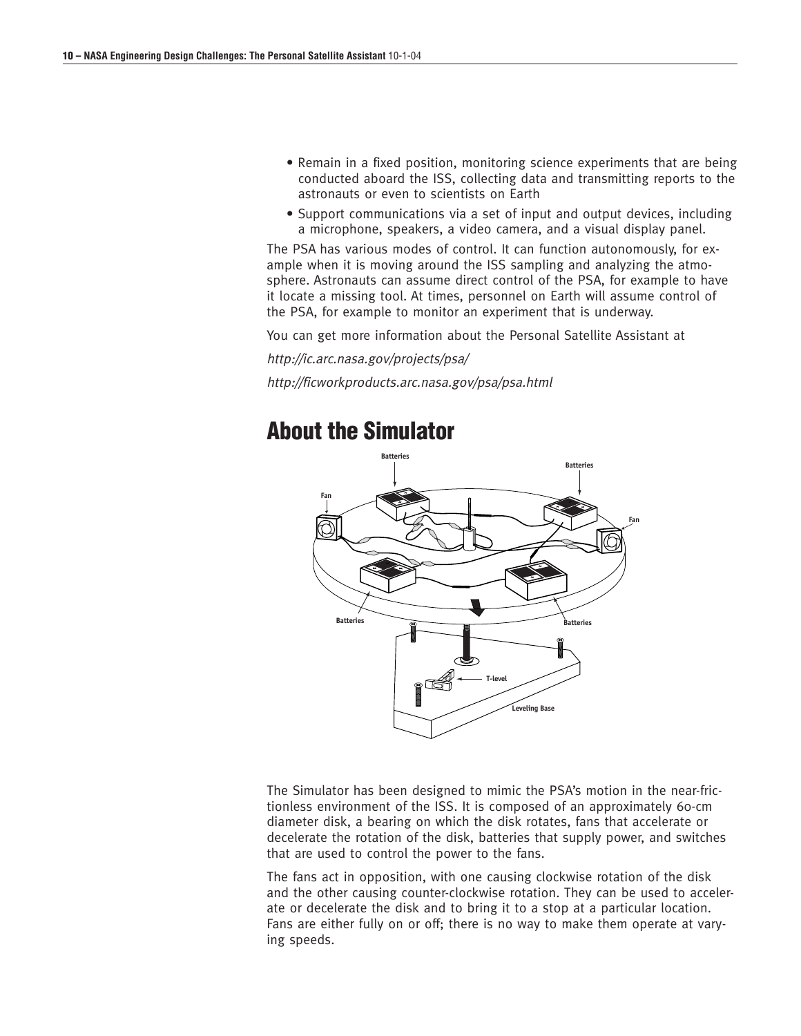- Remain in a fixed position, monitoring science experiments that are being conducted aboard the ISS, collecting data and transmitting reports to the astronauts or even to scientists on Earth
- Support communications via a set of input and output devices, including a microphone, speakers, a video camera, and a visual display panel.

The PSA has various modes of control. It can function autonomously, for example when it is moving around the ISS sampling and analyzing the atmosphere. Astronauts can assume direct control of the PSA, for example to have it locate a missing tool. At times, personnel on Earth will assume control of the PSA, for example to monitor an experiment that is underway.

You can get more information about the Personal Satellite Assistant at

*http://ic.arc.nasa.gov/projects/psa/*

*http://ficworkproducts.arc.nasa.gov/psa/psa.html*

## About the Simulator

The Simulator has been designed to mimic the PSA's motion in the near-frictionless environment of the ISS. It is composed of an approximately 60-cm diameter disk, a bearing on which the disk rotates, fans that accelerate or decelerate the rotation of the disk, batteries that supply power, and switches that are used to control the power to the fans.

The fans act in opposition, with one causing clockwise rotation of the disk and the other causing counter-clockwise rotation. They can be used to accelerate or decelerate the disk and to bring it to a stop at a particular location. Fans are either fully on or off; there is no way to make them operate at varying speeds.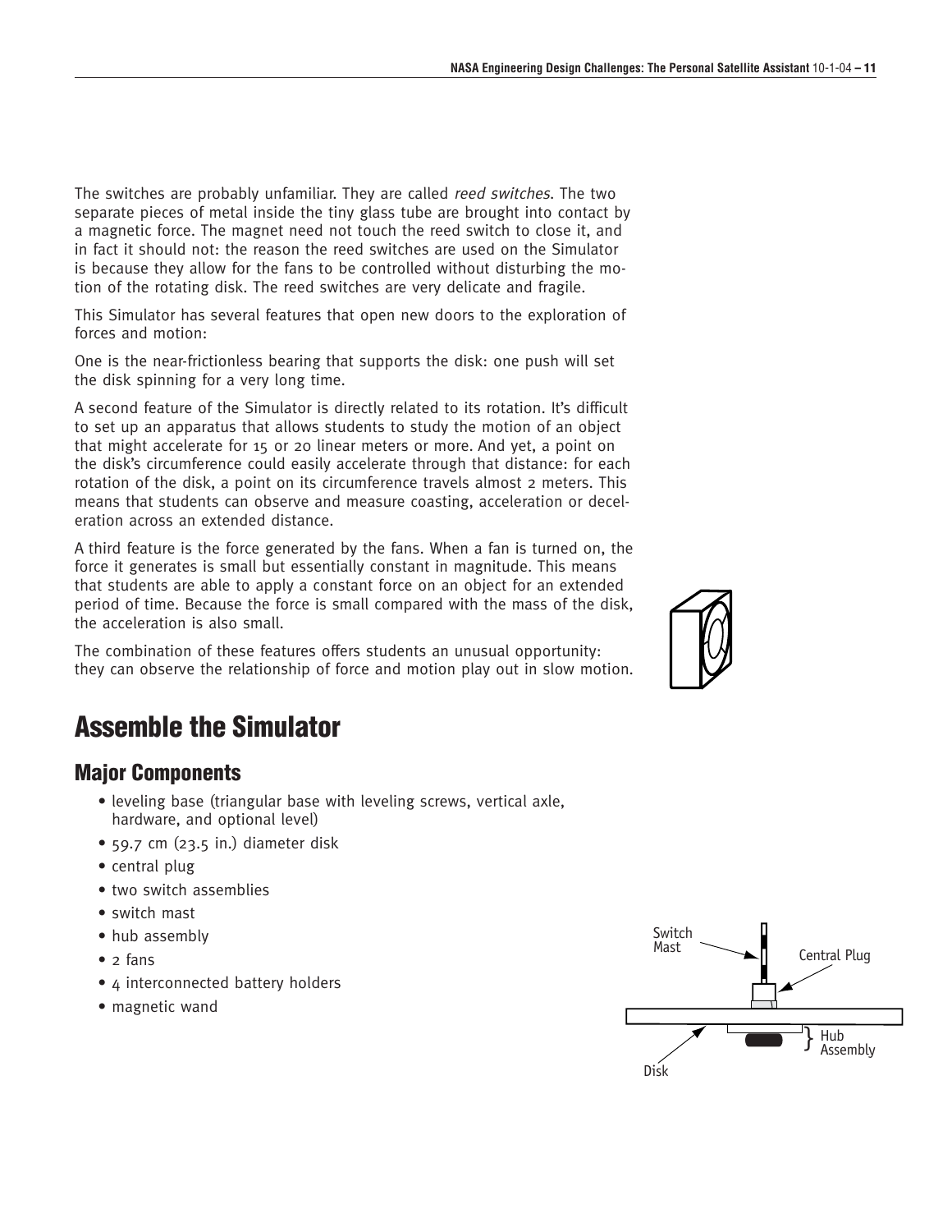The switches are probably unfamiliar. They are called *reed switches*. The two separate pieces of metal inside the tiny glass tube are brought into contact by a magnetic force. The magnet need not touch the reed switch to close it, and in fact it should not: the reason the reed switches are used on the Simulator is because they allow for the fans to be controlled without disturbing the motion of the rotating disk. The reed switches are very delicate and fragile.

This Simulator has several features that open new doors to the exploration of forces and motion:

One is the near-frictionless bearing that supports the disk: one push will set the disk spinning for a very long time.

A second feature of the Simulator is directly related to its rotation. It's difficult to set up an apparatus that allows students to study the motion of an object that might accelerate for 15 or 20 linear meters or more. And yet, a point on the disk's circumference could easily accelerate through that distance: for each rotation of the disk, a point on its circumference travels almost 2 meters. This means that students can observe and measure coasting, acceleration or deceleration across an extended distance.

A third feature is the force generated by the fans. When a fan is turned on, the force it generates is small but essentially constant in magnitude. This means that students are able to apply a constant force on an object for an extended period of time. Because the force is small compared with the mass of the disk, the acceleration is also small.

The combination of these features offers students an unusual opportunity: they can observe the relationship of force and motion play out in slow motion.

# Assemble the Simulator

## Major Components

- leveling base (triangular base with leveling screws, vertical axle, hardware, and optional level)
- 59.7 cm (23.5 in.) diameter disk
- central plug
- two switch assemblies
- switch mast
- hub assembly
- 2 fans
- 4 interconnected battery holders
- magnetic wand

Switch Mast

Central Plug

Hub Assembly

Disk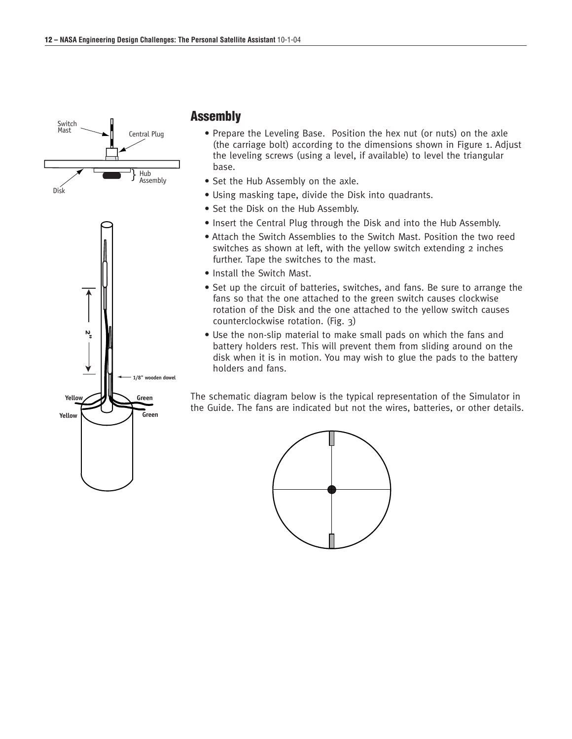## Assembly

- Prepare the Leveling Base. Position the hex nut (or nuts) on the axle (the carriage bolt) according to the dimensions shown in Figure 1. Adjust the leveling screws (using a level, if available) to level the triangular base.
- Set the Hub Assembly on the axle.
- Using masking tape, divide the Disk into quadrants.
- Set the Disk on the Hub Assembly.
- Insert the Central Plug through the Disk and into the Hub Assembly.
- Attach the Switch Assemblies to the Switch Mast. Position the two reed switches as shown at left, with the yellow switch extending 2 inches further. Tape the switches to the mast.
- Install the Switch Mast.
- Set up the circuit of batteries, switches, and fans. Be sure to arrange the fans so that the one attached to the green switch causes clockwise rotation of the Disk and the one attached to the yellow switch causes counterclockwise rotation. (Fig. 3)
- Use the non-slip material to make small pads on which the fans and battery holders rest. This will prevent them from sliding around on the disk when it is in motion. You may wish to glue the pads to the battery holders and fans.

The schematic diagram below is the typical representation of the Simulator in the Guide. The fans are indicated but not the wires, batteries, or other details.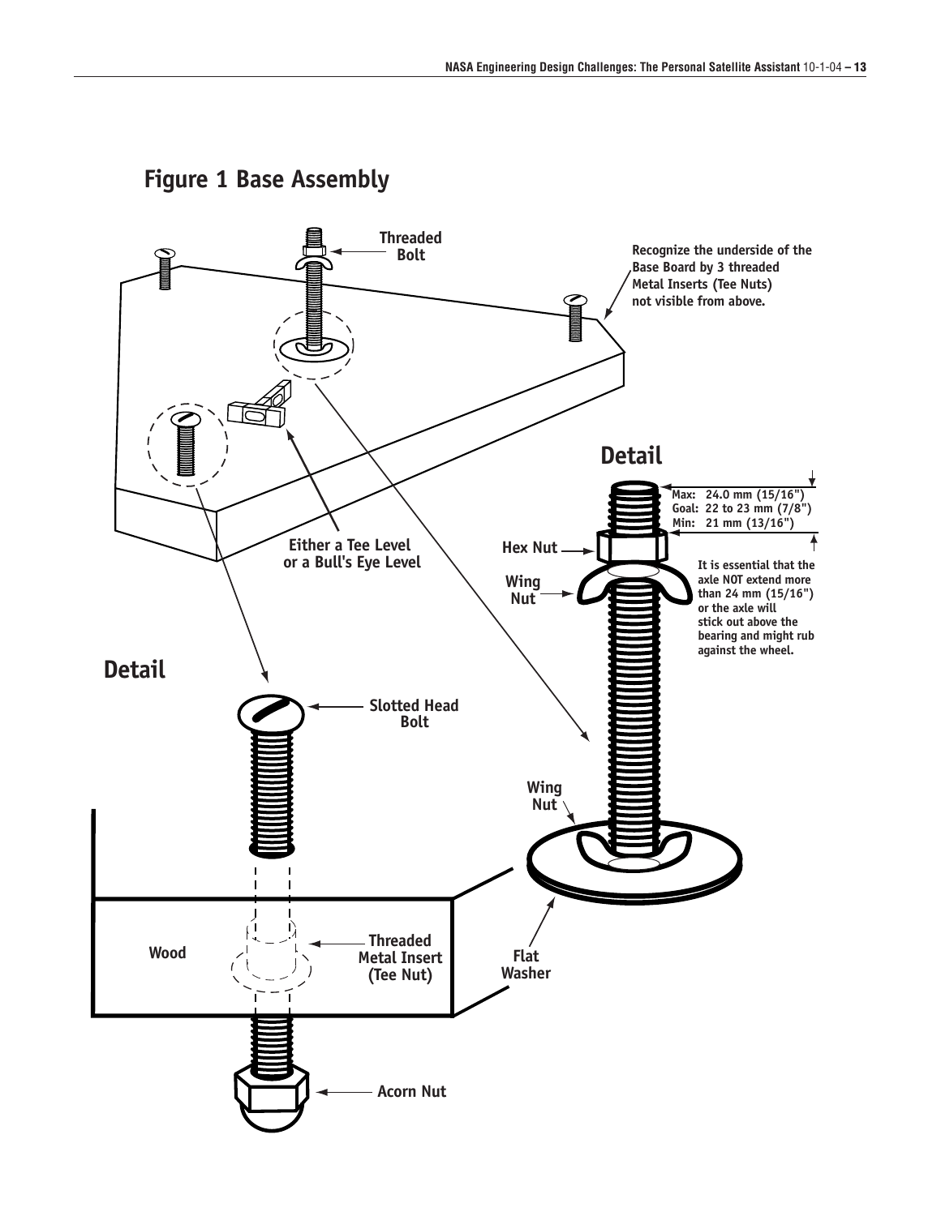## Figure 1 Base Assembly

Threaded Bolt

Recognize the underside of the Base Board by 3 threaded Metal Inserts (Tee Nuts) not visible from above.

Either a Tee Level or a Bull's Eye Level

### Detail

Max: 24.0 mm (15/16")
Goal: 22 to 23 mm (7/8")
Min: 21 mm (13/16")

Hex Nut

Wing Nut

It is essential that the axle NOT extend more than 24 mm (15/16") or the axle will stick out above the bearing and might rub against the wheel.

Wing Nut

Flat Washer

### Detail

Slotted Head Bolt

Wood

Threaded Metal Insert (Tee Nut)

Acorn Nut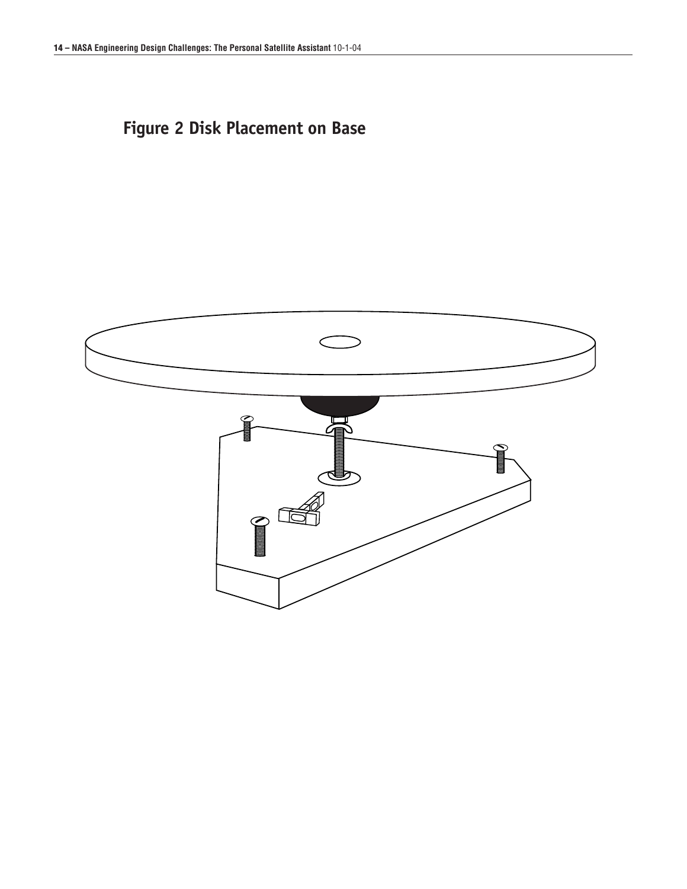# Figure 2 Disk Placement on Base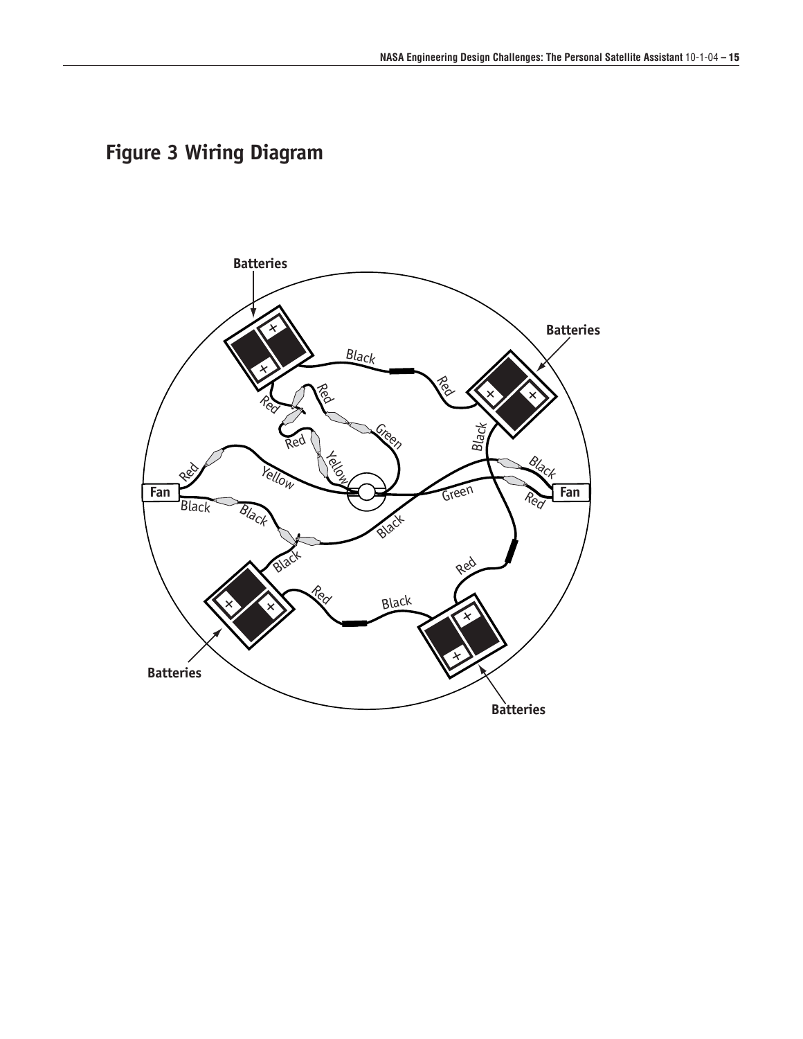## Figure 3 Wiring Diagram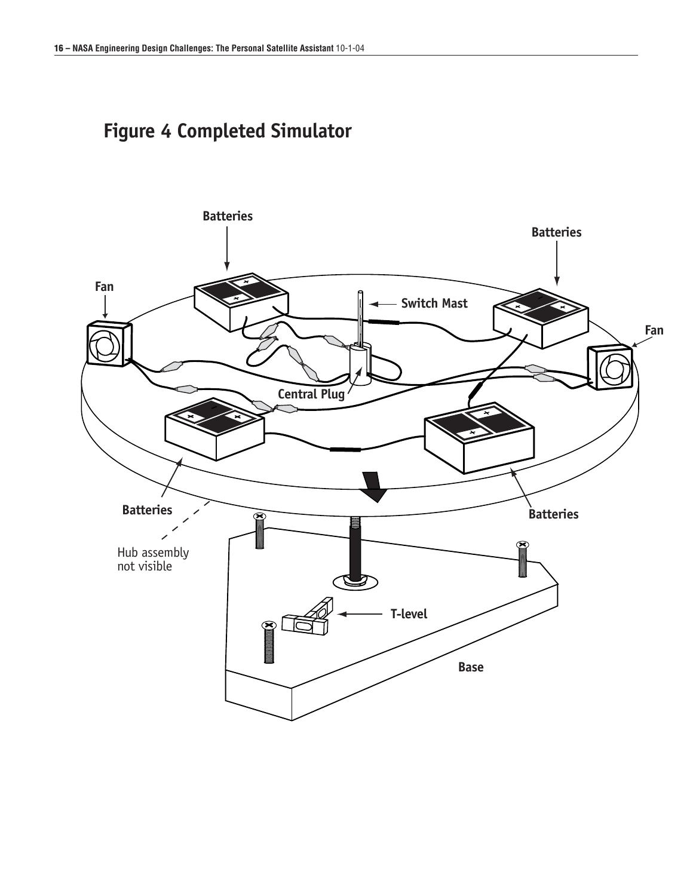# Figure 4 Completed Simulator

Batteries

Batteries

Fan

Switch Mast

Fan

Central Plug

Batteries

Batteries

Hub assembly not visible

T-level

Base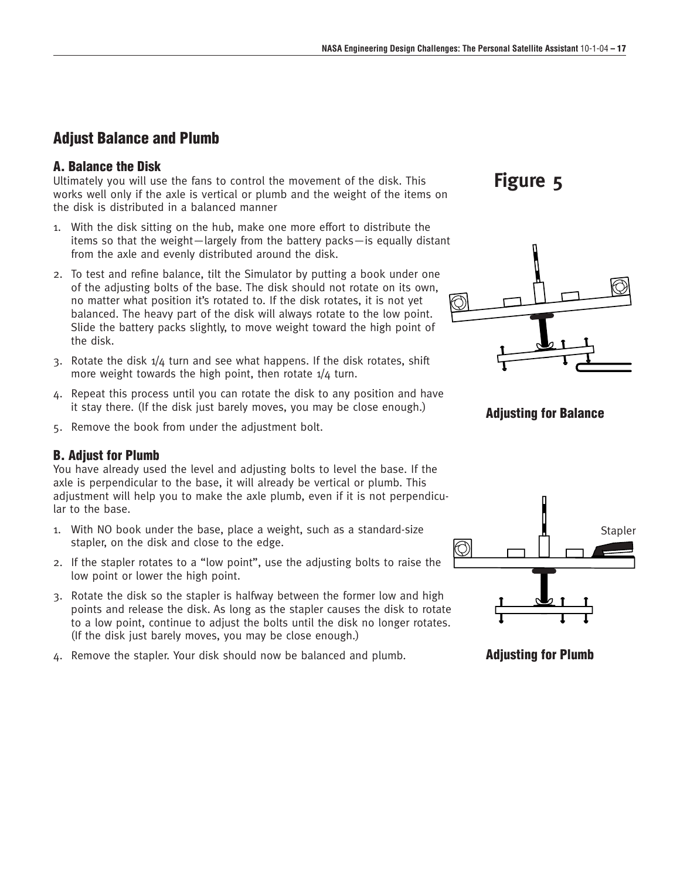## Adjust Balance and Plumb

### A. Balance the Disk

Ultimately you will use the fans to control the movement of the disk. This works well only if the axle is vertical or plumb and the weight of the items on the disk is distributed in a balanced manner

1. With the disk sitting on the hub, make one more effort to distribute the items so that the weight—largely from the battery packs—is equally distant from the axle and evenly distributed around the disk.
2. To test and refine balance, tilt the Simulator by putting a book under one of the adjusting bolts of the base. The disk should not rotate on its own, no matter what position it's rotated to. If the disk rotates, it is not yet balanced. The heavy part of the disk will always rotate to the low point. Slide the battery packs slightly, to move weight toward the high point of the disk.
3. Rotate the disk 1/4 turn and see what happens. If the disk rotates, shift more weight towards the high point, then rotate 1/4 turn.
4. Repeat this process until you can rotate the disk to any position and have it stay there. (If the disk just barely moves, you may be close enough.)
5. Remove the book from under the adjustment bolt.

### B. Adjust for Plumb

You have already used the level and adjusting bolts to level the base. If the axle is perpendicular to the base, it will already be vertical or plumb. This adjustment will help you to make the axle plumb, even if it is not perpendicular to the base.

1. With NO book under the base, place a weight, such as a standard-size stapler, on the disk and close to the edge.
2. If the stapler rotates to a "low point", use the adjusting bolts to raise the low point or lower the high point.
3. Rotate the disk so the stapler is halfway between the former low and high points and release the disk. As long as the stapler causes the disk to rotate to a low point, continue to adjust the bolts until the disk no longer rotates. (If the disk just barely moves, you may be close enough.)
4. Remove the stapler. Your disk should now be balanced and plumb.

**Figure 5**

**Adjusting for Balance**

Stapler

**Adjusting for Plumb**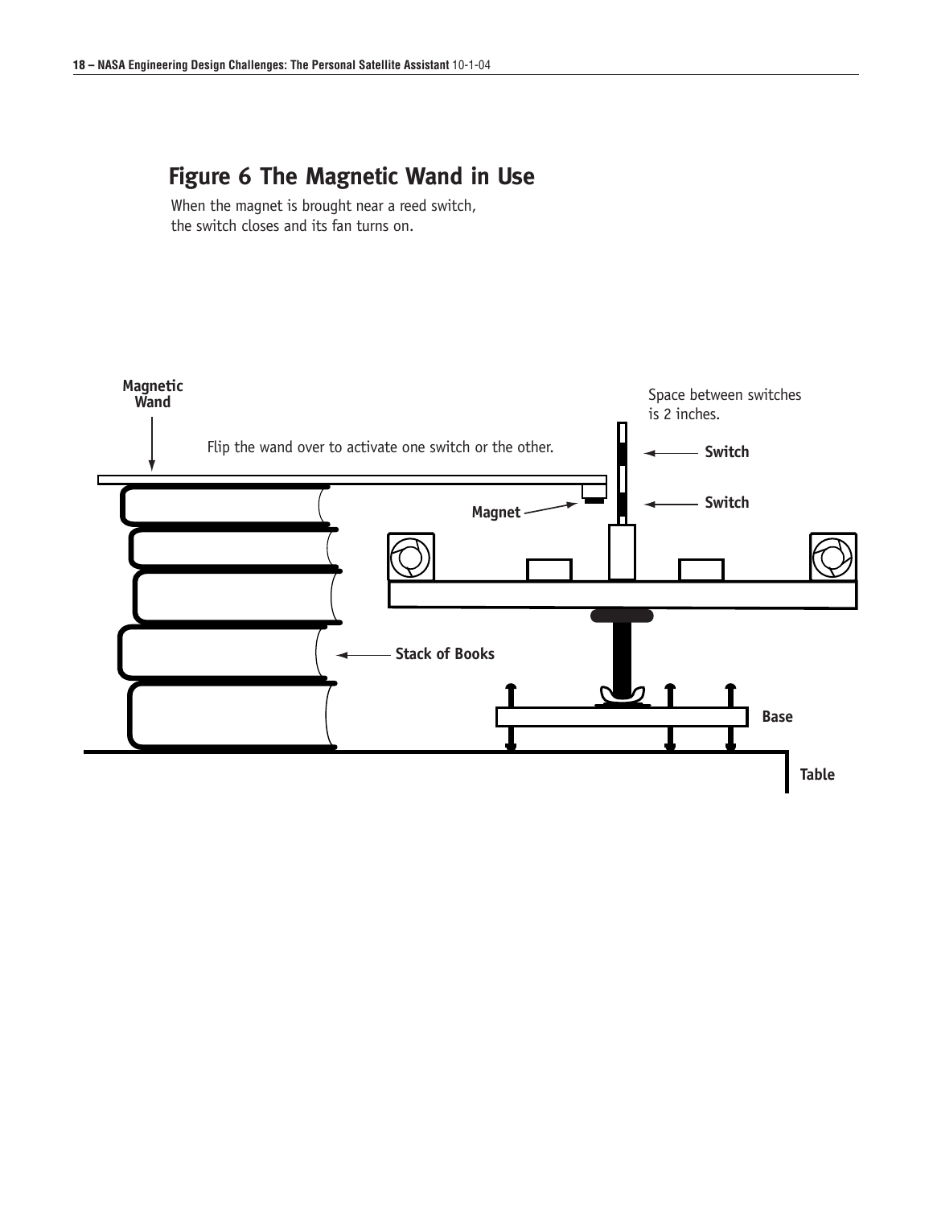## Figure 6 The Magnetic Wand in Use

When the magnet is brought near a reed switch, the switch closes and its fan turns on.

Magnetic Wand

Flip the wand over to activate one switch or the other.

Space between switches is 2 inches.

Switch

Switch

Magnet

Stack of Books

Base

Table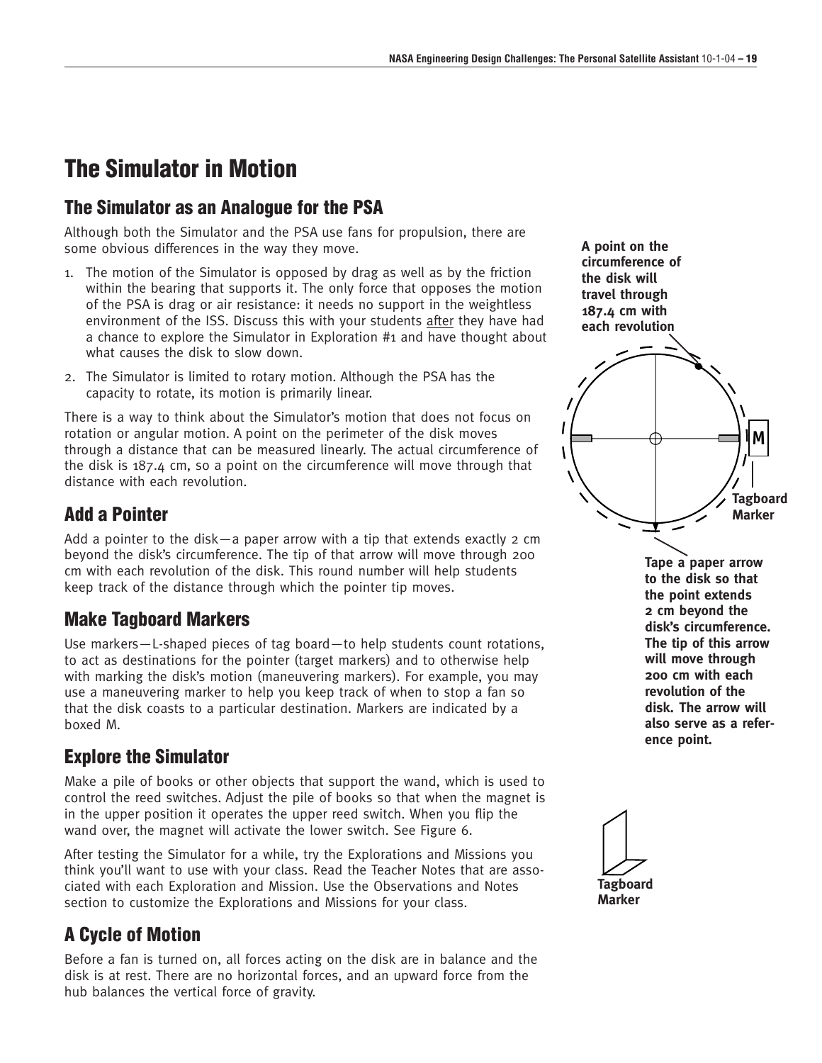# The Simulator in Motion

## The Simulator as an Analogue for the PSA

Although both the Simulator and the PSA use fans for propulsion, there are some obvious differences in the way they move.

1. The motion of the Simulator is opposed by drag as well as by the friction within the bearing that supports it. The only force that opposes the motion of the PSA is drag or air resistance: it needs no support in the weightless environment of the ISS. Discuss this with your students after they have had a chance to explore the Simulator in Exploration #1 and have thought about what causes the disk to slow down.
2. The Simulator is limited to rotary motion. Although the PSA has the capacity to rotate, its motion is primarily linear.

There is a way to think about the Simulator's motion that does not focus on rotation or angular motion. A point on the perimeter of the disk moves through a distance that can be measured linearly. The actual circumference of the disk is 187.4 cm, so a point on the circumference will move through that distance with each revolution.

**A point on the circumference of the disk will travel through 187.4 cm with each revolution**

**M**

**Tagboard Marker**

**Tape a paper arrow to the disk so that the point extends 2 cm beyond the disk's circumference. The tip of this arrow will move through 200 cm with each revolution of the disk. The arrow will also serve as a reference point.**

## Add a Pointer

Add a pointer to the disk—a paper arrow with a tip that extends exactly 2 cm beyond the disk's circumference. The tip of that arrow will move through 200 cm with each revolution of the disk. This round number will help students keep track of the distance through which the pointer tip moves.

## Make Tagboard Markers

Use markers—L-shaped pieces of tag board—to help students count rotations, to act as destinations for the pointer (target markers) and to otherwise help with marking the disk's motion (maneuvering markers). For example, you may use a maneuvering marker to help you keep track of when to stop a fan so that the disk coasts to a particular destination. Markers are indicated by a boxed M.

**Tagboard Marker**

## Explore the Simulator

Make a pile of books or other objects that support the wand, which is used to control the reed switches. Adjust the pile of books so that when the magnet is in the upper position it operates the upper reed switch. When you flip the wand over, the magnet will activate the lower switch. See Figure 6.

After testing the Simulator for a while, try the Explorations and Missions you think you'll want to use with your class. Read the Teacher Notes that are associated with each Exploration and Mission. Use the Observations and Notes section to customize the Explorations and Missions for your class.

## A Cycle of Motion

Before a fan is turned on, all forces acting on the disk are in balance and the disk is at rest. There are no horizontal forces, and an upward force from the hub balances the vertical force of gravity.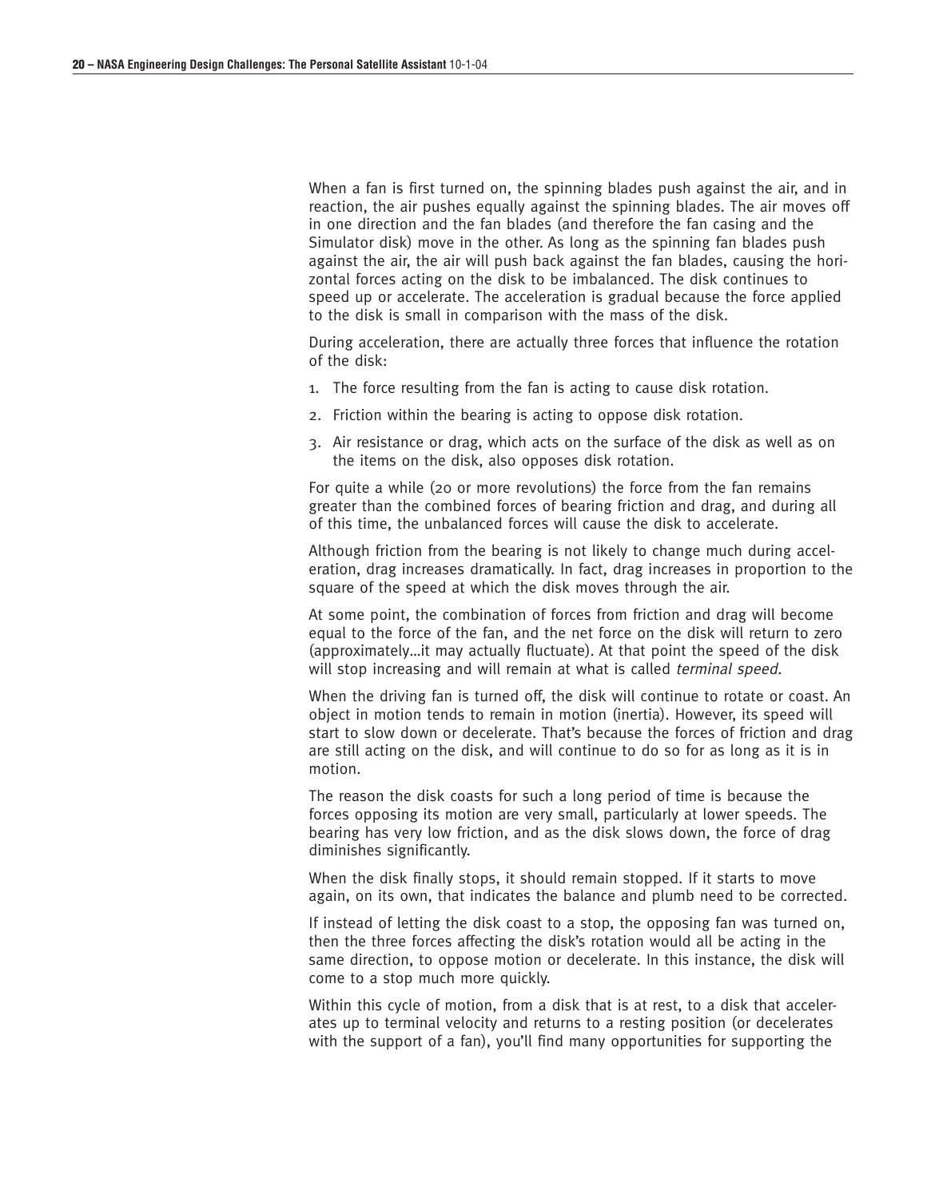When a fan is first turned on, the spinning blades push against the air, and in reaction, the air pushes equally against the spinning blades. The air moves off in one direction and the fan blades (and therefore the fan casing and the Simulator disk) move in the other. As long as the spinning fan blades push against the air, the air will push back against the fan blades, causing the horizontal forces acting on the disk to be imbalanced. The disk continues to speed up or accelerate. The acceleration is gradual because the force applied to the disk is small in comparison with the mass of the disk.

During acceleration, there are actually three forces that influence the rotation of the disk:

1. The force resulting from the fan is acting to cause disk rotation.
2. Friction within the bearing is acting to oppose disk rotation.
3. Air resistance or drag, which acts on the surface of the disk as well as on the items on the disk, also opposes disk rotation.

For quite a while (20 or more revolutions) the force from the fan remains greater than the combined forces of bearing friction and drag, and during all of this time, the unbalanced forces will cause the disk to accelerate.

Although friction from the bearing is not likely to change much during acceleration, drag increases dramatically. In fact, drag increases in proportion to the square of the speed at which the disk moves through the air.

At some point, the combination of forces from friction and drag will become equal to the force of the fan, and the net force on the disk will return to zero (approximately…it may actually fluctuate). At that point the speed of the disk will stop increasing and will remain at what is called *terminal speed.*

When the driving fan is turned off, the disk will continue to rotate or coast. An object in motion tends to remain in motion (inertia). However, its speed will start to slow down or decelerate. That's because the forces of friction and drag are still acting on the disk, and will continue to do so for as long as it is in motion.

The reason the disk coasts for such a long period of time is because the forces opposing its motion are very small, particularly at lower speeds. The bearing has very low friction, and as the disk slows down, the force of drag diminishes significantly.

When the disk finally stops, it should remain stopped. If it starts to move again, on its own, that indicates the balance and plumb need to be corrected.

If instead of letting the disk coast to a stop, the opposing fan was turned on, then the three forces affecting the disk's rotation would all be acting in the same direction, to oppose motion or decelerate. In this instance, the disk will come to a stop much more quickly.

Within this cycle of motion, from a disk that is at rest, to a disk that accelerates up to terminal velocity and returns to a resting position (or decelerates with the support of a fan), you'll find many opportunities for supporting the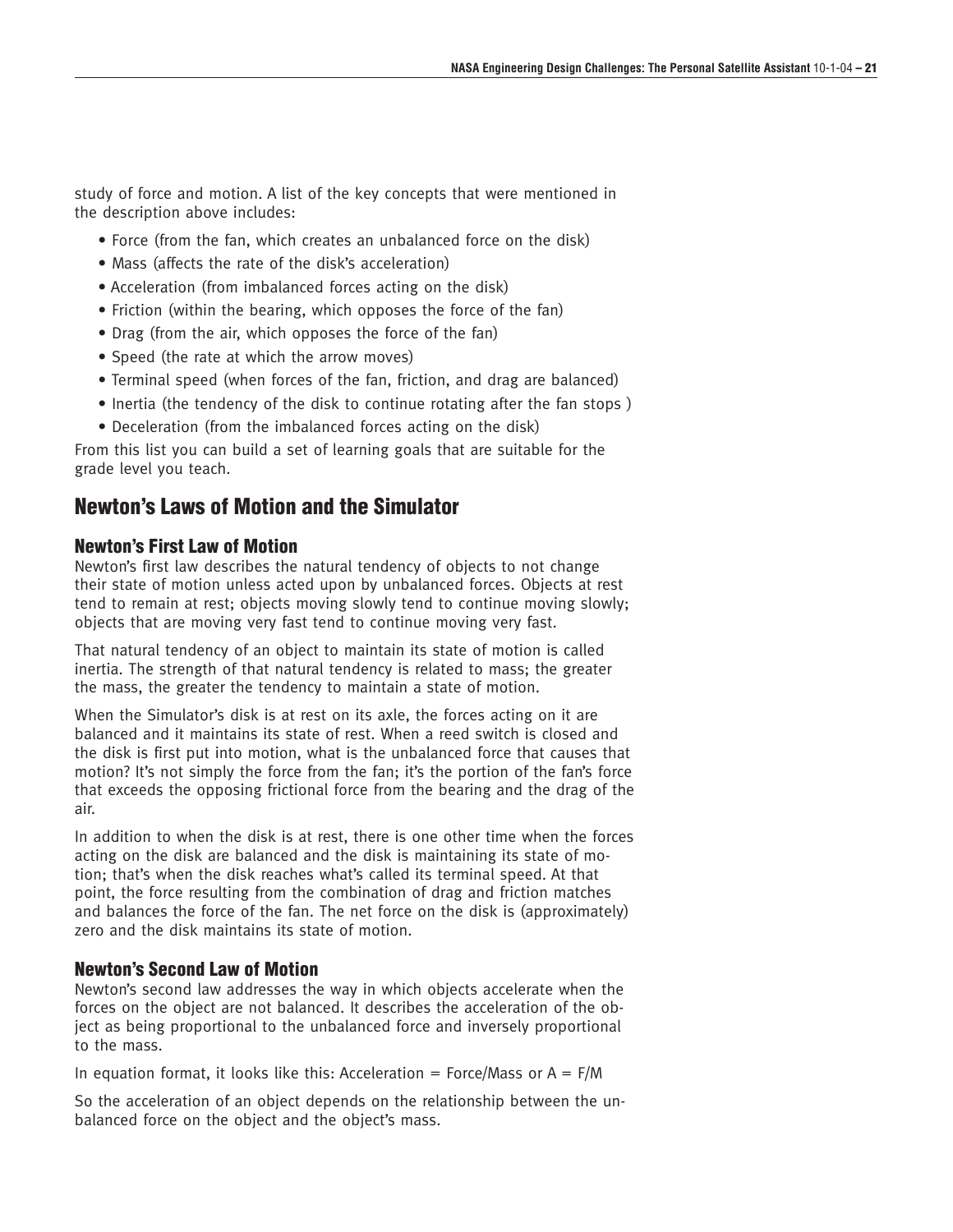study of force and motion. A list of the key concepts that were mentioned in the description above includes:

- Force (from the fan, which creates an unbalanced force on the disk)
- Mass (affects the rate of the disk's acceleration)
- Acceleration (from imbalanced forces acting on the disk)
- Friction (within the bearing, which opposes the force of the fan)
- Drag (from the air, which opposes the force of the fan)
- Speed (the rate at which the arrow moves)
- Terminal speed (when forces of the fan, friction, and drag are balanced)
- Inertia (the tendency of the disk to continue rotating after the fan stops )
- Deceleration (from the imbalanced forces acting on the disk)

From this list you can build a set of learning goals that are suitable for the grade level you teach.

## Newton's Laws of Motion and the Simulator

### Newton's First Law of Motion

Newton's first law describes the natural tendency of objects to not change their state of motion unless acted upon by unbalanced forces. Objects at rest tend to remain at rest; objects moving slowly tend to continue moving slowly; objects that are moving very fast tend to continue moving very fast.

That natural tendency of an object to maintain its state of motion is called inertia. The strength of that natural tendency is related to mass; the greater the mass, the greater the tendency to maintain a state of motion.

When the Simulator's disk is at rest on its axle, the forces acting on it are balanced and it maintains its state of rest. When a reed switch is closed and the disk is first put into motion, what is the unbalanced force that causes that motion? It's not simply the force from the fan; it's the portion of the fan's force that exceeds the opposing frictional force from the bearing and the drag of the air.

In addition to when the disk is at rest, there is one other time when the forces acting on the disk are balanced and the disk is maintaining its state of motion; that's when the disk reaches what's called its terminal speed. At that point, the force resulting from the combination of drag and friction matches and balances the force of the fan. The net force on the disk is (approximately) zero and the disk maintains its state of motion.

### Newton's Second Law of Motion

Newton's second law addresses the way in which objects accelerate when the forces on the object are not balanced. It describes the acceleration of the object as being proportional to the unbalanced force and inversely proportional to the mass.

In equation format, it looks like this: Acceleration = Force/Mass or $A = F/M$

So the acceleration of an object depends on the relationship between the unbalanced force on the object and the object's mass.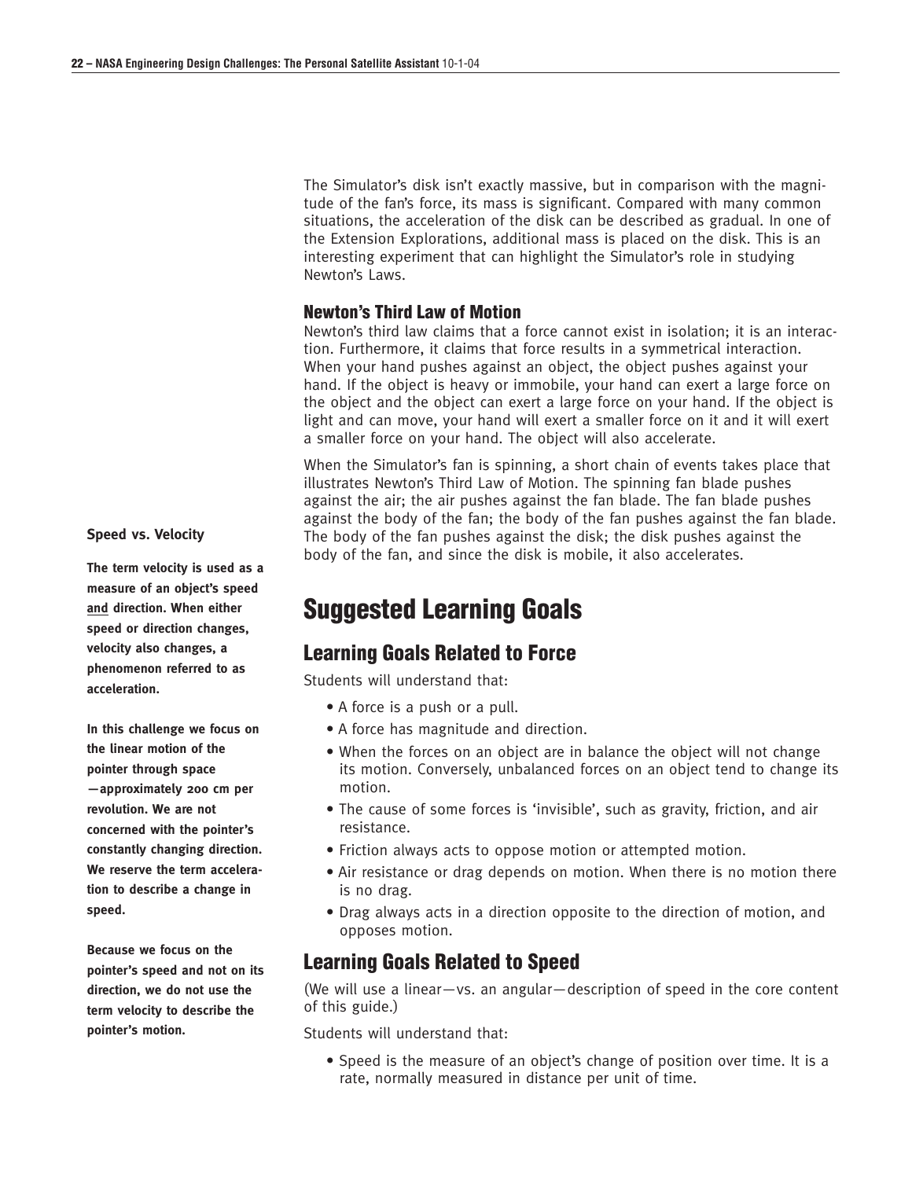The Simulator's disk isn't exactly massive, but in comparison with the magnitude of the fan's force, its mass is significant. Compared with many common situations, the acceleration of the disk can be described as gradual. In one of the Extension Explorations, additional mass is placed on the disk. This is an interesting experiment that can highlight the Simulator's role in studying Newton's Laws.

### Newton's Third Law of Motion

Newton's third law claims that a force cannot exist in isolation; it is an interaction. Furthermore, it claims that force results in a symmetrical interaction. When your hand pushes against an object, the object pushes against your hand. If the object is heavy or immobile, your hand can exert a large force on the object and the object can exert a large force on your hand. If the object is light and can move, your hand will exert a smaller force on it and it will exert a smaller force on your hand. The object will also accelerate.

When the Simulator's fan is spinning, a short chain of events takes place that illustrates Newton's Third Law of Motion. The spinning fan blade pushes against the air; the air pushes against the fan blade. The fan blade pushes against the body of the fan; the body of the fan pushes against the fan blade. The body of the fan pushes against the disk; the disk pushes against the body of the fan, and since the disk is mobile, it also accelerates.

**Speed vs. Velocity**

**The term velocity is used as a measure of an object's speed and direction. When either speed or direction changes, velocity also changes, a phenomenon referred to as acceleration.**

**In this challenge we focus on the linear motion of the pointer through space —approximately 200 cm per revolution. We are not concerned with the pointer's constantly changing direction. We reserve the term acceleration to describe a change in speed.**

**Because we focus on the pointer's speed and not on its direction, we do not use the term velocity to describe the pointer's motion.**

# Suggested Learning Goals

## Learning Goals Related to Force

Students will understand that:

- A force is a push or a pull.
- A force has magnitude and direction.
- When the forces on an object are in balance the object will not change its motion. Conversely, unbalanced forces on an object tend to change its motion.
- The cause of some forces is 'invisible', such as gravity, friction, and air resistance.
- Friction always acts to oppose motion or attempted motion.
- Air resistance or drag depends on motion. When there is no motion there is no drag.
- Drag always acts in a direction opposite to the direction of motion, and opposes motion.

## Learning Goals Related to Speed

(We will use a linear—vs. an angular—description of speed in the core content of this guide.)

Students will understand that:

- Speed is the measure of an object's change of position over time. It is a rate, normally measured in distance per unit of time.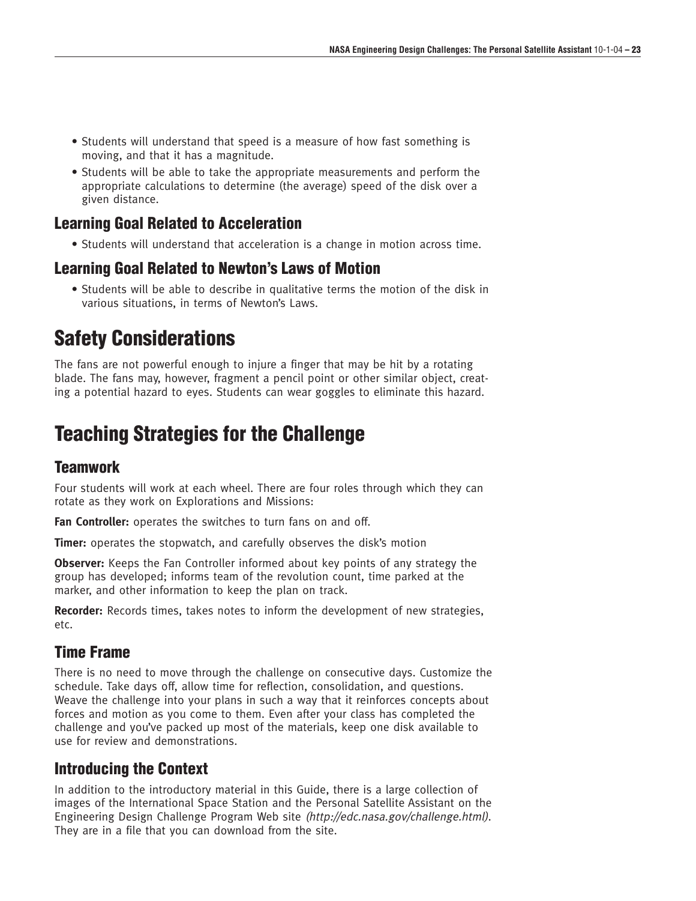- Students will understand that speed is a measure of how fast something is moving, and that it has a magnitude.
- Students will be able to take the appropriate measurements and perform the appropriate calculations to determine (the average) speed of the disk over a given distance.

### Learning Goal Related to Acceleration

- Students will understand that acceleration is a change in motion across time.

### Learning Goal Related to Newton's Laws of Motion

- Students will be able to describe in qualitative terms the motion of the disk in various situations, in terms of Newton's Laws.

## Safety Considerations

The fans are not powerful enough to injure a finger that may be hit by a rotating blade. The fans may, however, fragment a pencil point or other similar object, creating a potential hazard to eyes. Students can wear goggles to eliminate this hazard.

## Teaching Strategies for the Challenge

### Teamwork

Four students will work at each wheel. There are four roles through which they can rotate as they work on Explorations and Missions:

**Fan Controller:** operates the switches to turn fans on and off.

**Timer:** operates the stopwatch, and carefully observes the disk's motion

**Observer:** Keeps the Fan Controller informed about key points of any strategy the group has developed; informs team of the revolution count, time parked at the marker, and other information to keep the plan on track.

**Recorder:** Records times, takes notes to inform the development of new strategies, etc.

### Time Frame

There is no need to move through the challenge on consecutive days. Customize the schedule. Take days off, allow time for reflection, consolidation, and questions. Weave the challenge into your plans in such a way that it reinforces concepts about forces and motion as you come to them. Even after your class has completed the challenge and you've packed up most of the materials, keep one disk available to use for review and demonstrations.

### Introducing the Context

In addition to the introductory material in this Guide, there is a large collection of images of the International Space Station and the Personal Satellite Assistant on the Engineering Design Challenge Program Web site *(http://edc.nasa.gov/challenge.html)*. They are in a file that you can download from the site.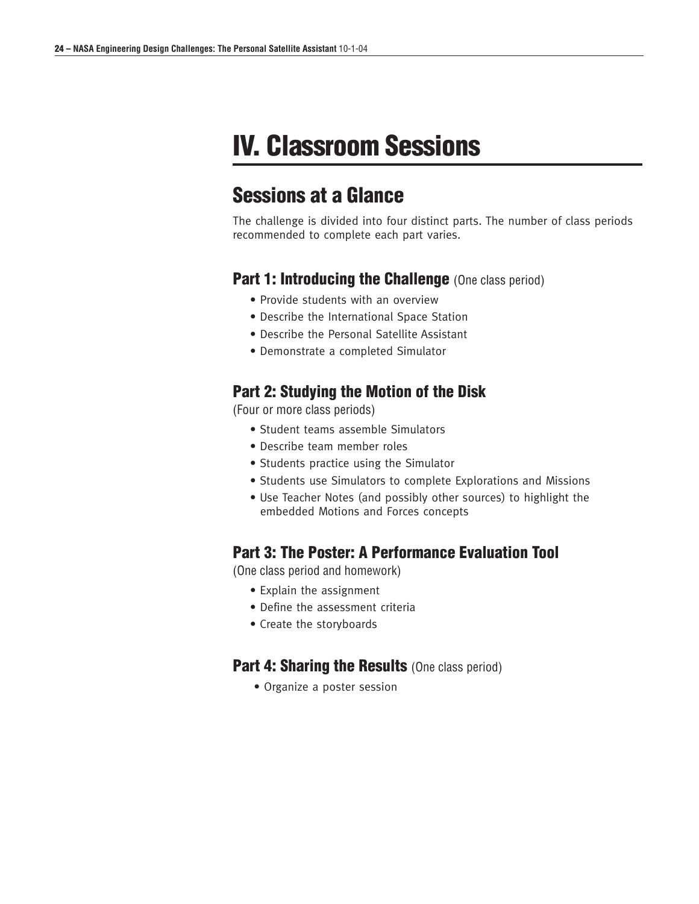# IV. Classroom Sessions

## Sessions at a Glance

The challenge is divided into four distinct parts. The number of class periods recommended to complete each part varies.

### Part 1: Introducing the Challenge (One class period)

- Provide students with an overview
- Describe the International Space Station
- Describe the Personal Satellite Assistant
- Demonstrate a completed Simulator

### Part 2: Studying the Motion of the Disk

(Four or more class periods)

- Student teams assemble Simulators
- Describe team member roles
- Students practice using the Simulator
- Students use Simulators to complete Explorations and Missions
- Use Teacher Notes (and possibly other sources) to highlight the embedded Motions and Forces concepts

### Part 3: The Poster: A Performance Evaluation Tool

(One class period and homework)

- Explain the assignment
- Define the assessment criteria
- Create the storyboards

### Part 4: Sharing the Results (One class period)

- Organize a poster session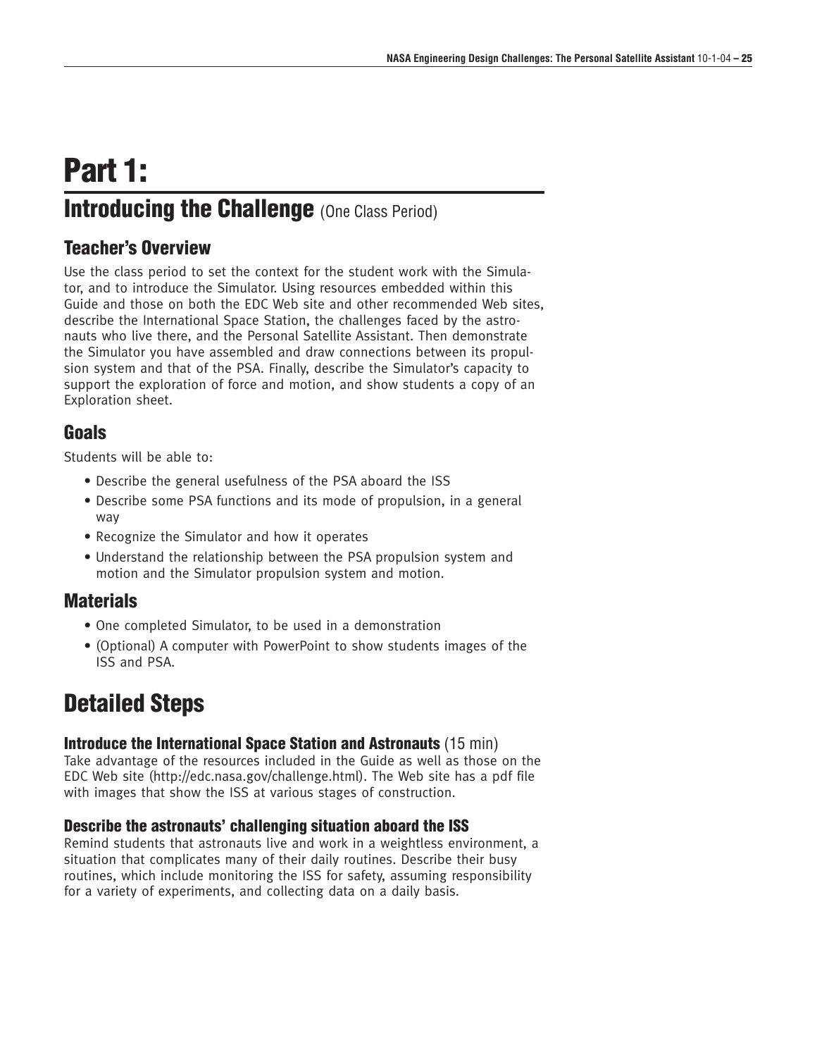# Part 1:

## Introducing the Challenge (One Class Period)

### Teacher's Overview

Use the class period to set the context for the student work with the Simulator, and to introduce the Simulator. Using resources embedded within this Guide and those on both the EDC Web site and other recommended Web sites, describe the International Space Station, the challenges faced by the astronauts who live there, and the Personal Satellite Assistant. Then demonstrate the Simulator you have assembled and draw connections between its propulsion system and that of the PSA. Finally, describe the Simulator's capacity to support the exploration of force and motion, and show students a copy of an Exploration sheet.

### Goals

Students will be able to:

- Describe the general usefulness of the PSA aboard the ISS
- Describe some PSA functions and its mode of propulsion, in a general way
- Recognize the Simulator and how it operates
- Understand the relationship between the PSA propulsion system and motion and the Simulator propulsion system and motion.

### Materials

- One completed Simulator, to be used in a demonstration
- (Optional) A computer with PowerPoint to show students images of the ISS and PSA.

## Detailed Steps

#### Introduce the International Space Station and Astronauts (15 min)

Take advantage of the resources included in the Guide as well as those on the EDC Web site (http://edc.nasa.gov/challenge.html). The Web site has a pdf file with images that show the ISS at various stages of construction.

#### Describe the astronauts' challenging situation aboard the ISS

Remind students that astronauts live and work in a weightless environment, a situation that complicates many of their daily routines. Describe their busy routines, which include monitoring the ISS for safety, assuming responsibility for a variety of experiments, and collecting data on a daily basis.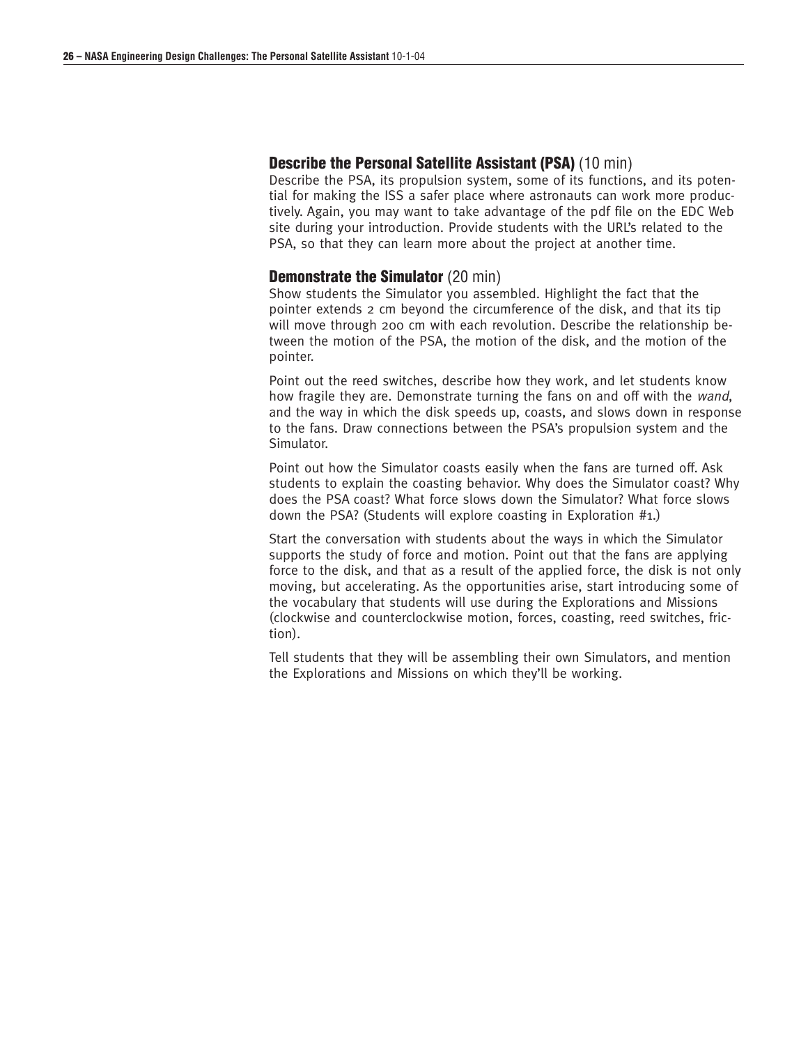### **Describe the Personal Satellite Assistant (PSA)** (10 min)

Describe the PSA, its propulsion system, some of its functions, and its potential for making the ISS a safer place where astronauts can work more productively. Again, you may want to take advantage of the pdf file on the EDC Web site during your introduction. Provide students with the URL's related to the PSA, so that they can learn more about the project at another time.

### **Demonstrate the Simulator** (20 min)

Show students the Simulator you assembled. Highlight the fact that the pointer extends 2 cm beyond the circumference of the disk, and that its tip will move through 200 cm with each revolution. Describe the relationship between the motion of the PSA, the motion of the disk, and the motion of the pointer.

Point out the reed switches, describe how they work, and let students know how fragile they are. Demonstrate turning the fans on and off with the *wand*, and the way in which the disk speeds up, coasts, and slows down in response to the fans. Draw connections between the PSA's propulsion system and the Simulator.

Point out how the Simulator coasts easily when the fans are turned off. Ask students to explain the coasting behavior. Why does the Simulator coast? Why does the PSA coast? What force slows down the Simulator? What force slows down the PSA? (Students will explore coasting in Exploration #1.)

Start the conversation with students about the ways in which the Simulator supports the study of force and motion. Point out that the fans are applying force to the disk, and that as a result of the applied force, the disk is not only moving, but accelerating. As the opportunities arise, start introducing some of the vocabulary that students will use during the Explorations and Missions (clockwise and counterclockwise motion, forces, coasting, reed switches, friction).

Tell students that they will be assembling their own Simulators, and mention the Explorations and Missions on which they'll be working.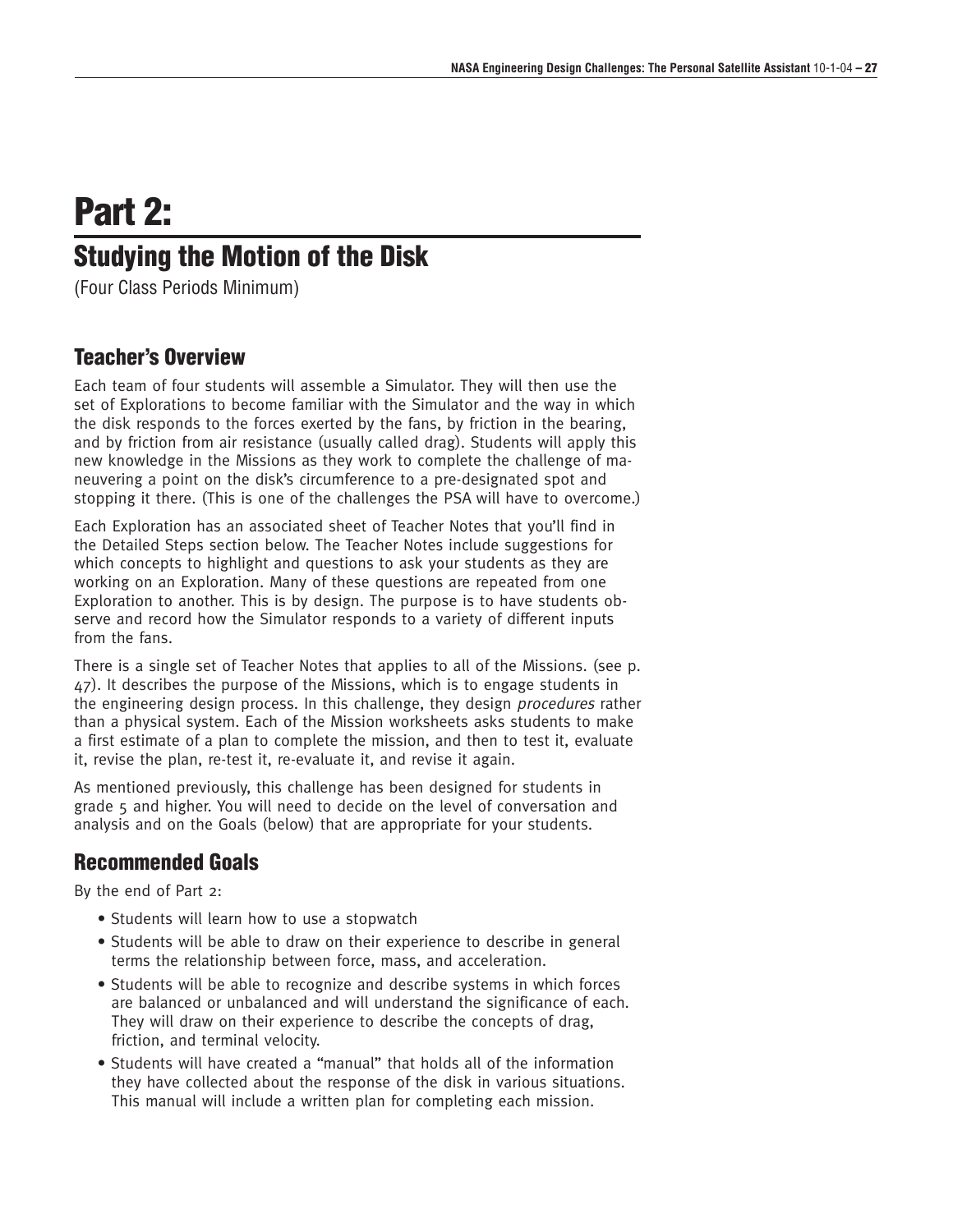# Part 2:

## Studying the Motion of the Disk

(Four Class Periods Minimum)

### Teacher's Overview

Each team of four students will assemble a Simulator. They will then use the set of Explorations to become familiar with the Simulator and the way in which the disk responds to the forces exerted by the fans, by friction in the bearing, and by friction from air resistance (usually called drag). Students will apply this new knowledge in the Missions as they work to complete the challenge of maneuvering a point on the disk's circumference to a pre-designated spot and stopping it there. (This is one of the challenges the PSA will have to overcome.)

Each Exploration has an associated sheet of Teacher Notes that you'll find in the Detailed Steps section below. The Teacher Notes include suggestions for which concepts to highlight and questions to ask your students as they are working on an Exploration. Many of these questions are repeated from one Exploration to another. This is by design. The purpose is to have students observe and record how the Simulator responds to a variety of different inputs from the fans.

There is a single set of Teacher Notes that applies to all of the Missions. (see p. 47). It describes the purpose of the Missions, which is to engage students in the engineering design process. In this challenge, they design *procedures* rather than a physical system. Each of the Mission worksheets asks students to make a first estimate of a plan to complete the mission, and then to test it, evaluate it, revise the plan, re-test it, re-evaluate it, and revise it again.

As mentioned previously, this challenge has been designed for students in grade 5 and higher. You will need to decide on the level of conversation and analysis and on the Goals (below) that are appropriate for your students.

### Recommended Goals

By the end of Part 2:

- Students will learn how to use a stopwatch
- Students will be able to draw on their experience to describe in general terms the relationship between force, mass, and acceleration.
- Students will be able to recognize and describe systems in which forces are balanced or unbalanced and will understand the significance of each. They will draw on their experience to describe the concepts of drag, friction, and terminal velocity.
- Students will have created a "manual" that holds all of the information they have collected about the response of the disk in various situations. This manual will include a written plan for completing each mission.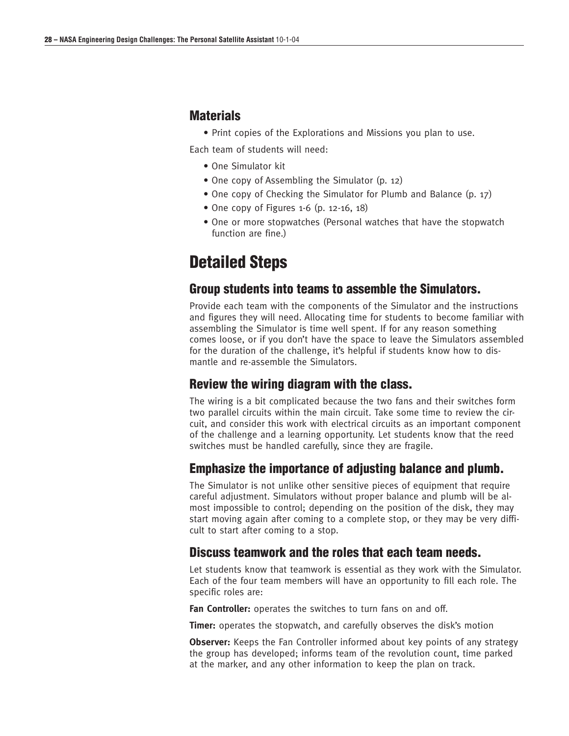### Materials

- Print copies of the Explorations and Missions you plan to use.

Each team of students will need:

- One Simulator kit
- One copy of Assembling the Simulator (p. 12)
- One copy of Checking the Simulator for Plumb and Balance (p. 17)
- One copy of Figures 1-6 (p. 12-16, 18)
- One or more stopwatches (Personal watches that have the stopwatch function are fine.)

## Detailed Steps

### Group students into teams to assemble the Simulators.

Provide each team with the components of the Simulator and the instructions and figures they will need. Allocating time for students to become familiar with assembling the Simulator is time well spent. If for any reason something comes loose, or if you don't have the space to leave the Simulators assembled for the duration of the challenge, it's helpful if students know how to dismantle and re-assemble the Simulators.

### Review the wiring diagram with the class.

The wiring is a bit complicated because the two fans and their switches form two parallel circuits within the main circuit. Take some time to review the circuit, and consider this work with electrical circuits as an important component of the challenge and a learning opportunity. Let students know that the reed switches must be handled carefully, since they are fragile.

### Emphasize the importance of adjusting balance and plumb.

The Simulator is not unlike other sensitive pieces of equipment that require careful adjustment. Simulators without proper balance and plumb will be almost impossible to control; depending on the position of the disk, they may start moving again after coming to a complete stop, or they may be very difficult to start after coming to a stop.

### Discuss teamwork and the roles that each team needs.

Let students know that teamwork is essential as they work with the Simulator. Each of the four team members will have an opportunity to fill each role. The specific roles are:

**Fan Controller:** operates the switches to turn fans on and off.

**Timer:** operates the stopwatch, and carefully observes the disk's motion

**Observer:** Keeps the Fan Controller informed about key points of any strategy the group has developed; informs team of the revolution count, time parked at the marker, and any other information to keep the plan on track.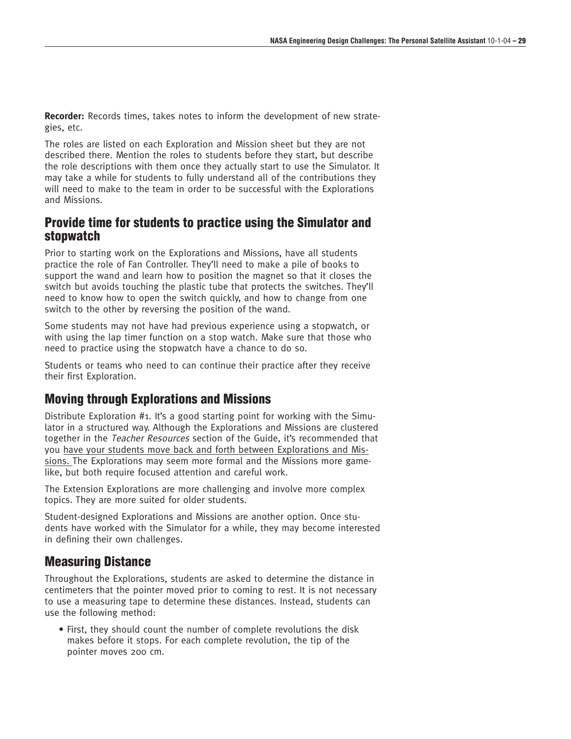**Recorder:** Records times, takes notes to inform the development of new strategies, etc.

The roles are listed on each Exploration and Mission sheet but they are not described there. Mention the roles to students before they start, but describe the role descriptions with them once they actually start to use the Simulator. It may take a while for students to fully understand all of the contributions they will need to make to the team in order to be successful with the Explorations and Missions.

## Provide time for students to practice using the Simulator and stopwatch

Prior to starting work on the Explorations and Missions, have all students practice the role of Fan Controller. They'll need to make a pile of books to support the wand and learn how to position the magnet so that it closes the switch but avoids touching the plastic tube that protects the switches. They'll need to know how to open the switch quickly, and how to change from one switch to the other by reversing the position of the wand.

Some students may not have had previous experience using a stopwatch, or with using the lap timer function on a stop watch. Make sure that those who need to practice using the stopwatch have a chance to do so.

Students or teams who need to can continue their practice after they receive their first Exploration.

## Moving through Explorations and Missions

Distribute Exploration #1. It's a good starting point for working with the Simulator in a structured way. Although the Explorations and Missions are clustered together in the *Teacher Resources* section of the Guide, it's recommended that you <u>have your students move back and forth between Explorations and Missions.</u> The Explorations may seem more formal and the Missions more game-like, but both require focused attention and careful work.

The Extension Explorations are more challenging and involve more complex topics. They are more suited for older students.

Student-designed Explorations and Missions are another option. Once students have worked with the Simulator for a while, they may become interested in defining their own challenges.

## Measuring Distance

Throughout the Explorations, students are asked to determine the distance in centimeters that the pointer moved prior to coming to rest. It is not necessary to use a measuring tape to determine these distances. Instead, students can use the following method:

- First, they should count the number of complete revolutions the disk makes before it stops. For each complete revolution, the tip of the pointer moves 200 cm.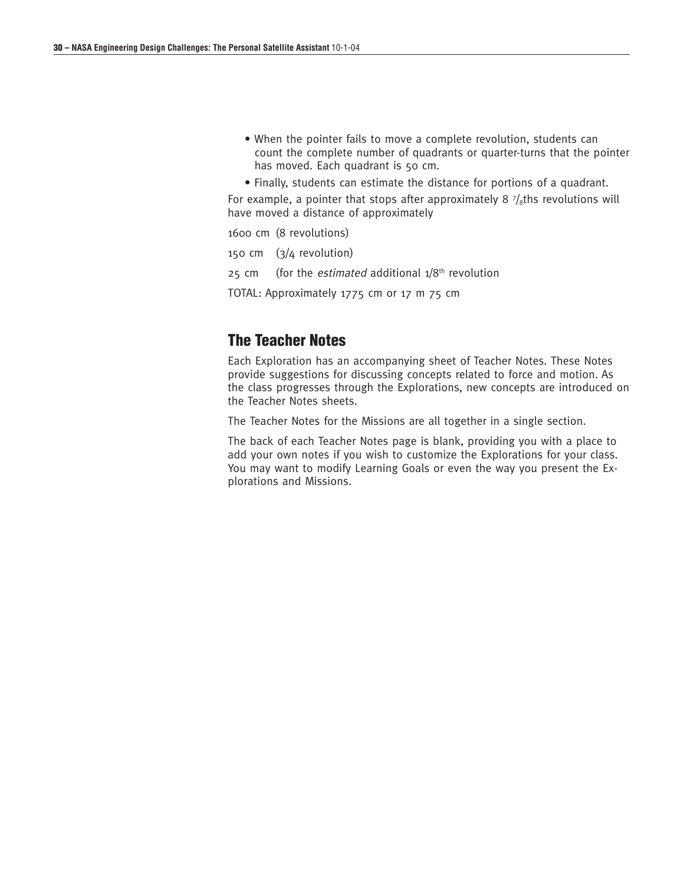- When the pointer fails to move a complete revolution, students can count the complete number of quadrants or quarter-turns that the pointer has moved. Each quadrant is 50 cm.
- Finally, students can estimate the distance for portions of a quadrant.

For example, a pointer that stops after approximately 8 $^7/_8$ths revolutions will have moved a distance of approximately

1600 cm (8 revolutions)

150 cm (3/4 revolution)

25 cm (for the *estimated* additional 1/8th revolution

TOTAL: Approximately 1775 cm or 17 m 75 cm

## The Teacher Notes

Each Exploration has an accompanying sheet of Teacher Notes. These Notes provide suggestions for discussing concepts related to force and motion. As the class progresses through the Explorations, new concepts are introduced on the Teacher Notes sheets.

The Teacher Notes for the Missions are all together in a single section.

The back of each Teacher Notes page is blank, providing you with a place to add your own notes if you wish to customize the Explorations for your class. You may want to modify Learning Goals or even the way you present the Explorations and Missions.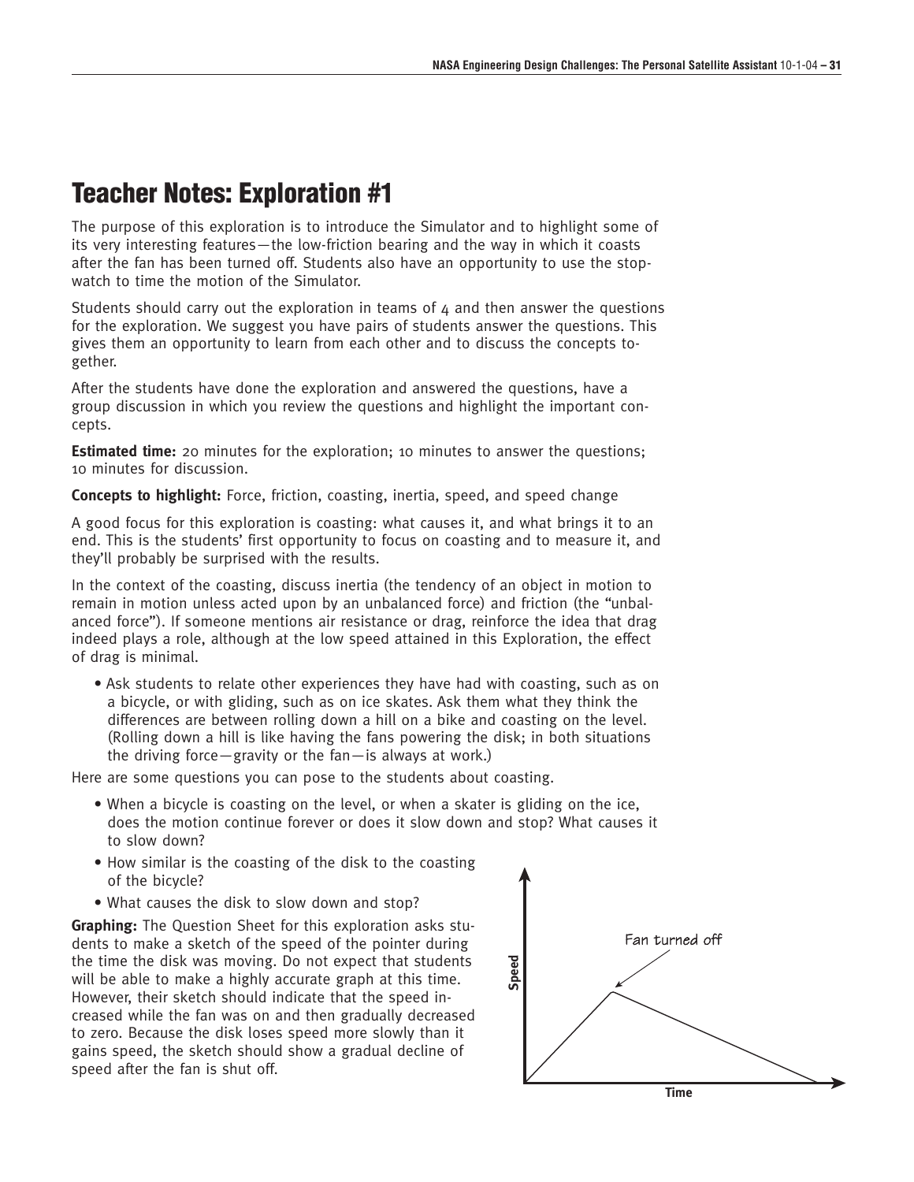# Teacher Notes: Exploration #1

The purpose of this exploration is to introduce the Simulator and to highlight some of its very interesting features—the low-friction bearing and the way in which it coasts after the fan has been turned off. Students also have an opportunity to use the stopwatch to time the motion of the Simulator.

Students should carry out the exploration in teams of 4 and then answer the questions for the exploration. We suggest you have pairs of students answer the questions. This gives them an opportunity to learn from each other and to discuss the concepts together.

After the students have done the exploration and answered the questions, have a group discussion in which you review the questions and highlight the important concepts.

**Estimated time:** 20 minutes for the exploration; 10 minutes to answer the questions; 10 minutes for discussion.

**Concepts to highlight:** Force, friction, coasting, inertia, speed, and speed change

A good focus for this exploration is coasting: what causes it, and what brings it to an end. This is the students' first opportunity to focus on coasting and to measure it, and they'll probably be surprised with the results.

In the context of the coasting, discuss inertia (the tendency of an object in motion to remain in motion unless acted upon by an unbalanced force) and friction (the "unbalanced force"). If someone mentions air resistance or drag, reinforce the idea that drag indeed plays a role, although at the low speed attained in this Exploration, the effect of drag is minimal.

- Ask students to relate other experiences they have had with coasting, such as on a bicycle, or with gliding, such as on ice skates. Ask them what they think the differences are between rolling down a hill on a bike and coasting on the level. (Rolling down a hill is like having the fans powering the disk; in both situations the driving force—gravity or the fan—is always at work.)

Here are some questions you can pose to the students about coasting.

- When a bicycle is coasting on the level, or when a skater is gliding on the ice, does the motion continue forever or does it slow down and stop? What causes it to slow down?
- How similar is the coasting of the disk to the coasting of the bicycle?
- What causes the disk to slow down and stop?

**Graphing:** The Question Sheet for this exploration asks students to make a sketch of the speed of the pointer during the time the disk was moving. Do not expect that students will be able to make a highly accurate graph at this time. However, their sketch should indicate that the speed increased while the fan was on and then gradually decreased to zero. Because the disk loses speed more slowly than it gains speed, the sketch should show a gradual decline of speed after the fan is shut off.

Fan turned off

Speed

Time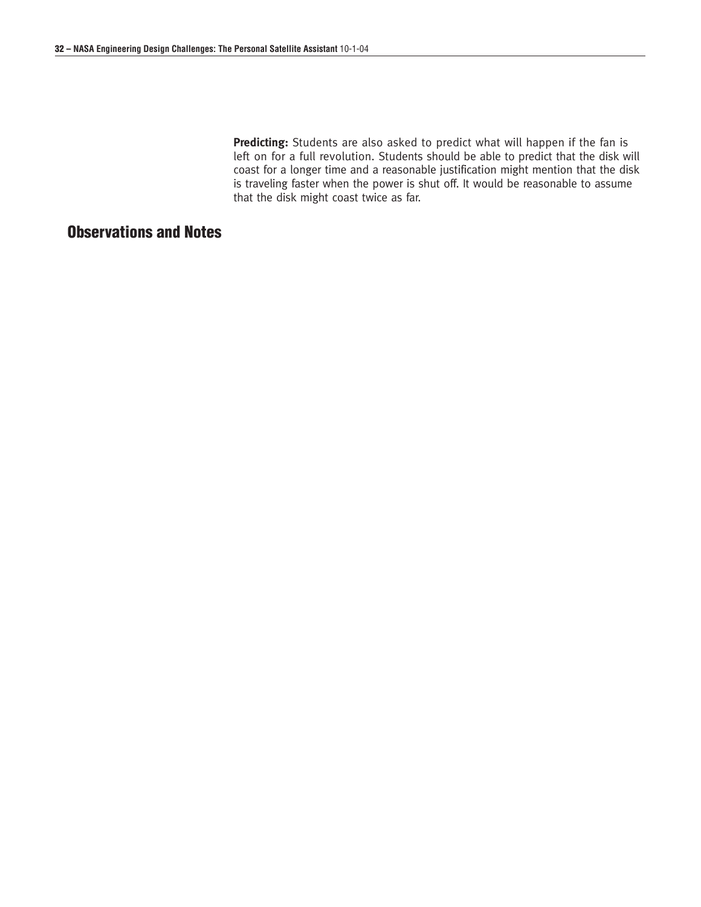**Predicting:** Students are also asked to predict what will happen if the fan is left on for a full revolution. Students should be able to predict that the disk will coast for a longer time and a reasonable justification might mention that the disk is traveling faster when the power is shut off. It would be reasonable to assume that the disk might coast twice as far.

## Observations and Notes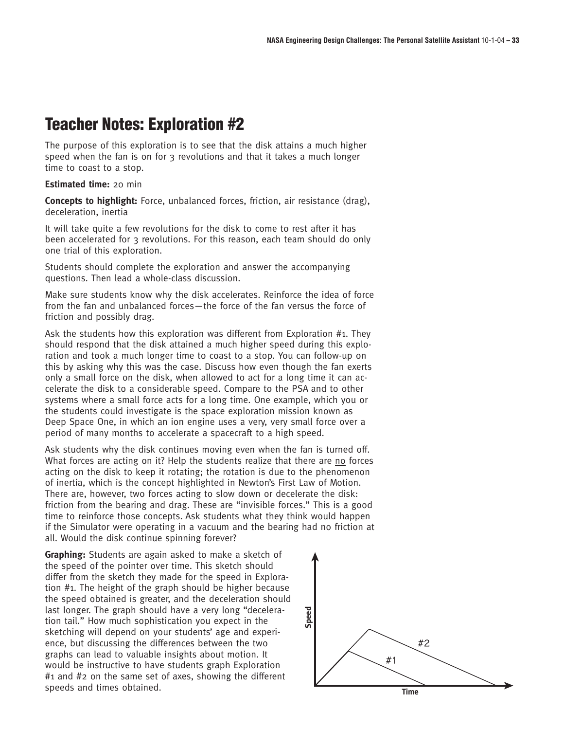# Teacher Notes: Exploration #2

The purpose of this exploration is to see that the disk attains a much higher speed when the fan is on for 3 revolutions and that it takes a much longer time to coast to a stop.

**Estimated time:** 20 min

**Concepts to highlight:** Force, unbalanced forces, friction, air resistance (drag), deceleration, inertia

It will take quite a few revolutions for the disk to come to rest after it has been accelerated for 3 revolutions. For this reason, each team should do only one trial of this exploration.

Students should complete the exploration and answer the accompanying questions. Then lead a whole-class discussion.

Make sure students know why the disk accelerates. Reinforce the idea of force from the fan and unbalanced forces—the force of the fan versus the force of friction and possibly drag.

Ask the students how this exploration was different from Exploration #1. They should respond that the disk attained a much higher speed during this exploration and took a much longer time to coast to a stop. You can follow-up on this by asking why this was the case. Discuss how even though the fan exerts only a small force on the disk, when allowed to act for a long time it can accelerate the disk to a considerable speed. Compare to the PSA and to other systems where a small force acts for a long time. One example, which you or the students could investigate is the space exploration mission known as Deep Space One, in which an ion engine uses a very, very small force over a period of many months to accelerate a spacecraft to a high speed.

Ask students why the disk continues moving even when the fan is turned off. What forces are acting on it? Help the students realize that there are no forces acting on the disk to keep it rotating; the rotation is due to the phenomenon of inertia, which is the concept highlighted in Newton's First Law of Motion. There are, however, two forces acting to slow down or decelerate the disk: friction from the bearing and drag. These are "invisible forces." This is a good time to reinforce those concepts. Ask students what they think would happen if the Simulator were operating in a vacuum and the bearing had no friction at all. Would the disk continue spinning forever?

**Graphing:** Students are again asked to make a sketch of the speed of the pointer over time. This sketch should differ from the sketch they made for the speed in Exploration #1. The height of the graph should be higher because the speed obtained is greater, and the deceleration should last longer. The graph should have a very long "deceleration tail." How much sophistication you expect in the sketching will depend on your students' age and experience, but discussing the differences between the two graphs can lead to valuable insights about motion. It would be instructive to have students graph Exploration #1 and #2 on the same set of axes, showing the different speeds and times obtained.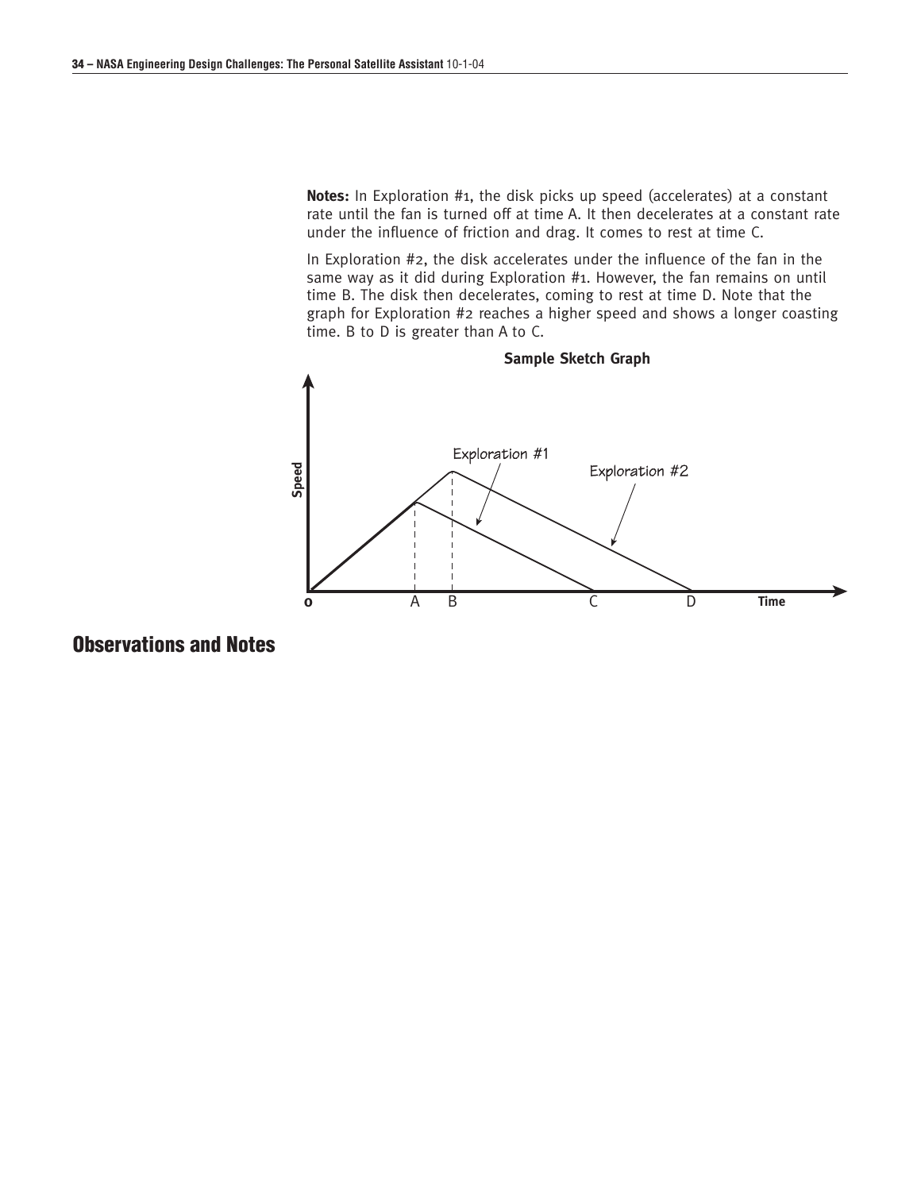**Notes:** In Exploration #1, the disk picks up speed (accelerates) at a constant rate until the fan is turned off at time A. It then decelerates at a constant rate under the influence of friction and drag. It comes to rest at time C.

In Exploration #2, the disk accelerates under the influence of the fan in the same way as it did during Exploration #1. However, the fan remains on until time B. The disk then decelerates, coming to rest at time D. Note that the graph for Exploration #2 reaches a higher speed and shows a longer coasting time. B to D is greater than A to C.

**Sample Sketch Graph**

## Observations and Notes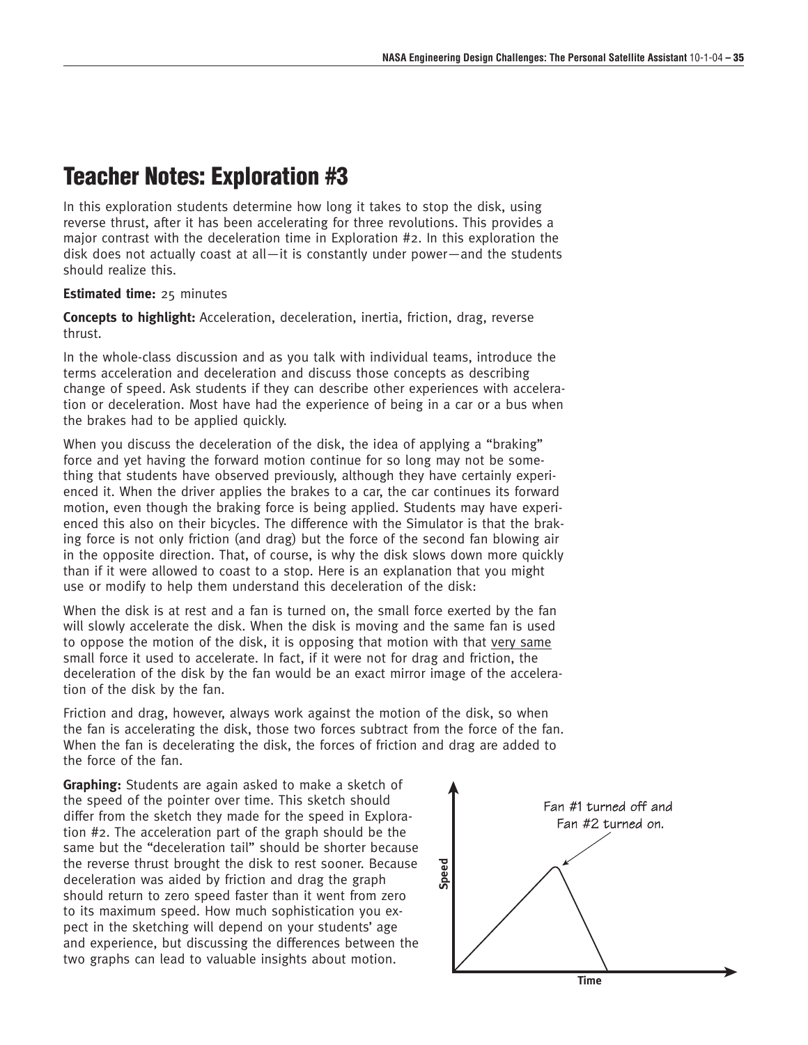# Teacher Notes: Exploration #3

In this exploration students determine how long it takes to stop the disk, using reverse thrust, after it has been accelerating for three revolutions. This provides a major contrast with the deceleration time in Exploration #2. In this exploration the disk does not actually coast at all—it is constantly under power—and the students should realize this.

**Estimated time:** 25 minutes

**Concepts to highlight:** Acceleration, deceleration, inertia, friction, drag, reverse thrust.

In the whole-class discussion and as you talk with individual teams, introduce the terms acceleration and deceleration and discuss those concepts as describing change of speed. Ask students if they can describe other experiences with acceleration or deceleration. Most have had the experience of being in a car or a bus when the brakes had to be applied quickly.

When you discuss the deceleration of the disk, the idea of applying a "braking" force and yet having the forward motion continue for so long may not be something that students have observed previously, although they have certainly experienced it. When the driver applies the brakes to a car, the car continues its forward motion, even though the braking force is being applied. Students may have experienced this also on their bicycles. The difference with the Simulator is that the braking force is not only friction (and drag) but the force of the second fan blowing air in the opposite direction. That, of course, is why the disk slows down more quickly than if it were allowed to coast to a stop. Here is an explanation that you might use or modify to help them understand this deceleration of the disk:

When the disk is at rest and a fan is turned on, the small force exerted by the fan will slowly accelerate the disk. When the disk is moving and the same fan is used to oppose the motion of the disk, it is opposing that motion with that <u>very same</u> small force it used to accelerate. In fact, if it were not for drag and friction, the deceleration of the disk by the fan would be an exact mirror image of the acceleration of the disk by the fan.

Friction and drag, however, always work against the motion of the disk, so when the fan is accelerating the disk, those two forces subtract from the force of the fan. When the fan is decelerating the disk, the forces of friction and drag are added to the force of the fan.

**Graphing:** Students are again asked to make a sketch of the speed of the pointer over time. This sketch should differ from the sketch they made for the speed in Exploration #2. The acceleration part of the graph should be the same but the "deceleration tail" should be shorter because the reverse thrust brought the disk to rest sooner. Because deceleration was aided by friction and drag the graph should return to zero speed faster than it went from zero to its maximum speed. How much sophistication you expect in the sketching will depend on your students' age and experience, but discussing the differences between the two graphs can lead to valuable insights about motion.

Fan #1 turned off and Fan #2 turned on.

Speed

Time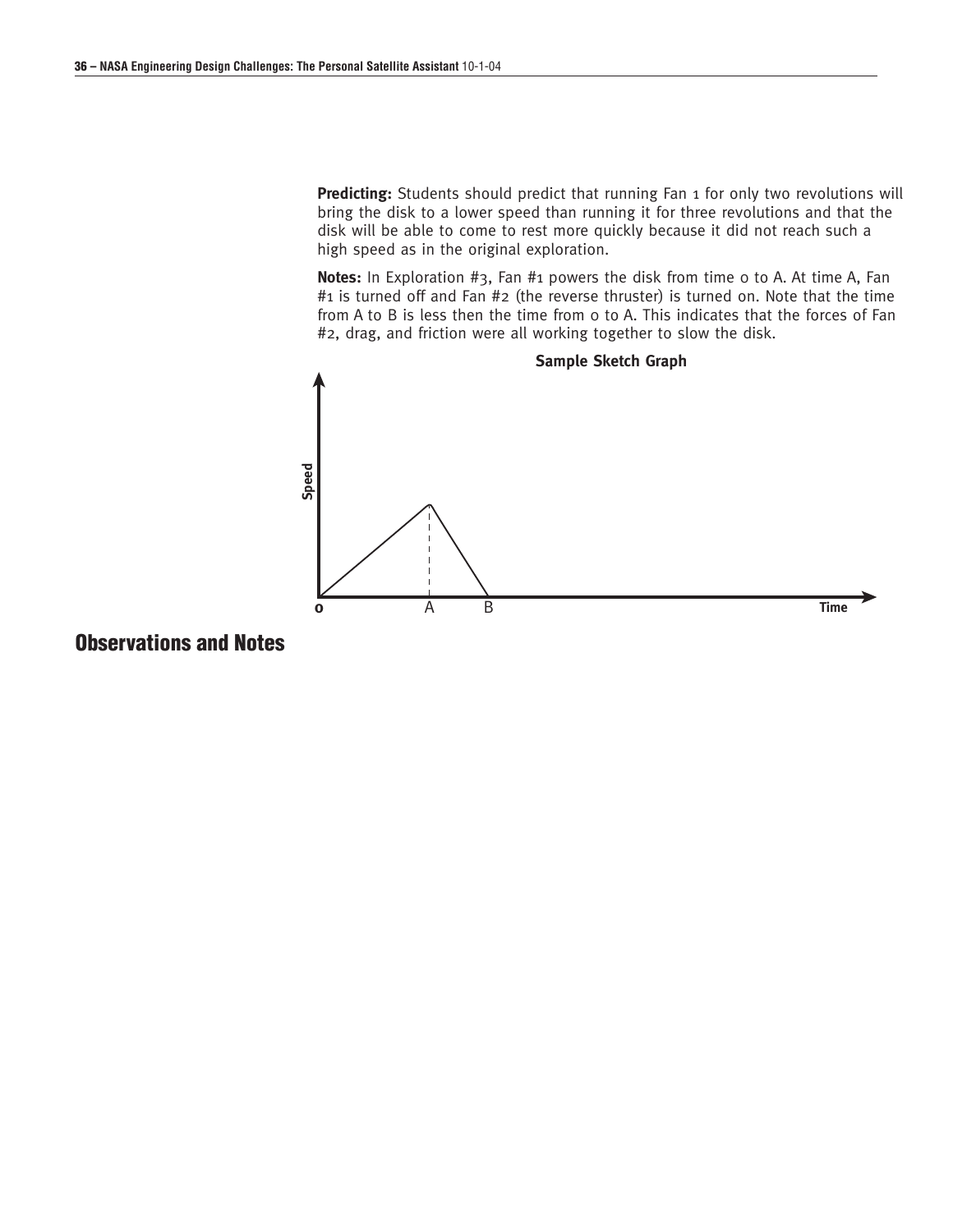**Predicting:** Students should predict that running Fan 1 for only two revolutions will bring the disk to a lower speed than running it for three revolutions and that the disk will be able to come to rest more quickly because it did not reach such a high speed as in the original exploration.

**Notes:** In Exploration #3, Fan #1 powers the disk from time 0 to A. At time A, Fan #1 is turned off and Fan #2 (the reverse thruster) is turned on. Note that the time from A to B is less then the time from 0 to A. This indicates that the forces of Fan #2, drag, and friction were all working together to slow the disk.

**Sample Sketch Graph**

Speed

0 A B Time

## Observations and Notes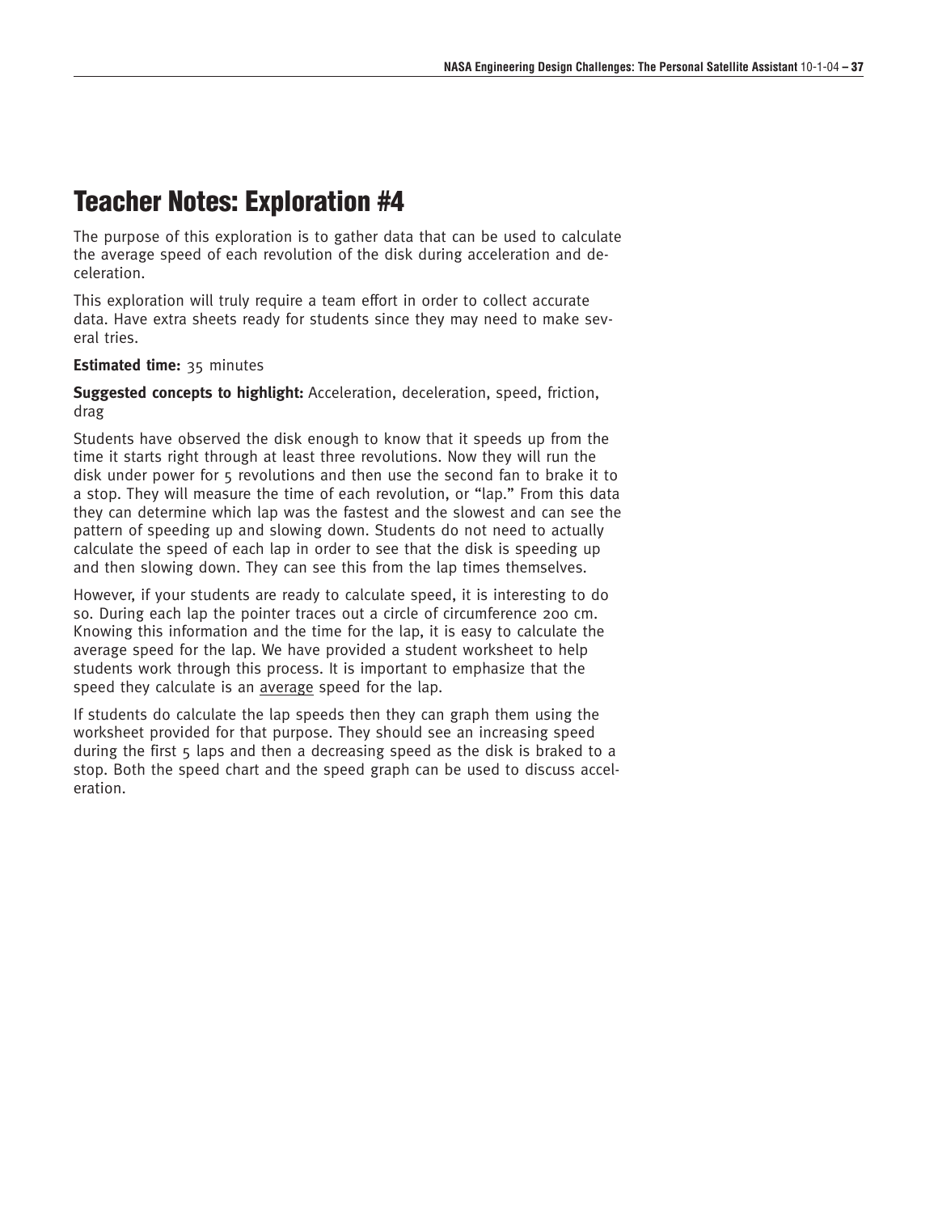# Teacher Notes: Exploration #4

The purpose of this exploration is to gather data that can be used to calculate the average speed of each revolution of the disk during acceleration and deceleration.

This exploration will truly require a team effort in order to collect accurate data. Have extra sheets ready for students since they may need to make several tries.

**Estimated time:** 35 minutes

**Suggested concepts to highlight:** Acceleration, deceleration, speed, friction, drag

Students have observed the disk enough to know that it speeds up from the time it starts right through at least three revolutions. Now they will run the disk under power for 5 revolutions and then use the second fan to brake it to a stop. They will measure the time of each revolution, or "lap." From this data they can determine which lap was the fastest and the slowest and can see the pattern of speeding up and slowing down. Students do not need to actually calculate the speed of each lap in order to see that the disk is speeding up and then slowing down. They can see this from the lap times themselves.

However, if your students are ready to calculate speed, it is interesting to do so. During each lap the pointer traces out a circle of circumference 200 cm. Knowing this information and the time for the lap, it is easy to calculate the average speed for the lap. We have provided a student worksheet to help students work through this process. It is important to emphasize that the speed they calculate is an <u>average</u> speed for the lap.

If students do calculate the lap speeds then they can graph them using the worksheet provided for that purpose. They should see an increasing speed during the first 5 laps and then a decreasing speed as the disk is braked to a stop. Both the speed chart and the speed graph can be used to discuss acceleration.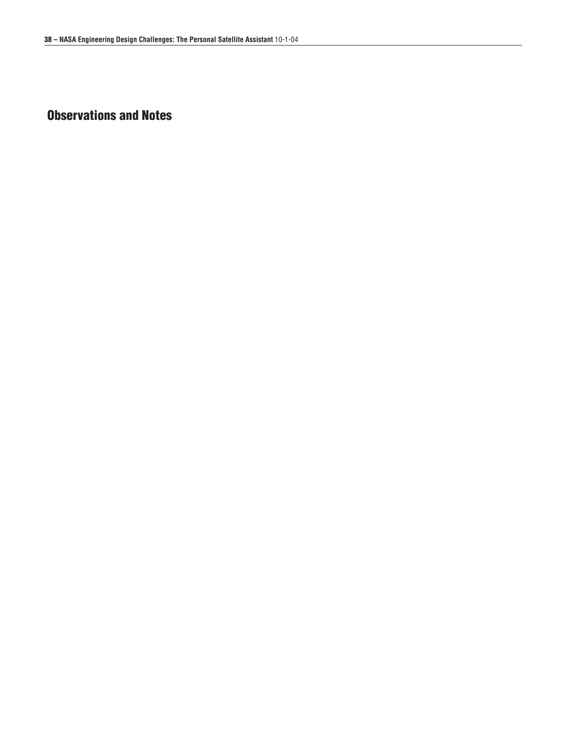## Observations and Notes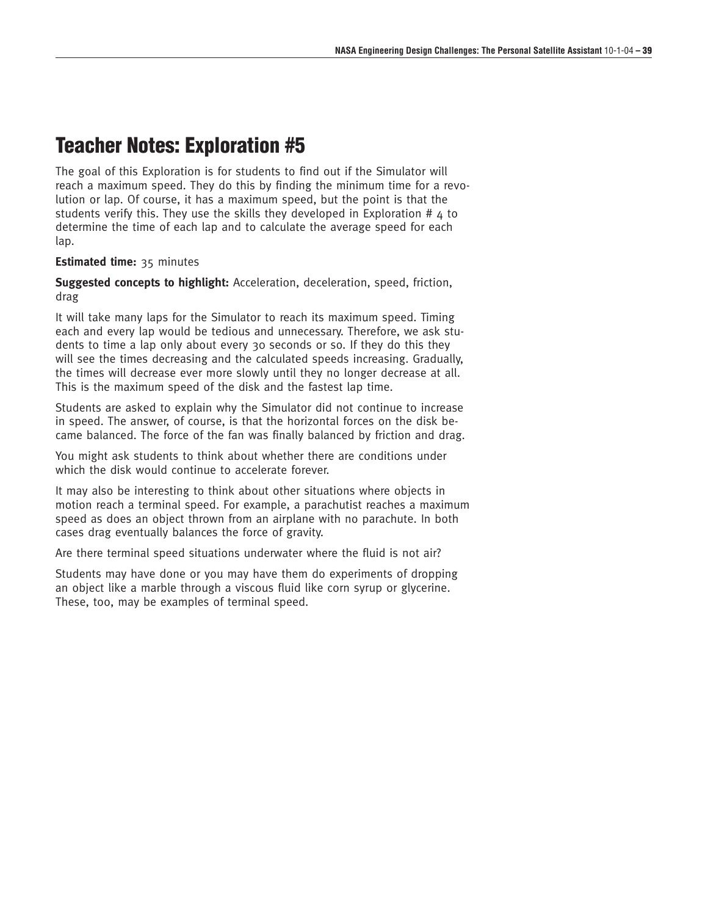# Teacher Notes: Exploration #5

The goal of this Exploration is for students to find out if the Simulator will reach a maximum speed. They do this by finding the minimum time for a revolution or lap. Of course, it has a maximum speed, but the point is that the students verify this. They use the skills they developed in Exploration # 4 to determine the time of each lap and to calculate the average speed for each lap.

**Estimated time:** 35 minutes

**Suggested concepts to highlight:** Acceleration, deceleration, speed, friction, drag

It will take many laps for the Simulator to reach its maximum speed. Timing each and every lap would be tedious and unnecessary. Therefore, we ask students to time a lap only about every 30 seconds or so. If they do this they will see the times decreasing and the calculated speeds increasing. Gradually, the times will decrease ever more slowly until they no longer decrease at all. This is the maximum speed of the disk and the fastest lap time.

Students are asked to explain why the Simulator did not continue to increase in speed. The answer, of course, is that the horizontal forces on the disk became balanced. The force of the fan was finally balanced by friction and drag.

You might ask students to think about whether there are conditions under which the disk would continue to accelerate forever.

It may also be interesting to think about other situations where objects in motion reach a terminal speed. For example, a parachutist reaches a maximum speed as does an object thrown from an airplane with no parachute. In both cases drag eventually balances the force of gravity.

Are there terminal speed situations underwater where the fluid is not air?

Students may have done or you may have them do experiments of dropping an object like a marble through a viscous fluid like corn syrup or glycerine. These, too, may be examples of terminal speed.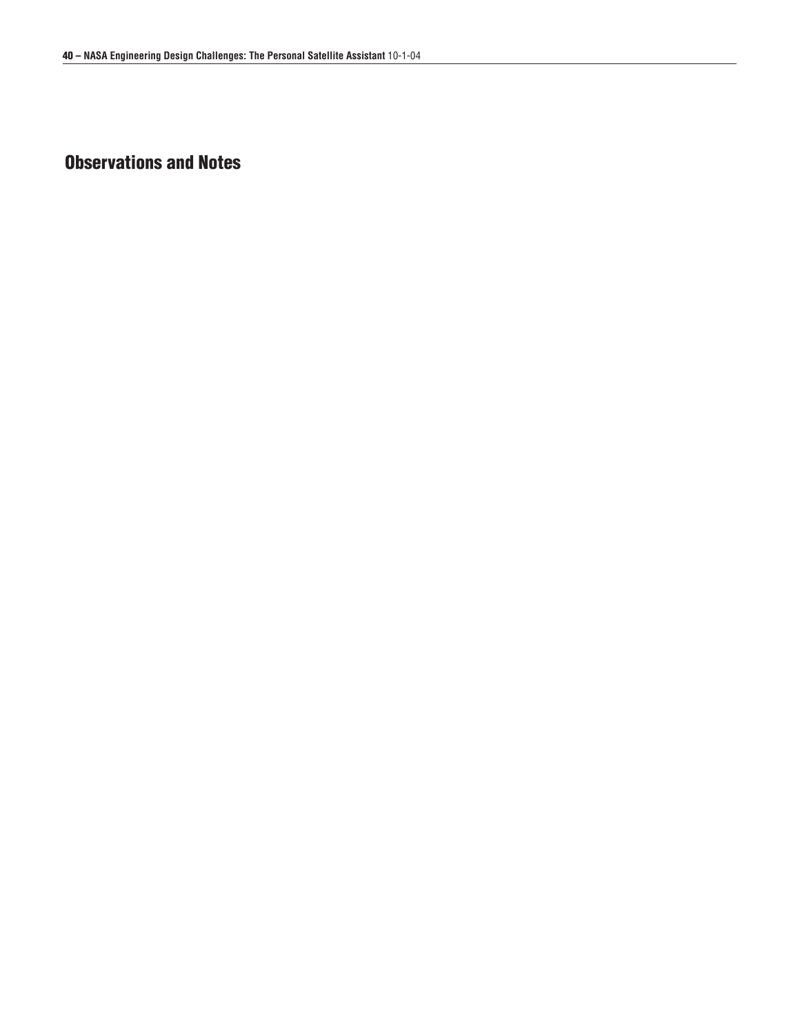## Observations and Notes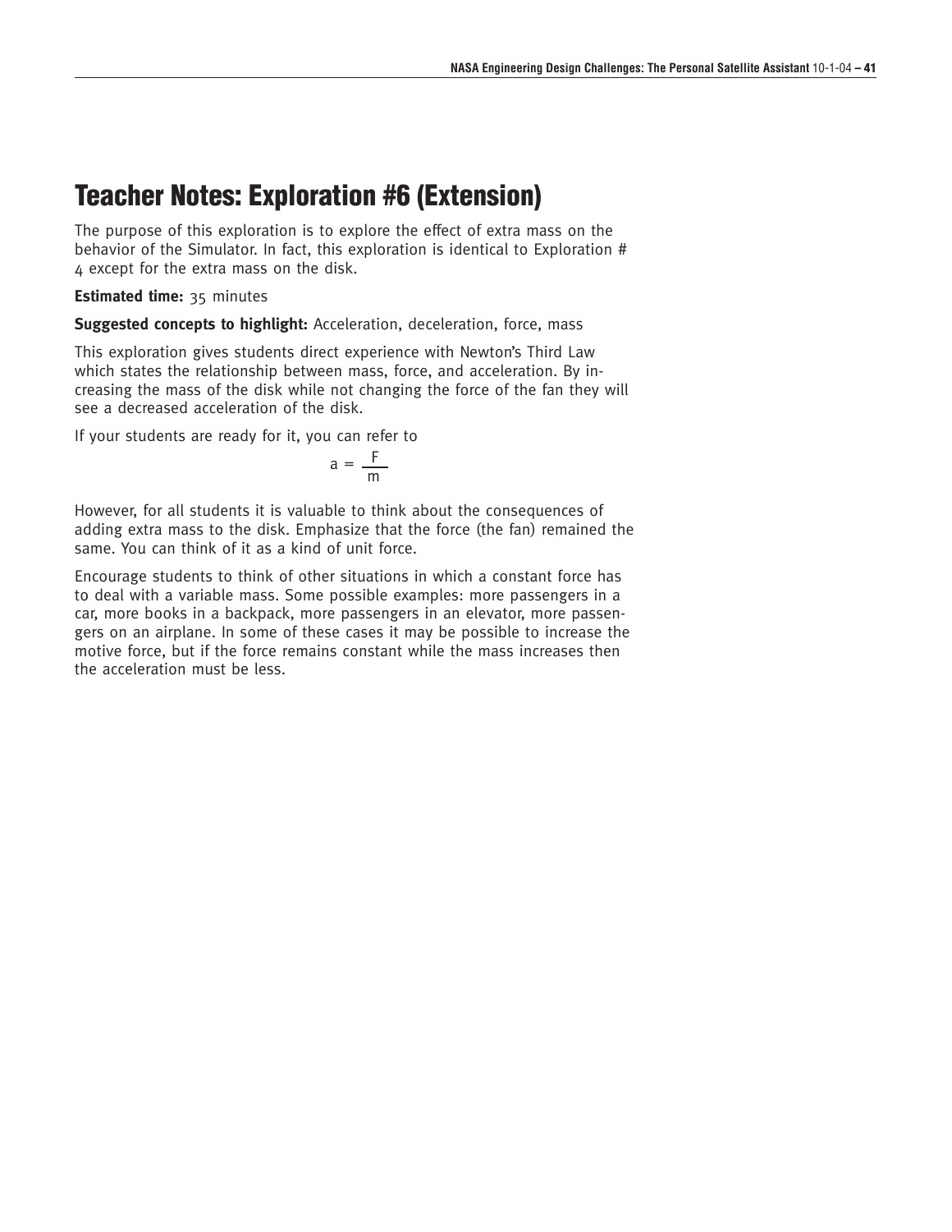# Teacher Notes: Exploration #6 (Extension)

The purpose of this exploration is to explore the effect of extra mass on the behavior of the Simulator. In fact, this exploration is identical to Exploration # 4 except for the extra mass on the disk.

**Estimated time:** 35 minutes

**Suggested concepts to highlight:** Acceleration, deceleration, force, mass

This exploration gives students direct experience with Newton's Third Law which states the relationship between mass, force, and acceleration. By increasing the mass of the disk while not changing the force of the fan they will see a decreased acceleration of the disk.

If your students are ready for it, you can refer to

$$a = \frac{F}{m}$$

However, for all students it is valuable to think about the consequences of adding extra mass to the disk. Emphasize that the force (the fan) remained the same. You can think of it as a kind of unit force.

Encourage students to think of other situations in which a constant force has to deal with a variable mass. Some possible examples: more passengers in a car, more books in a backpack, more passengers in an elevator, more passengers on an airplane. In some of these cases it may be possible to increase the motive force, but if the force remains constant while the mass increases then the acceleration must be less.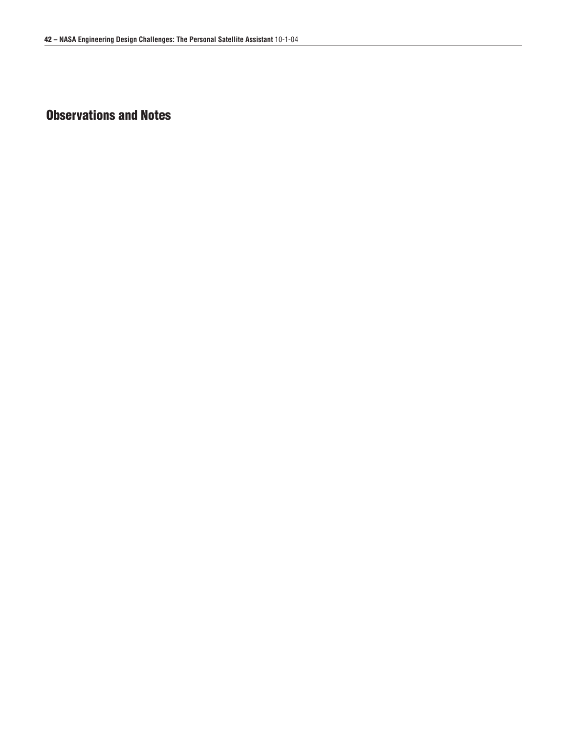## Observations and Notes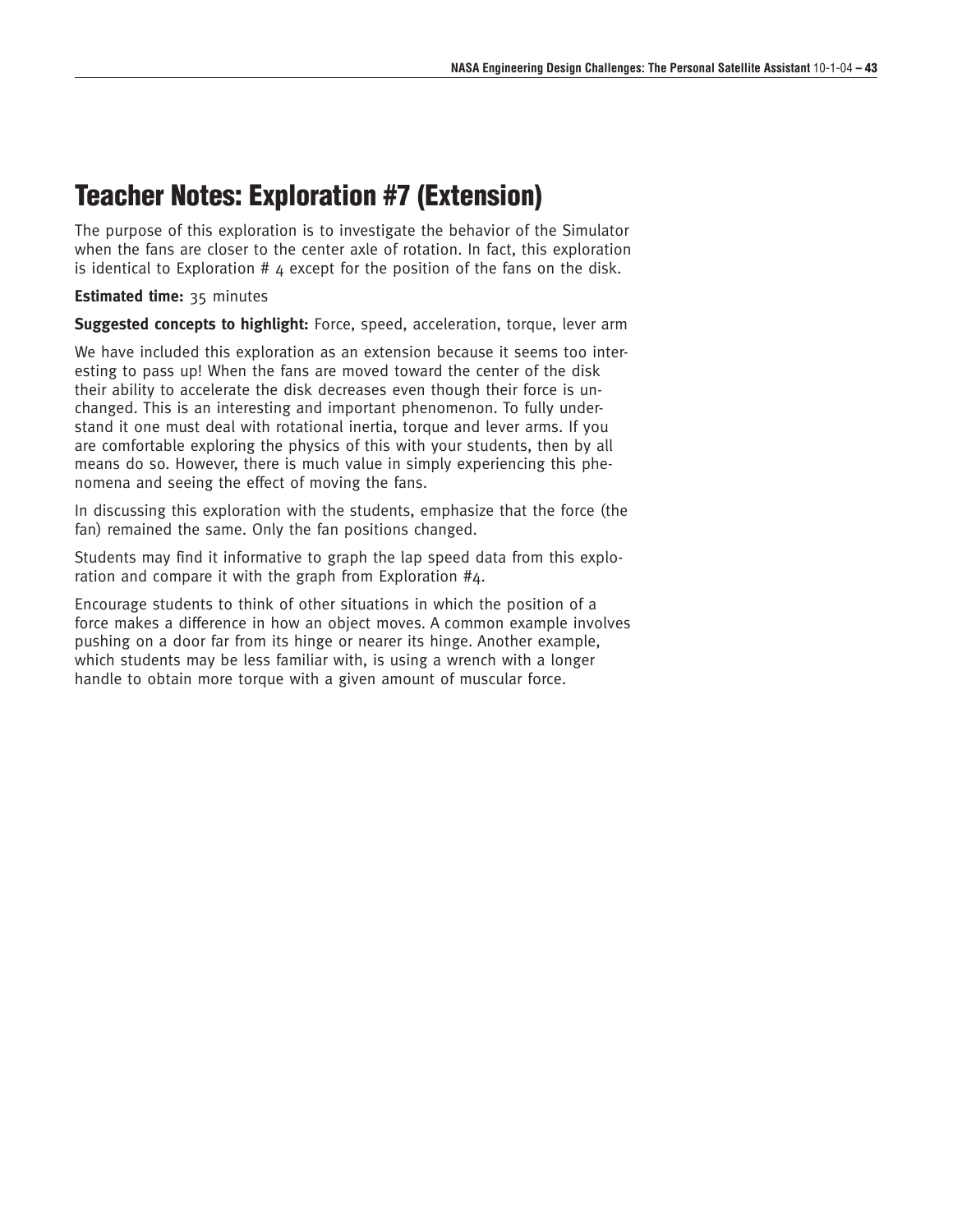# Teacher Notes: Exploration #7 (Extension)

The purpose of this exploration is to investigate the behavior of the Simulator when the fans are closer to the center axle of rotation. In fact, this exploration is identical to Exploration # 4 except for the position of the fans on the disk.

**Estimated time:** 35 minutes

**Suggested concepts to highlight:** Force, speed, acceleration, torque, lever arm

We have included this exploration as an extension because it seems too interesting to pass up! When the fans are moved toward the center of the disk their ability to accelerate the disk decreases even though their force is unchanged. This is an interesting and important phenomenon. To fully understand it one must deal with rotational inertia, torque and lever arms. If you are comfortable exploring the physics of this with your students, then by all means do so. However, there is much value in simply experiencing this phenomena and seeing the effect of moving the fans.

In discussing this exploration with the students, emphasize that the force (the fan) remained the same. Only the fan positions changed.

Students may find it informative to graph the lap speed data from this exploration and compare it with the graph from Exploration #4.

Encourage students to think of other situations in which the position of a force makes a difference in how an object moves. A common example involves pushing on a door far from its hinge or nearer its hinge. Another example, which students may be less familiar with, is using a wrench with a longer handle to obtain more torque with a given amount of muscular force.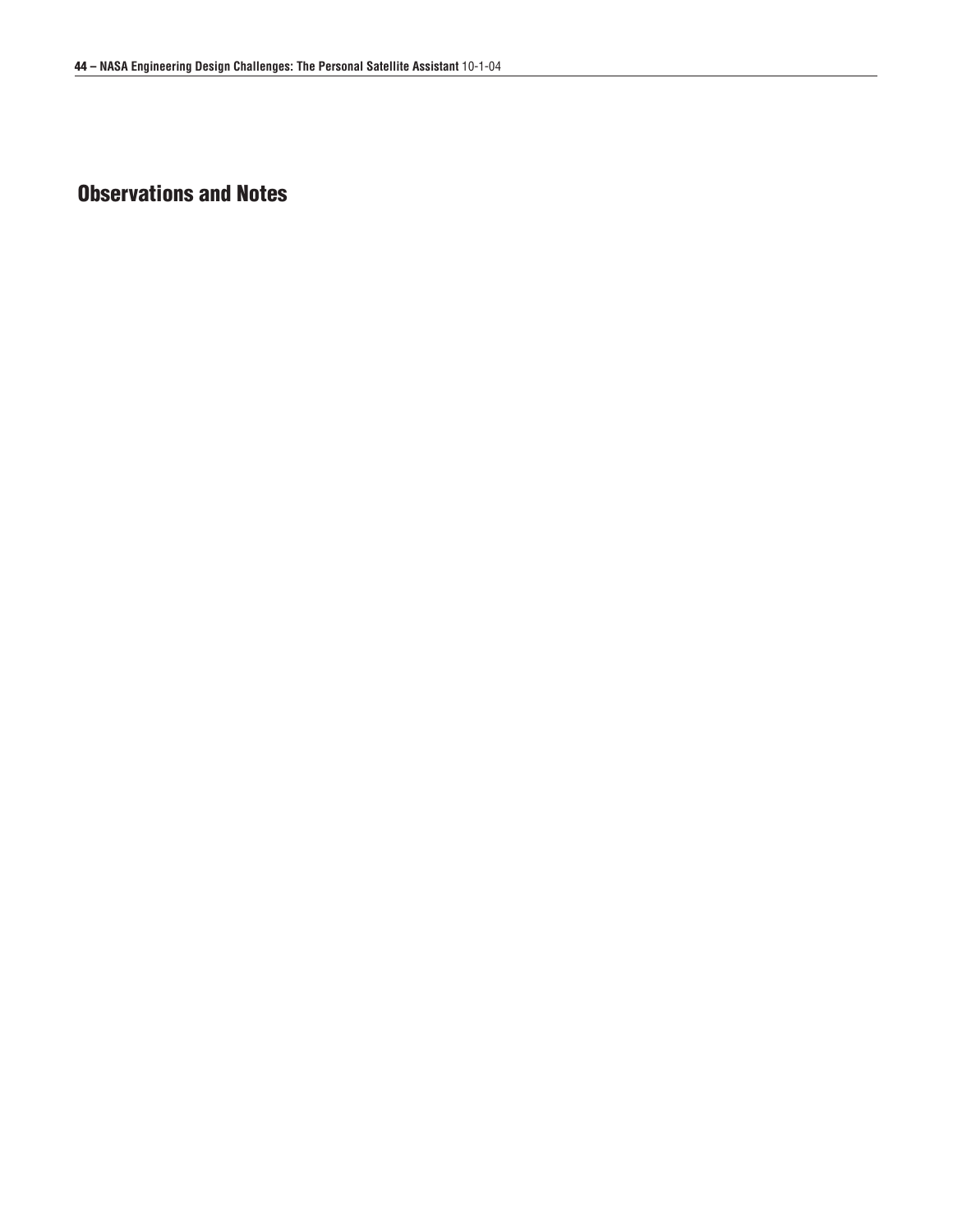## Observations and Notes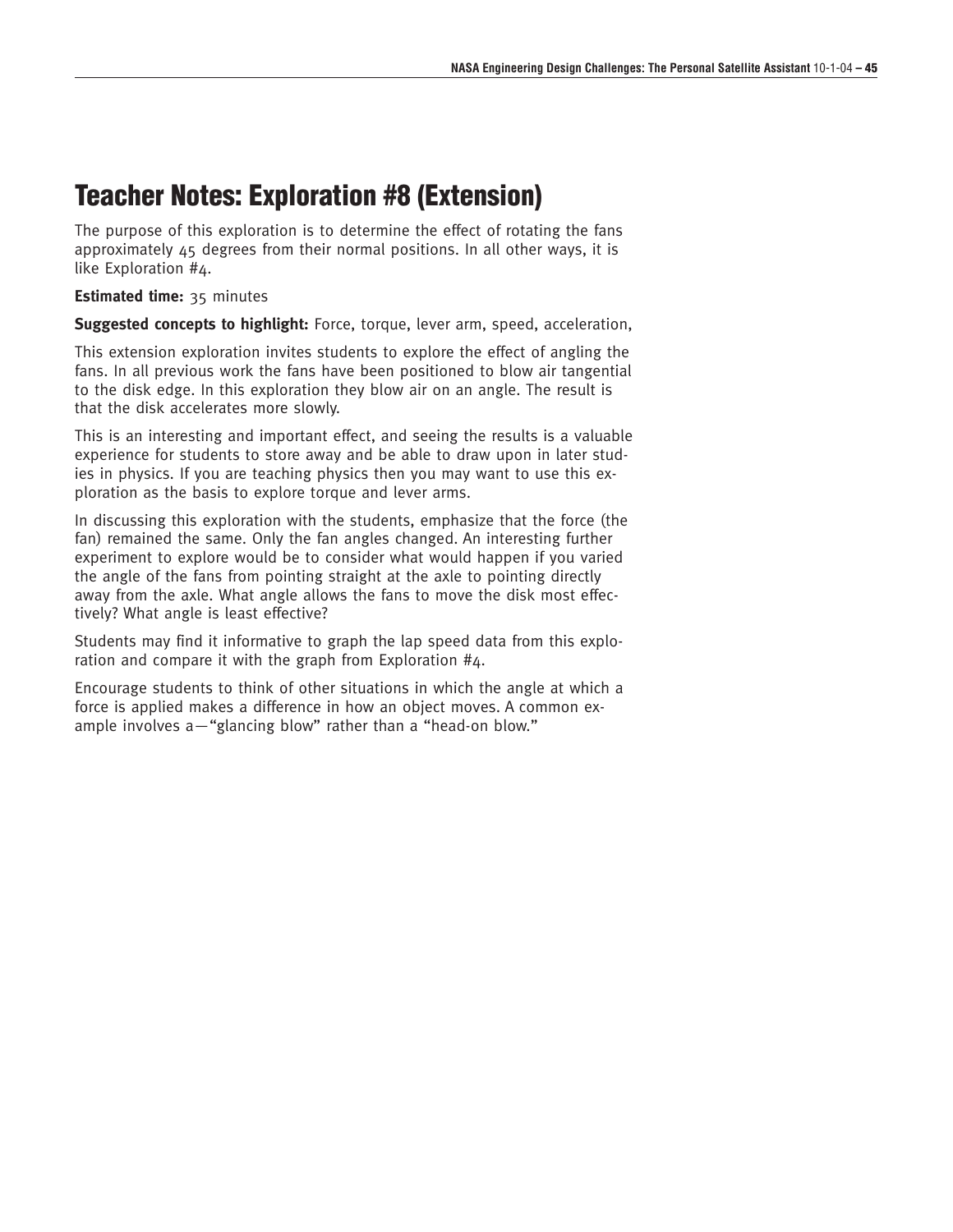# Teacher Notes: Exploration #8 (Extension)

The purpose of this exploration is to determine the effect of rotating the fans approximately 45 degrees from their normal positions. In all other ways, it is like Exploration #4.

**Estimated time:** 35 minutes

**Suggested concepts to highlight:** Force, torque, lever arm, speed, acceleration,

This extension exploration invites students to explore the effect of angling the fans. In all previous work the fans have been positioned to blow air tangential to the disk edge. In this exploration they blow air on an angle. The result is that the disk accelerates more slowly.

This is an interesting and important effect, and seeing the results is a valuable experience for students to store away and be able to draw upon in later studies in physics. If you are teaching physics then you may want to use this exploration as the basis to explore torque and lever arms.

In discussing this exploration with the students, emphasize that the force (the fan) remained the same. Only the fan angles changed. An interesting further experiment to explore would be to consider what would happen if you varied the angle of the fans from pointing straight at the axle to pointing directly away from the axle. What angle allows the fans to move the disk most effectively? What angle is least effective?

Students may find it informative to graph the lap speed data from this exploration and compare it with the graph from Exploration #4.

Encourage students to think of other situations in which the angle at which a force is applied makes a difference in how an object moves. A common example involves a—"glancing blow" rather than a "head-on blow."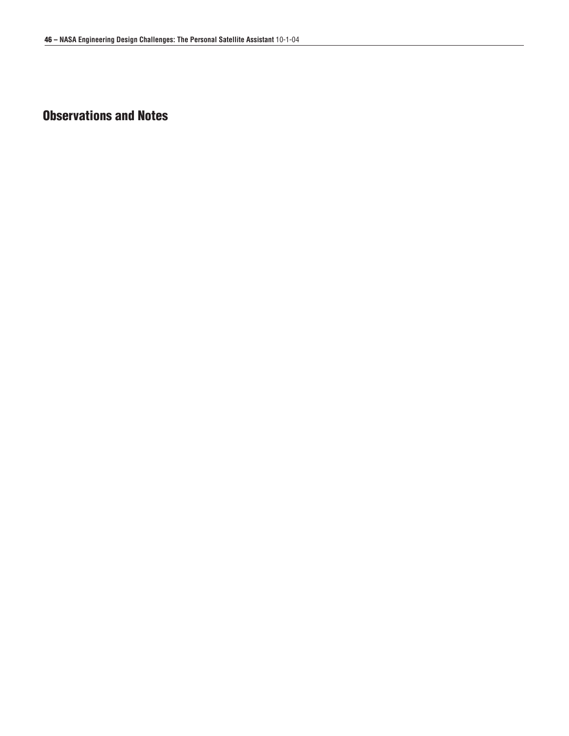## Observations and Notes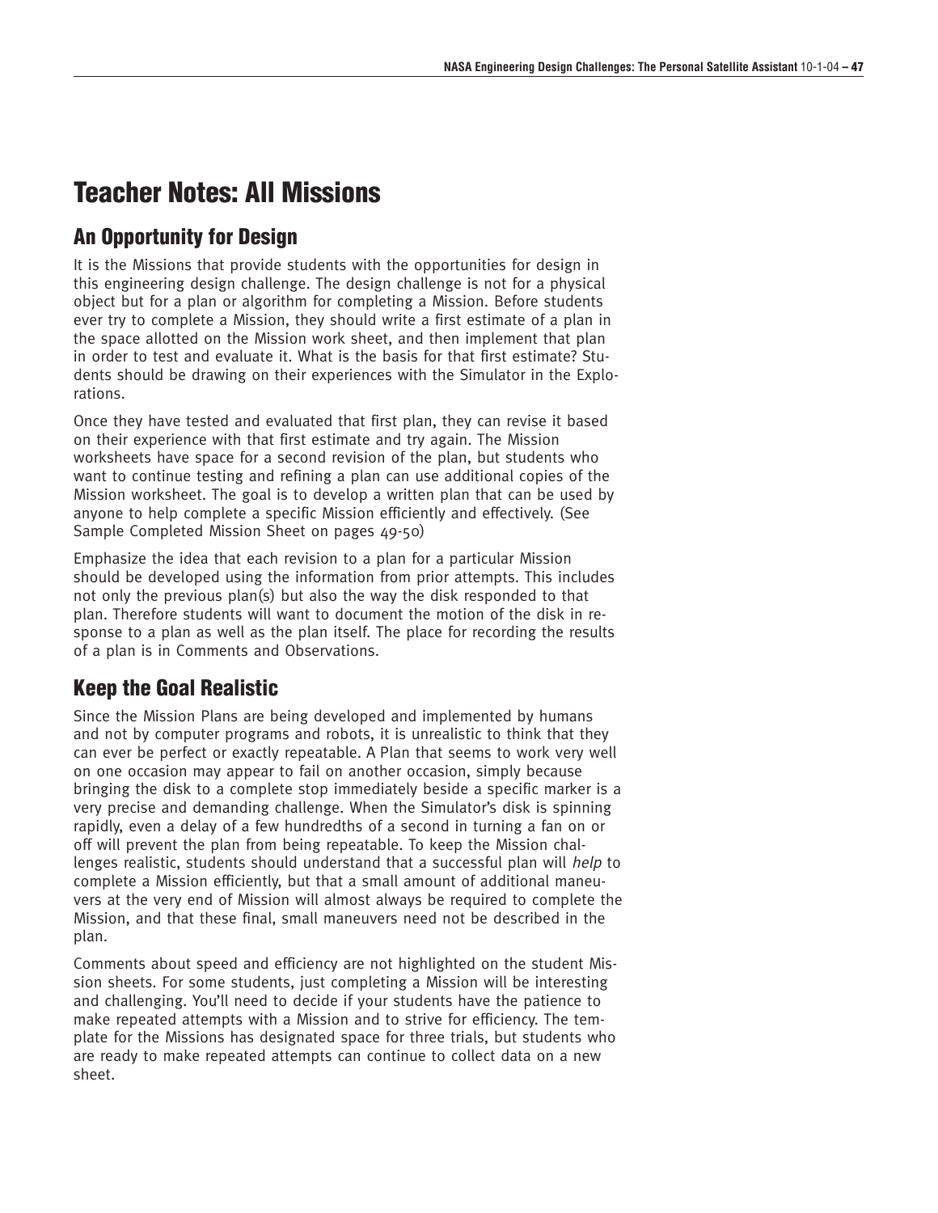# Teacher Notes: All Missions

## An Opportunity for Design

It is the Missions that provide students with the opportunities for design in this engineering design challenge. The design challenge is not for a physical object but for a plan or algorithm for completing a Mission. Before students ever try to complete a Mission, they should write a first estimate of a plan in the space allotted on the Mission work sheet, and then implement that plan in order to test and evaluate it. What is the basis for that first estimate? Students should be drawing on their experiences with the Simulator in the Explorations.

Once they have tested and evaluated that first plan, they can revise it based on their experience with that first estimate and try again. The Mission worksheets have space for a second revision of the plan, but students who want to continue testing and refining a plan can use additional copies of the Mission worksheet. The goal is to develop a written plan that can be used by anyone to help complete a specific Mission efficiently and effectively. (See Sample Completed Mission Sheet on pages 49-50)

Emphasize the idea that each revision to a plan for a particular Mission should be developed using the information from prior attempts. This includes not only the previous plan(s) but also the way the disk responded to that plan. Therefore students will want to document the motion of the disk in response to a plan as well as the plan itself. The place for recording the results of a plan is in Comments and Observations.

## Keep the Goal Realistic

Since the Mission Plans are being developed and implemented by humans and not by computer programs and robots, it is unrealistic to think that they can ever be perfect or exactly repeatable. A Plan that seems to work very well on one occasion may appear to fail on another occasion, simply because bringing the disk to a complete stop immediately beside a specific marker is a very precise and demanding challenge. When the Simulator's disk is spinning rapidly, even a delay of a few hundredths of a second in turning a fan on or off will prevent the plan from being repeatable. To keep the Mission challenges realistic, students should understand that a successful plan will *help* to complete a Mission efficiently, but that a small amount of additional maneuvers at the very end of Mission will almost always be required to complete the Mission, and that these final, small maneuvers need not be described in the plan.

Comments about speed and efficiency are not highlighted on the student Mission sheets. For some students, just completing a Mission will be interesting and challenging. You'll need to decide if your students have the patience to make repeated attempts with a Mission and to strive for efficiency. The template for the Missions has designated space for three trials, but students who are ready to make repeated attempts can continue to collect data on a new sheet.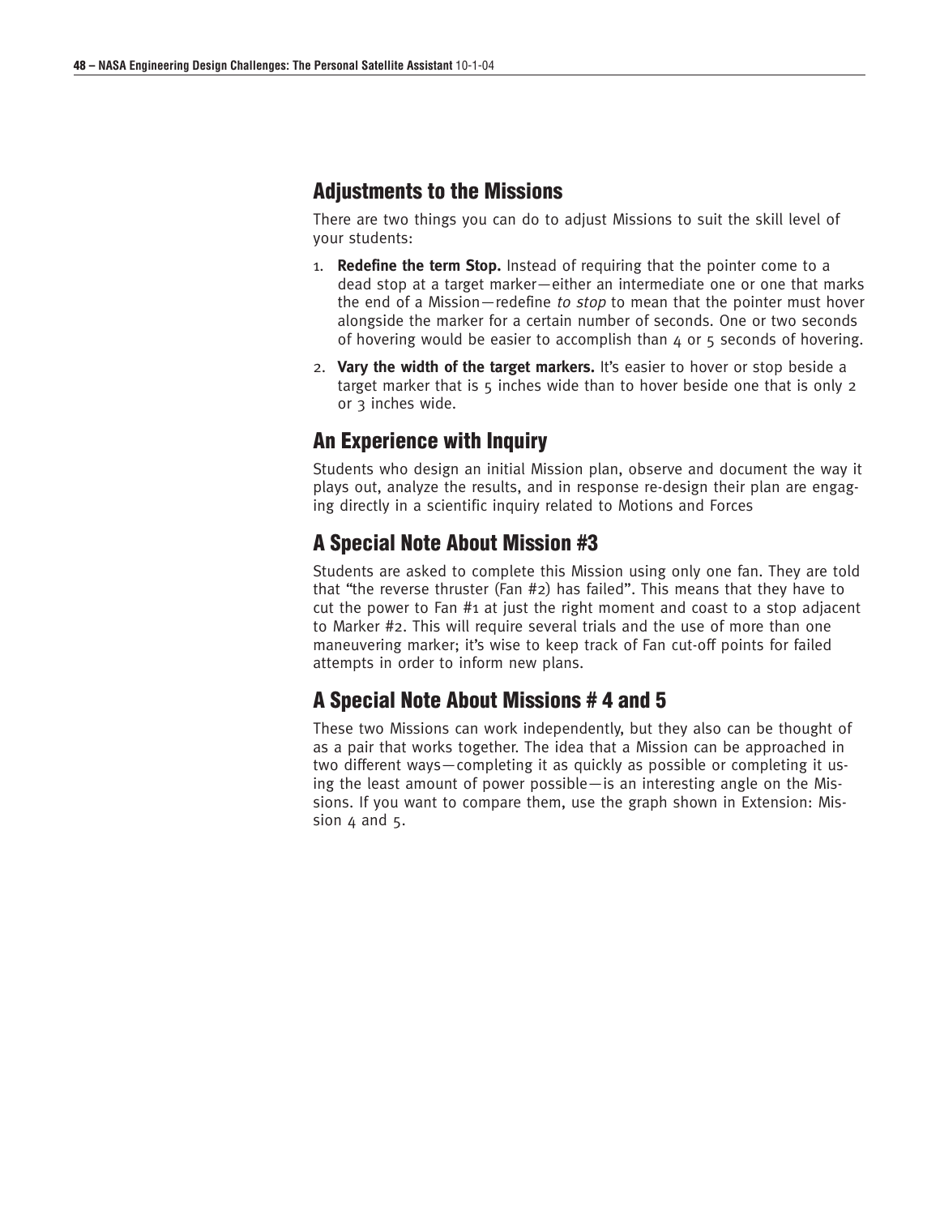## Adjustments to the Missions

There are two things you can do to adjust Missions to suit the skill level of your students:

1. **Redefine the term Stop.** Instead of requiring that the pointer come to a dead stop at a target marker—either an intermediate one or one that marks the end of a Mission—redefine *to stop* to mean that the pointer must hover alongside the marker for a certain number of seconds. One or two seconds of hovering would be easier to accomplish than 4 or 5 seconds of hovering.
2. **Vary the width of the target markers.** It's easier to hover or stop beside a target marker that is 5 inches wide than to hover beside one that is only 2 or 3 inches wide.

## An Experience with Inquiry

Students who design an initial Mission plan, observe and document the way it plays out, analyze the results, and in response re-design their plan are engaging directly in a scientific inquiry related to Motions and Forces

## A Special Note About Mission #3

Students are asked to complete this Mission using only one fan. They are told that "the reverse thruster (Fan #2) has failed". This means that they have to cut the power to Fan #1 at just the right moment and coast to a stop adjacent to Marker #2. This will require several trials and the use of more than one maneuvering marker; it's wise to keep track of Fan cut-off points for failed attempts in order to inform new plans.

## A Special Note About Missions # 4 and 5

These two Missions can work independently, but they also can be thought of as a pair that works together. The idea that a Mission can be approached in two different ways—completing it as quickly as possible or completing it using the least amount of power possible—is an interesting angle on the Missions. If you want to compare them, use the graph shown in Extension: Mission 4 and 5.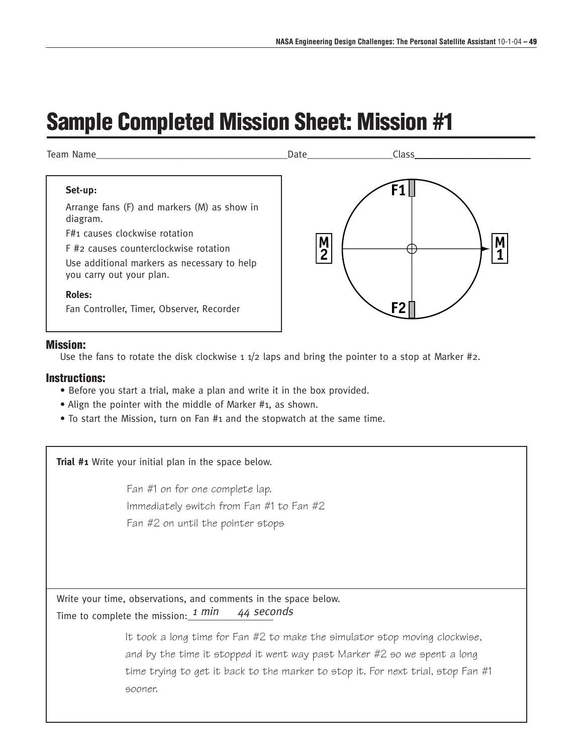# Sample Completed Mission Sheet: Mission #1

Team Name\_\_\_\_\_\_\_\_\_\_\_\_\_\_\_\_\_\_\_\_\_\_\_\_\_\_\_\_\_\_\_\_\_\_\_\_Date\_\_\_\_\_\_\_\_\_\_\_\_\_\_\_\_Class\_\_\_\_\_\_\_\_\_\_\_\_\_\_\_\_\_\_\_\_\_\_

**Set-up:**

Arrange fans (F) and markers (M) as show in diagram.

F#1 causes clockwise rotation

F #2 causes counterclockwise rotation

Use additional markers as necessary to help you carry out your plan.

**Roles:**

Fan Controller, Timer, Observer, Recorder

F1

M 2

M 1

F2

### Mission:

Use the fans to rotate the disk clockwise 1 1/2 laps and bring the pointer to a stop at Marker #2.

### Instructions:

- Before you start a trial, make a plan and write it in the box provided.
- Align the pointer with the middle of Marker #1, as shown.
- To start the Mission, turn on Fan #1 and the stopwatch at the same time.

**Trial #1** Write your initial plan in the space below.

Fan #1 on for one complete lap.
Immediately switch from Fan #1 to Fan #2
Fan #2 on until the pointer stops

Write your time, observations, and comments in the space below.

Time to complete the mission: *1 min 44 seconds*

It took a long time for Fan #2 to make the simulator stop moving clockwise, and by the time it stopped it went way past Marker #2 so we spent a long time trying to get it back to the marker to stop it. For next trial, stop Fan #1 sooner.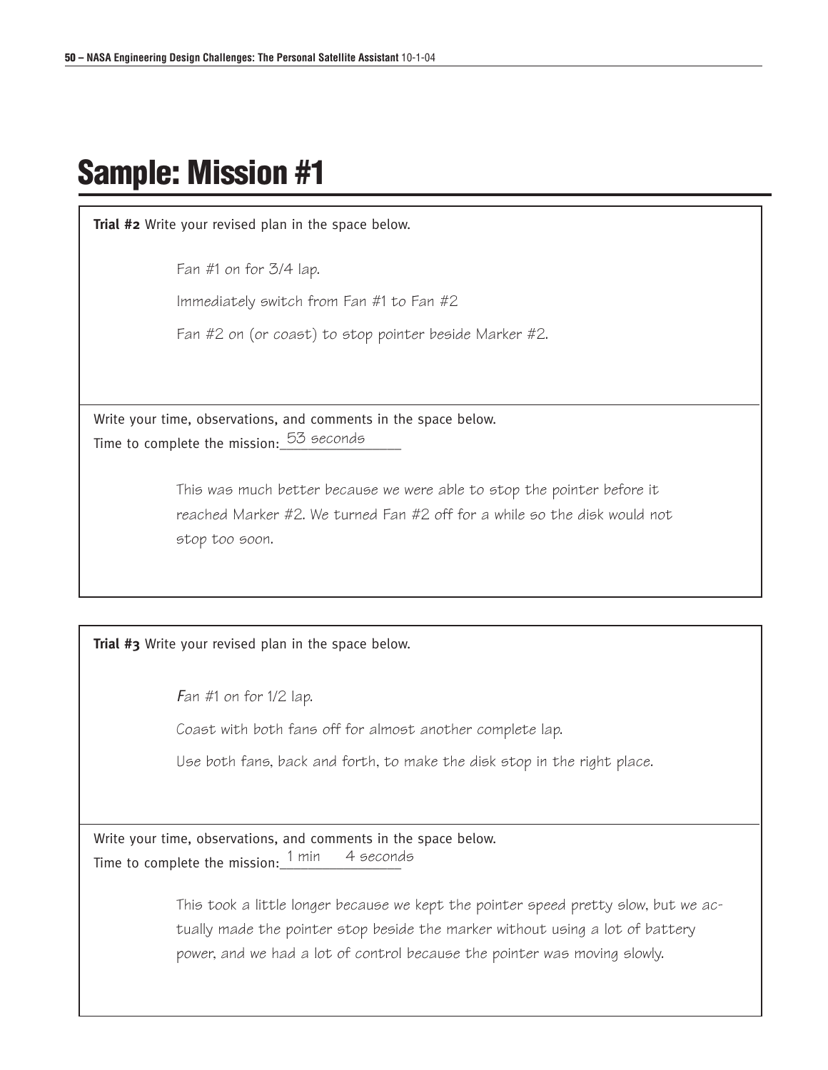# Sample: Mission #1

**Trial #2** Write your revised plan in the space below.

Fan #1 on for 3/4 lap.

Immediately switch from Fan #1 to Fan #2

Fan #2 on (or coast) to stop pointer beside Marker #2.

Write your time, observations, and comments in the space below.

Time to complete the mission: 53 seconds

This was much better because we were able to stop the pointer before it reached Marker #2. We turned Fan #2 off for a while so the disk would not stop too soon.

**Trial #3** Write your revised plan in the space below.

Fan #1 on for 1/2 lap.

Coast with both fans off for almost another complete lap.

Use both fans, back and forth, to make the disk stop in the right place.

Write your time, observations, and comments in the space below.

Time to complete the mission: 1 min 4 seconds

This took a little longer because we kept the pointer speed pretty slow, but we actually made the pointer stop beside the marker without using a lot of battery power, and we had a lot of control because the pointer was moving slowly.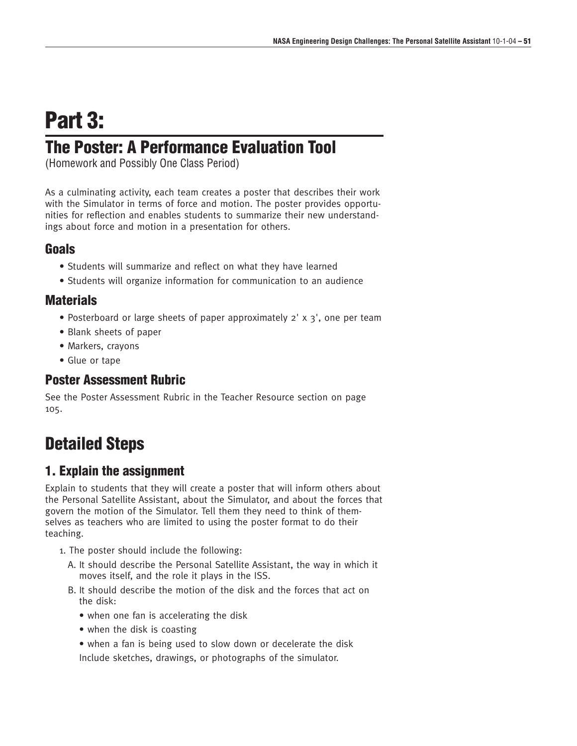# Part 3:

## The Poster: A Performance Evaluation Tool

(Homework and Possibly One Class Period)

As a culminating activity, each team creates a poster that describes their work with the Simulator in terms of force and motion. The poster provides opportunities for reflection and enables students to summarize their new understandings about force and motion in a presentation for others.

### Goals

- Students will summarize and reflect on what they have learned
- Students will organize information for communication to an audience

### Materials

- Posterboard or large sheets of paper approximately 2' x 3', one per team
- Blank sheets of paper
- Markers, crayons
- Glue or tape

### Poster Assessment Rubric

See the Poster Assessment Rubric in the Teacher Resource section on page 105.

## Detailed Steps

### 1. Explain the assignment

Explain to students that they will create a poster that will inform others about the Personal Satellite Assistant, about the Simulator, and about the forces that govern the motion of the Simulator. Tell them they need to think of themselves as teachers who are limited to using the poster format to do their teaching.

1. The poster should include the following:
   A. It should describe the Personal Satellite Assistant, the way in which it moves itself, and the role it plays in the ISS.
   B. It should describe the motion of the disk and the forces that act on the disk:
      - when one fan is accelerating the disk
      - when the disk is coasting
      - when a fan is being used to slow down or decelerate the disk

      Include sketches, drawings, or photographs of the simulator.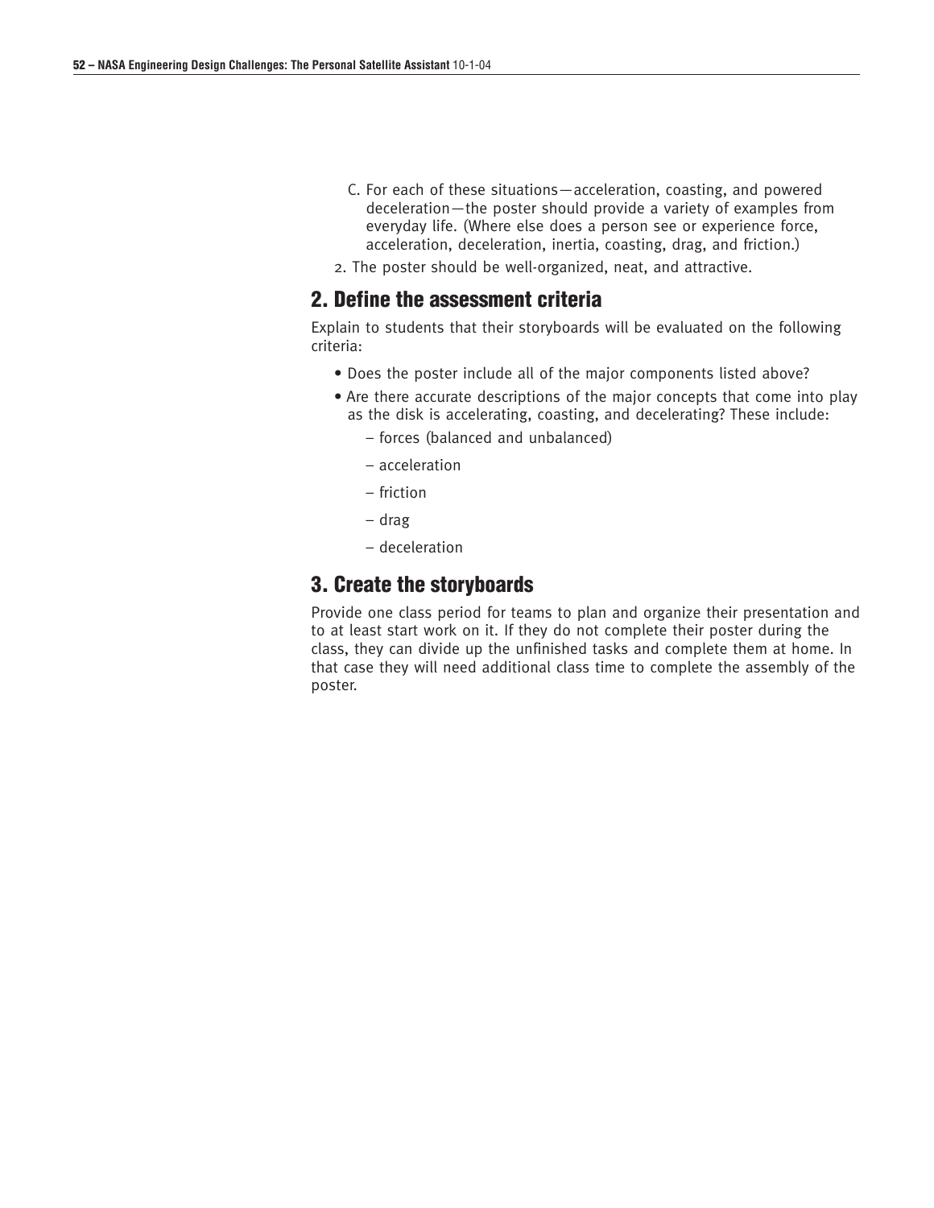C. For each of these situations—acceleration, coasting, and powered deceleration—the poster should provide a variety of examples from everyday life. (Where else does a person see or experience force, acceleration, deceleration, inertia, coasting, drag, and friction.)

2. The poster should be well-organized, neat, and attractive.

## 2. Define the assessment criteria

Explain to students that their storyboards will be evaluated on the following criteria:

- Does the poster include all of the major components listed above?
- Are there accurate descriptions of the major concepts that come into play as the disk is accelerating, coasting, and decelerating? These include:
  - forces (balanced and unbalanced)
  - acceleration
  - friction
  - drag
  - deceleration

## 3. Create the storyboards

Provide one class period for teams to plan and organize their presentation and to at least start work on it. If they do not complete their poster during the class, they can divide up the unfinished tasks and complete them at home. In that case they will need additional class time to complete the assembly of the poster.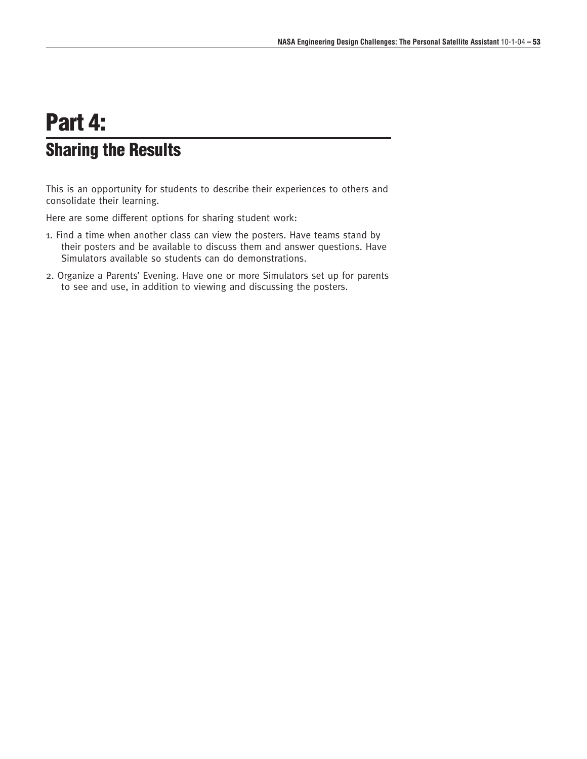# Part 4:

## Sharing the Results

This is an opportunity for students to describe their experiences to others and consolidate their learning.

Here are some different options for sharing student work:

1. Find a time when another class can view the posters. Have teams stand by their posters and be available to discuss them and answer questions. Have Simulators available so students can do demonstrations.
2. Organize a Parents' Evening. Have one or more Simulators set up for parents to see and use, in addition to viewing and discussing the posters.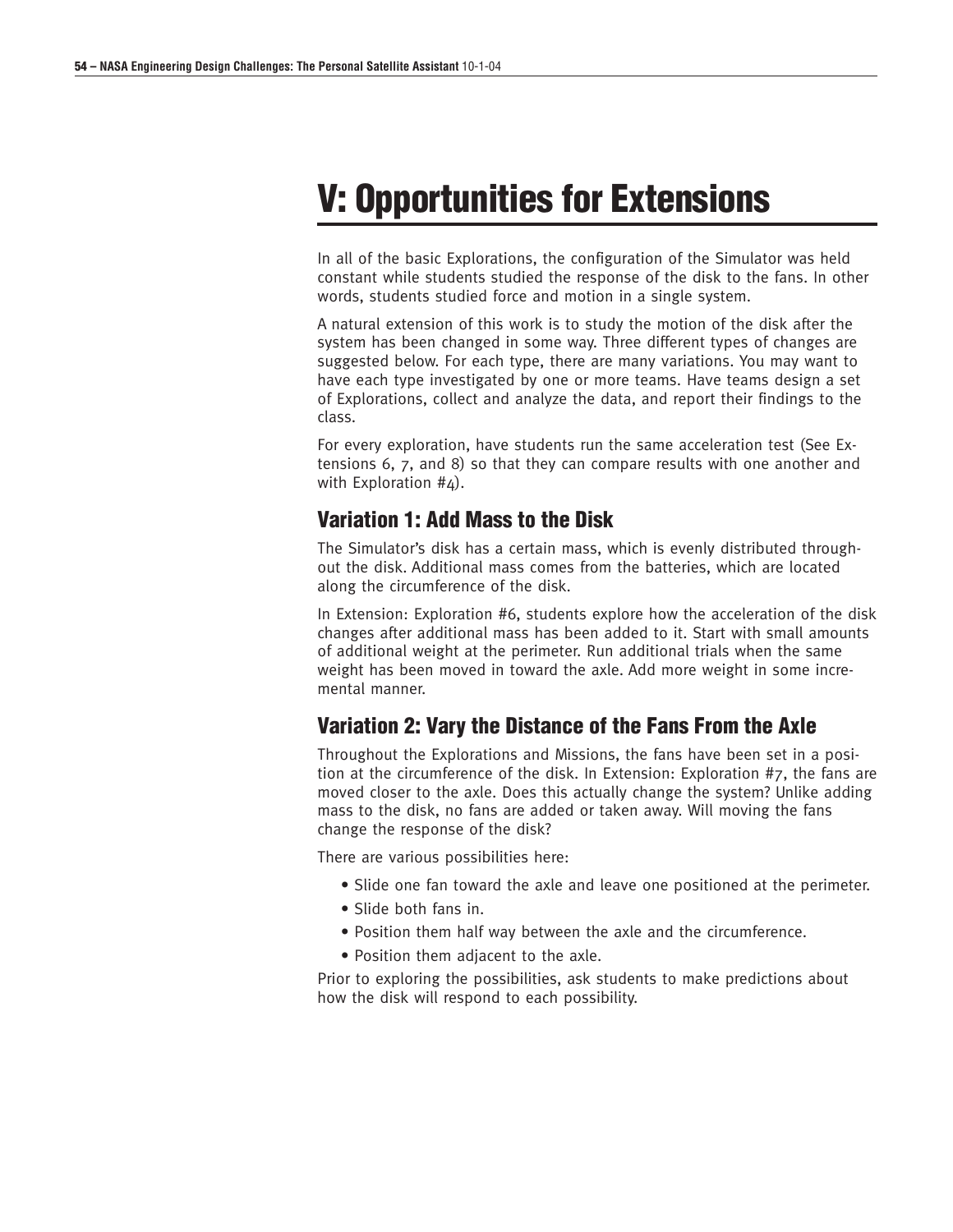# V: Opportunities for Extensions

In all of the basic Explorations, the configuration of the Simulator was held constant while students studied the response of the disk to the fans. In other words, students studied force and motion in a single system.

A natural extension of this work is to study the motion of the disk after the system has been changed in some way. Three different types of changes are suggested below. For each type, there are many variations. You may want to have each type investigated by one or more teams. Have teams design a set of Explorations, collect and analyze the data, and report their findings to the class.

For every exploration, have students run the same acceleration test (See Extensions 6, 7, and 8) so that they can compare results with one another and with Exploration #4).

## Variation 1: Add Mass to the Disk

The Simulator's disk has a certain mass, which is evenly distributed throughout the disk. Additional mass comes from the batteries, which are located along the circumference of the disk.

In Extension: Exploration #6, students explore how the acceleration of the disk changes after additional mass has been added to it. Start with small amounts of additional weight at the perimeter. Run additional trials when the same weight has been moved in toward the axle. Add more weight in some incremental manner.

## Variation 2: Vary the Distance of the Fans From the Axle

Throughout the Explorations and Missions, the fans have been set in a position at the circumference of the disk. In Extension: Exploration #7, the fans are moved closer to the axle. Does this actually change the system? Unlike adding mass to the disk, no fans are added or taken away. Will moving the fans change the response of the disk?

There are various possibilities here:

- Slide one fan toward the axle and leave one positioned at the perimeter.
- Slide both fans in.
- Position them half way between the axle and the circumference.
- Position them adjacent to the axle.

Prior to exploring the possibilities, ask students to make predictions about how the disk will respond to each possibility.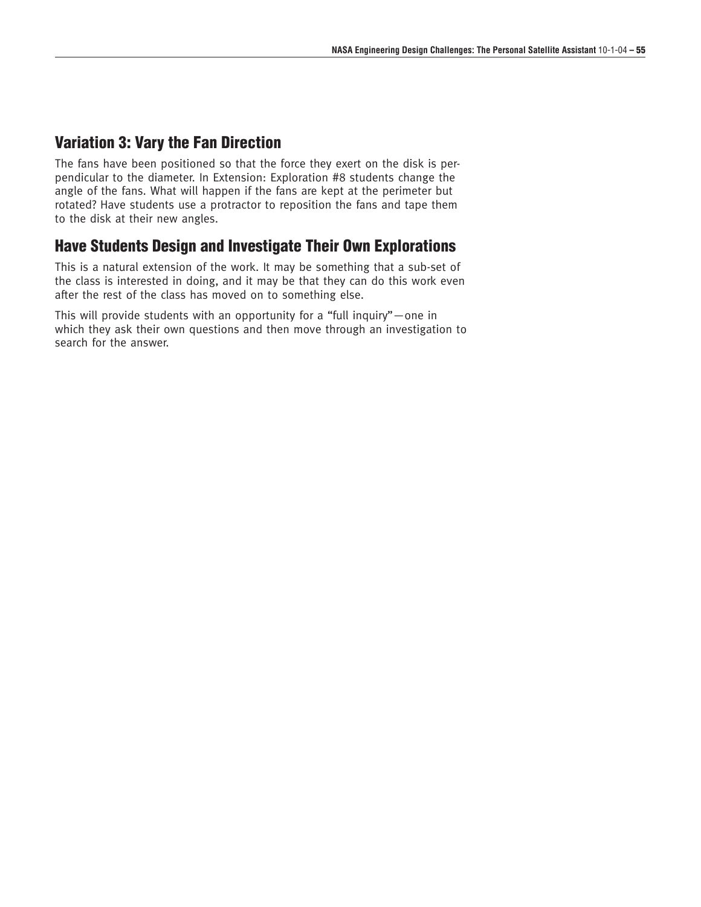## Variation 3: Vary the Fan Direction

The fans have been positioned so that the force they exert on the disk is perpendicular to the diameter. In Extension: Exploration #8 students change the angle of the fans. What will happen if the fans are kept at the perimeter but rotated? Have students use a protractor to reposition the fans and tape them to the disk at their new angles.

## Have Students Design and Investigate Their Own Explorations

This is a natural extension of the work. It may be something that a sub-set of the class is interested in doing, and it may be that they can do this work even after the rest of the class has moved on to something else.

This will provide students with an opportunity for a "full inquiry"—one in which they ask their own questions and then move through an investigation to search for the answer.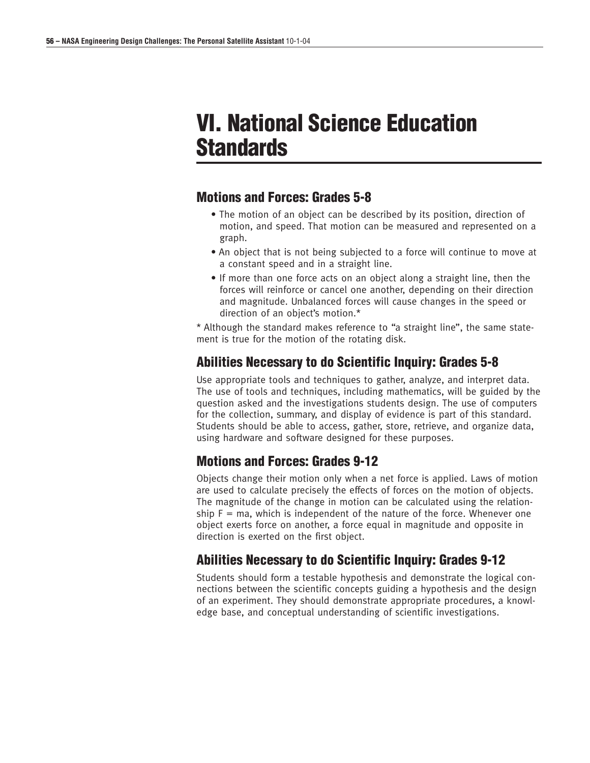# VI. National Science Education Standards

## Motions and Forces: Grades 5-8

- The motion of an object can be described by its position, direction of motion, and speed. That motion can be measured and represented on a graph.
- An object that is not being subjected to a force will continue to move at a constant speed and in a straight line.
- If more than one force acts on an object along a straight line, then the forces will reinforce or cancel one another, depending on their direction and magnitude. Unbalanced forces will cause changes in the speed or direction of an object's motion.*

* Although the standard makes reference to "a straight line", the same statement is true for the motion of the rotating disk.

## Abilities Necessary to do Scientific Inquiry: Grades 5-8

Use appropriate tools and techniques to gather, analyze, and interpret data. The use of tools and techniques, including mathematics, will be guided by the question asked and the investigations students design. The use of computers for the collection, summary, and display of evidence is part of this standard. Students should be able to access, gather, store, retrieve, and organize data, using hardware and software designed for these purposes.

## Motions and Forces: Grades 9-12

Objects change their motion only when a net force is applied. Laws of motion are used to calculate precisely the effects of forces on the motion of objects. The magnitude of the change in motion can be calculated using the relationship $F = ma$, which is independent of the nature of the force. Whenever one object exerts force on another, a force equal in magnitude and opposite in direction is exerted on the first object.

## Abilities Necessary to do Scientific Inquiry: Grades 9-12

Students should form a testable hypothesis and demonstrate the logical connections between the scientific concepts guiding a hypothesis and the design of an experiment. They should demonstrate appropriate procedures, a knowledge base, and conceptual understanding of scientific investigations.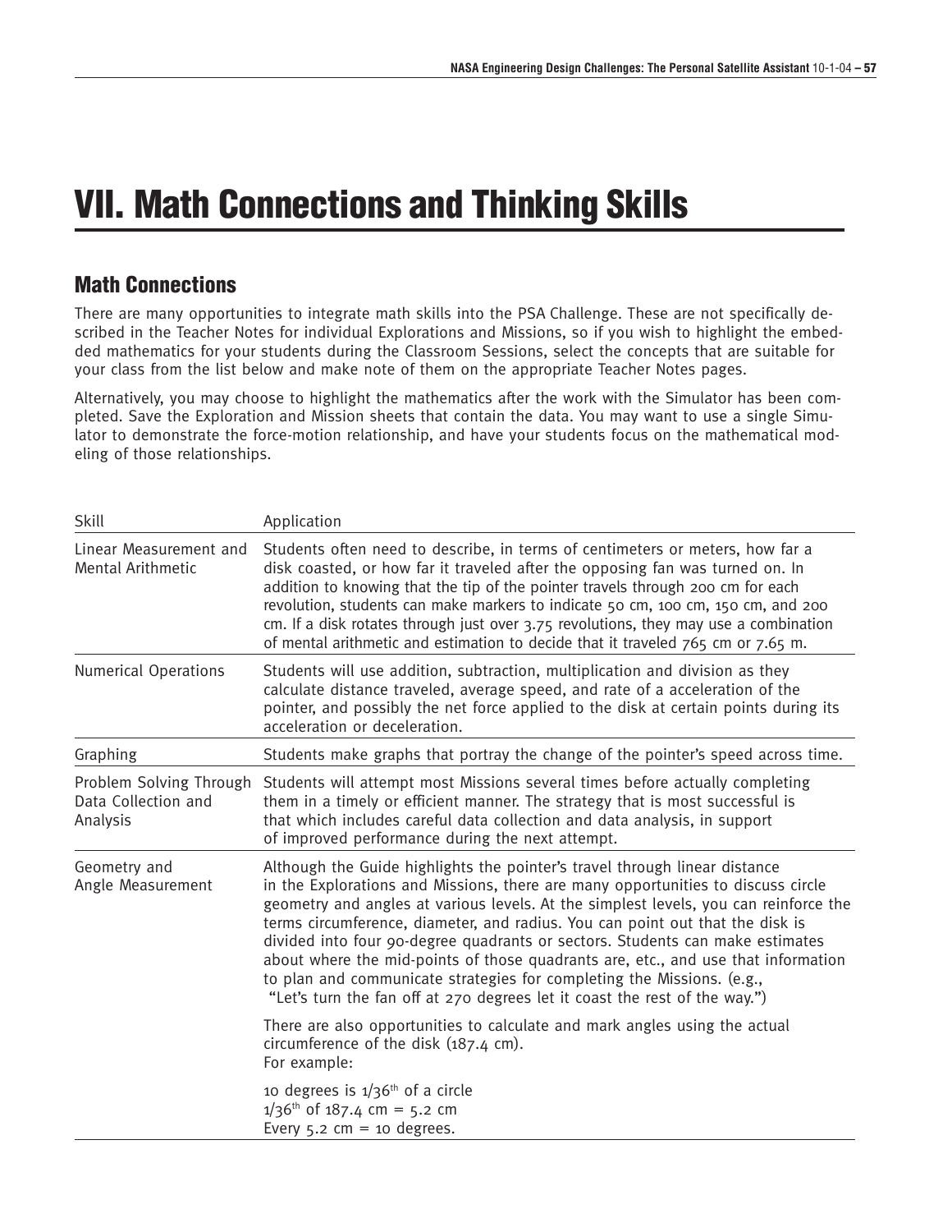# VII. Math Connections and Thinking Skills

## Math Connections

There are many opportunities to integrate math skills into the PSA Challenge. These are not specifically described in the Teacher Notes for individual Explorations and Missions, so if you wish to highlight the embedded mathematics for your students during the Classroom Sessions, select the concepts that are suitable for your class from the list below and make note of them on the appropriate Teacher Notes pages.

Alternatively, you may choose to highlight the mathematics after the work with the Simulator has been completed. Save the Exploration and Mission sheets that contain the data. You may want to use a single Simulator to demonstrate the force-motion relationship, and have your students focus on the mathematical modeling of those relationships.

| Skill | Application |
|---|---|
| Linear Measurement and Mental Arithmetic | Students often need to describe, in terms of centimeters or meters, how far a disk coasted, or how far it traveled after the opposing fan was turned on. In addition to knowing that the tip of the pointer travels through 200 cm for each revolution, students can make markers to indicate 50 cm, 100 cm, 150 cm, and 200 cm. If a disk rotates through just over 3.75 revolutions, they may use a combination of mental arithmetic and estimation to decide that it traveled 765 cm or 7.65 m. |
| Numerical Operations | Students will use addition, subtraction, multiplication and division as they calculate distance traveled, average speed, and rate of a acceleration of the pointer, and possibly the net force applied to the disk at certain points during its acceleration or deceleration. |
| Graphing | Students make graphs that portray the change of the pointer's speed across time. |
| Problem Solving Through Data Collection and Analysis | Students will attempt most Missions several times before actually completing them in a timely or efficient manner. The strategy that is most successful is that which includes careful data collection and data analysis, in support of improved performance during the next attempt. |
| Geometry and Angle Measurement | Although the Guide highlights the pointer's travel through linear distance in the Explorations and Missions, there are many opportunities to discuss circle geometry and angles at various levels. At the simplest levels, you can reinforce the terms circumference, diameter, and radius. You can point out that the disk is divided into four 90-degree quadrants or sectors. Students can make estimates about where the mid-points of those quadrants are, etc., and use that information to plan and communicate strategies for completing the Missions. (e.g., "Let's turn the fan off at 270 degrees let it coast the rest of the way.")<br><br>There are also opportunities to calculate and mark angles using the actual circumference of the disk (187.4 cm).<br>For example:<br><br>10 degrees is 1/36th of a circle<br>1/36th of 187.4 cm = 5.2 cm<br>Every 5.2 cm = 10 degrees. |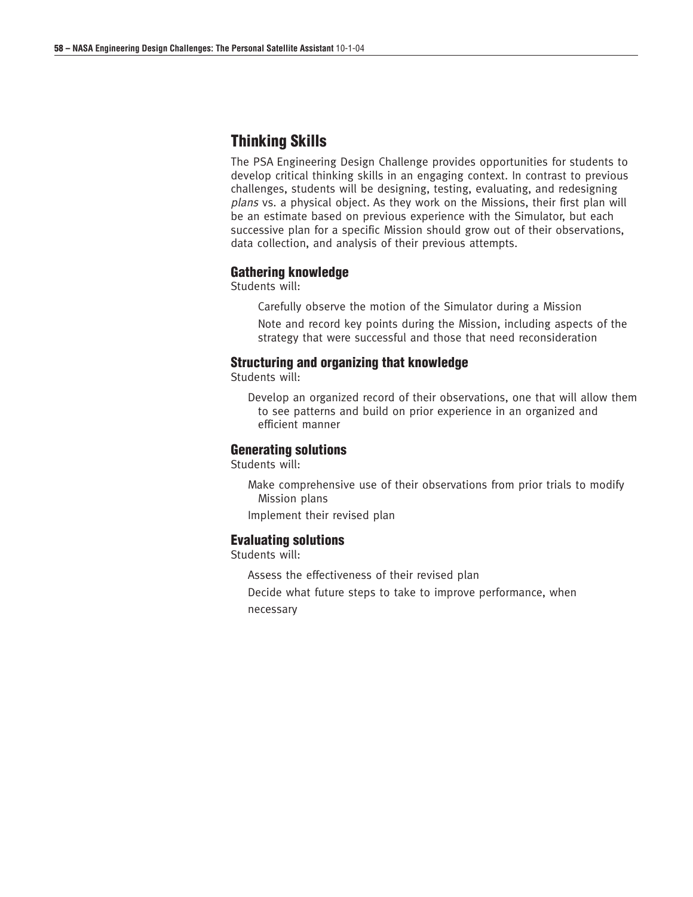## Thinking Skills

The PSA Engineering Design Challenge provides opportunities for students to develop critical thinking skills in an engaging context. In contrast to previous challenges, students will be designing, testing, evaluating, and redesigning *plans* vs. a physical object. As they work on the Missions, their first plan will be an estimate based on previous experience with the Simulator, but each successive plan for a specific Mission should grow out of their observations, data collection, and analysis of their previous attempts.

### Gathering knowledge

Students will:

- Carefully observe the motion of the Simulator during a Mission
- Note and record key points during the Mission, including aspects of the strategy that were successful and those that need reconsideration

### Structuring and organizing that knowledge

Students will:

- Develop an organized record of their observations, one that will allow them to see patterns and build on prior experience in an organized and efficient manner

### Generating solutions

Students will:

- Make comprehensive use of their observations from prior trials to modify Mission plans
- Implement their revised plan

### Evaluating solutions

Students will:

- Assess the effectiveness of their revised plan
- Decide what future steps to take to improve performance, when necessary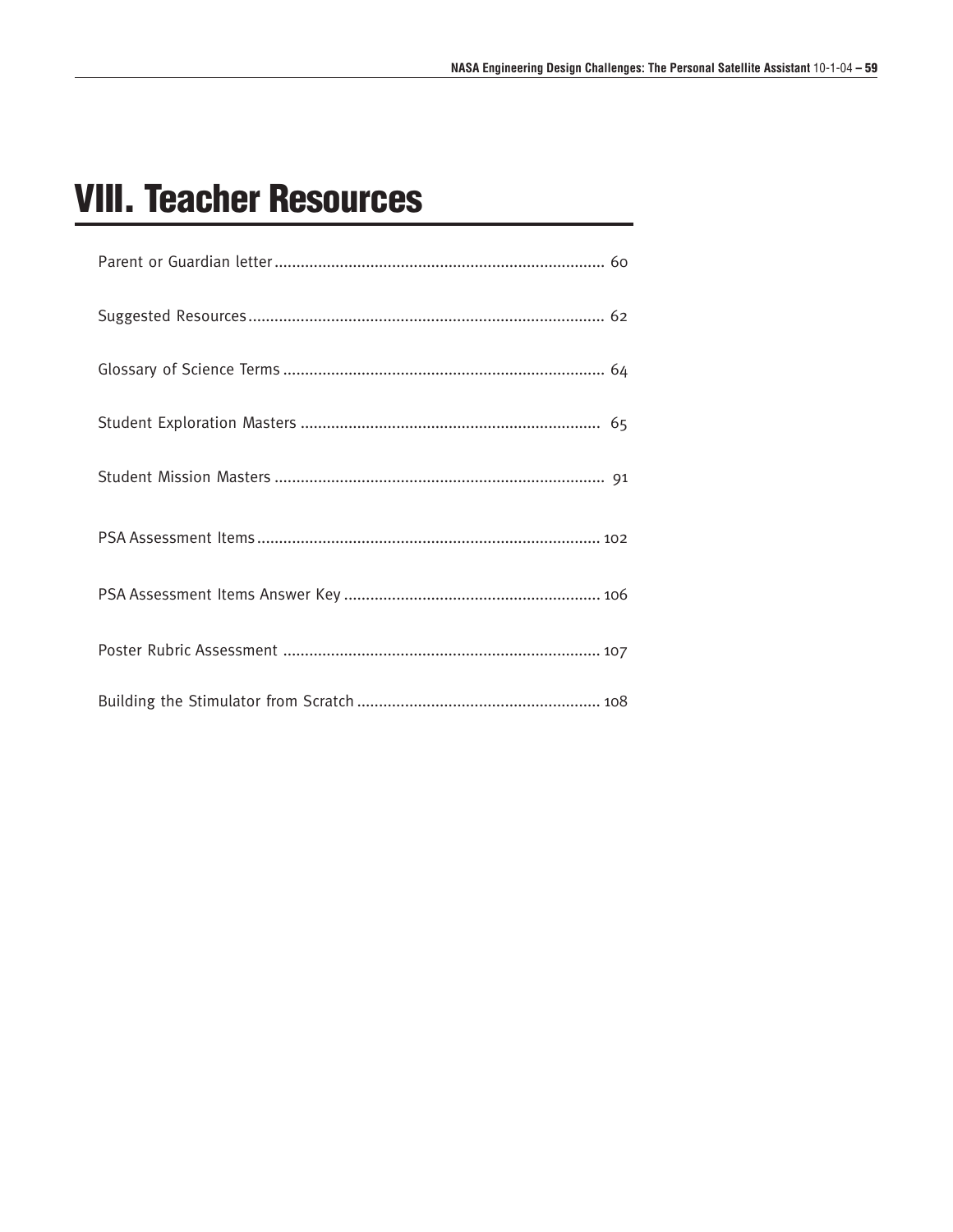# VIII. Teacher Resources

Parent or Guardian letter ........................................................................... 60

Suggested Resources ................................................................................. 62

Glossary of Science Terms ......................................................................... 64

Student Exploration Masters .................................................................... 65

Student Mission Masters ........................................................................... 91

PSA Assessment Items ............................................................................... 102

PSA Assessment Items Answer Key ........................................................... 106

Poster Rubric Assessment ......................................................................... 107

Building the Stimulator from Scratch ........................................................ 108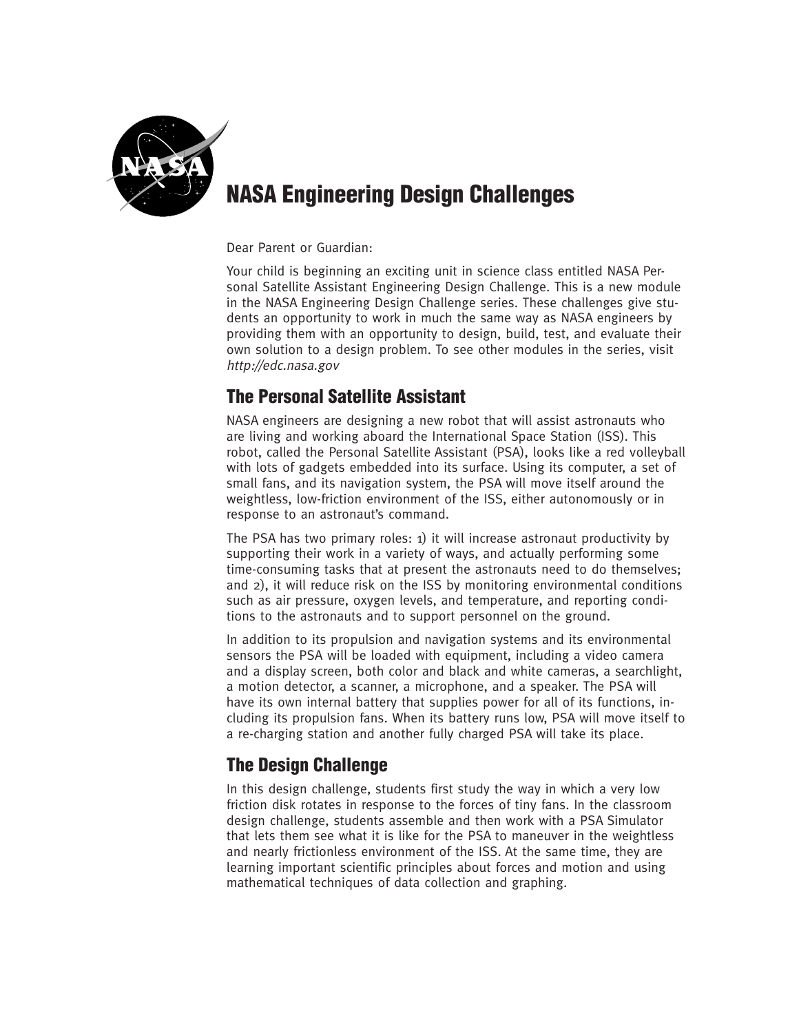# NASA Engineering Design Challenges

Dear Parent or Guardian:

Your child is beginning an exciting unit in science class entitled NASA Personal Satellite Assistant Engineering Design Challenge. This is a new module in the NASA Engineering Design Challenge series. These challenges give students an opportunity to work in much the same way as NASA engineers by providing them with an opportunity to design, build, test, and evaluate their own solution to a design problem. To see other modules in the series, visit *http://edc.nasa.gov*

## The Personal Satellite Assistant

NASA engineers are designing a new robot that will assist astronauts who are living and working aboard the International Space Station (ISS). This robot, called the Personal Satellite Assistant (PSA), looks like a red volleyball with lots of gadgets embedded into its surface. Using its computer, a set of small fans, and its navigation system, the PSA will move itself around the weightless, low-friction environment of the ISS, either autonomously or in response to an astronaut's command.

The PSA has two primary roles: 1) it will increase astronaut productivity by supporting their work in a variety of ways, and actually performing some time-consuming tasks that at present the astronauts need to do themselves; and 2), it will reduce risk on the ISS by monitoring environmental conditions such as air pressure, oxygen levels, and temperature, and reporting conditions to the astronauts and to support personnel on the ground.

In addition to its propulsion and navigation systems and its environmental sensors the PSA will be loaded with equipment, including a video camera and a display screen, both color and black and white cameras, a searchlight, a motion detector, a scanner, a microphone, and a speaker. The PSA will have its own internal battery that supplies power for all of its functions, including its propulsion fans. When its battery runs low, PSA will move itself to a re-charging station and another fully charged PSA will take its place.

## The Design Challenge

In this design challenge, students first study the way in which a very low friction disk rotates in response to the forces of tiny fans. In the classroom design challenge, students assemble and then work with a PSA Simulator that lets them see what it is like for the PSA to maneuver in the weightless and nearly frictionless environment of the ISS. At the same time, they are learning important scientific principles about forces and motion and using mathematical techniques of data collection and graphing.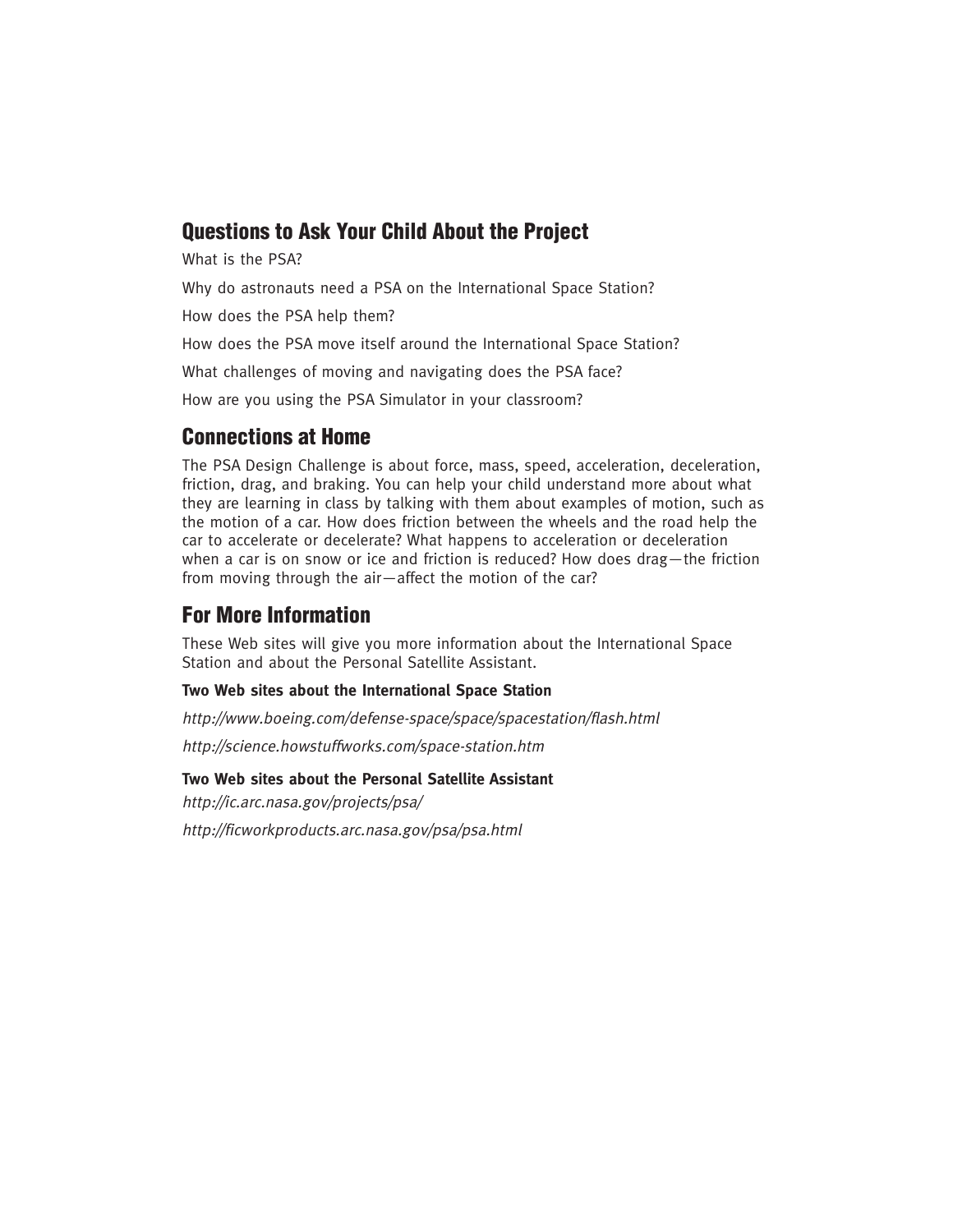## Questions to Ask Your Child About the Project

What is the PSA?

Why do astronauts need a PSA on the International Space Station?

How does the PSA help them?

How does the PSA move itself around the International Space Station?

What challenges of moving and navigating does the PSA face?

How are you using the PSA Simulator in your classroom?

## Connections at Home

The PSA Design Challenge is about force, mass, speed, acceleration, deceleration, friction, drag, and braking. You can help your child understand more about what they are learning in class by talking with them about examples of motion, such as the motion of a car. How does friction between the wheels and the road help the car to accelerate or decelerate? What happens to acceleration or deceleration when a car is on snow or ice and friction is reduced? How does drag—the friction from moving through the air—affect the motion of the car?

## For More Information

These Web sites will give you more information about the International Space Station and about the Personal Satellite Assistant.

**Two Web sites about the International Space Station**

*http://www.boeing.com/defense-space/space/spacestation/flash.html*

*http://science.howstuffworks.com/space-station.htm*

**Two Web sites about the Personal Satellite Assistant**

*http://ic.arc.nasa.gov/projects/psa/*

*http://ficworkproducts.arc.nasa.gov/psa/psa.html*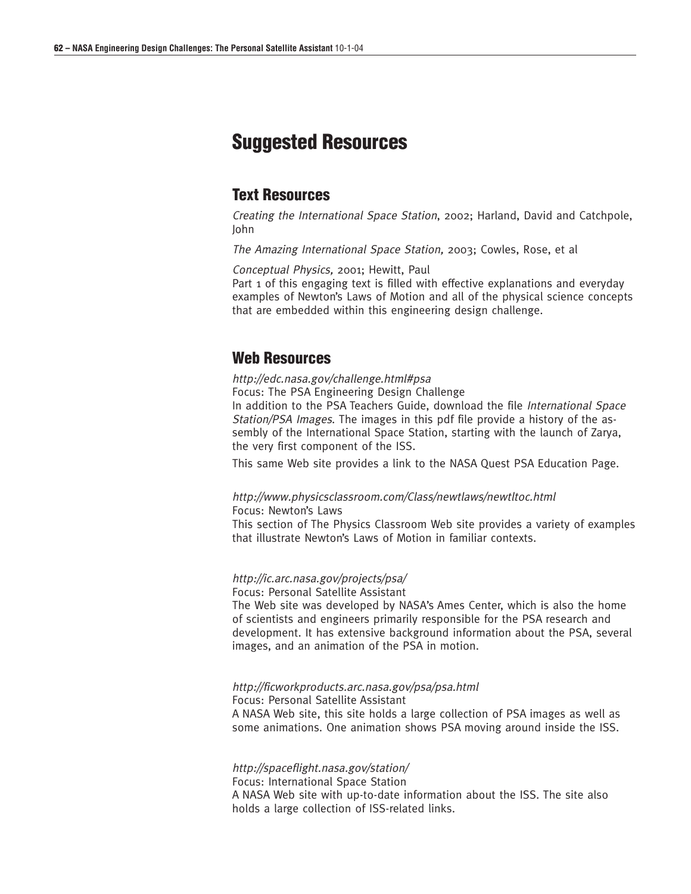# Suggested Resources

## Text Resources

*Creating the International Space Station*, 2002; Harland, David and Catchpole, John

*The Amazing International Space Station,* 2003; Cowles, Rose, et al

*Conceptual Physics,* 2001; Hewitt, Paul
Part 1 of this engaging text is filled with effective explanations and everyday examples of Newton's Laws of Motion and all of the physical science concepts that are embedded within this engineering design challenge.

## Web Resources

*http://edc.nasa.gov/challenge.html#psa*
Focus: The PSA Engineering Design Challenge
In addition to the PSA Teachers Guide, download the file *International Space Station/PSA Images*. The images in this pdf file provide a history of the assembly of the International Space Station, starting with the launch of Zarya, the very first component of the ISS.

This same Web site provides a link to the NASA Quest PSA Education Page.

*http://www.physicsclassroom.com/Class/newtlaws/newtltoc.html*
Focus: Newton's Laws
This section of The Physics Classroom Web site provides a variety of examples that illustrate Newton's Laws of Motion in familiar contexts.

*http://ic.arc.nasa.gov/projects/psa/*
Focus: Personal Satellite Assistant
The Web site was developed by NASA's Ames Center, which is also the home of scientists and engineers primarily responsible for the PSA research and development. It has extensive background information about the PSA, several images, and an animation of the PSA in motion.

*http://ficworkproducts.arc.nasa.gov/psa/psa.html*
Focus: Personal Satellite Assistant
A NASA Web site, this site holds a large collection of PSA images as well as some animations. One animation shows PSA moving around inside the ISS.

*http://spaceflight.nasa.gov/station/*
Focus: International Space Station
A NASA Web site with up-to-date information about the ISS. The site also holds a large collection of ISS-related links.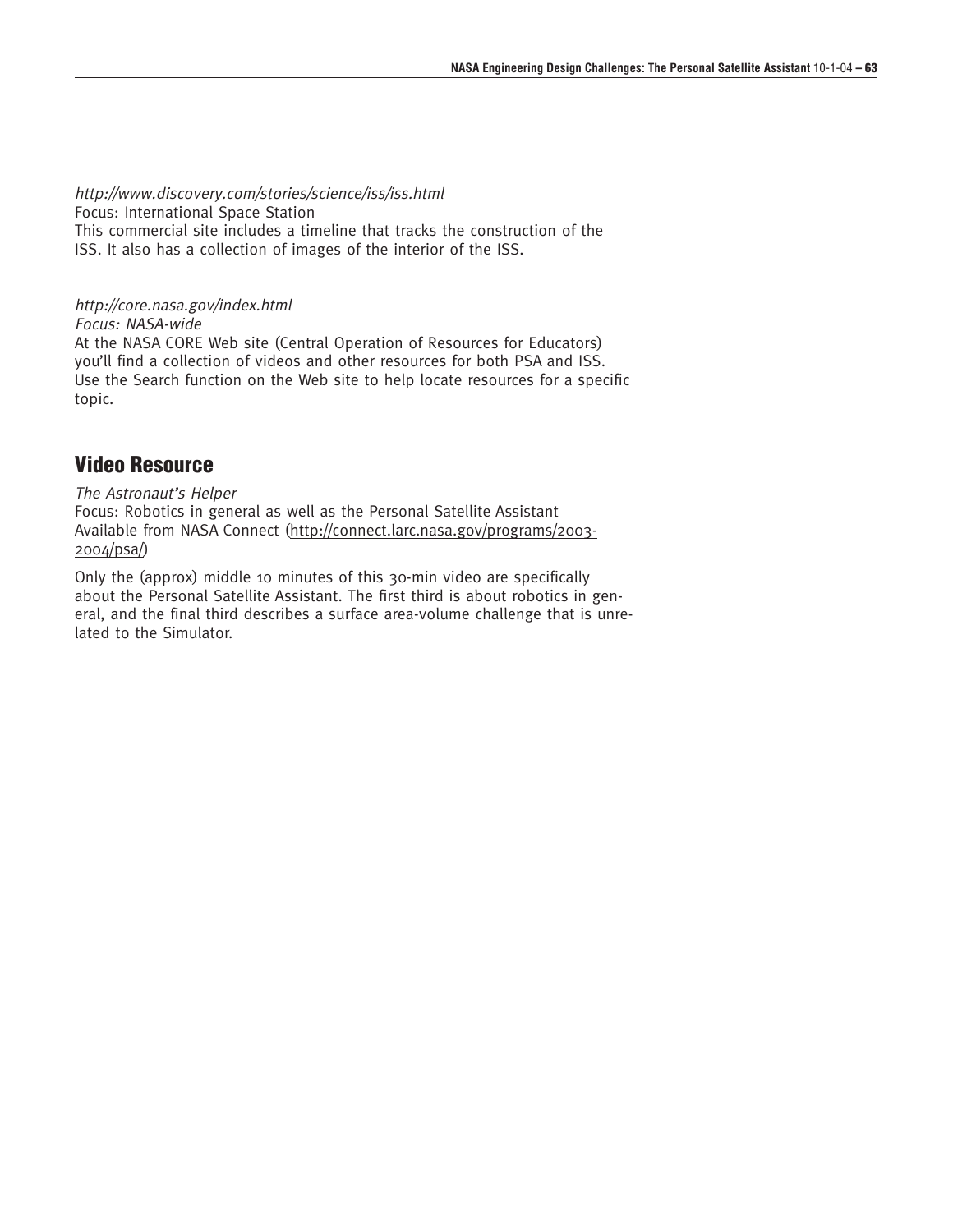*http://www.discovery.com/stories/science/iss/iss.html*
Focus: International Space Station
This commercial site includes a timeline that tracks the construction of the ISS. It also has a collection of images of the interior of the ISS.

*http://core.nasa.gov/index.html*
*Focus: NASA-wide*
At the NASA CORE Web site (Central Operation of Resources for Educators) you'll find a collection of videos and other resources for both PSA and ISS. Use the Search function on the Web site to help locate resources for a specific topic.

## Video Resource

*The Astronaut's Helper*
Focus: Robotics in general as well as the Personal Satellite Assistant
Available from NASA Connect (http://connect.larc.nasa.gov/programs/2003-2004/psa/)

Only the (approx) middle 10 minutes of this 30-min video are specifically about the Personal Satellite Assistant. The first third is about robotics in general, and the final third describes a surface area-volume challenge that is unrelated to the Simulator.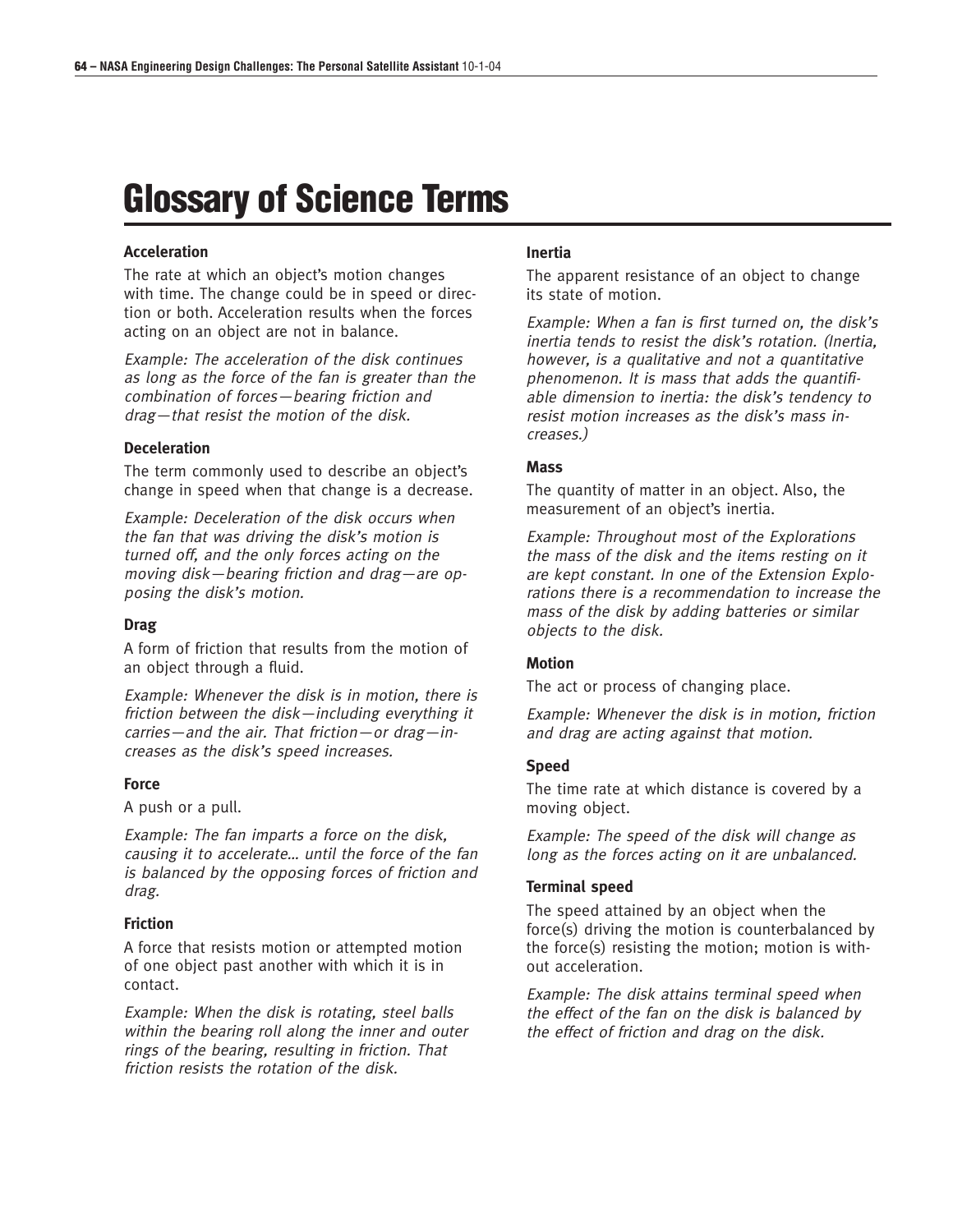# Glossary of Science Terms

### Acceleration

The rate at which an object's motion changes with time. The change could be in speed or direction or both. Acceleration results when the forces acting on an object are not in balance.

*Example: The acceleration of the disk continues as long as the force of the fan is greater than the combination of forces—bearing friction and drag—that resist the motion of the disk.*

### Deceleration

The term commonly used to describe an object's change in speed when that change is a decrease.

*Example: Deceleration of the disk occurs when the fan that was driving the disk's motion is turned off, and the only forces acting on the moving disk—bearing friction and drag—are opposing the disk's motion.*

### Drag

A form of friction that results from the motion of an object through a fluid.

*Example: Whenever the disk is in motion, there is friction between the disk—including everything it carries—and the air. That friction—or drag—increases as the disk's speed increases.*

### Force

A push or a pull.

*Example: The fan imparts a force on the disk, causing it to accelerate… until the force of the fan is balanced by the opposing forces of friction and drag.*

### Friction

A force that resists motion or attempted motion of one object past another with which it is in contact.

*Example: When the disk is rotating, steel balls within the bearing roll along the inner and outer rings of the bearing, resulting in friction. That friction resists the rotation of the disk.*

### Inertia

The apparent resistance of an object to change its state of motion.

*Example: When a fan is first turned on, the disk's inertia tends to resist the disk's rotation. (Inertia, however, is a qualitative and not a quantitative phenomenon. It is mass that adds the quantifiable dimension to inertia: the disk's tendency to resist motion increases as the disk's mass increases.)*

### Mass

The quantity of matter in an object. Also, the measurement of an object's inertia.

*Example: Throughout most of the Explorations the mass of the disk and the items resting on it are kept constant. In one of the Extension Explorations there is a recommendation to increase the mass of the disk by adding batteries or similar objects to the disk.*

### Motion

The act or process of changing place.

*Example: Whenever the disk is in motion, friction and drag are acting against that motion.*

### Speed

The time rate at which distance is covered by a moving object.

*Example: The speed of the disk will change as long as the forces acting on it are unbalanced.*

### Terminal speed

The speed attained by an object when the force(s) driving the motion is counterbalanced by the force(s) resisting the motion; motion is without acceleration.

*Example: The disk attains terminal speed when the effect of the fan on the disk is balanced by the effect of friction and drag on the disk.*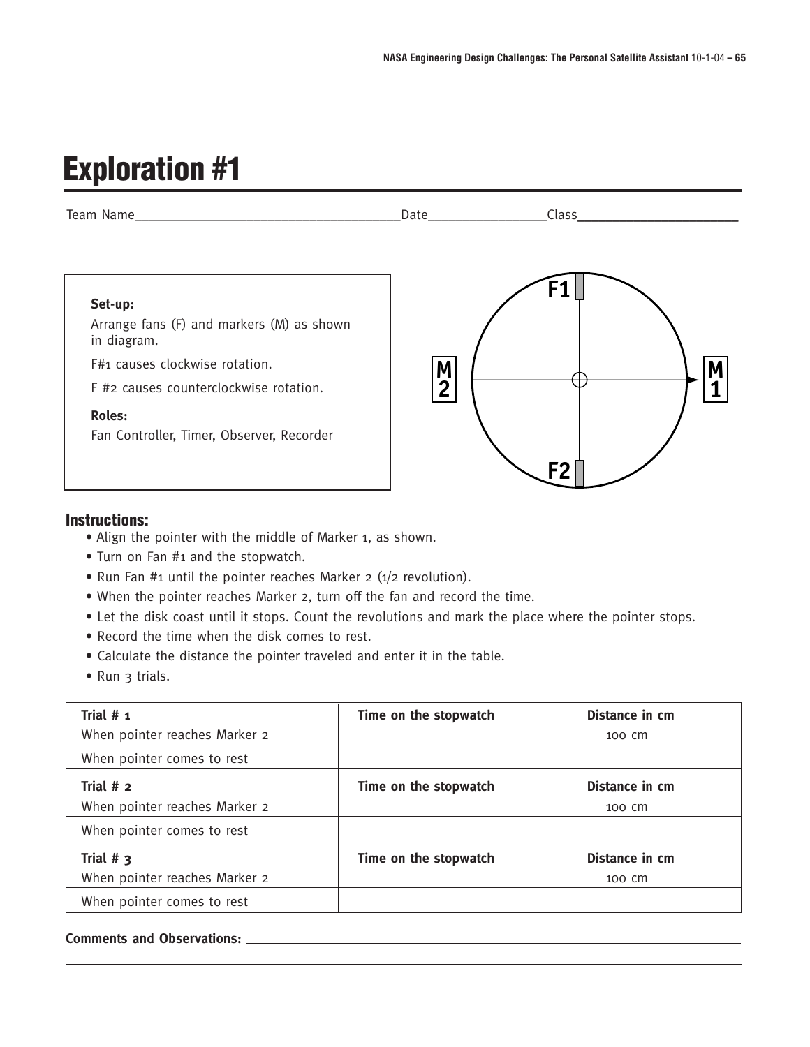# Exploration #1

Team Name_______________________________Date_______________Class___________________

**Set-up:**

Arrange fans (F) and markers (M) as shown in diagram.

F#1 causes clockwise rotation.

F #2 causes counterclockwise rotation.

**Roles:**

Fan Controller, Timer, Observer, Recorder

## Instructions:

- Align the pointer with the middle of Marker 1, as shown.
- Turn on Fan #1 and the stopwatch.
- Run Fan #1 until the pointer reaches Marker 2 (1/2 revolution).
- When the pointer reaches Marker 2, turn off the fan and record the time.
- Let the disk coast until it stops. Count the revolutions and mark the place where the pointer stops.
- Record the time when the disk comes to rest.
- Calculate the distance the pointer traveled and enter it in the table.
- Run 3 trials.

| **Trial # 1** | **Time on the stopwatch** | **Distance in cm** |
|---|---|---|
| When pointer reaches Marker 2 | | 100 cm |
| When pointer comes to rest | | |
| **Trial # 2** | **Time on the stopwatch** | **Distance in cm** |
| When pointer reaches Marker 2 | | 100 cm |
| When pointer comes to rest | | |
| **Trial # 3** | **Time on the stopwatch** | **Distance in cm** |
| When pointer reaches Marker 2 | | 100 cm |
| When pointer comes to rest | | |

**Comments and Observations:** ________________________________________________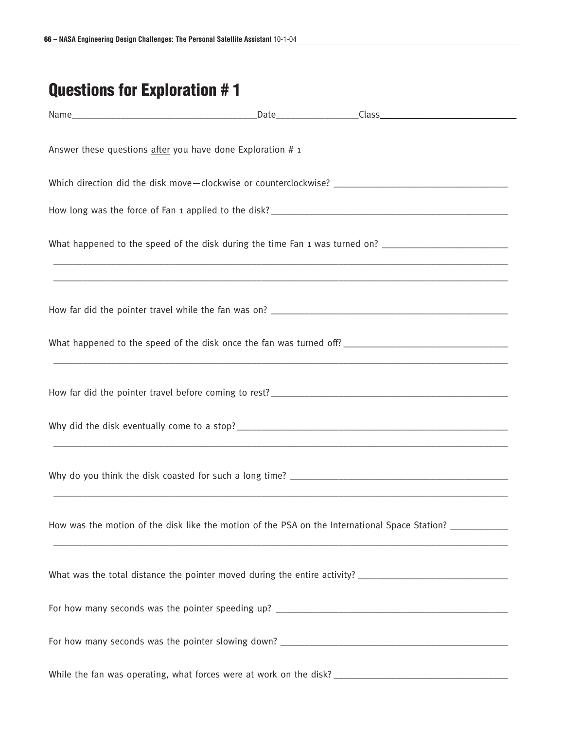# Questions for Exploration # 1

Name_____________________________________Date________________Class___________________________

Answer these questions after you have done Exploration # 1

Which direction did the disk move—clockwise or counterclockwise? __________________________________

How long was the force of Fan 1 applied to the disk?________________________________________________

What happened to the speed of the disk during the time Fan 1 was turned on? _________________________

_____________________________________________________________________________________________

_____________________________________________________________________________________________

How far did the pointer travel while the fan was on? ________________________________________________

What happened to the speed of the disk once the fan was turned off? _________________________________

_____________________________________________________________________________________________

How far did the pointer travel before coming to rest?________________________________________________

Why did the disk eventually come to a stop?________________________________________________________

_____________________________________________________________________________________________

Why do you think the disk coasted for such a long time? ____________________________________________

_____________________________________________________________________________________________

How was the motion of the disk like the motion of the PSA on the International Space Station? ___________

_____________________________________________________________________________________________

What was the total distance the pointer moved during the entire activity? _____________________________

For how many seconds was the pointer speeding up? _______________________________________________

For how many seconds was the pointer slowing down? ______________________________________________

While the fan was operating, what forces were at work on the disk? ___________________________________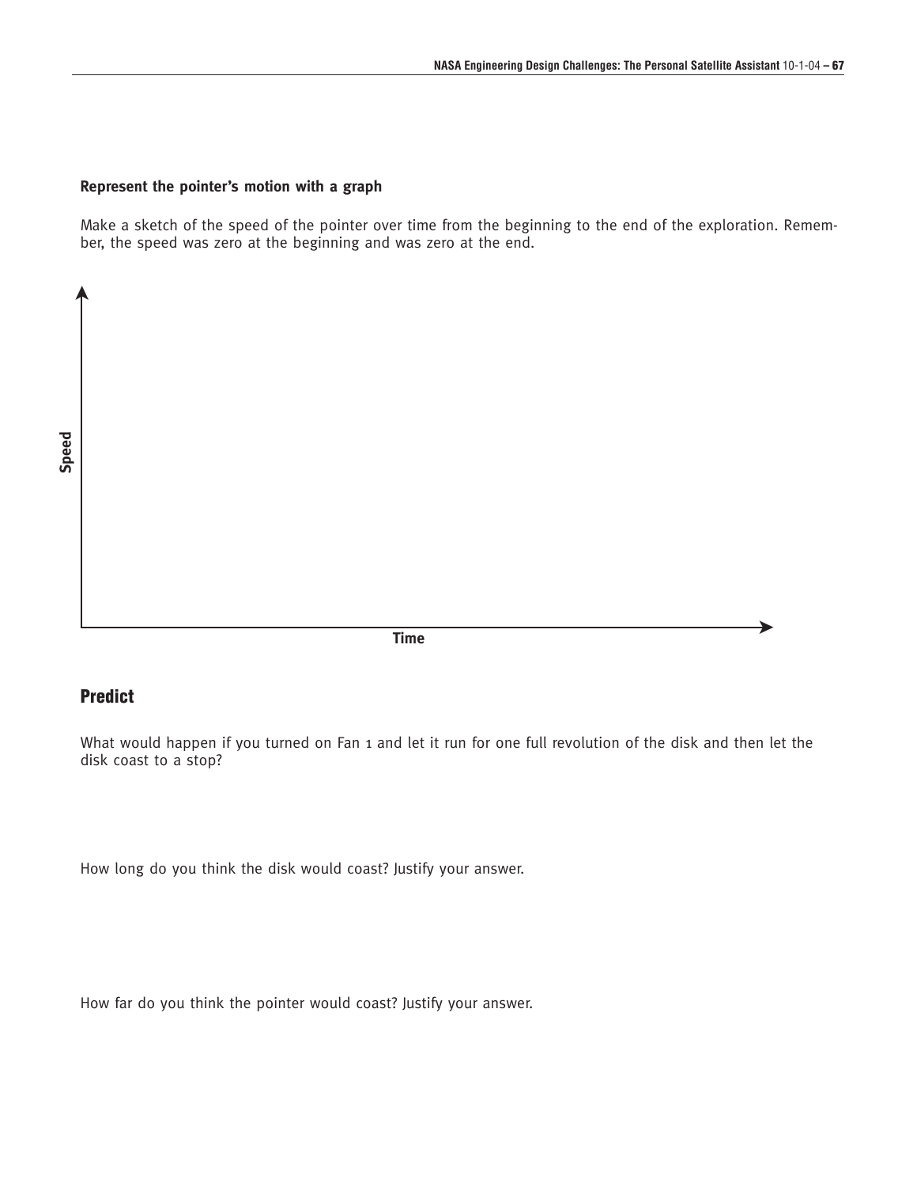**Represent the pointer's motion with a graph**

Make a sketch of the speed of the pointer over time from the beginning to the end of the exploration. Remember, the speed was zero at the beginning and was zero at the end.

Speed

Time

## Predict

What would happen if you turned on Fan 1 and let it run for one full revolution of the disk and then let the disk coast to a stop?

How long do you think the disk would coast? Justify your answer.

How far do you think the pointer would coast? Justify your answer.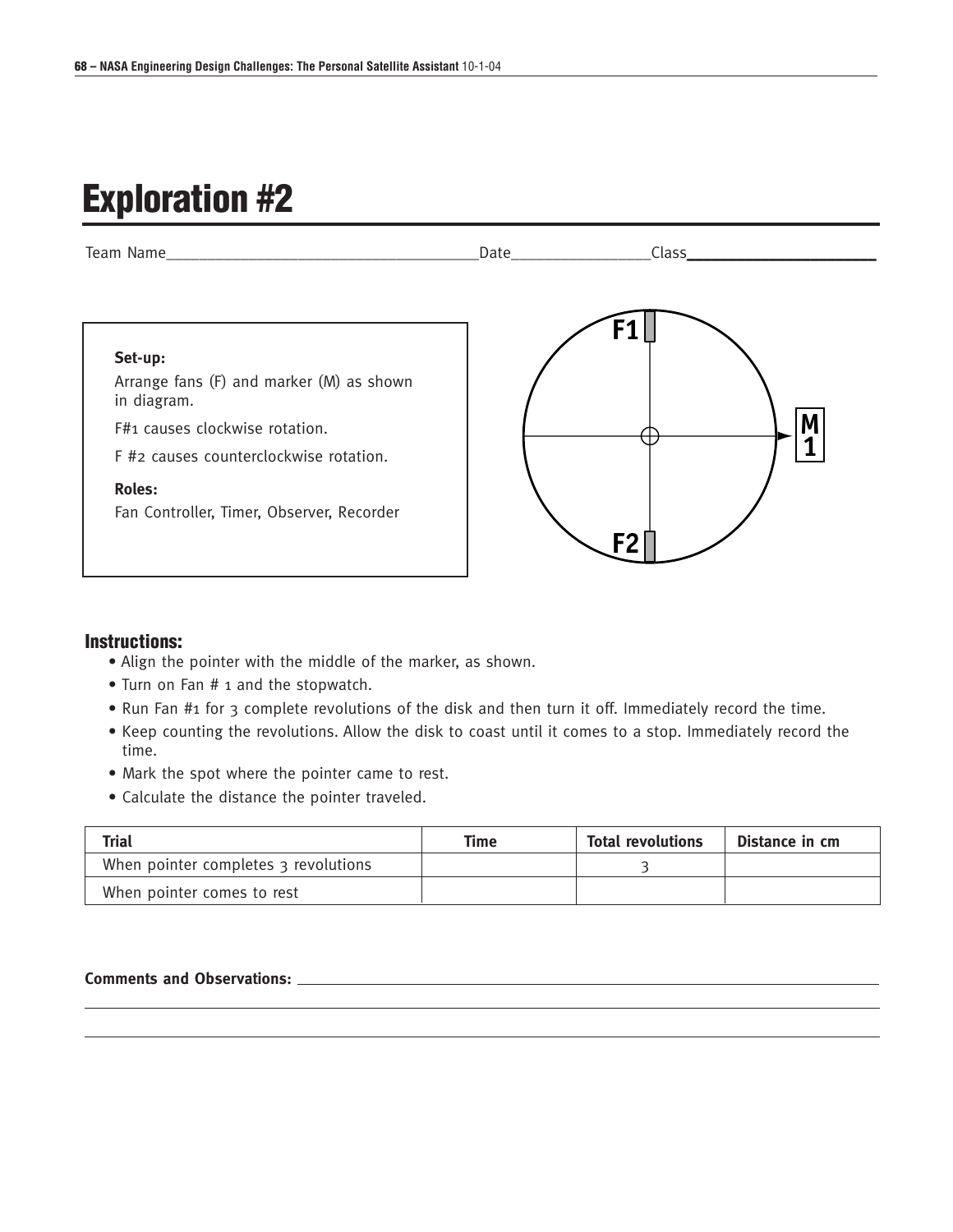# Exploration #2

Team Name_____________________________________Date________________Class_____________________

**Set-up:**

Arrange fans (F) and marker (M) as shown in diagram.

F#1 causes clockwise rotation.

F #2 causes counterclockwise rotation.

**Roles:**

Fan Controller, Timer, Observer, Recorder

F1

M 1

F2

## Instructions:

- Align the pointer with the middle of the marker, as shown.
- Turn on Fan # 1 and the stopwatch.
- Run Fan #1 for 3 complete revolutions of the disk and then turn it off. Immediately record the time.
- Keep counting the revolutions. Allow the disk to coast until it comes to a stop. Immediately record the time.
- Mark the spot where the pointer came to rest.
- Calculate the distance the pointer traveled.

| Trial | Time | Total revolutions | Distance in cm |
| --- | --- | --- | --- |
| When pointer completes 3 revolutions | | 3 | |
| When pointer comes to rest | | | |

**Comments and Observations:** ____________________________________________________________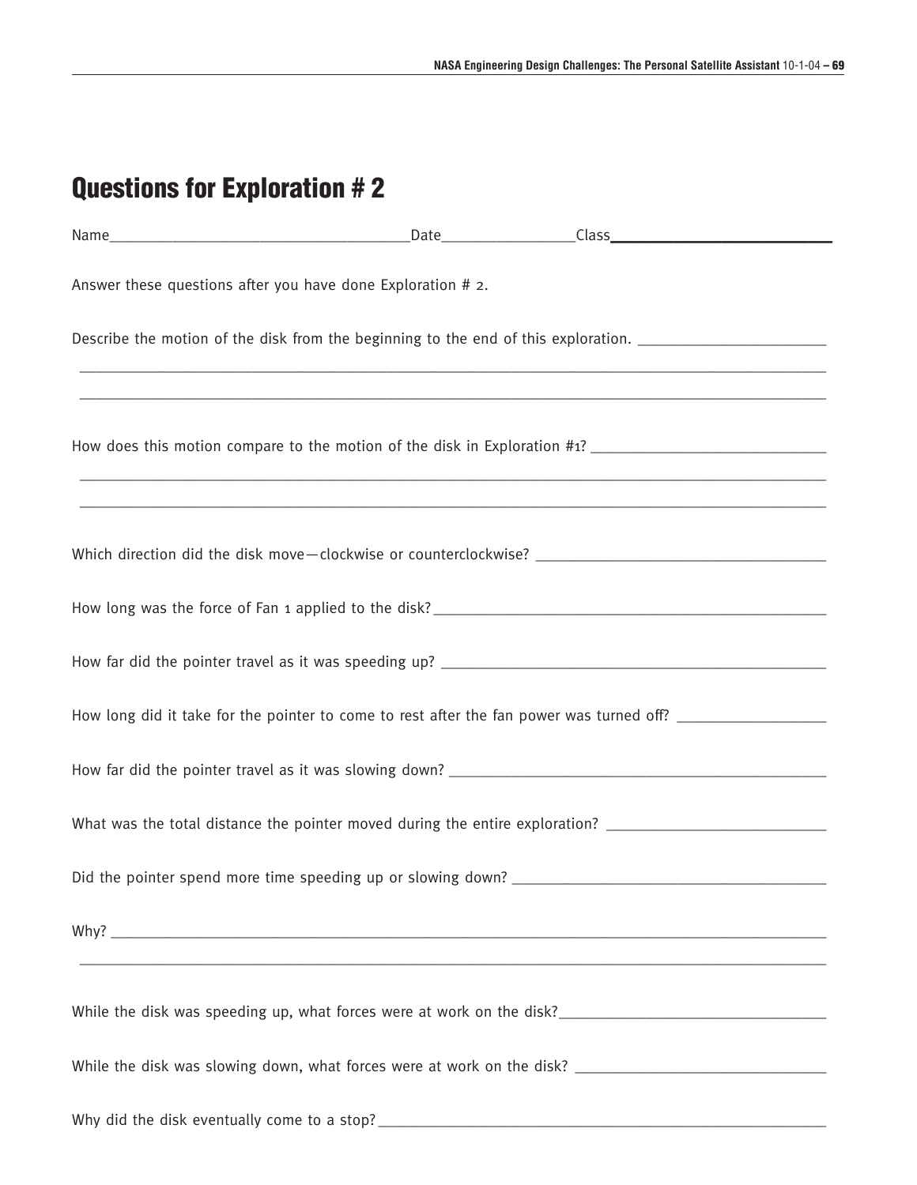## Questions for Exploration # 2

Name_________________________________Date_______________Class_________________________

Answer these questions after you have done Exploration # 2.

Describe the motion of the disk from the beginning to the end of this exploration. _______________________

_____________________________________________________________________________________________

_____________________________________________________________________________________________

How does this motion compare to the motion of the disk in Exploration #1? ___________________________

_____________________________________________________________________________________________

_____________________________________________________________________________________________

Which direction did the disk move—clockwise or counterclockwise? __________________________________

How long was the force of Fan 1 applied to the disk?_______________________________________________

How far did the pointer travel as it was speeding up? ______________________________________________

How long did it take for the pointer to come to rest after the fan power was turned off? __________________

How far did the pointer travel as it was slowing down? _____________________________________________

What was the total distance the pointer moved during the entire exploration? __________________________

Did the pointer spend more time speeding up or slowing down? _____________________________________

Why? ____________________________________________________________________________________

_____________________________________________________________________________________________

While the disk was speeding up, what forces were at work on the disk?_______________________________

While the disk was slowing down, what forces were at work on the disk? ______________________________

Why did the disk eventually come to a stop?_____________________________________________________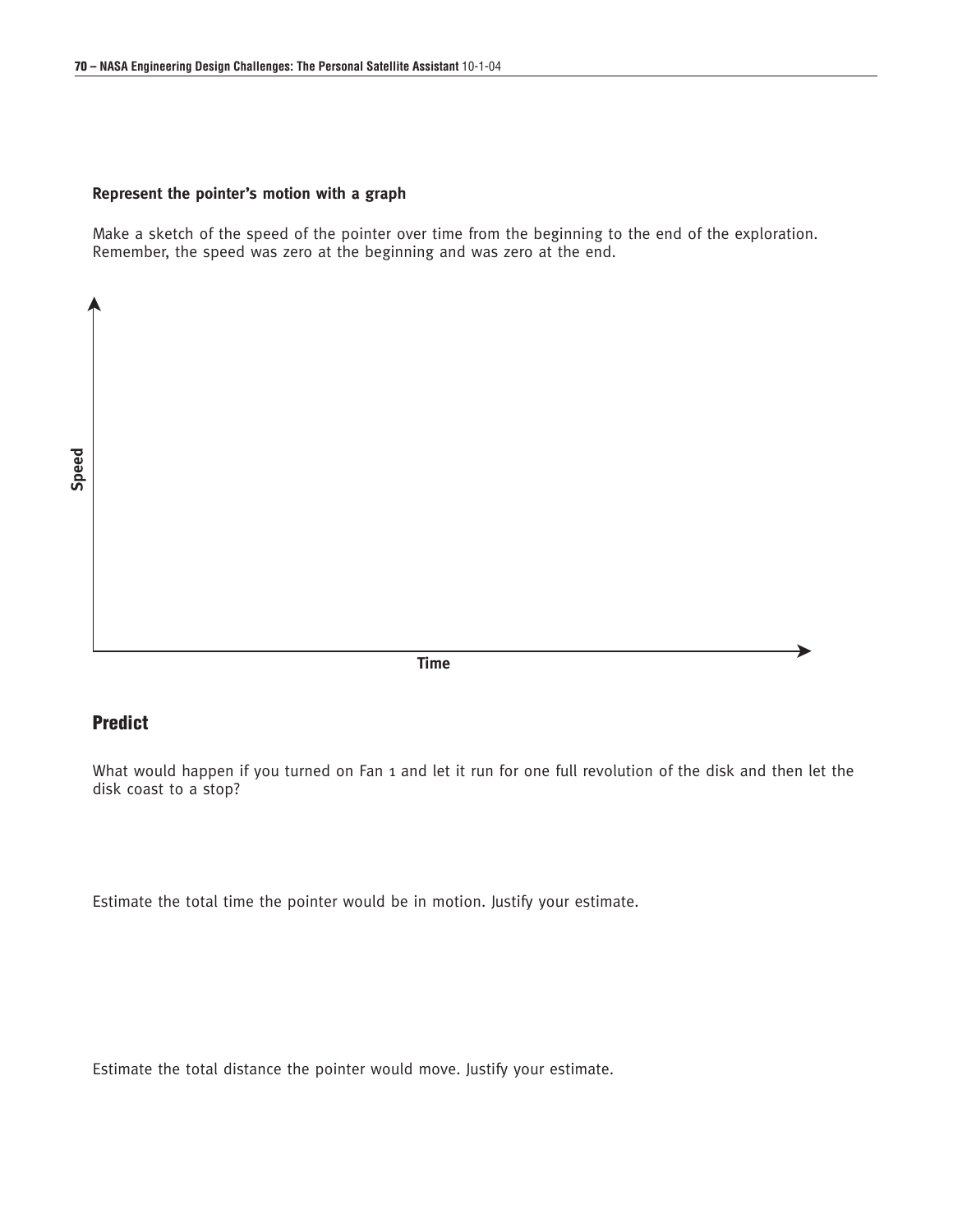**Represent the pointer's motion with a graph**

Make a sketch of the speed of the pointer over time from the beginning to the end of the exploration. Remember, the speed was zero at the beginning and was zero at the end.

Speed

Time

## Predict

What would happen if you turned on Fan 1 and let it run for one full revolution of the disk and then let the disk coast to a stop?

Estimate the total time the pointer would be in motion. Justify your estimate.

Estimate the total distance the pointer would move. Justify your estimate.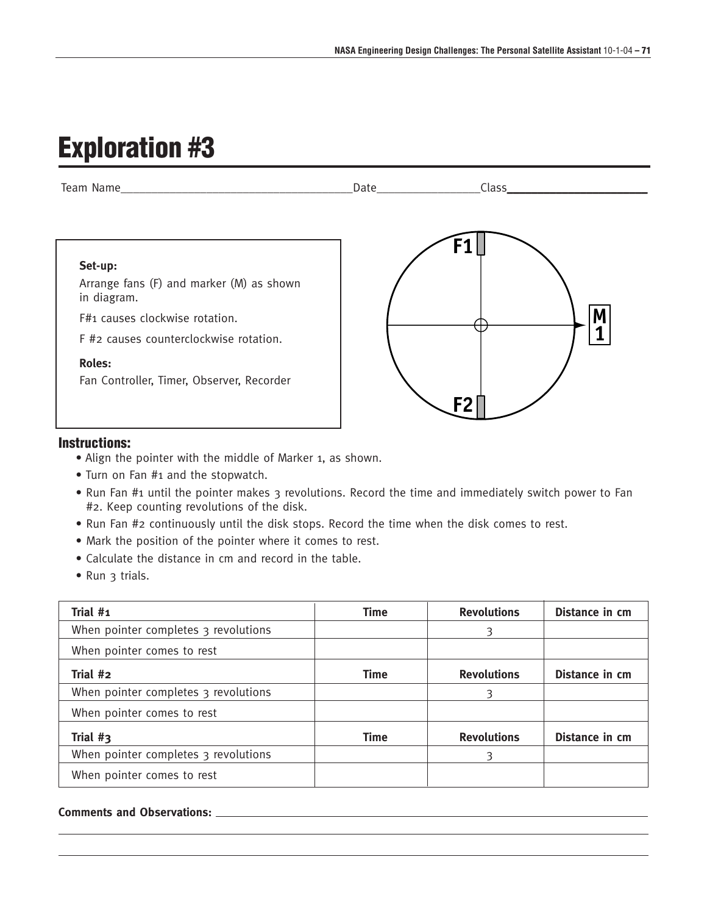# Exploration #3

Team Name_______________________________________Date_________________Class_____________________

**Set-up:**

Arrange fans (F) and marker (M) as shown in diagram.

F#1 causes clockwise rotation.

F #2 causes counterclockwise rotation.

**Roles:**

Fan Controller, Timer, Observer, Recorder

F1

M 1

F2

## Instructions:

- Align the pointer with the middle of Marker 1, as shown.
- Turn on Fan #1 and the stopwatch.
- Run Fan #1 until the pointer makes 3 revolutions. Record the time and immediately switch power to Fan #2. Keep counting revolutions of the disk.
- Run Fan #2 continuously until the disk stops. Record the time when the disk comes to rest.
- Mark the position of the pointer where it comes to rest.
- Calculate the distance in cm and record in the table.
- Run 3 trials.

| Trial #1 | Time | Revolutions | Distance in cm |
|---|---|---|---|
| When pointer completes 3 revolutions | | 3 | |
| When pointer comes to rest | | | |
| **Trial #2** | **Time** | **Revolutions** | **Distance in cm** |
| When pointer completes 3 revolutions | | 3 | |
| When pointer comes to rest | | | |
| **Trial #3** | **Time** | **Revolutions** | **Distance in cm** |
| When pointer completes 3 revolutions | | 3 | |
| When pointer comes to rest | | | |

**Comments and Observations:** ______________________________________________________________

__________________________________________________________________________________________

__________________________________________________________________________________________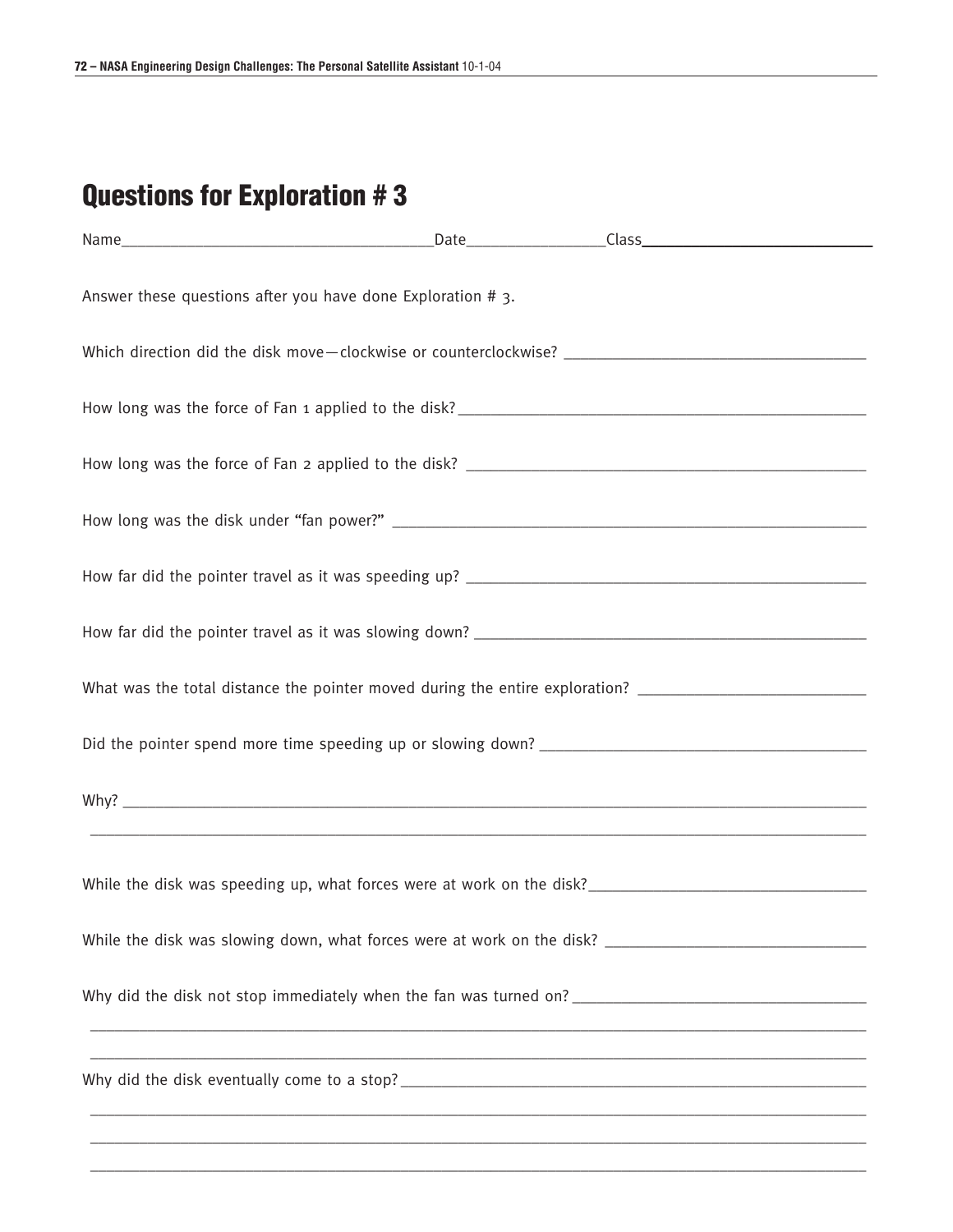## Questions for Exploration # 3

Name_____________________________________Date________________Class___________________________

Answer these questions after you have done Exploration # 3.

Which direction did the disk move—clockwise or counterclockwise? ___________________________________

How long was the force of Fan 1 applied to the disk? _________________________________________________

How long was the force of Fan 2 applied to the disk? _________________________________________________

How long was the disk under “fan power?” ________________________________________________________

How far did the pointer travel as it was speeding up? _______________________________________________

How far did the pointer travel as it was slowing down? ______________________________________________

What was the total distance the pointer moved during the entire exploration? __________________________

Did the pointer spend more time speeding up or slowing down? ______________________________________

Why? ________________________________________________________________________________________

_____________________________________________________________________________________________

While the disk was speeding up, what forces were at work on the disk? ________________________________

While the disk was slowing down, what forces were at work on the disk? ______________________________

Why did the disk not stop immediately when the fan was turned on? __________________________________

_____________________________________________________________________________________________

_____________________________________________________________________________________________

Why did the disk eventually come to a stop? _______________________________________________________

_____________________________________________________________________________________________

_____________________________________________________________________________________________

_____________________________________________________________________________________________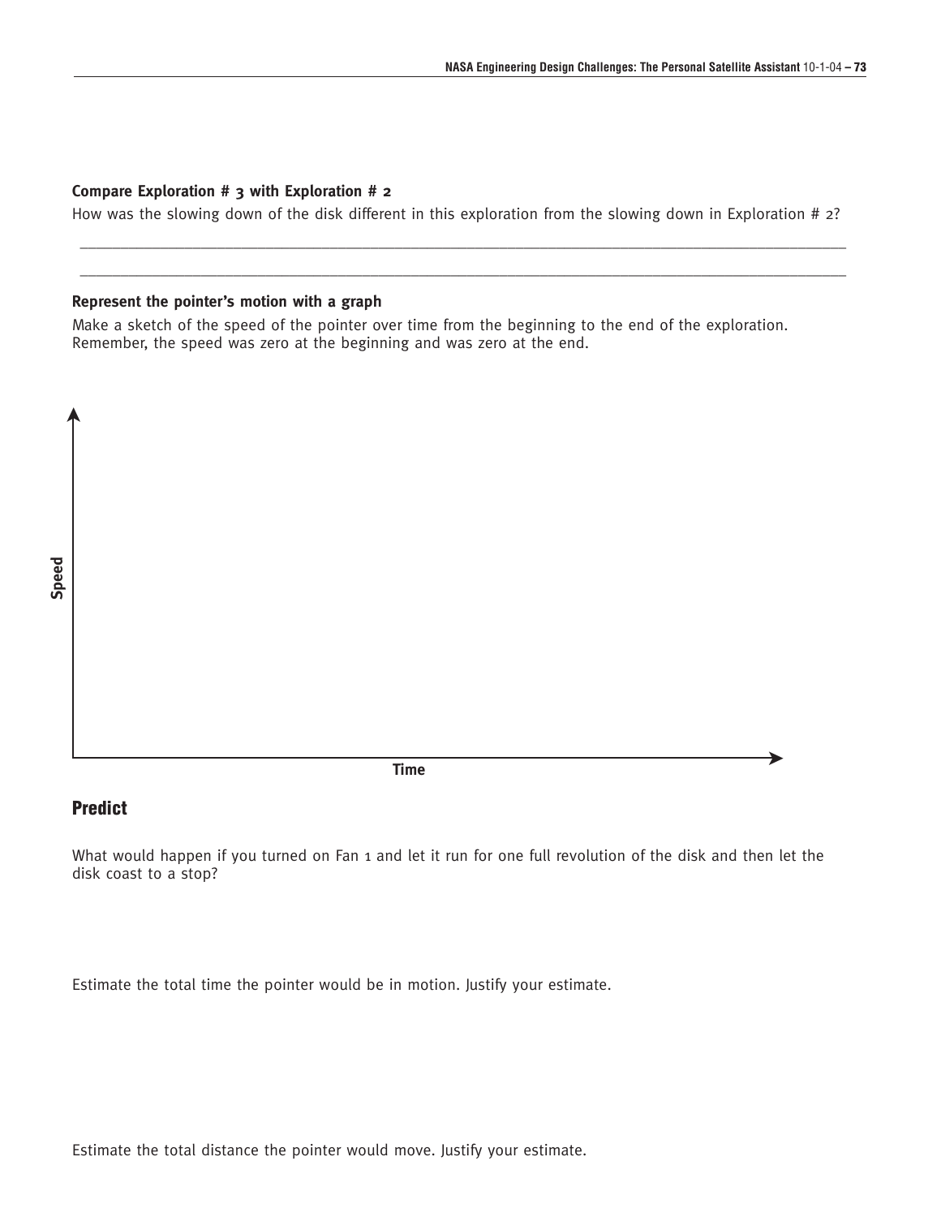**Compare Exploration # 3 with Exploration # 2**

How was the slowing down of the disk different in this exploration from the slowing down in Exploration # 2?

______________________________________________________________________________

______________________________________________________________________________

**Represent the pointer's motion with a graph**

Make a sketch of the speed of the pointer over time from the beginning to the end of the exploration. Remember, the speed was zero at the beginning and was zero at the end.

Speed

Time

## Predict

What would happen if you turned on Fan 1 and let it run for one full revolution of the disk and then let the disk coast to a stop?

Estimate the total time the pointer would be in motion. Justify your estimate.

Estimate the total distance the pointer would move. Justify your estimate.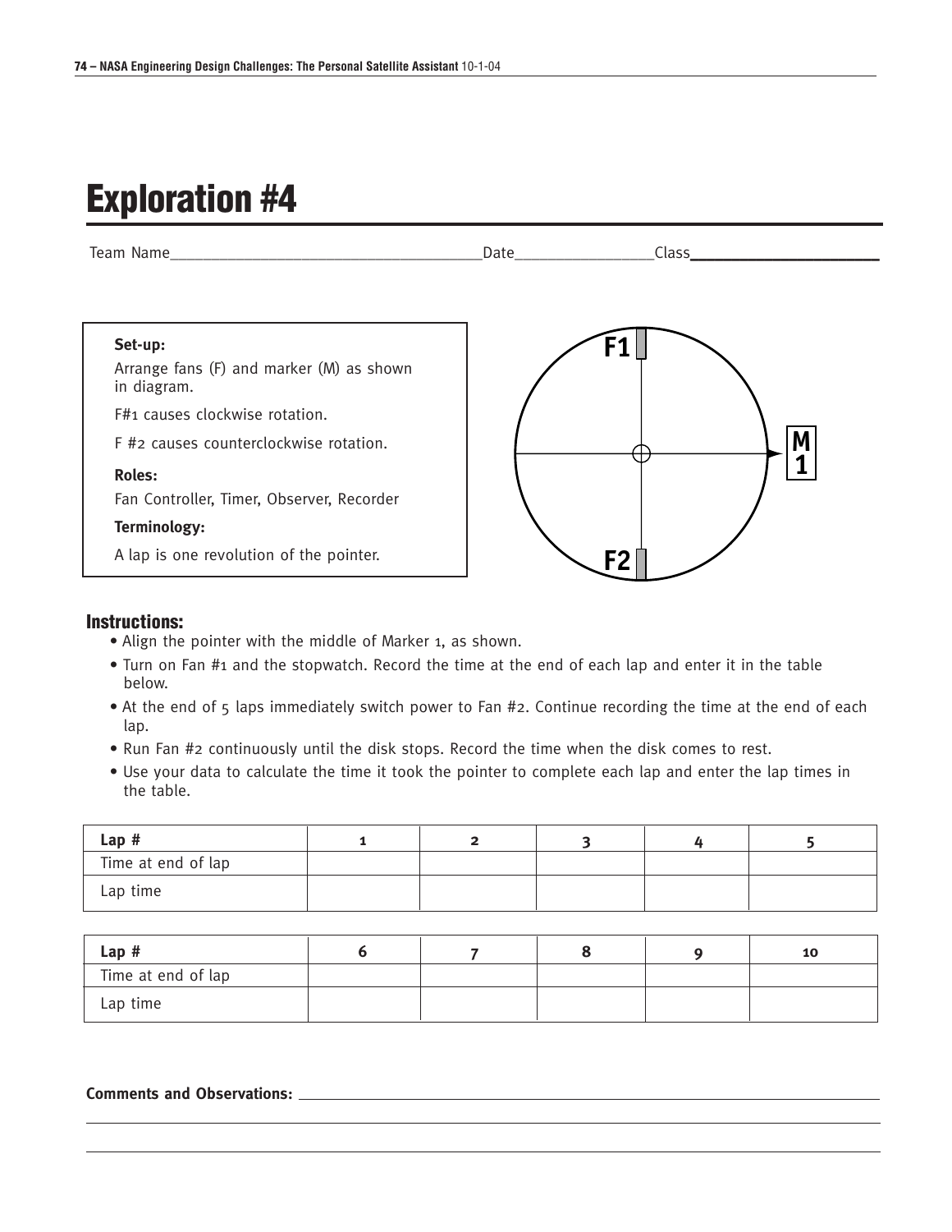# Exploration #4

Team Name______________________________________Date_________________Class_____________________

**Set-up:**

Arrange fans (F) and marker (M) as shown in diagram.

F#1 causes clockwise rotation.

F #2 causes counterclockwise rotation.

**Roles:**

Fan Controller, Timer, Observer, Recorder

**Terminology:**

A lap is one revolution of the pointer.

F1

M 1

F2

## Instructions:

- Align the pointer with the middle of Marker 1, as shown.
- Turn on Fan #1 and the stopwatch. Record the time at the end of each lap and enter it in the table below.
- At the end of 5 laps immediately switch power to Fan #2. Continue recording the time at the end of each lap.
- Run Fan #2 continuously until the disk stops. Record the time when the disk comes to rest.
- Use your data to calculate the time it took the pointer to complete each lap and enter the lap times in the table.

| Lap # | 1 | 2 | 3 | 4 | 5 |
|---|---|---|---|---|---|
| Time at end of lap | | | | | |
| Lap time | | | | | |

| Lap # | 6 | 7 | 8 | 9 | 10 |
|---|---|---|---|---|---|
| Time at end of lap | | | | | |
| Lap time | | | | | |

**Comments and Observations:** ________________________________________________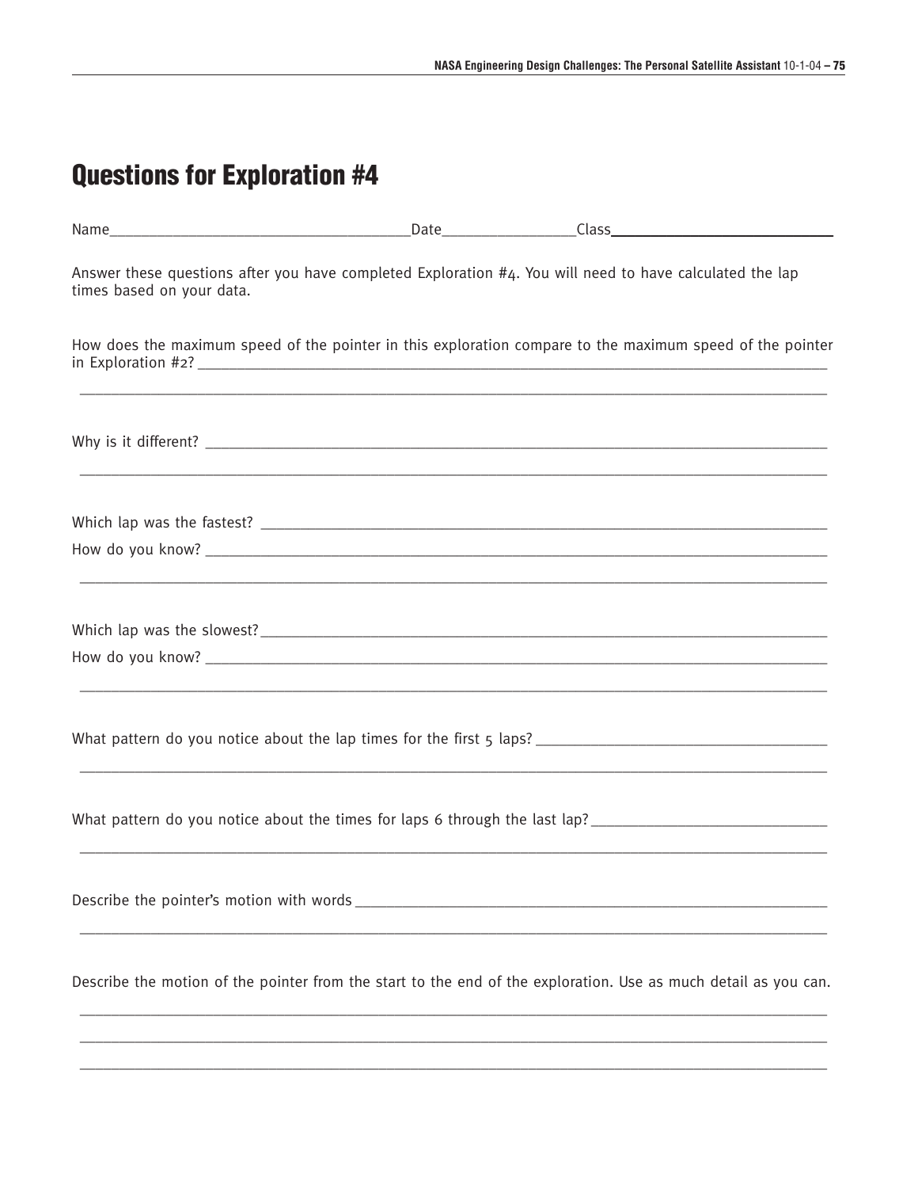# Questions for Exploration #4

Name_____________________________________Date________________Class___________________________

Answer these questions after you have completed Exploration #4. You will need to have calculated the lap times based on your data.

How does the maximum speed of the pointer in this exploration compare to the maximum speed of the pointer in Exploration #2? ____________________________________________________________________________

______________________________________________________________________________________________

Why is it different? ___________________________________________________________________________

______________________________________________________________________________________________

Which lap was the fastest? ______________________________________________________________________

How do you know? _____________________________________________________________________________

______________________________________________________________________________________________

Which lap was the slowest?______________________________________________________________________

How do you know? _____________________________________________________________________________

______________________________________________________________________________________________

What pattern do you notice about the lap times for the first 5 laps? ___________________________________

______________________________________________________________________________________________

What pattern do you notice about the times for laps 6 through the last lap? ____________________________

______________________________________________________________________________________________

Describe the pointer's motion with words ________________________________________________________

______________________________________________________________________________________________

Describe the motion of the pointer from the start to the end of the exploration. Use as much detail as you can.

______________________________________________________________________________________________

______________________________________________________________________________________________

______________________________________________________________________________________________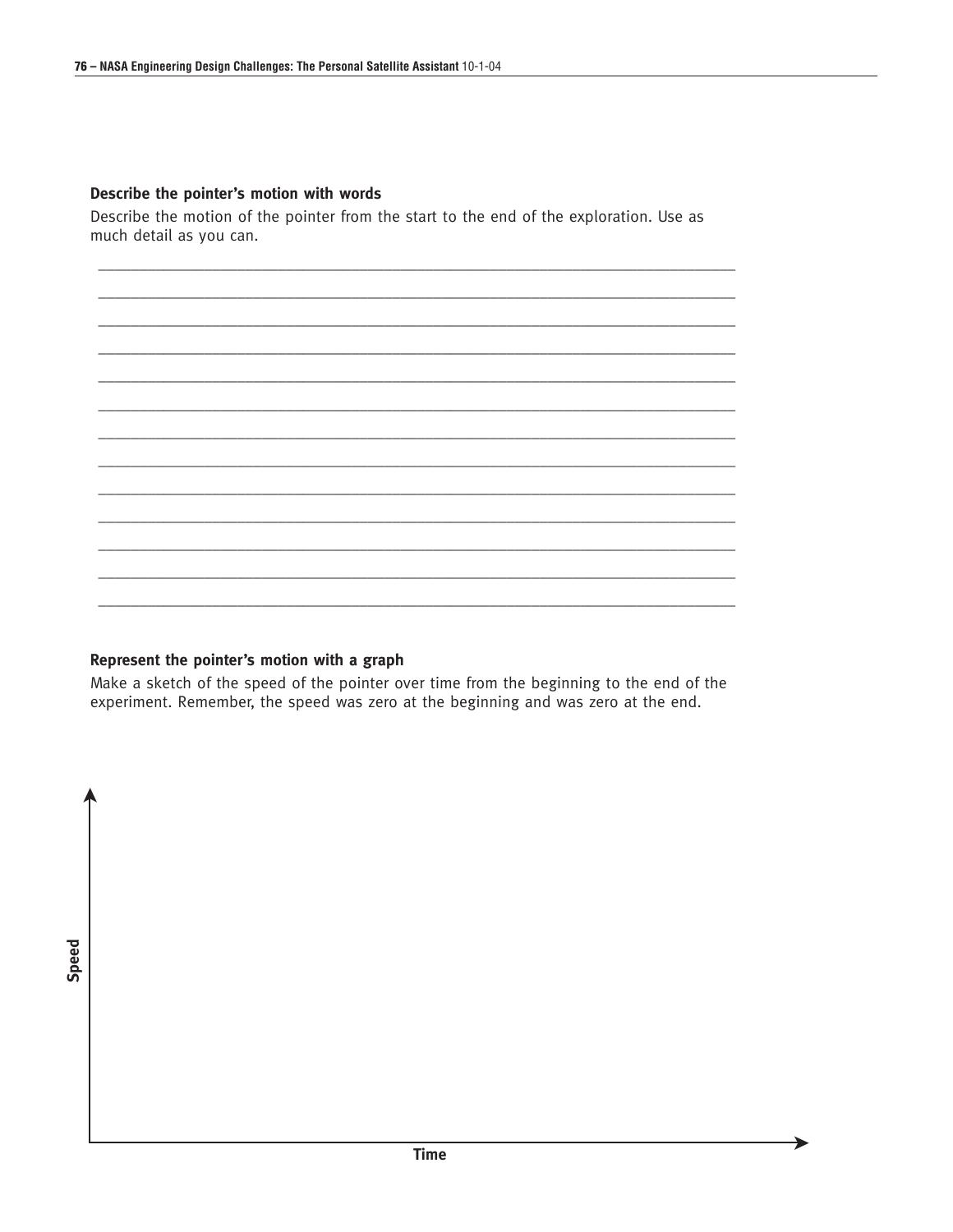### Describe the pointer's motion with words

Describe the motion of the pointer from the start to the end of the exploration. Use as much detail as you can.

_______________________________________________________________________________

_______________________________________________________________________________

_______________________________________________________________________________

_______________________________________________________________________________

_______________________________________________________________________________

_______________________________________________________________________________

_______________________________________________________________________________

_______________________________________________________________________________

_______________________________________________________________________________

_______________________________________________________________________________

_______________________________________________________________________________

_______________________________________________________________________________

_______________________________________________________________________________

### Represent the pointer's motion with a graph

Make a sketch of the speed of the pointer over time from the beginning to the end of the experiment. Remember, the speed was zero at the beginning and was zero at the end.

**Speed**

**Time**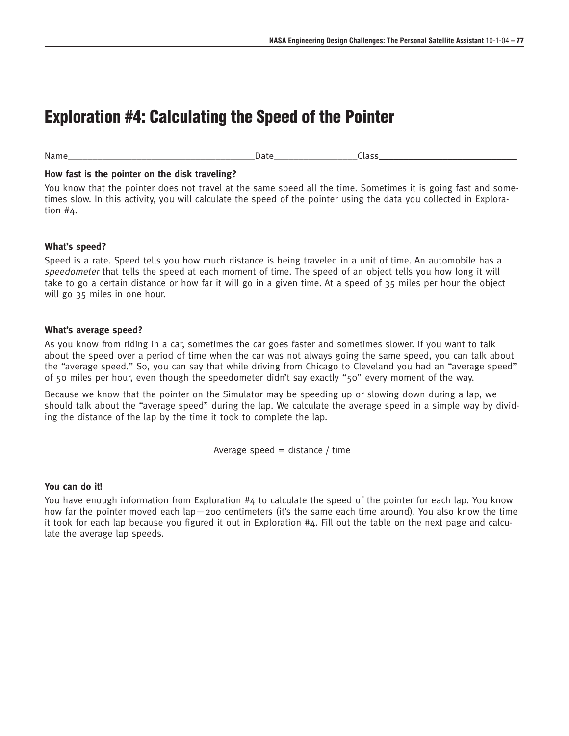# Exploration #4: Calculating the Speed of the Pointer

Name_____________________________________Date________________Class__________________________

**How fast is the pointer on the disk traveling?**

You know that the pointer does not travel at the same speed all the time. Sometimes it is going fast and sometimes slow. In this activity, you will calculate the speed of the pointer using the data you collected in Exploration #4.

**What's speed?**

Speed is a rate. Speed tells you how much distance is being traveled in a unit of time. An automobile has a *speedometer* that tells the speed at each moment of time. The speed of an object tells you how long it will take to go a certain distance or how far it will go in a given time. At a speed of 35 miles per hour the object will go 35 miles in one hour.

**What's average speed?**

As you know from riding in a car, sometimes the car goes faster and sometimes slower. If you want to talk about the speed over a period of time when the car was not always going the same speed, you can talk about the "average speed." So, you can say that while driving from Chicago to Cleveland you had an "average speed" of 50 miles per hour, even though the speedometer didn't say exactly "50" every moment of the way.

Because we know that the pointer on the Simulator may be speeding up or slowing down during a lap, we should talk about the "average speed" during the lap. We calculate the average speed in a simple way by dividing the distance of the lap by the time it took to complete the lap.

Average speed = distance / time

**You can do it!**

You have enough information from Exploration #4 to calculate the speed of the pointer for each lap. You know how far the pointer moved each lap—200 centimeters (it's the same each time around). You also know the time it took for each lap because you figured it out in Exploration #4. Fill out the table on the next page and calculate the average lap speeds.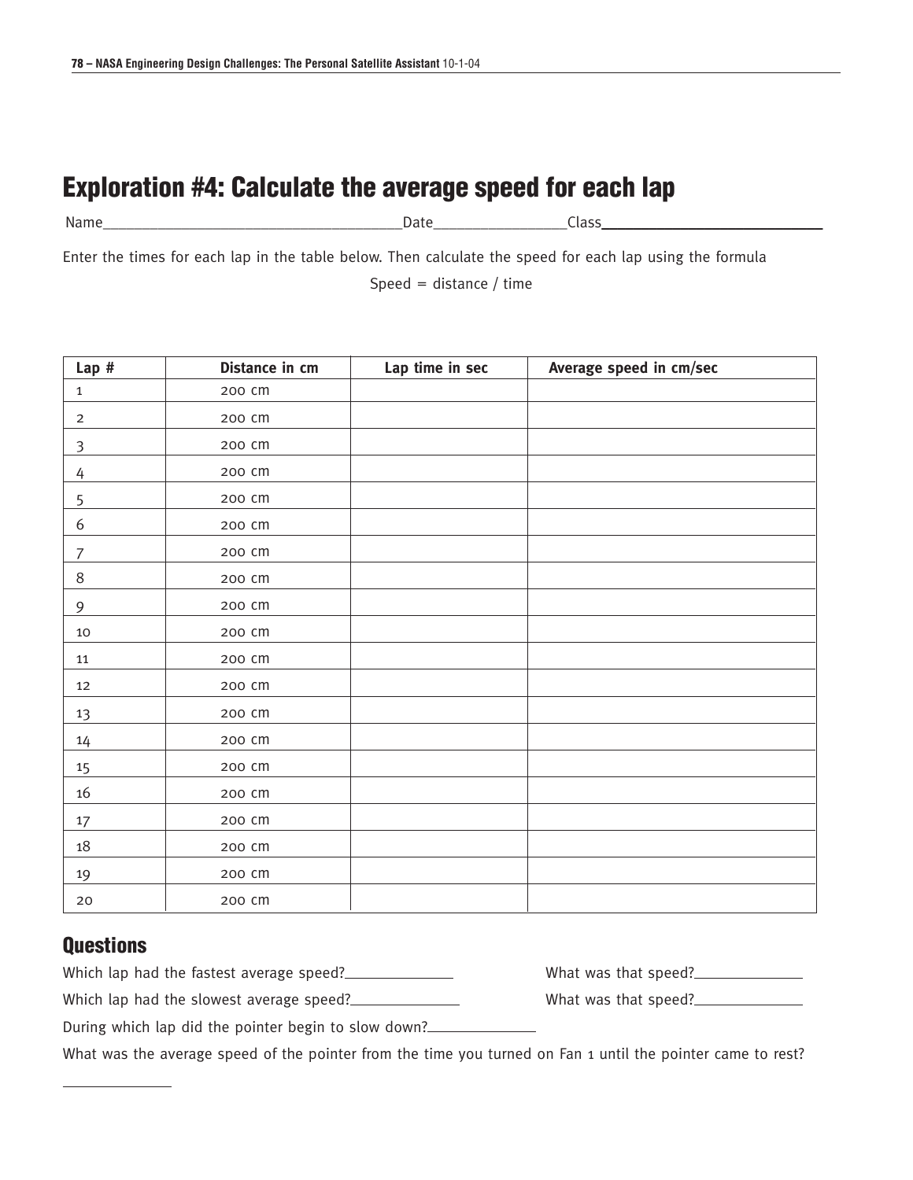# Exploration #4: Calculate the average speed for each lap

Name_______________________________________Date_________________Class___________________________

Enter the times for each lap in the table below. Then calculate the speed for each lap using the formula

Speed = distance / time

| Lap # | Distance in cm | Lap time in sec | Average speed in cm/sec |
|---|---|---|---|
| 1 | 200 cm | | |
| 2 | 200 cm | | |
| 3 | 200 cm | | |
| 4 | 200 cm | | |
| 5 | 200 cm | | |
| 6 | 200 cm | | |
| 7 | 200 cm | | |
| 8 | 200 cm | | |
| 9 | 200 cm | | |
| 10 | 200 cm | | |
| 11 | 200 cm | | |
| 12 | 200 cm | | |
| 13 | 200 cm | | |
| 14 | 200 cm | | |
| 15 | 200 cm | | |
| 16 | 200 cm | | |
| 17 | 200 cm | | |
| 18 | 200 cm | | |
| 19 | 200 cm | | |
| 20 | 200 cm | | |

## Questions

Which lap had the fastest average speed?______________ What was that speed?______________

Which lap had the slowest average speed?______________ What was that speed?______________

During which lap did the pointer begin to slow down?______________

What was the average speed of the pointer from the time you turned on Fan 1 until the pointer came to rest?

______________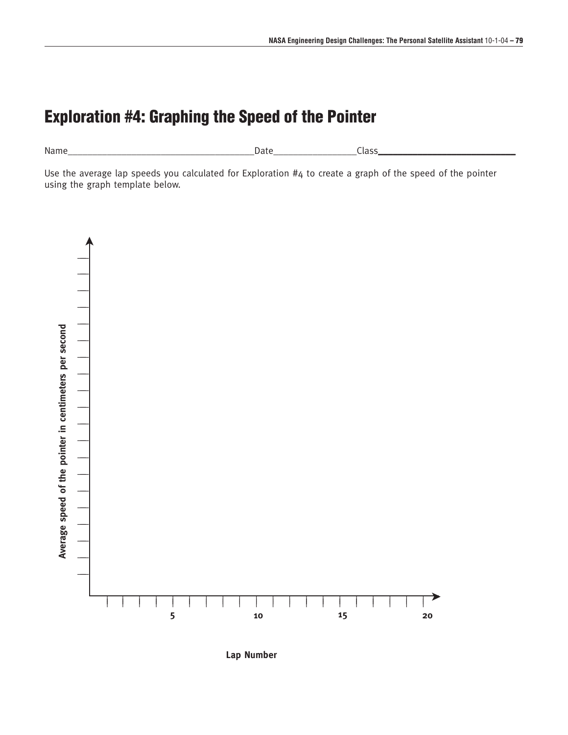# Exploration #4: Graphing the Speed of the Pointer

Name_______________________________________Date_________________Class___________________________

Use the average lap speeds you calculated for Exploration #4 to create a graph of the speed of the pointer using the graph template below.

Average speed of the pointer in centimeters per second

5 10 15 20

Lap Number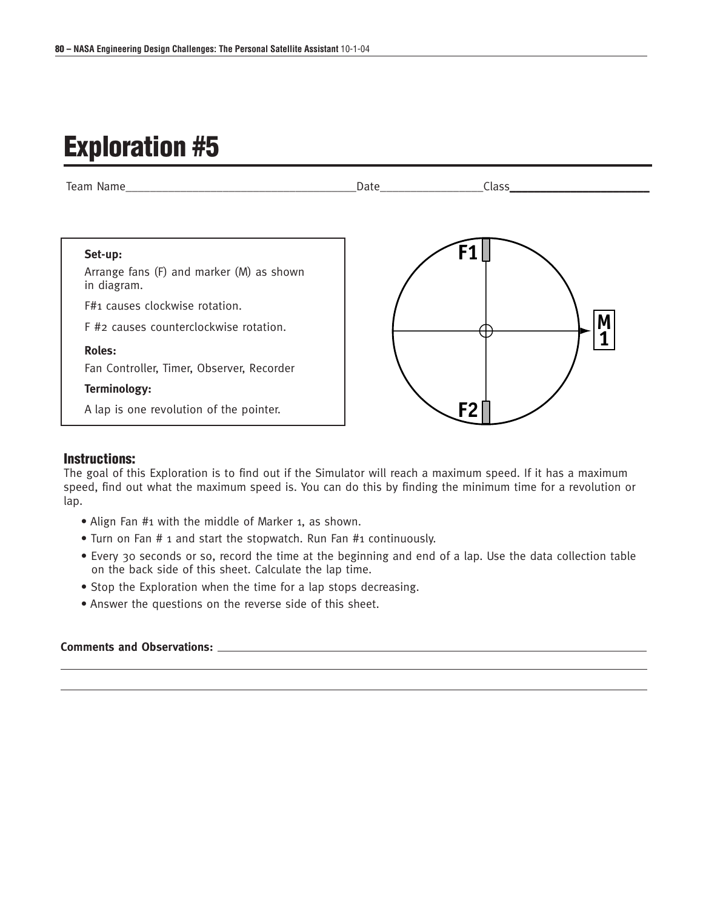# Exploration #5

Team Name______________________________________Date_________________Class______________________

**Set-up:**

Arrange fans (F) and marker (M) as shown in diagram.

F#1 causes clockwise rotation.

F #2 causes counterclockwise rotation.

**Roles:**

Fan Controller, Timer, Observer, Recorder

**Terminology:**

A lap is one revolution of the pointer.

F1

M 1

F2

## Instructions:

The goal of this Exploration is to find out if the Simulator will reach a maximum speed. If it has a maximum speed, find out what the maximum speed is. You can do this by finding the minimum time for a revolution or lap.

- Align Fan #1 with the middle of Marker 1, as shown.
- Turn on Fan # 1 and start the stopwatch. Run Fan #1 continuously.
- Every 30 seconds or so, record the time at the beginning and end of a lap. Use the data collection table on the back side of this sheet. Calculate the lap time.
- Stop the Exploration when the time for a lap stops decreasing.
- Answer the questions on the reverse side of this sheet.

**Comments and Observations:** ________________________________________________________________

____________________________________________________________________________________________

____________________________________________________________________________________________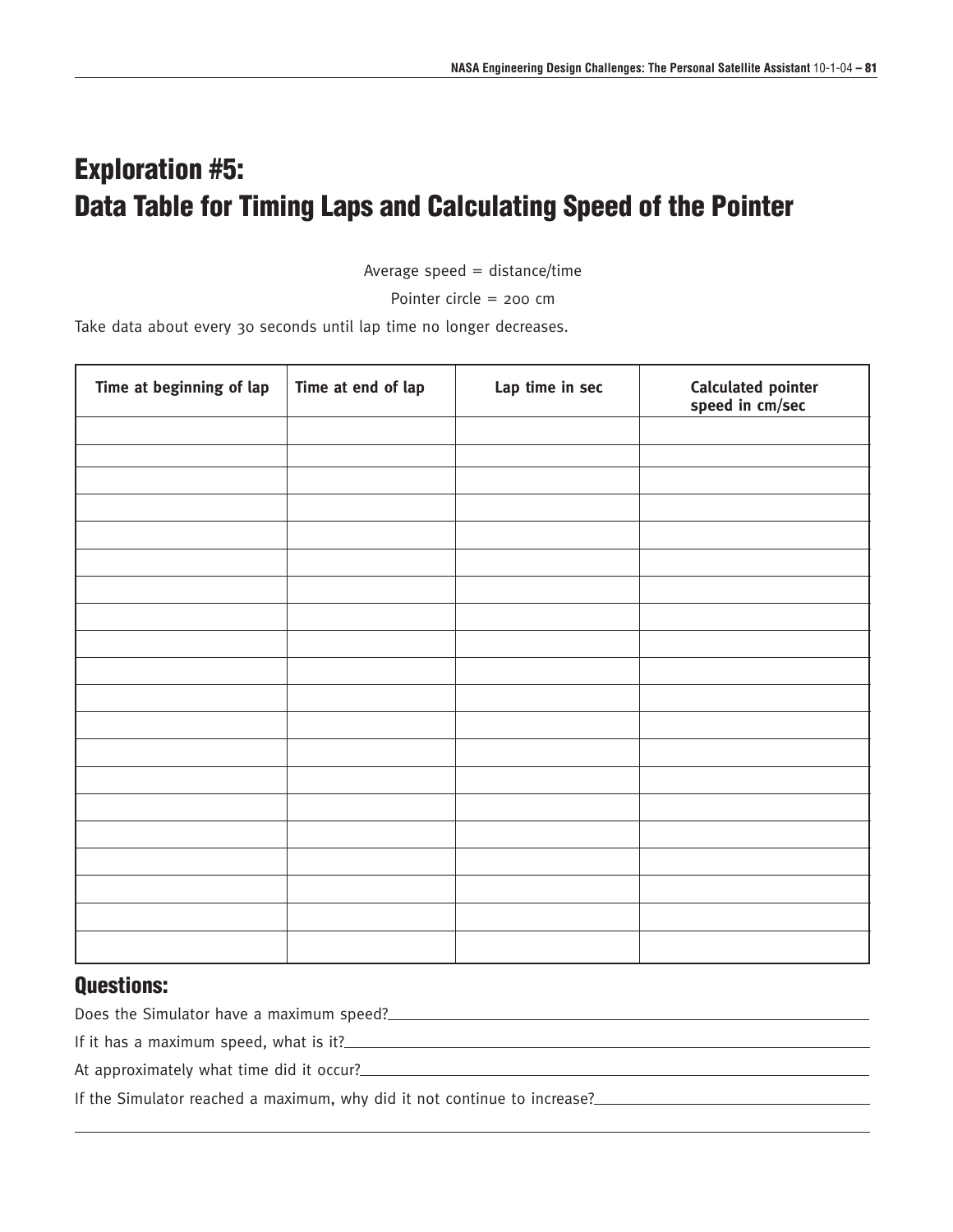# Exploration #5:
# Data Table for Timing Laps and Calculating Speed of the Pointer

Average speed = distance/time

Pointer circle = 200 cm

Take data about every 30 seconds until lap time no longer decreases.

| Time at beginning of lap | Time at end of lap | Lap time in sec | Calculated pointer speed in cm/sec |
|---|---|---|---|
| | | | |
| | | | |
| | | | |
| | | | |
| | | | |
| | | | |
| | | | |
| | | | |
| | | | |
| | | | |
| | | | |
| | | | |
| | | | |
| | | | |
| | | | |
| | | | |
| | | | |
| | | | |
| | | | |
| | | | |

## Questions:

Does the Simulator have a maximum speed? ___________________________

If it has a maximum speed, what is it? ___________________________

At approximately what time did it occur? ___________________________

If the Simulator reached a maximum, why did it not continue to increase? ___________________________

___________________________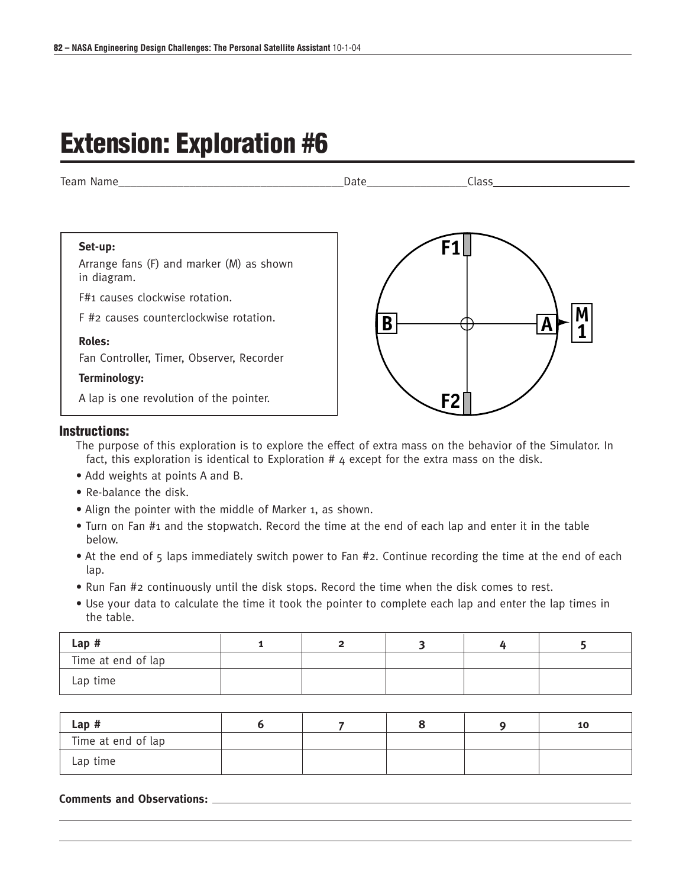# Extension: Exploration #6

Team Name_____________________________________Date________________Class______________________

**Set-up:**

Arrange fans (F) and marker (M) as shown in diagram.

F#1 causes clockwise rotation.

F #2 causes counterclockwise rotation.

**Roles:**

Fan Controller, Timer, Observer, Recorder

**Terminology:**

A lap is one revolution of the pointer.

## Instructions:

The purpose of this exploration is to explore the effect of extra mass on the behavior of the Simulator. In fact, this exploration is identical to Exploration # 4 except for the extra mass on the disk.

- Add weights at points A and B.
- Re-balance the disk.
- Align the pointer with the middle of Marker 1, as shown.
- Turn on Fan #1 and the stopwatch. Record the time at the end of each lap and enter it in the table below.
- At the end of 5 laps immediately switch power to Fan #2. Continue recording the time at the end of each lap.
- Run Fan #2 continuously until the disk stops. Record the time when the disk comes to rest.
- Use your data to calculate the time it took the pointer to complete each lap and enter the lap times in the table.

| **Lap #** | 1 | 2 | 3 | 4 | 5 |
|---|---|---|---|---|---|
| Time at end of lap | | | | | |
| Lap time | | | | | |

| **Lap #** | 6 | 7 | 8 | 9 | 10 |
|---|---|---|---|---|---|
| Time at end of lap | | | | | |
| Lap time | | | | | |

**Comments and Observations:** ________________________________________________________________

________________________________________________________________________________

________________________________________________________________________________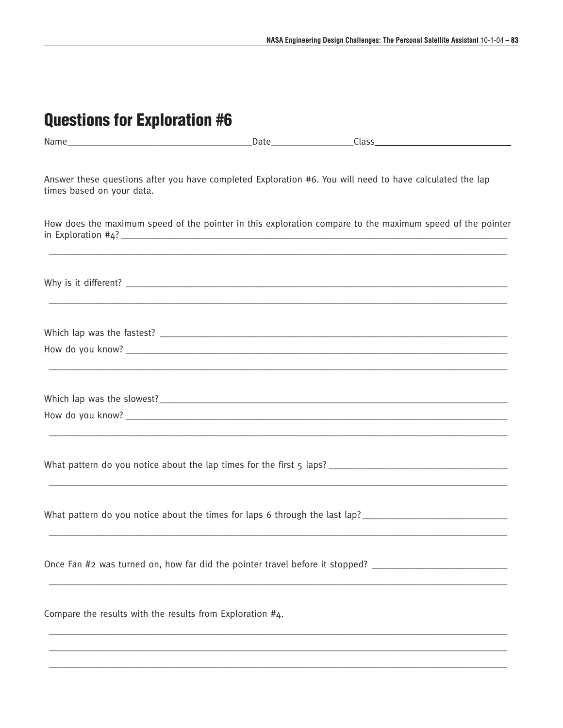# Questions for Exploration #6

Name_____________________________________Date________________Class___________________________

Answer these questions after you have completed Exploration #6. You will need to have calculated the lap times based on your data.

How does the maximum speed of the pointer in this exploration compare to the maximum speed of the pointer in Exploration #4? ____________________________________________________________________________

____________________________________________________________________________________________

Why is it different? ___________________________________________________________________________

____________________________________________________________________________________________

Which lap was the fastest? ______________________________________________________________________

How do you know? ____________________________________________________________________________

____________________________________________________________________________________________

Which lap was the slowest?______________________________________________________________________

How do you know? ____________________________________________________________________________

____________________________________________________________________________________________

What pattern do you notice about the lap times for the first 5 laps? ___________________________________

____________________________________________________________________________________________

What pattern do you notice about the times for laps 6 through the last lap?_____________________________

____________________________________________________________________________________________

Once Fan #2 was turned on, how far did the pointer travel before it stopped? ___________________________

____________________________________________________________________________________________

Compare the results with the results from Exploration #4.

____________________________________________________________________________________________

____________________________________________________________________________________________

____________________________________________________________________________________________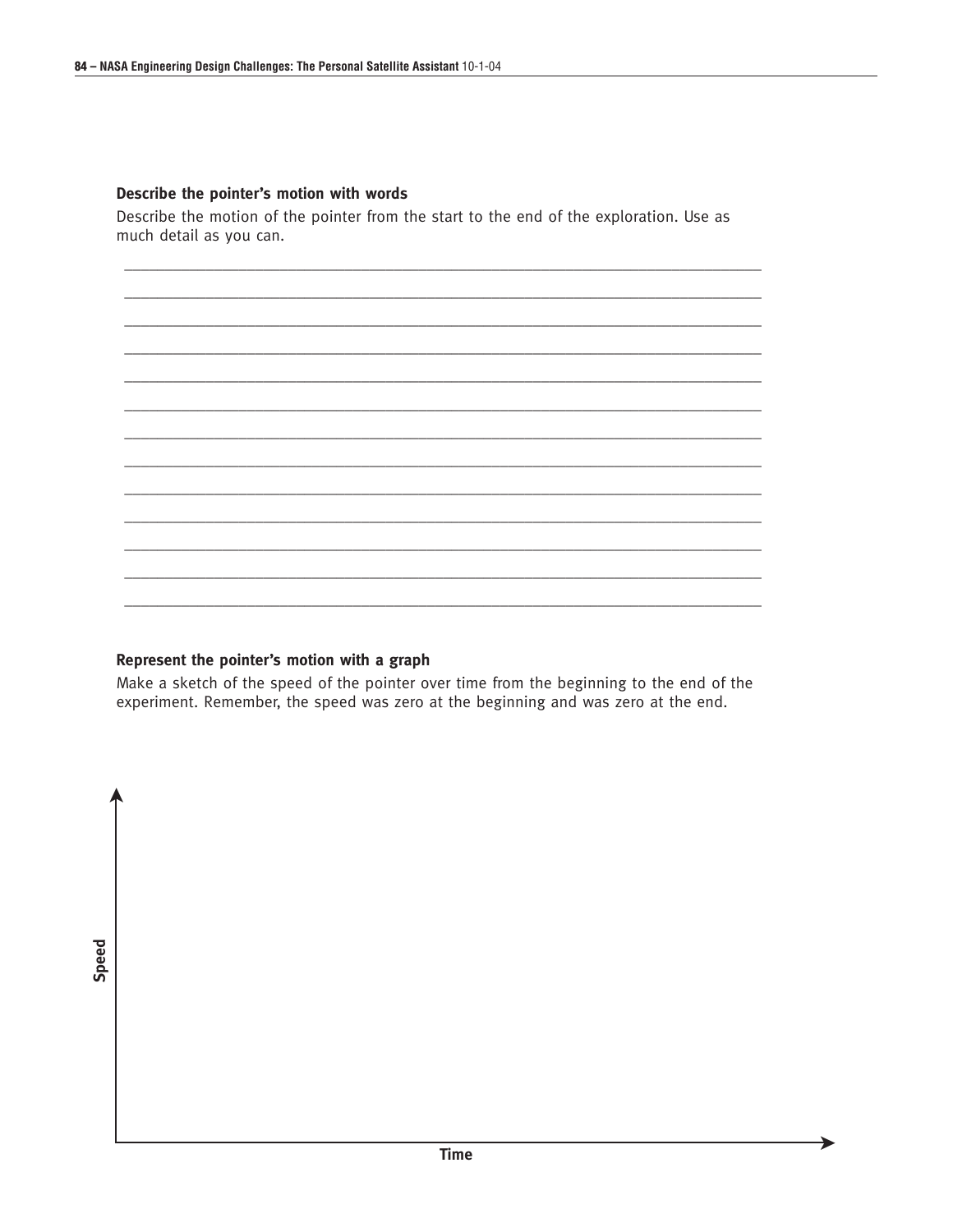### Describe the pointer's motion with words

Describe the motion of the pointer from the start to the end of the exploration. Use as much detail as you can.

___________________________________________________________________________

___________________________________________________________________________

___________________________________________________________________________

___________________________________________________________________________

___________________________________________________________________________

___________________________________________________________________________

___________________________________________________________________________

___________________________________________________________________________

___________________________________________________________________________

___________________________________________________________________________

___________________________________________________________________________

___________________________________________________________________________

___________________________________________________________________________

### Represent the pointer's motion with a graph

Make a sketch of the speed of the pointer over time from the beginning to the end of the experiment. Remember, the speed was zero at the beginning and was zero at the end.

Speed

Time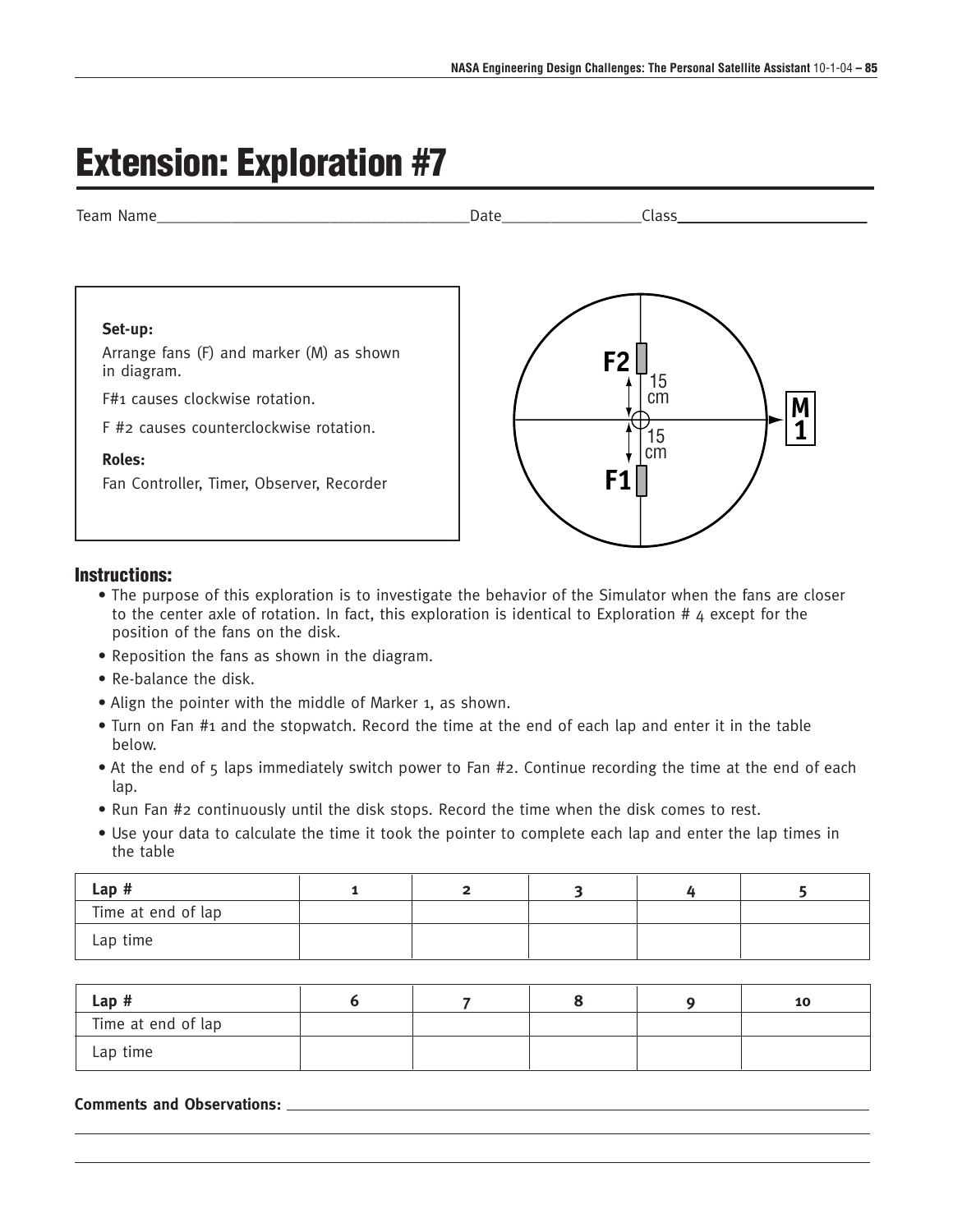# Extension: Exploration #7

Team Name______________________________Date______________Class__________________

**Set-up:**

Arrange fans (F) and marker (M) as shown in diagram.

F#1 causes clockwise rotation.

F #2 causes counterclockwise rotation.

**Roles:**

Fan Controller, Timer, Observer, Recorder

F2

15 cm

M 1

15 cm

F1

## Instructions:

- The purpose of this exploration is to investigate the behavior of the Simulator when the fans are closer to the center axle of rotation. In fact, this exploration is identical to Exploration # 4 except for the position of the fans on the disk.
- Reposition the fans as shown in the diagram.
- Re-balance the disk.
- Align the pointer with the middle of Marker 1, as shown.
- Turn on Fan #1 and the stopwatch. Record the time at the end of each lap and enter it in the table below.
- At the end of 5 laps immediately switch power to Fan #2. Continue recording the time at the end of each lap.
- Run Fan #2 continuously until the disk stops. Record the time when the disk comes to rest.
- Use your data to calculate the time it took the pointer to complete each lap and enter the lap times in the table

| Lap # | 1 | 2 | 3 | 4 | 5 |
|---|---|---|---|---|---|
| Time at end of lap | | | | | |
| Lap time | | | | | |

| Lap # | 6 | 7 | 8 | 9 | 10 |
|---|---|---|---|---|---|
| Time at end of lap | | | | | |
| Lap time | | | | | |

**Comments and Observations:** ____________________________________________________________

______________________________________________________________________________

______________________________________________________________________________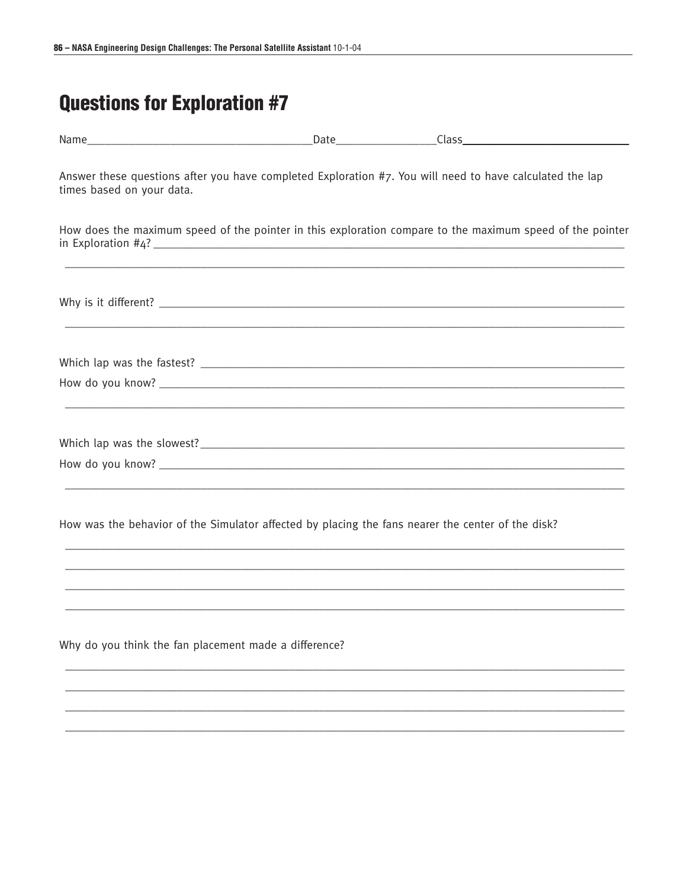# Questions for Exploration #7

Name_____________________________________Date________________Class___________________________

Answer these questions after you have completed Exploration #7. You will need to have calculated the lap times based on your data.

How does the maximum speed of the pointer in this exploration compare to the maximum speed of the pointer in Exploration #4? ______________________________________________________________________________

______________________________________________________________________________

Why is it different? ______________________________________________________________________________

______________________________________________________________________________

Which lap was the fastest? ______________________________________________________________________________

How do you know? ______________________________________________________________________________

______________________________________________________________________________

Which lap was the slowest? ______________________________________________________________________________

How do you know? ______________________________________________________________________________

______________________________________________________________________________

How was the behavior of the Simulator affected by placing the fans nearer the center of the disk?

______________________________________________________________________________

______________________________________________________________________________

______________________________________________________________________________

______________________________________________________________________________

Why do you think the fan placement made a difference?

______________________________________________________________________________

______________________________________________________________________________

______________________________________________________________________________

______________________________________________________________________________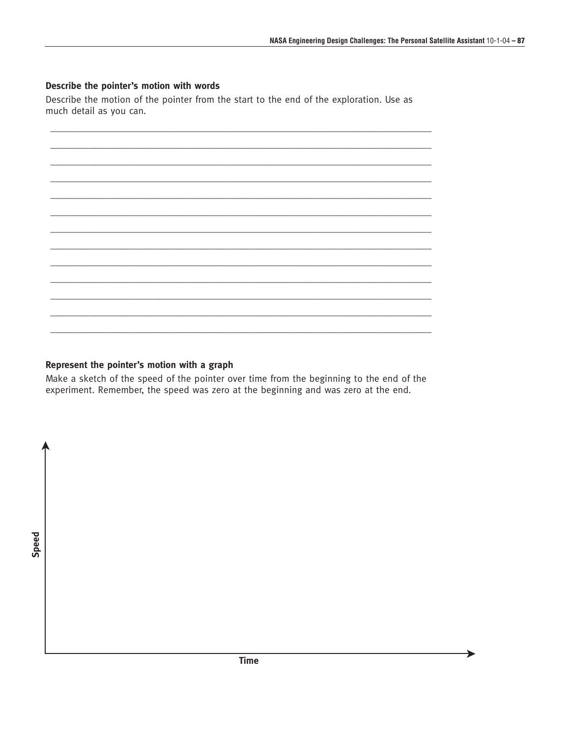### Describe the pointer's motion with words

Describe the motion of the pointer from the start to the end of the exploration. Use as much detail as you can.

_______________________________________________________________________________

_______________________________________________________________________________

_______________________________________________________________________________

_______________________________________________________________________________

_______________________________________________________________________________

_______________________________________________________________________________

_______________________________________________________________________________

_______________________________________________________________________________

_______________________________________________________________________________

_______________________________________________________________________________

_______________________________________________________________________________

_______________________________________________________________________________

_______________________________________________________________________________

### Represent the pointer's motion with a graph

Make a sketch of the speed of the pointer over time from the beginning to the end of the experiment. Remember, the speed was zero at the beginning and was zero at the end.

Speed

Time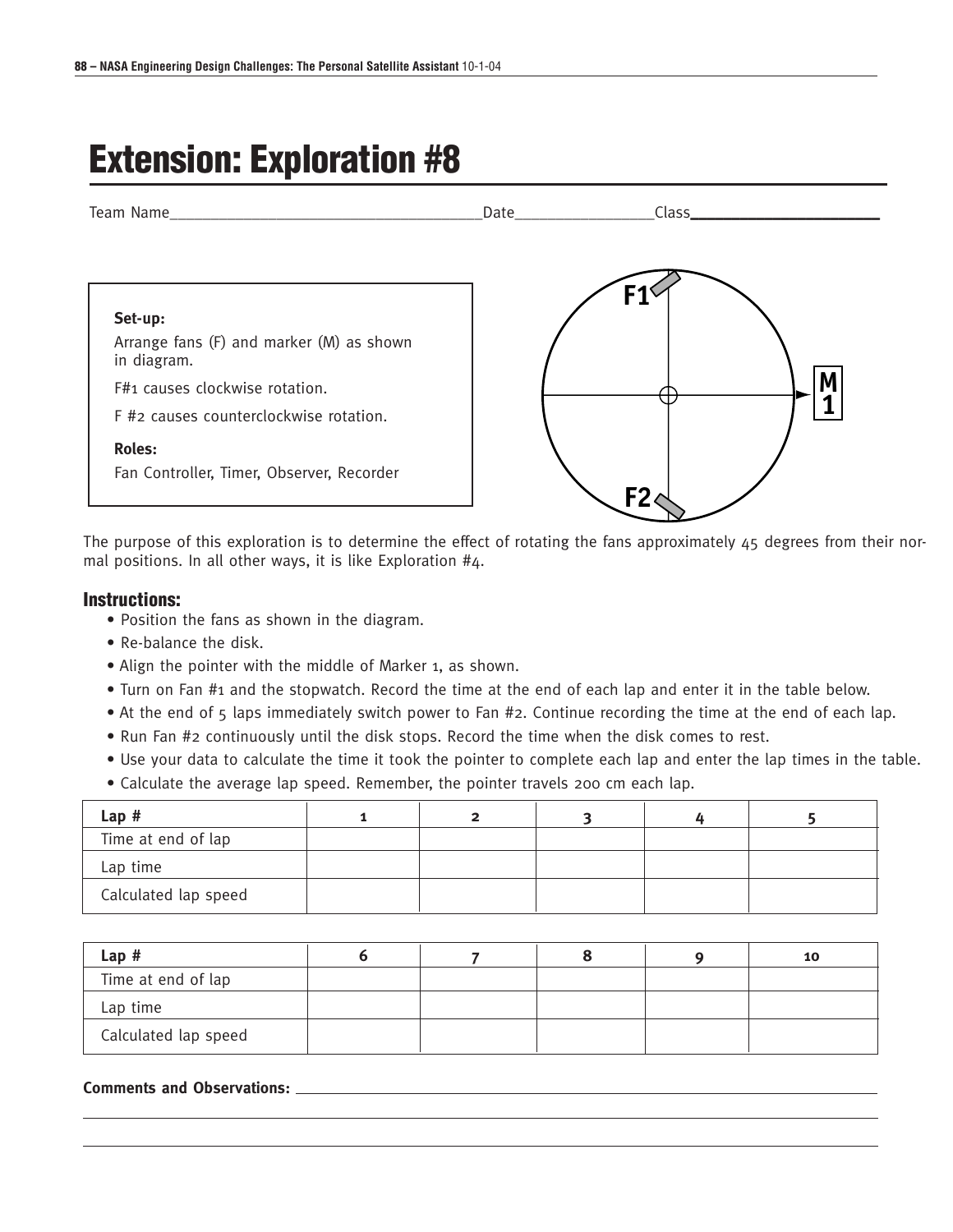# Extension: Exploration #8

Team Name_____________________________________Date________________Class____________________

**Set-up:**

Arrange fans (F) and marker (M) as shown in diagram.

F#1 causes clockwise rotation.

F #2 causes counterclockwise rotation.

**Roles:**

Fan Controller, Timer, Observer, Recorder

The purpose of this exploration is to determine the effect of rotating the fans approximately 45 degrees from their normal positions. In all other ways, it is like Exploration #4.

## Instructions:

- Position the fans as shown in the diagram.
- Re-balance the disk.
- Align the pointer with the middle of Marker 1, as shown.
- Turn on Fan #1 and the stopwatch. Record the time at the end of each lap and enter it in the table below.
- At the end of 5 laps immediately switch power to Fan #2. Continue recording the time at the end of each lap.
- Run Fan #2 continuously until the disk stops. Record the time when the disk comes to rest.
- Use your data to calculate the time it took the pointer to complete each lap and enter the lap times in the table.
- Calculate the average lap speed. Remember, the pointer travels 200 cm each lap.

| Lap # | 1 | 2 | 3 | 4 | 5 |
|---|---|---|---|---|---|
| Time at end of lap | | | | | |
| Lap time | | | | | |
| Calculated lap speed | | | | | |

| Lap # | 6 | 7 | 8 | 9 | 10 |
|---|---|---|---|---|---|
| Time at end of lap | | | | | |
| Lap time | | | | | |
| Calculated lap speed | | | | | |

**Comments and Observations:** ____________________________________________________________

______________________________________________________________________________

______________________________________________________________________________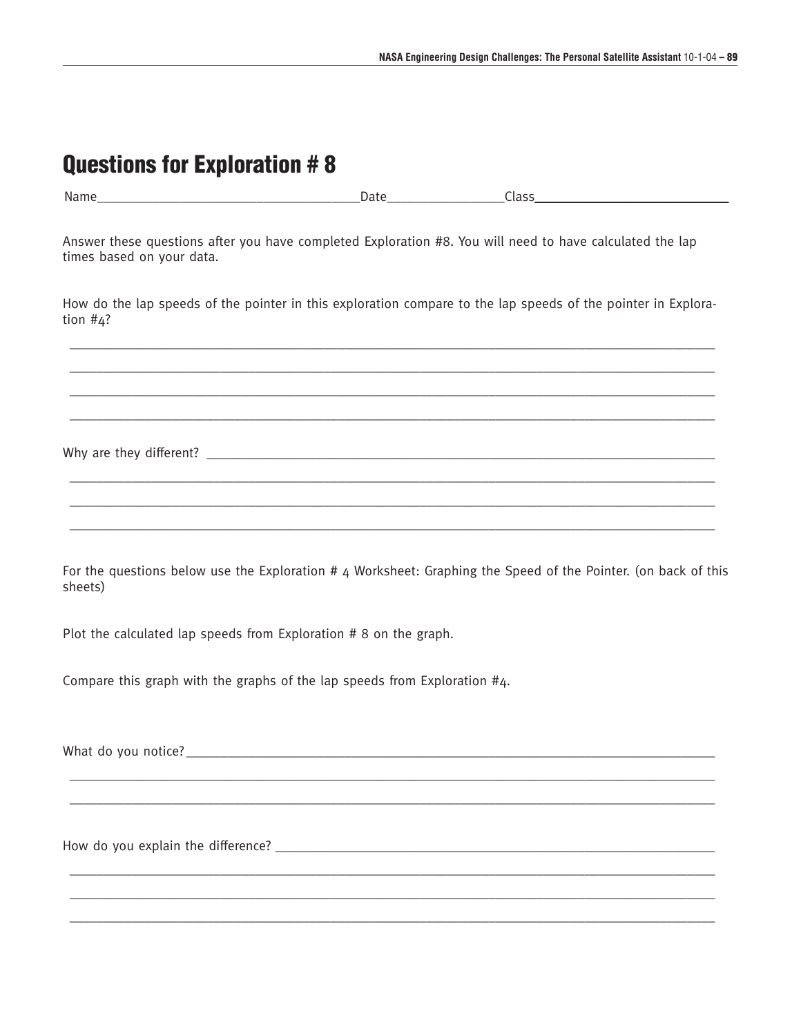## Questions for Exploration # 8

Name_____________________________________Date________________Class___________________________

Answer these questions after you have completed Exploration #8. You will need to have calculated the lap times based on your data.

How do the lap speeds of the pointer in this exploration compare to the lap speeds of the pointer in Exploration #4?

___________________________________________________________________________________________

___________________________________________________________________________________________

___________________________________________________________________________________________

___________________________________________________________________________________________

Why are they different? ____________________________________________________________________

___________________________________________________________________________________________

___________________________________________________________________________________________

___________________________________________________________________________________________

For the questions below use the Exploration # 4 Worksheet: Graphing the Speed of the Pointer. (on back of this sheets)

Plot the calculated lap speeds from Exploration # 8 on the graph.

Compare this graph with the graphs of the lap speeds from Exploration #4.

What do you notice?_________________________________________________________________________

___________________________________________________________________________________________

___________________________________________________________________________________________

How do you explain the difference? ____________________________________________________________

___________________________________________________________________________________________

___________________________________________________________________________________________

___________________________________________________________________________________________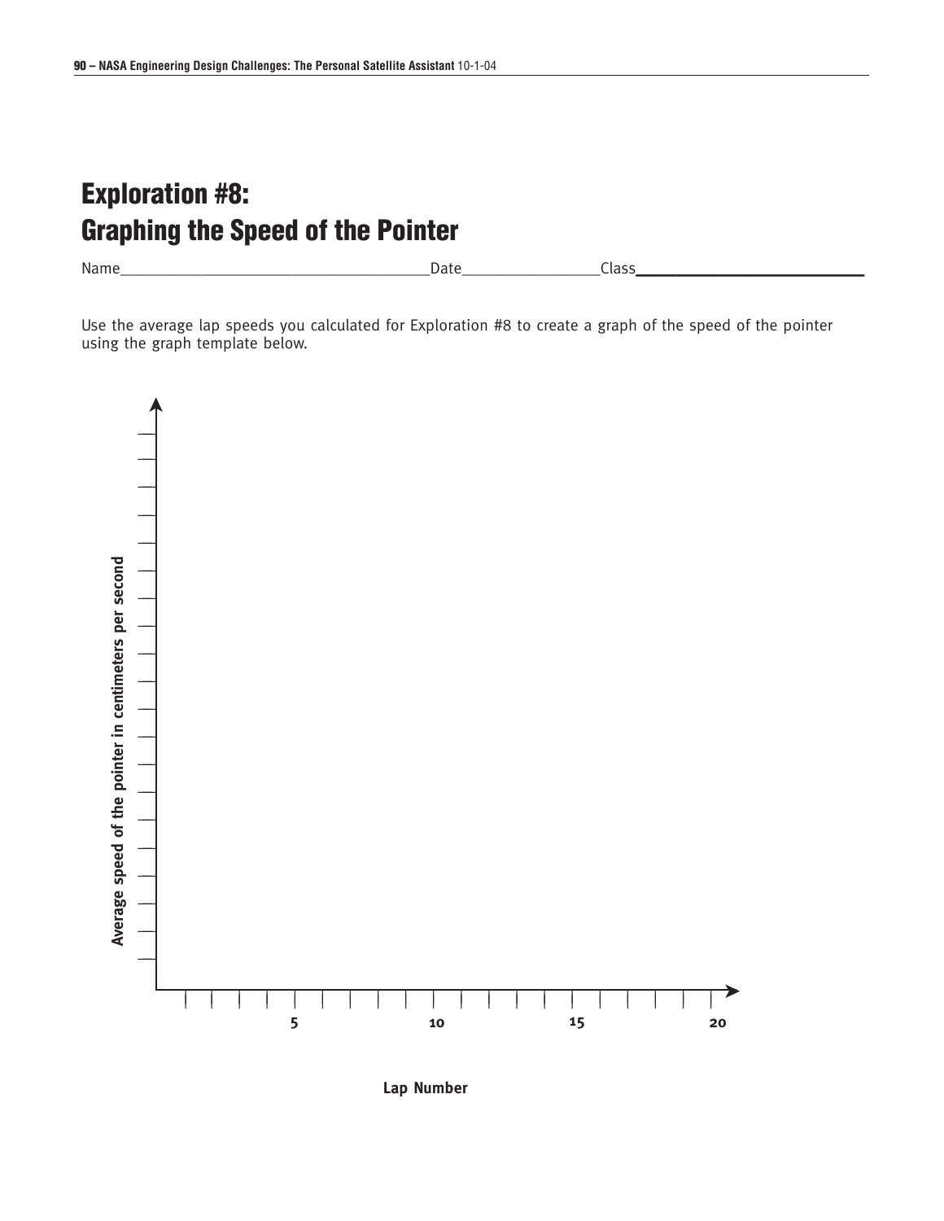# Exploration #8: Graphing the Speed of the Pointer

Name_____________________________________Date________________Class________________________

Use the average lap speeds you calculated for Exploration #8 to create a graph of the speed of the pointer using the graph template below.

Average speed of the pointer in centimeters per second

5 10 15 20

Lap Number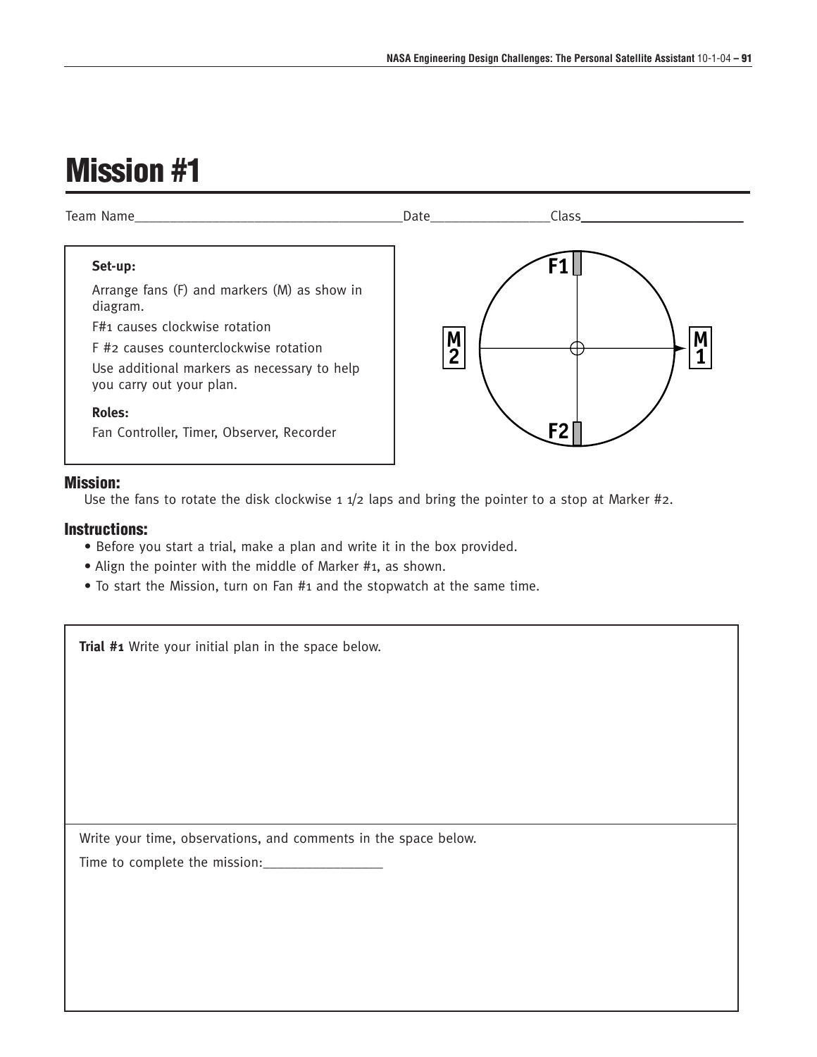# Mission #1

Team Name_____________________________________Date________________Class______________________

**Set-up:**

Arrange fans (F) and markers (M) as show in diagram.

F#1 causes clockwise rotation

F #2 causes counterclockwise rotation

Use additional markers as necessary to help you carry out your plan.

**Roles:**

Fan Controller, Timer, Observer, Recorder

F1

M 2

M 1

F2

### Mission:

Use the fans to rotate the disk clockwise 1 1/2 laps and bring the pointer to a stop at Marker #2.

### Instructions:

- Before you start a trial, make a plan and write it in the box provided.
- Align the pointer with the middle of Marker #1, as shown.
- To start the Mission, turn on Fan #1 and the stopwatch at the same time.

**Trial #1** Write your initial plan in the space below.

Write your time, observations, and comments in the space below.

Time to complete the mission:________________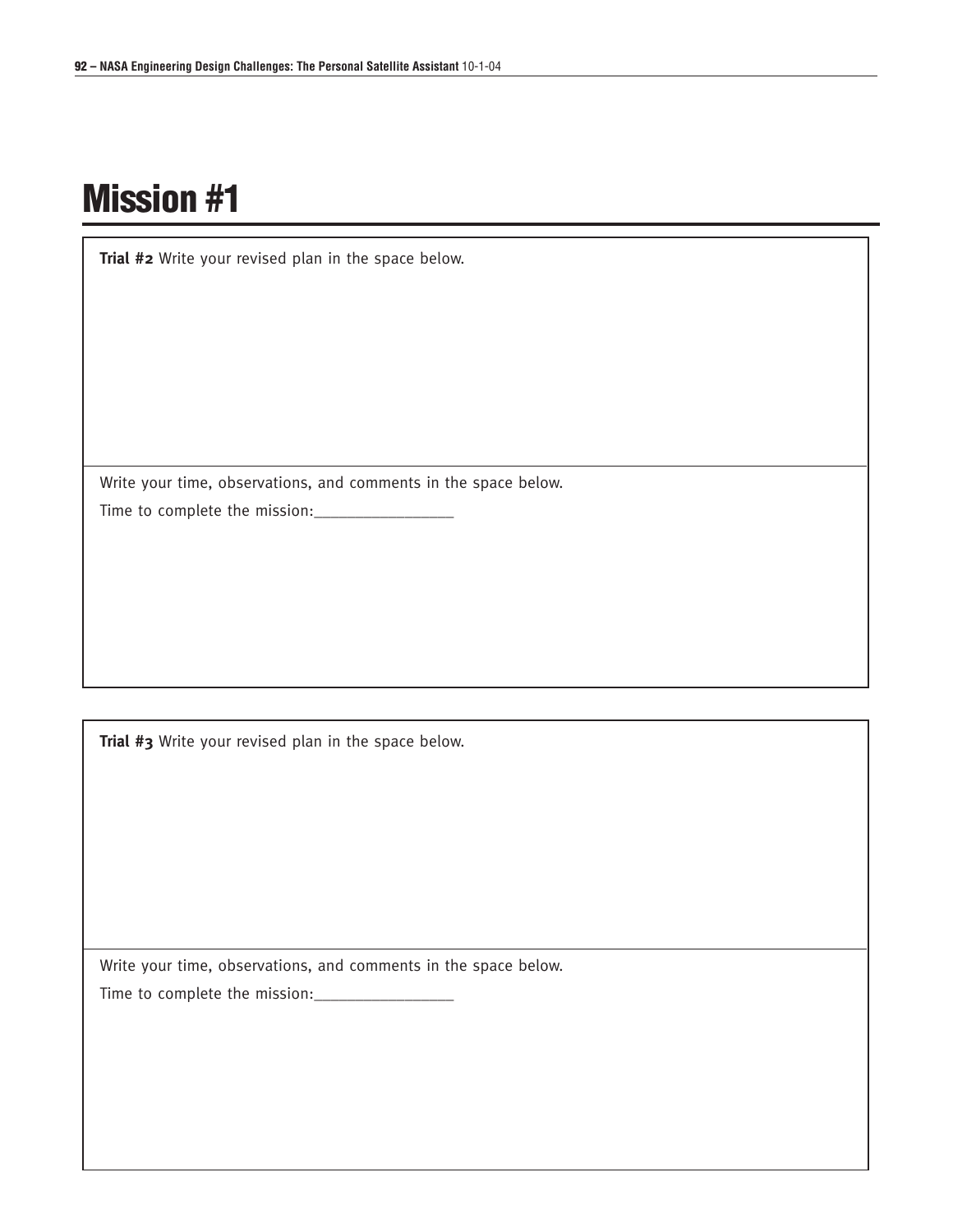# Mission #1

**Trial #2** Write your revised plan in the space below.

Write your time, observations, and comments in the space below.

Time to complete the mission:________________

**Trial #3** Write your revised plan in the space below.

Write your time, observations, and comments in the space below.

Time to complete the mission:________________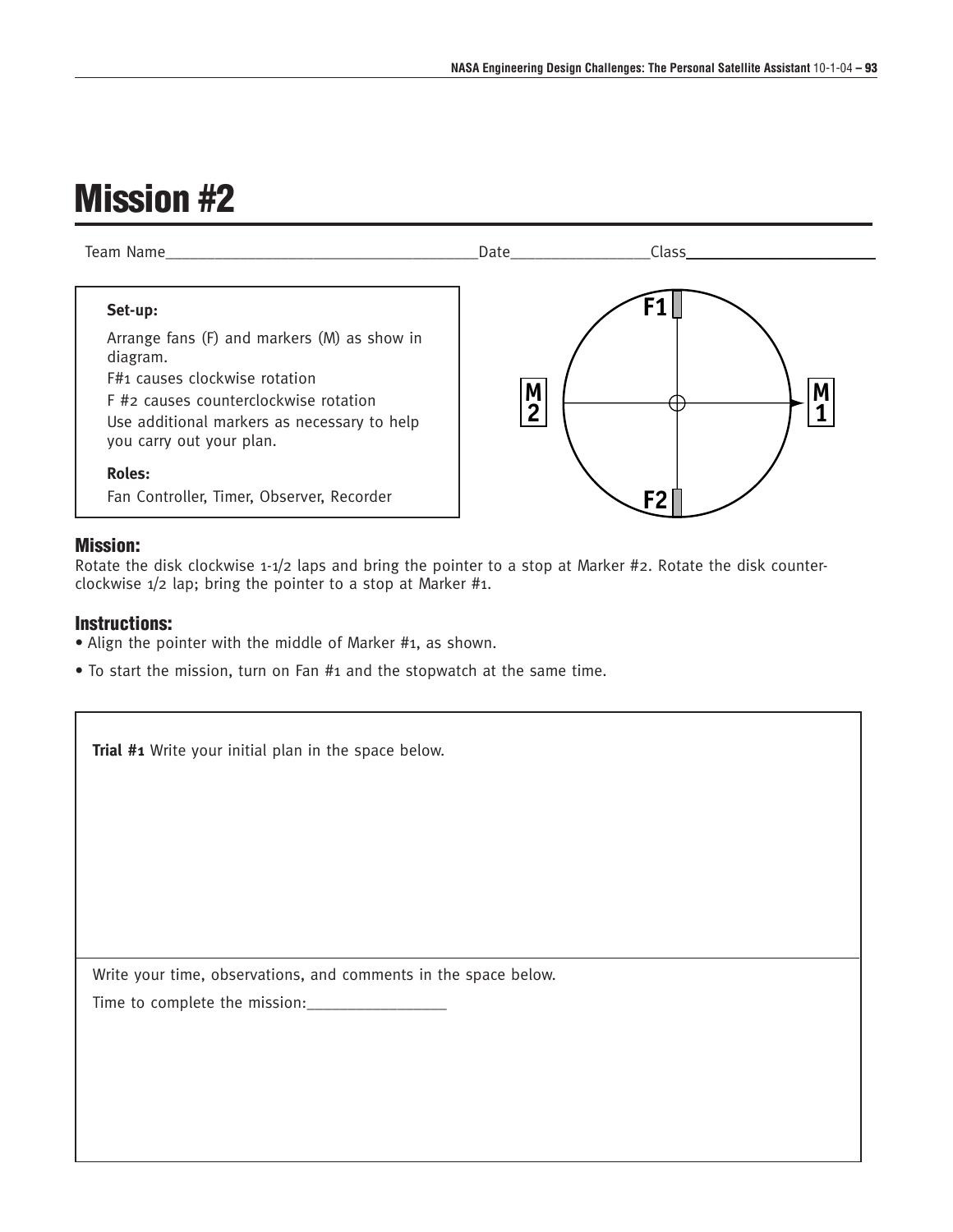# Mission #2

Team Name_______________________________________Date_________________Class_______________________

**Set-up:**

Arrange fans (F) and markers (M) as show in diagram.

F#1 causes clockwise rotation

F #2 causes counterclockwise rotation

Use additional markers as necessary to help you carry out your plan.

**Roles:**

Fan Controller, Timer, Observer, Recorder

F1

M 2

M 1

F2

## Mission:

Rotate the disk clockwise 1-1/2 laps and bring the pointer to a stop at Marker #2. Rotate the disk counter-clockwise 1/2 lap; bring the pointer to a stop at Marker #1.

## Instructions:

- Align the pointer with the middle of Marker #1, as shown.
- To start the mission, turn on Fan #1 and the stopwatch at the same time.

**Trial #1** Write your initial plan in the space below.

Write your time, observations, and comments in the space below.

Time to complete the mission:_________________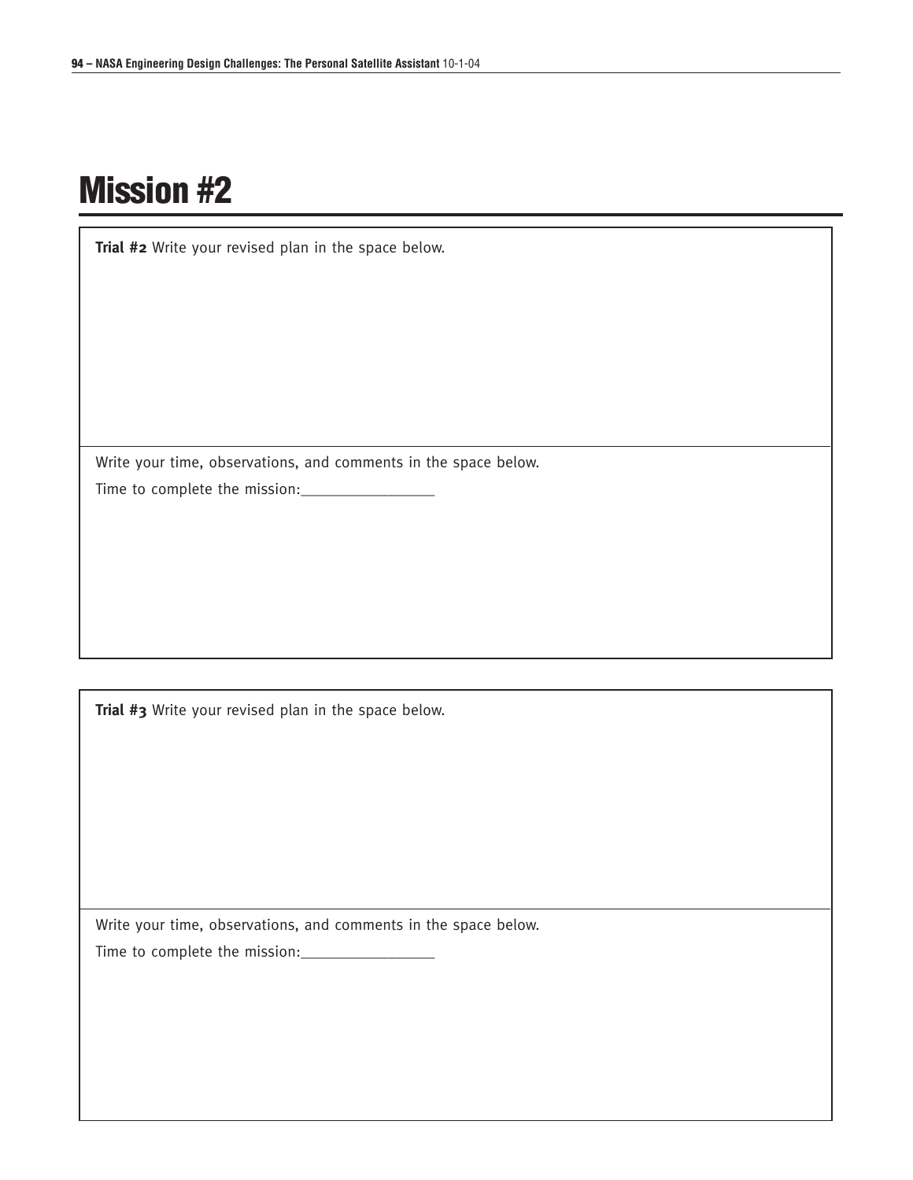# Mission #2

**Trial #2** Write your revised plan in the space below.

Write your time, observations, and comments in the space below.

Time to complete the mission:________________

**Trial #3** Write your revised plan in the space below.

Write your time, observations, and comments in the space below.

Time to complete the mission:________________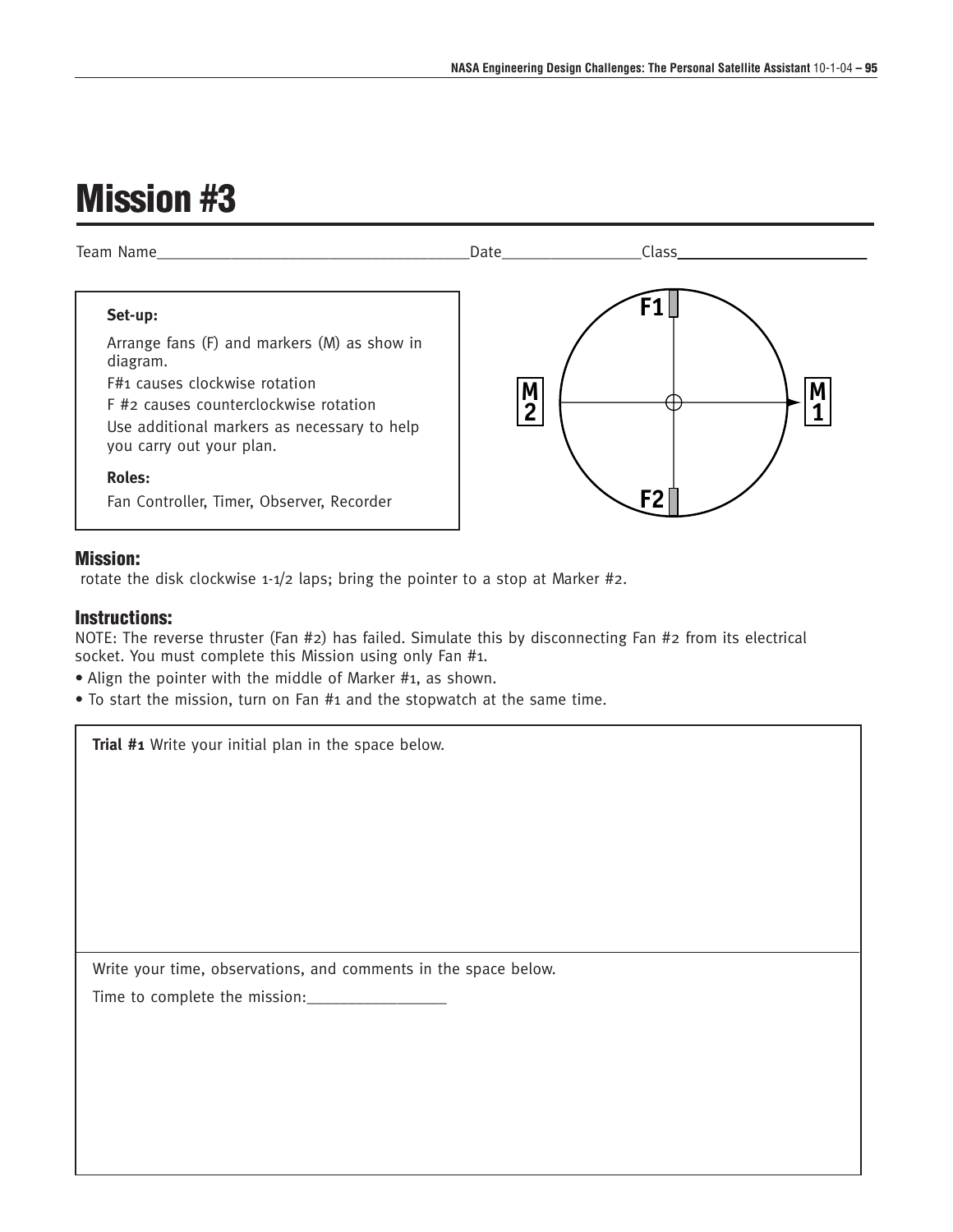# Mission #3

Team Name_______________________________________Date_________________Class_______________________

**Set-up:**

Arrange fans (F) and markers (M) as show in diagram.

F#1 causes clockwise rotation

F #2 causes counterclockwise rotation

Use additional markers as necessary to help you carry out your plan.

**Roles:**

Fan Controller, Timer, Observer, Recorder

F1

M 2

M 1

F2

## Mission:

rotate the disk clockwise 1-1/2 laps; bring the pointer to a stop at Marker #2.

## Instructions:

NOTE: The reverse thruster (Fan #2) has failed. Simulate this by disconnecting Fan #2 from its electrical socket. You must complete this Mission using only Fan #1.

- Align the pointer with the middle of Marker #1, as shown.
- To start the mission, turn on Fan #1 and the stopwatch at the same time.

**Trial #1** Write your initial plan in the space below.

Write your time, observations, and comments in the space below.

Time to complete the mission:_________________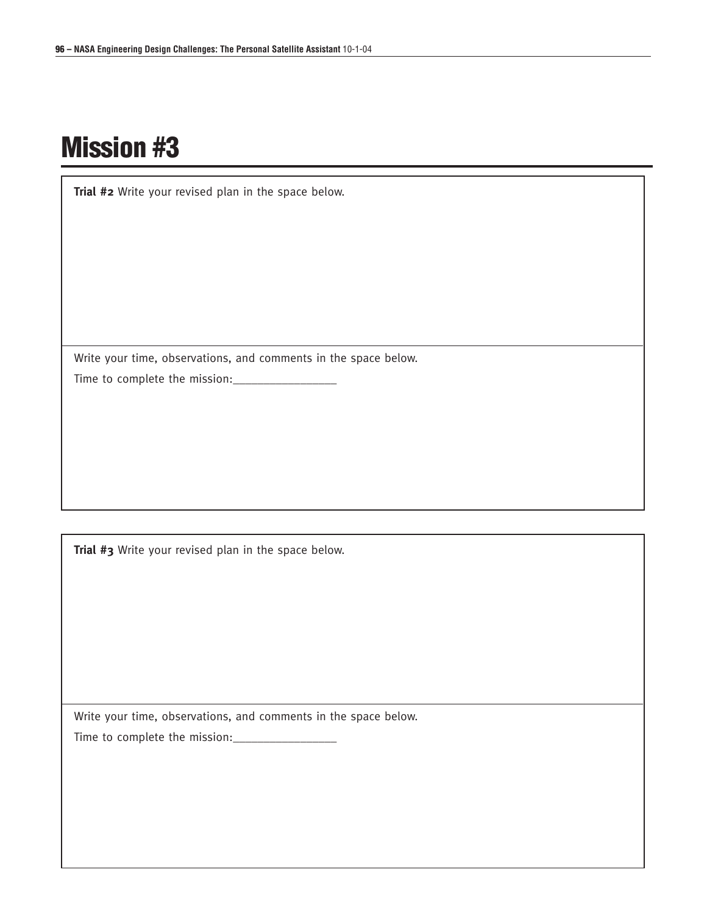# Mission #3

**Trial #2** Write your revised plan in the space below.

Write your time, observations, and comments in the space below.

Time to complete the mission:________________

**Trial #3** Write your revised plan in the space below.

Write your time, observations, and comments in the space below.

Time to complete the mission:________________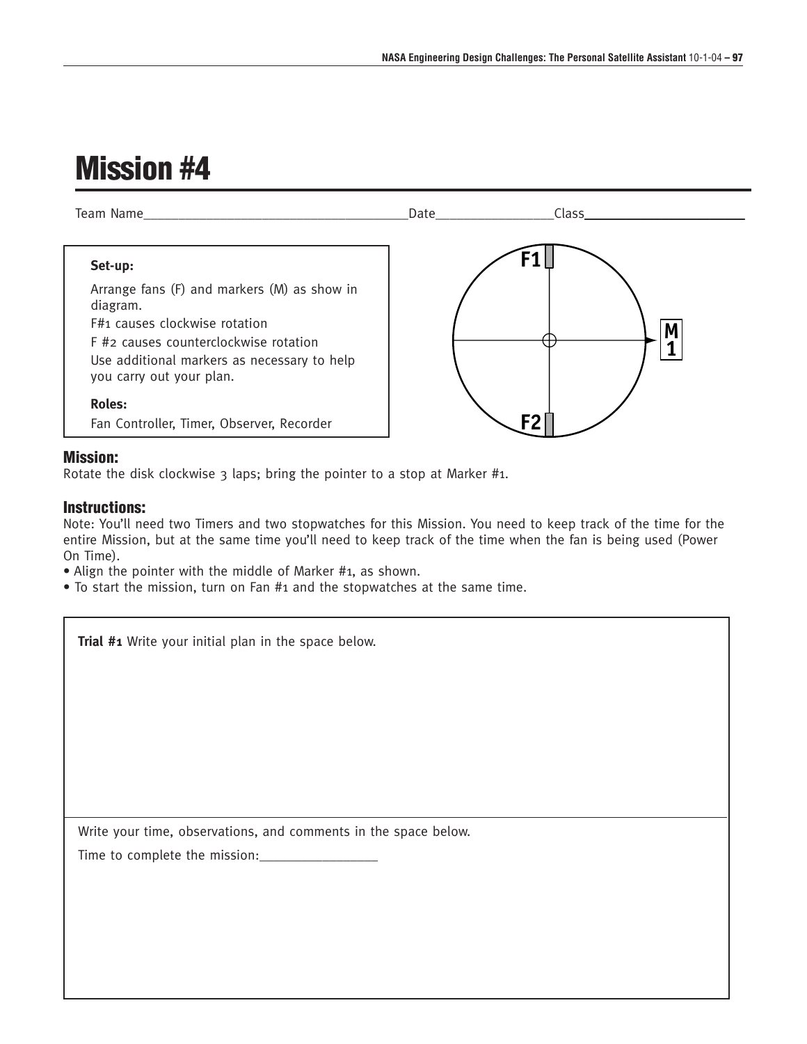# Mission #4

Team Name_______________________________________Date_________________Class_______________________

**Set-up:**

Arrange fans (F) and markers (M) as show in diagram.

F#1 causes clockwise rotation

F #2 causes counterclockwise rotation

Use additional markers as necessary to help you carry out your plan.

**Roles:**

Fan Controller, Timer, Observer, Recorder

F1

M 1

F2

## Mission:

Rotate the disk clockwise 3 laps; bring the pointer to a stop at Marker #1.

## Instructions:

Note: You'll need two Timers and two stopwatches for this Mission. You need to keep track of the time for the entire Mission, but at the same time you'll need to keep track of the time when the fan is being used (Power On Time).

- Align the pointer with the middle of Marker #1, as shown.
- To start the mission, turn on Fan #1 and the stopwatches at the same time.

**Trial #1** Write your initial plan in the space below.

Write your time, observations, and comments in the space below.

Time to complete the mission:_________________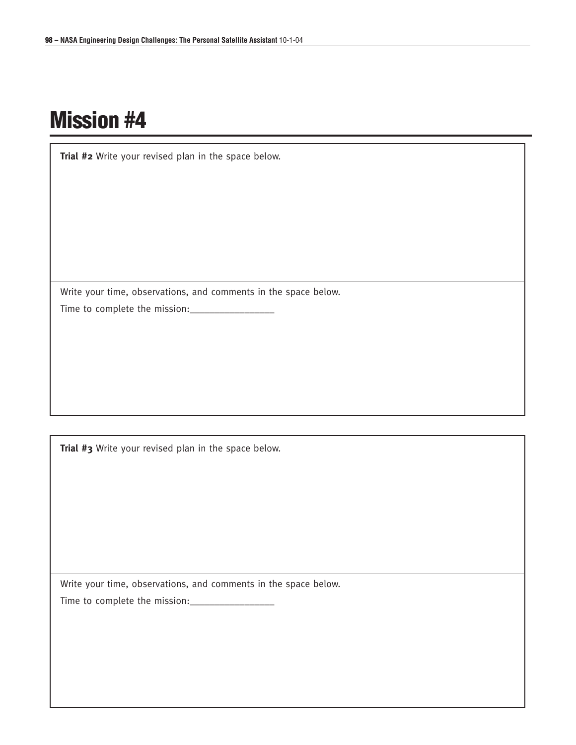# Mission #4

**Trial #2** Write your revised plan in the space below.

Write your time, observations, and comments in the space below.

Time to complete the mission:________________

**Trial #3** Write your revised plan in the space below.

Write your time, observations, and comments in the space below.

Time to complete the mission:________________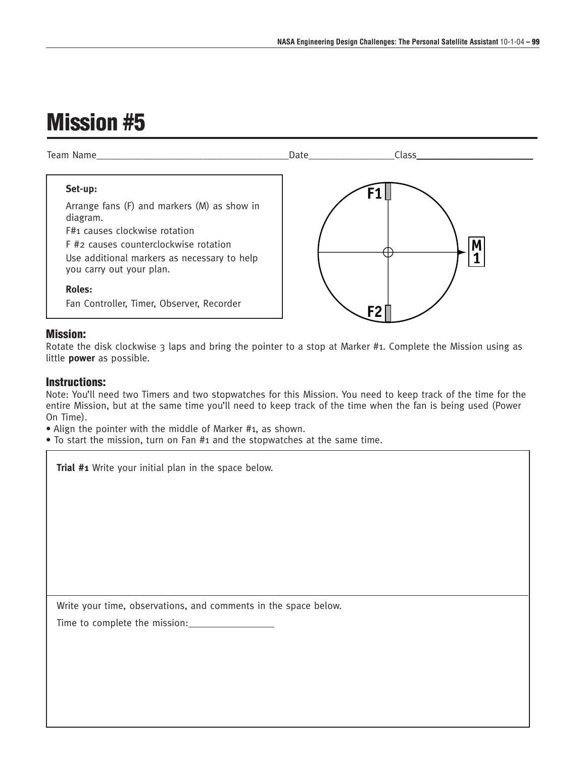# Mission #5

Team Name_____________________________________Date________________Class______________________

**Set-up:**

Arrange fans (F) and markers (M) as show in diagram.

F#1 causes clockwise rotation

F #2 causes counterclockwise rotation

Use additional markers as necessary to help you carry out your plan.

**Roles:**

Fan Controller, Timer, Observer, Recorder

F1

M 1

F2

## Mission:

Rotate the disk clockwise 3 laps and bring the pointer to a stop at Marker #1. Complete the Mission using as little **power** as possible.

## Instructions:

Note: You'll need two Timers and two stopwatches for this Mission. You need to keep track of the time for the entire Mission, but at the same time you'll need to keep track of the time when the fan is being used (Power On Time).

- Align the pointer with the middle of Marker #1, as shown.
- To start the mission, turn on Fan #1 and the stopwatches at the same time.

**Trial #1** Write your initial plan in the space below.

Write your time, observations, and comments in the space below.

Time to complete the mission:________________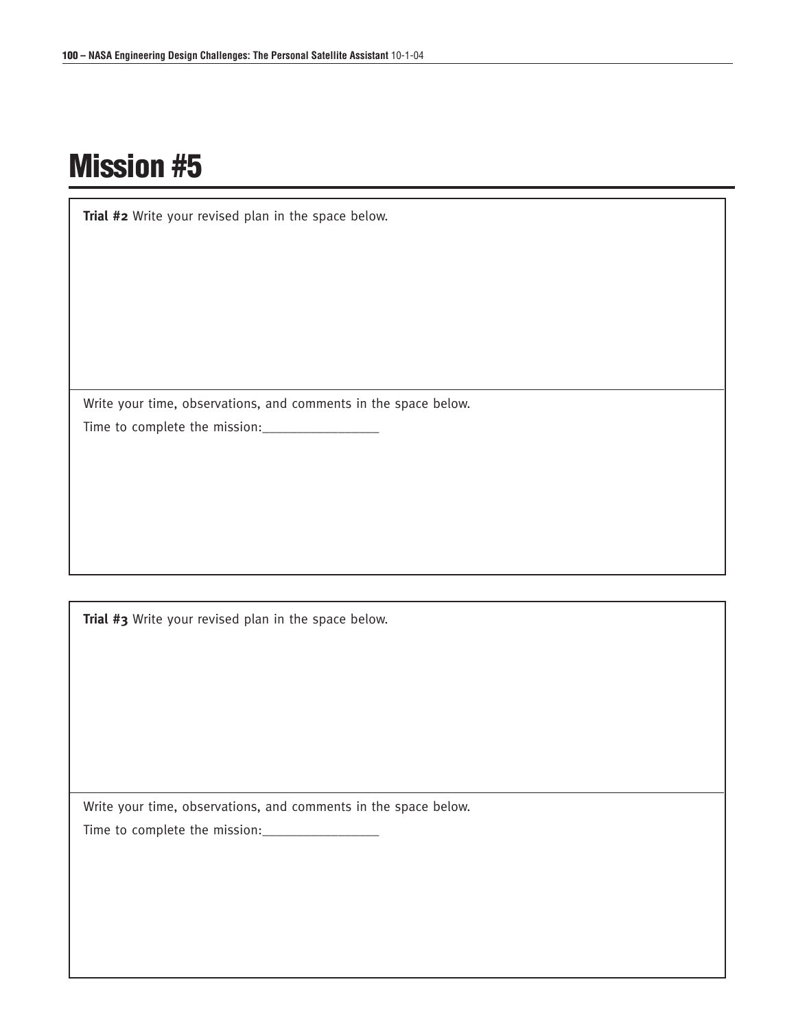# Mission #5

**Trial #2** Write your revised plan in the space below.

Write your time, observations, and comments in the space below.

Time to complete the mission:________________

**Trial #3** Write your revised plan in the space below.

Write your time, observations, and comments in the space below.

Time to complete the mission:________________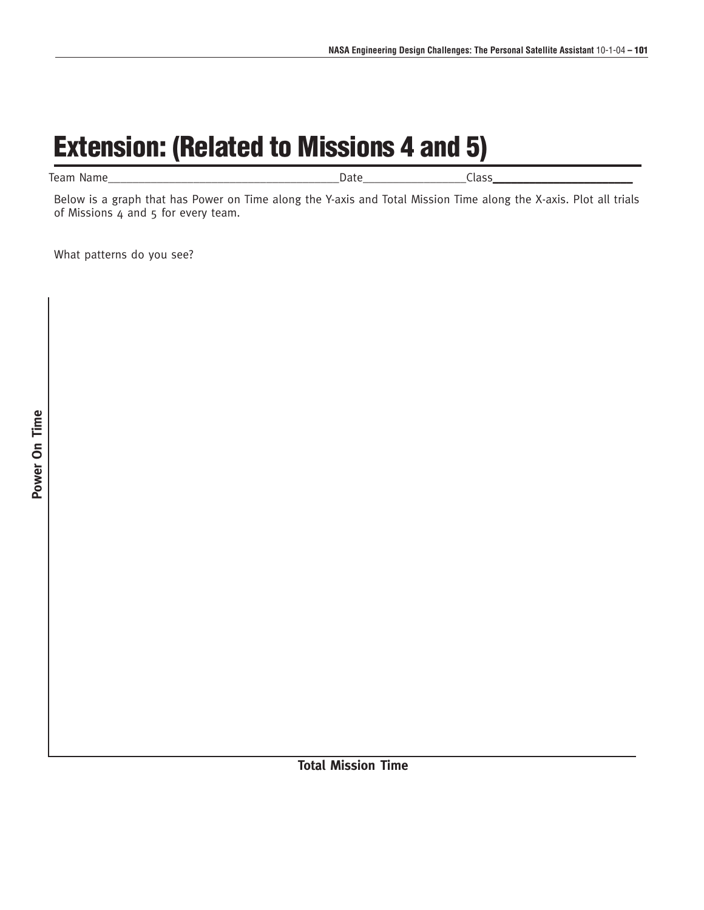# Extension: (Related to Missions 4 and 5)

Team Name______________________________________Date_________________Class_____________________

Below is a graph that has Power on Time along the Y-axis and Total Mission Time along the X-axis. Plot all trials of Missions 4 and 5 for every team.

What patterns do you see?

Power On Time

Total Mission Time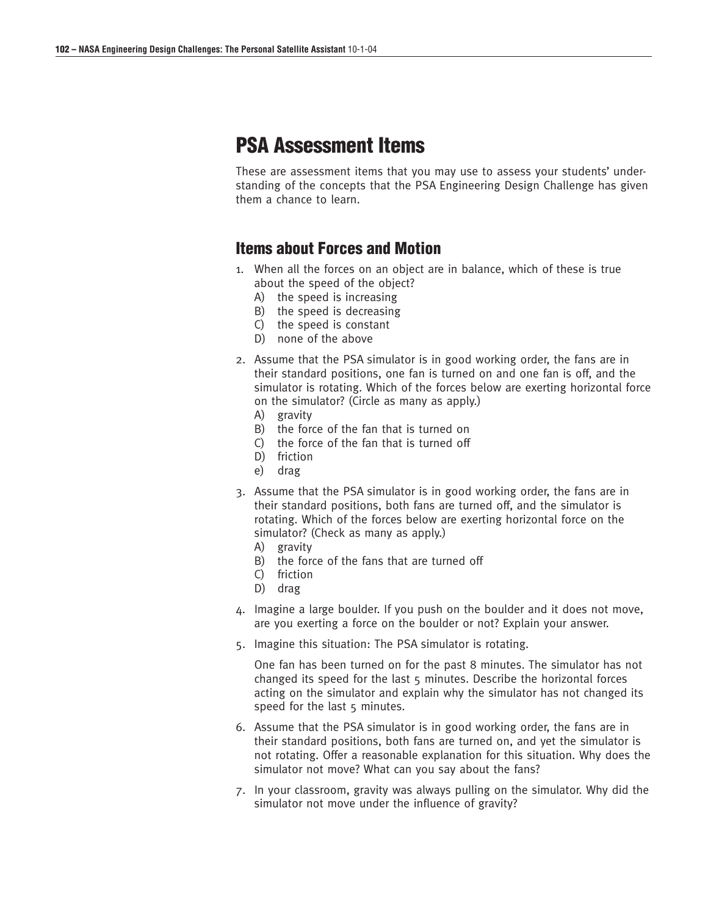# PSA Assessment Items

These are assessment items that you may use to assess your students' understanding of the concepts that the PSA Engineering Design Challenge has given them a chance to learn.

## Items about Forces and Motion

1. When all the forces on an object are in balance, which of these is true about the speed of the object?
   A) the speed is increasing
   B) the speed is decreasing
   C) the speed is constant
   D) none of the above

2. Assume that the PSA simulator is in good working order, the fans are in their standard positions, one fan is turned on and one fan is off, and the simulator is rotating. Which of the forces below are exerting horizontal force on the simulator? (Circle as many as apply.)
   A) gravity
   B) the force of the fan that is turned on
   C) the force of the fan that is turned off
   D) friction
   e) drag

3. Assume that the PSA simulator is in good working order, the fans are in their standard positions, both fans are turned off, and the simulator is rotating. Which of the forces below are exerting horizontal force on the simulator? (Check as many as apply.)
   A) gravity
   B) the force of the fans that are turned off
   C) friction
   D) drag

4. Imagine a large boulder. If you push on the boulder and it does not move, are you exerting a force on the boulder or not? Explain your answer.

5. Imagine this situation: The PSA simulator is rotating.

   One fan has been turned on for the past 8 minutes. The simulator has not changed its speed for the last 5 minutes. Describe the horizontal forces acting on the simulator and explain why the simulator has not changed its speed for the last 5 minutes.

6. Assume that the PSA simulator is in good working order, the fans are in their standard positions, both fans are turned on, and yet the simulator is not rotating. Offer a reasonable explanation for this situation. Why does the simulator not move? What can you say about the fans?

7. In your classroom, gravity was always pulling on the simulator. Why did the simulator not move under the influence of gravity?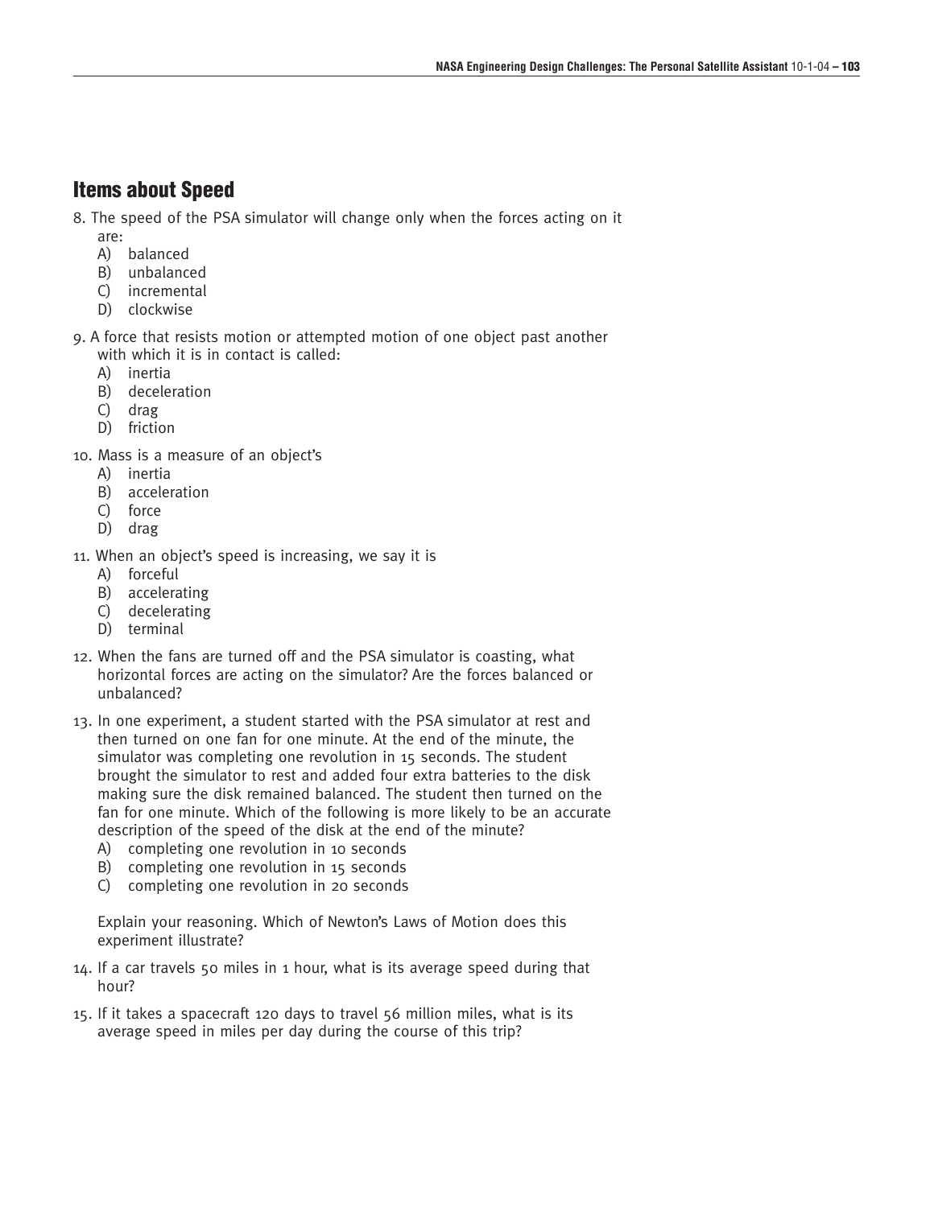## Items about Speed

8. The speed of the PSA simulator will change only when the forces acting on it are:
   A) balanced
   B) unbalanced
   C) incremental
   D) clockwise

9. A force that resists motion or attempted motion of one object past another with which it is in contact is called:
   A) inertia
   B) deceleration
   C) drag
   D) friction

10. Mass is a measure of an object's
    A) inertia
    B) acceleration
    C) force
    D) drag

11. When an object's speed is increasing, we say it is
    A) forceful
    B) accelerating
    C) decelerating
    D) terminal

12. When the fans are turned off and the PSA simulator is coasting, what horizontal forces are acting on the simulator? Are the forces balanced or unbalanced?

13. In one experiment, a student started with the PSA simulator at rest and then turned on one fan for one minute. At the end of the minute, the simulator was completing one revolution in 15 seconds. The student brought the simulator to rest and added four extra batteries to the disk making sure the disk remained balanced. The student then turned on the fan for one minute. Which of the following is more likely to be an accurate description of the speed of the disk at the end of the minute?
    A) completing one revolution in 10 seconds
    B) completing one revolution in 15 seconds
    C) completing one revolution in 20 seconds

    Explain your reasoning. Which of Newton's Laws of Motion does this experiment illustrate?

14. If a car travels 50 miles in 1 hour, what is its average speed during that hour?

15. If it takes a spacecraft 120 days to travel 56 million miles, what is its average speed in miles per day during the course of this trip?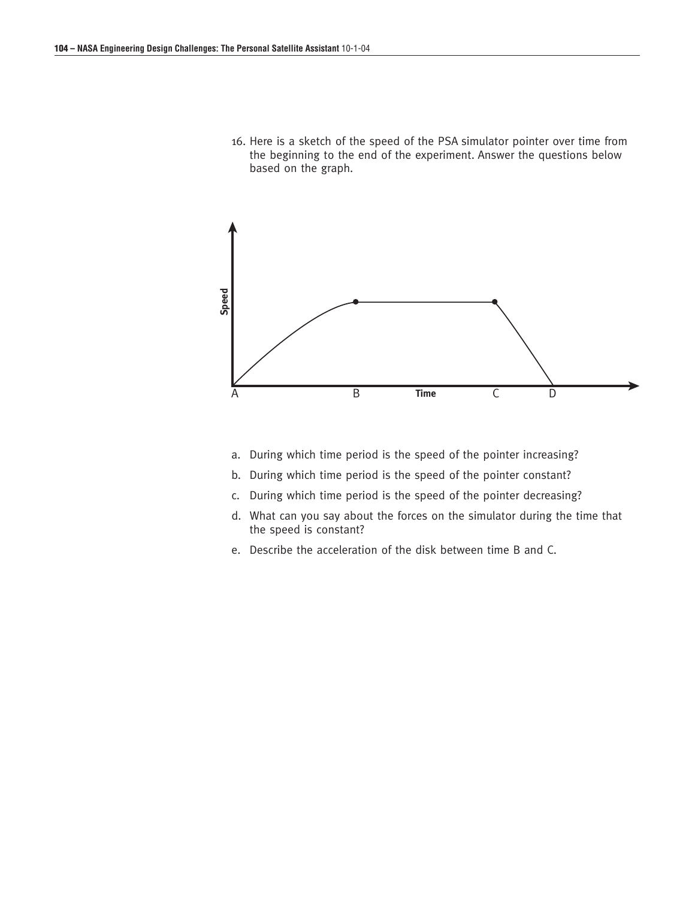16. Here is a sketch of the speed of the PSA simulator pointer over time from the beginning to the end of the experiment. Answer the questions below based on the graph.

a. During which time period is the speed of the pointer increasing?

b. During which time period is the speed of the pointer constant?

c. During which time period is the speed of the pointer decreasing?

d. What can you say about the forces on the simulator during the time that the speed is constant?

e. Describe the acceleration of the disk between time B and C.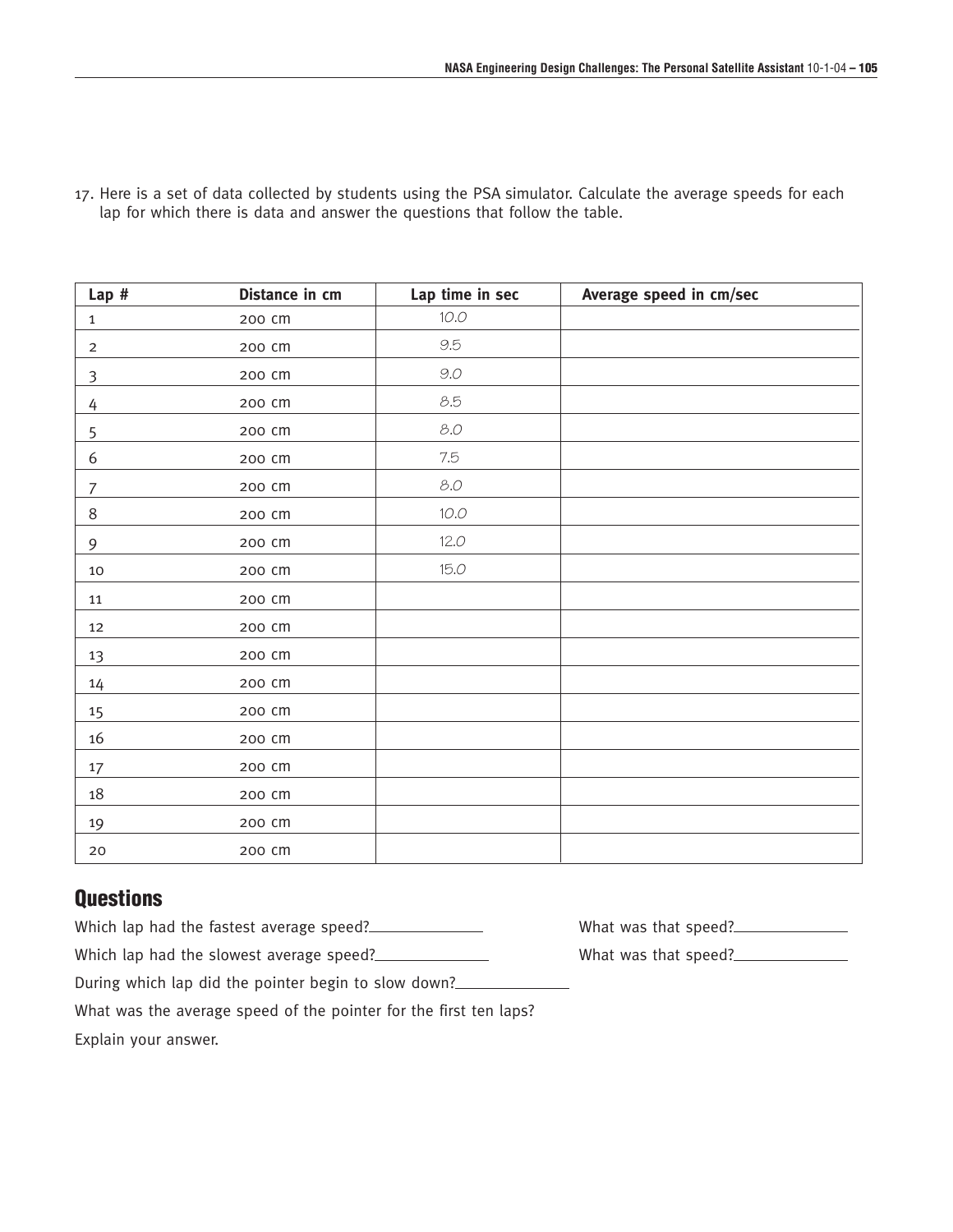17. Here is a set of data collected by students using the PSA simulator. Calculate the average speeds for each lap for which there is data and answer the questions that follow the table.

| Lap # | Distance in cm | Lap time in sec | Average speed in cm/sec |
|---|---|---|---|
| 1 | 200 cm | 10.0 | |
| 2 | 200 cm | 9.5 | |
| 3 | 200 cm | 9.0 | |
| 4 | 200 cm | 8.5 | |
| 5 | 200 cm | 8.0 | |
| 6 | 200 cm | 7.5 | |
| 7 | 200 cm | 8.0 | |
| 8 | 200 cm | 10.0 | |
| 9 | 200 cm | 12.0 | |
| 10 | 200 cm | 15.0 | |
| 11 | 200 cm | | |
| 12 | 200 cm | | |
| 13 | 200 cm | | |
| 14 | 200 cm | | |
| 15 | 200 cm | | |
| 16 | 200 cm | | |
| 17 | 200 cm | | |
| 18 | 200 cm | | |
| 19 | 200 cm | | |
| 20 | 200 cm | | |

## Questions

Which lap had the fastest average speed?\_\_\_\_\_\_\_\_\_\_\_\_\_\_ What was that speed?\_\_\_\_\_\_\_\_\_\_\_\_\_\_

Which lap had the slowest average speed?\_\_\_\_\_\_\_\_\_\_\_\_\_\_ What was that speed?\_\_\_\_\_\_\_\_\_\_\_\_\_\_

During which lap did the pointer begin to slow down?\_\_\_\_\_\_\_\_\_\_\_\_\_\_

What was the average speed of the pointer for the first ten laps?

Explain your answer.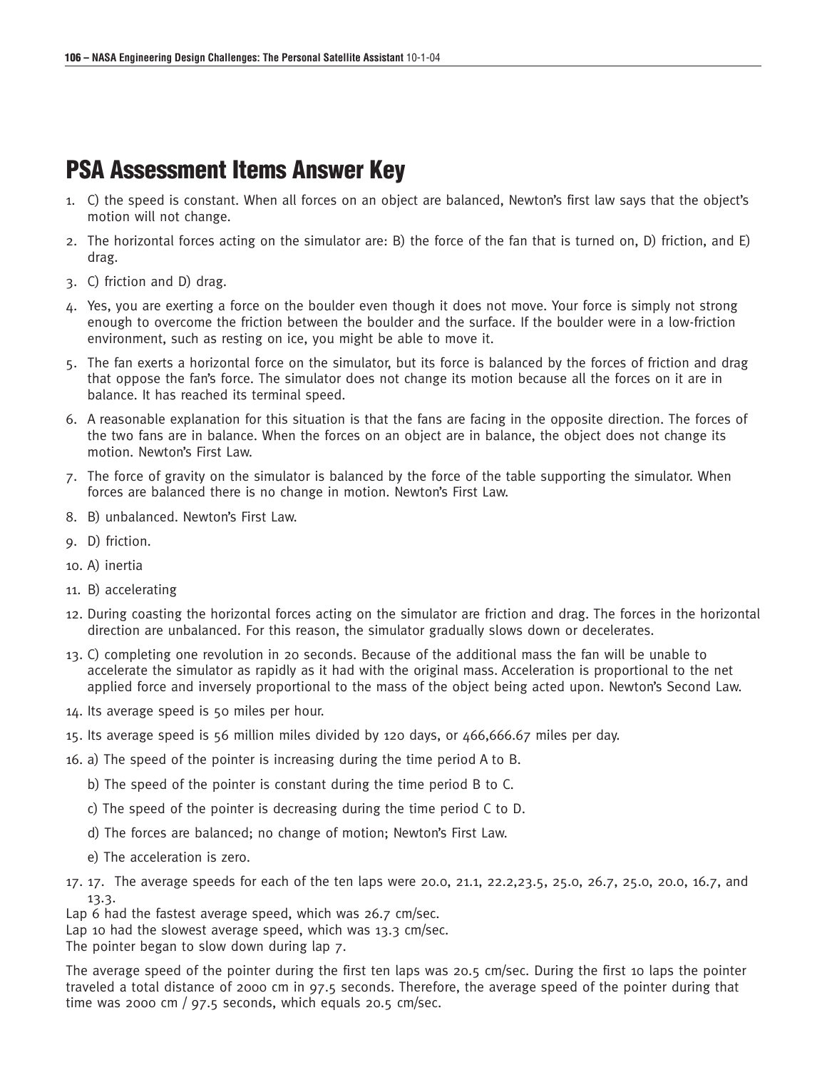# PSA Assessment Items Answer Key

1. C) the speed is constant. When all forces on an object are balanced, Newton's first law says that the object's motion will not change.
2. The horizontal forces acting on the simulator are: B) the force of the fan that is turned on, D) friction, and E) drag.
3. C) friction and D) drag.
4. Yes, you are exerting a force on the boulder even though it does not move. Your force is simply not strong enough to overcome the friction between the boulder and the surface. If the boulder were in a low-friction environment, such as resting on ice, you might be able to move it.
5. The fan exerts a horizontal force on the simulator, but its force is balanced by the forces of friction and drag that oppose the fan's force. The simulator does not change its motion because all the forces on it are in balance. It has reached its terminal speed.
6. A reasonable explanation for this situation is that the fans are facing in the opposite direction. The forces of the two fans are in balance. When the forces on an object are in balance, the object does not change its motion. Newton's First Law.
7. The force of gravity on the simulator is balanced by the force of the table supporting the simulator. When forces are balanced there is no change in motion. Newton's First Law.
8. B) unbalanced. Newton's First Law.
9. D) friction.
10. A) inertia
11. B) accelerating
12. During coasting the horizontal forces acting on the simulator are friction and drag. The forces in the horizontal direction are unbalanced. For this reason, the simulator gradually slows down or decelerates.
13. C) completing one revolution in 20 seconds. Because of the additional mass the fan will be unable to accelerate the simulator as rapidly as it had with the original mass. Acceleration is proportional to the net applied force and inversely proportional to the mass of the object being acted upon. Newton's Second Law.
14. Its average speed is 50 miles per hour.
15. Its average speed is 56 million miles divided by 120 days, or 466,666.67 miles per day.
16. a) The speed of the pointer is increasing during the time period A to B.

    b) The speed of the pointer is constant during the time period B to C.

    c) The speed of the pointer is decreasing during the time period C to D.

    d) The forces are balanced; no change of motion; Newton's First Law.

    e) The acceleration is zero.
17. 17. The average speeds for each of the ten laps were 20.0, 21.1, 22.2,23.5, 25.0, 26.7, 25.0, 20.0, 16.7, and 13.3.

Lap 6 had the fastest average speed, which was 26.7 cm/sec.
Lap 10 had the slowest average speed, which was 13.3 cm/sec.
The pointer began to slow down during lap 7.

The average speed of the pointer during the first ten laps was 20.5 cm/sec. During the first 10 laps the pointer traveled a total distance of 2000 cm in 97.5 seconds. Therefore, the average speed of the pointer during that time was 2000 cm / 97.5 seconds, which equals 20.5 cm/sec.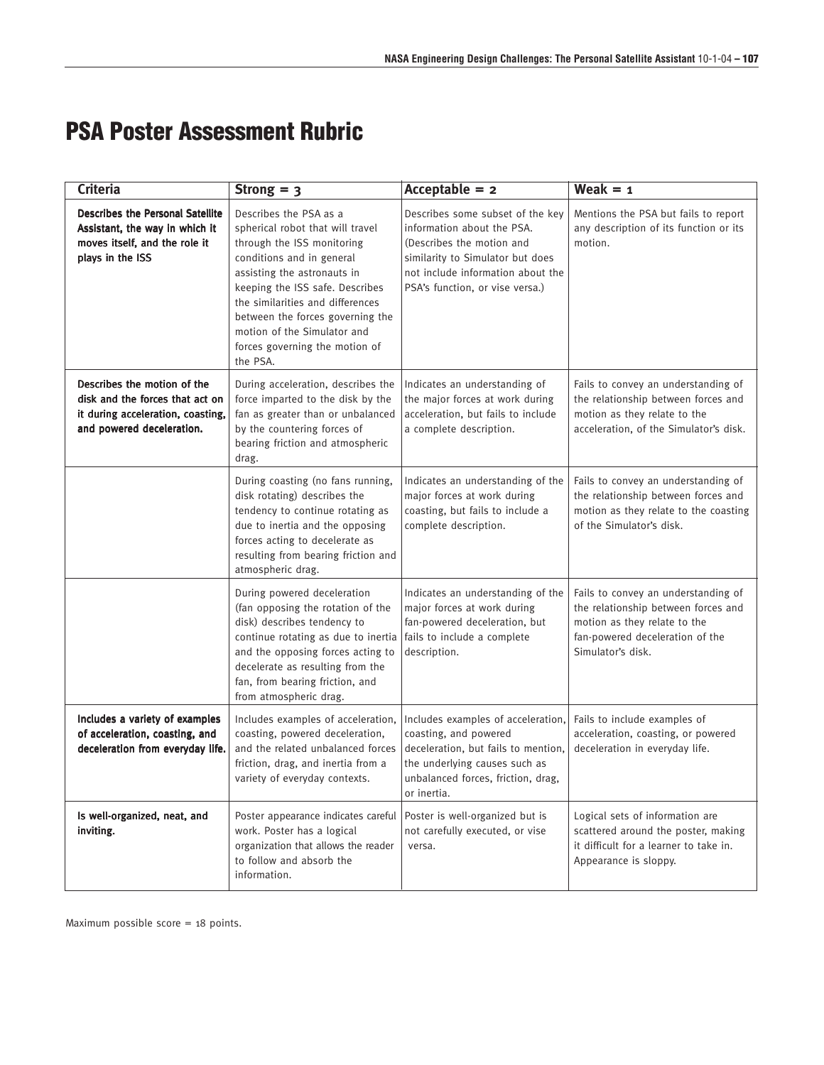# PSA Poster Assessment Rubric

| Criteria | Strong = 3 | Acceptable = 2 | Weak = 1 |
|---|---|---|---|
| **Describes the Personal Satellite Assistant, the way in which it moves itself, and the role it plays in the ISS** | Describes the PSA as a spherical robot that will travel through the ISS monitoring conditions and in general assisting the astronauts in keeping the ISS safe. Describes the similarities and differences between the forces governing the motion of the Simulator and forces governing the motion of the PSA. | Describes some subset of the key information about the PSA. (Describes the motion and similarity to Simulator but does not include information about the PSA's function, or vise versa.) | Mentions the PSA but fails to report any description of its function or its motion. |
| **Describes the motion of the disk and the forces that act on it during acceleration, coasting, and powered deceleration.** | During acceleration, describes the force imparted to the disk by the fan as greater than or unbalanced by the countering forces of bearing friction and atmospheric drag. | Indicates an understanding of the major forces at work during acceleration, but fails to include a complete description. | Fails to convey an understanding of the relationship between forces and motion as they relate to the acceleration, of the Simulator's disk. |
| | During coasting (no fans running, disk rotating) describes the tendency to continue rotating as due to inertia and the opposing forces acting to decelerate as resulting from bearing friction and atmospheric drag. | Indicates an understanding of the major forces at work during coasting, but fails to include a complete description. | Fails to convey an understanding of the relationship between forces and motion as they relate to the coasting of the Simulator's disk. |
| | During powered deceleration (fan opposing the rotation of the disk) describes tendency to continue rotating as due to inertia and the opposing forces acting to decelerate as resulting from the fan, from bearing friction, and from atmospheric drag. | Indicates an understanding of the major forces at work during fan-powered deceleration, but fails to include a complete description. | Fails to convey an understanding of the relationship between forces and motion as they relate to the fan-powered deceleration of the Simulator's disk. |
| **Includes a variety of examples of acceleration, coasting, and deceleration from everyday life.** | Includes examples of acceleration, coasting, powered deceleration, and the related unbalanced forces friction, drag, and inertia from a variety of everyday contexts. | Includes examples of acceleration, coasting, and powered deceleration, but fails to mention, the underlying causes such as unbalanced forces, friction, drag, or inertia. | Fails to include examples of acceleration, coasting, or powered deceleration in everyday life. |
| **Is well-organized, neat, and inviting.** | Poster appearance indicates careful work. Poster has a logical organization that allows the reader to follow and absorb the information. | Poster is well-organized but is not carefully executed, or vise versa. | Logical sets of information are scattered around the poster, making it difficult for a learner to take in. Appearance is sloppy. |

Maximum possible score = 18 points.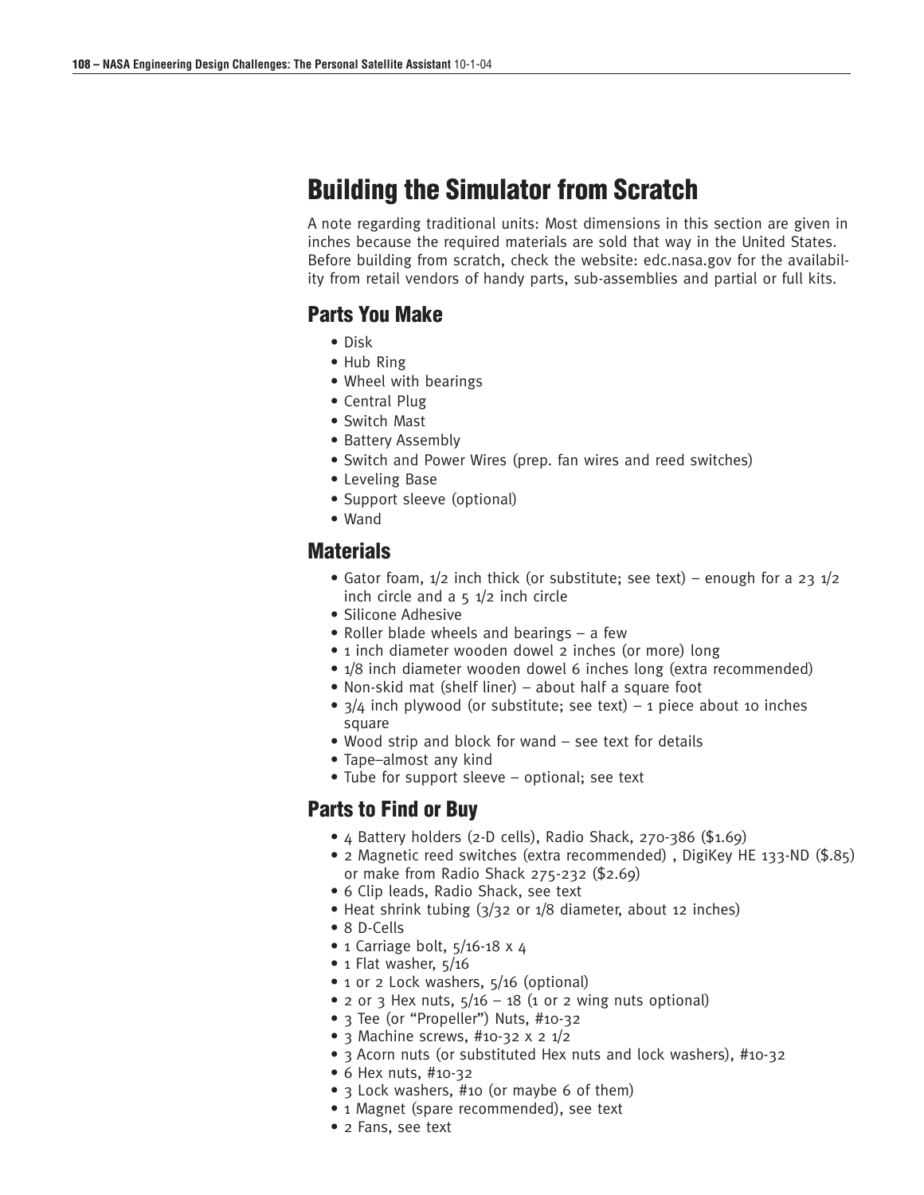# Building the Simulator from Scratch

A note regarding traditional units: Most dimensions in this section are given in inches because the required materials are sold that way in the United States. Before building from scratch, check the website: edc.nasa.gov for the availability from retail vendors of handy parts, sub-assemblies and partial or full kits.

## Parts You Make

- Disk
- Hub Ring
- Wheel with bearings
- Central Plug
- Switch Mast
- Battery Assembly
- Switch and Power Wires (prep. fan wires and reed switches)
- Leveling Base
- Support sleeve (optional)
- Wand

## Materials

- Gator foam, 1/2 inch thick (or substitute; see text) – enough for a 23 1/2 inch circle and a 5 1/2 inch circle
- Silicone Adhesive
- Roller blade wheels and bearings – a few
- 1 inch diameter wooden dowel 2 inches (or more) long
- 1/8 inch diameter wooden dowel 6 inches long (extra recommended)
- Non-skid mat (shelf liner) – about half a square foot
- 3/4 inch plywood (or substitute; see text) – 1 piece about 10 inches square
- Wood strip and block for wand – see text for details
- Tape–almost any kind
- Tube for support sleeve – optional; see text

## Parts to Find or Buy

- 4 Battery holders (2-D cells), Radio Shack, 270-386 ($1.69)
- 2 Magnetic reed switches (extra recommended) , DigiKey HE 133-ND ($.85) or make from Radio Shack 275-232 ($2.69)
- 6 Clip leads, Radio Shack, see text
- Heat shrink tubing (3/32 or 1/8 diameter, about 12 inches)
- 8 D-Cells
- 1 Carriage bolt, 5/16-18 x 4
- 1 Flat washer, 5/16
- 1 or 2 Lock washers, 5/16 (optional)
- 2 or 3 Hex nuts, 5/16 – 18 (1 or 2 wing nuts optional)
- 3 Tee (or "Propeller") Nuts, #10-32
- 3 Machine screws, #10-32 x 2 1/2
- 3 Acorn nuts (or substituted Hex nuts and lock washers), #10-32
- 6 Hex nuts, #10-32
- 3 Lock washers, #10 (or maybe 6 of them)
- 1 Magnet (spare recommended), see text
- 2 Fans, see text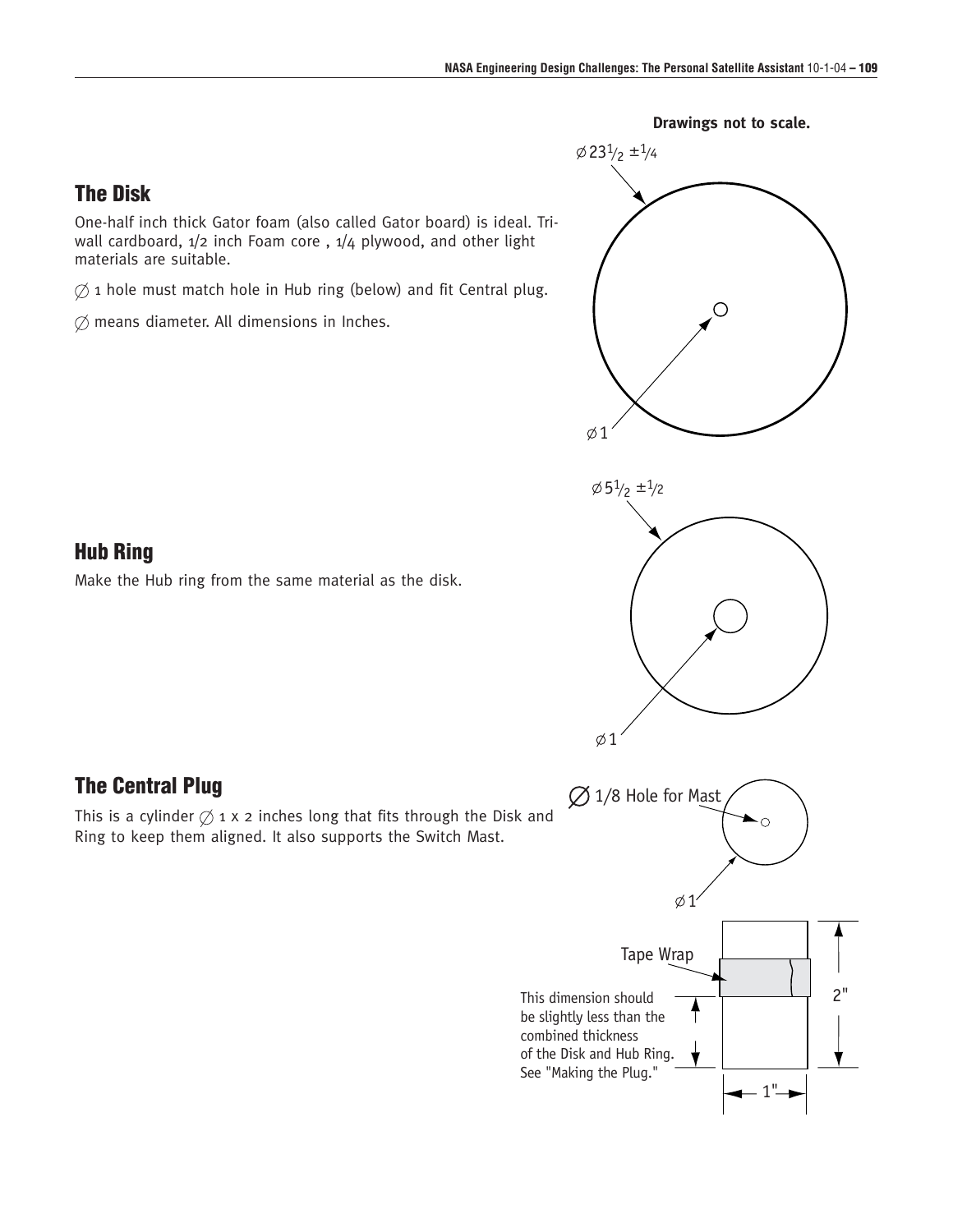**Drawings not to scale.**

## The Disk

One-half inch thick Gator foam (also called Gator board) is ideal. Tri-wall cardboard, 1/2 inch Foam core , 1/4 plywood, and other light materials are suitable.

∅ 1 hole must match hole in Hub ring (below) and fit Central plug.

∅ means diameter. All dimensions in Inches.

∅ 23 1/2 ±1/4

∅ 1

∅ 5 1/2 ±1/2

## Hub Ring

Make the Hub ring from the same material as the disk.

∅ 1

## The Central Plug

This is a cylinder ∅ 1 x 2 inches long that fits through the Disk and Ring to keep them aligned. It also supports the Switch Mast.

∅ 1/8 Hole for Mast

∅ 1

Tape Wrap

This dimension should be slightly less than the combined thickness of the Disk and Hub Ring. See "Making the Plug."

2"

1"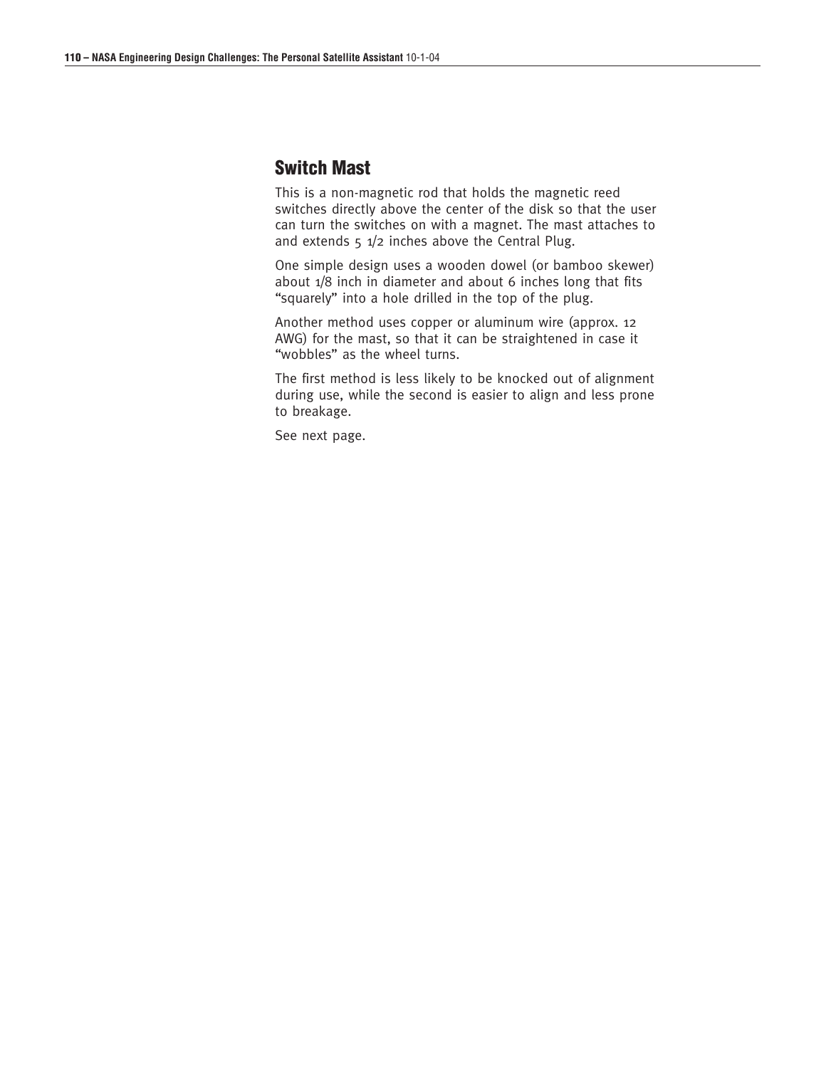## Switch Mast

This is a non-magnetic rod that holds the magnetic reed switches directly above the center of the disk so that the user can turn the switches on with a magnet. The mast attaches to and extends 5 1/2 inches above the Central Plug.

One simple design uses a wooden dowel (or bamboo skewer) about 1/8 inch in diameter and about 6 inches long that fits "squarely" into a hole drilled in the top of the plug.

Another method uses copper or aluminum wire (approx. 12 AWG) for the mast, so that it can be straightened in case it "wobbles" as the wheel turns.

The first method is less likely to be knocked out of alignment during use, while the second is easier to align and less prone to breakage.

See next page.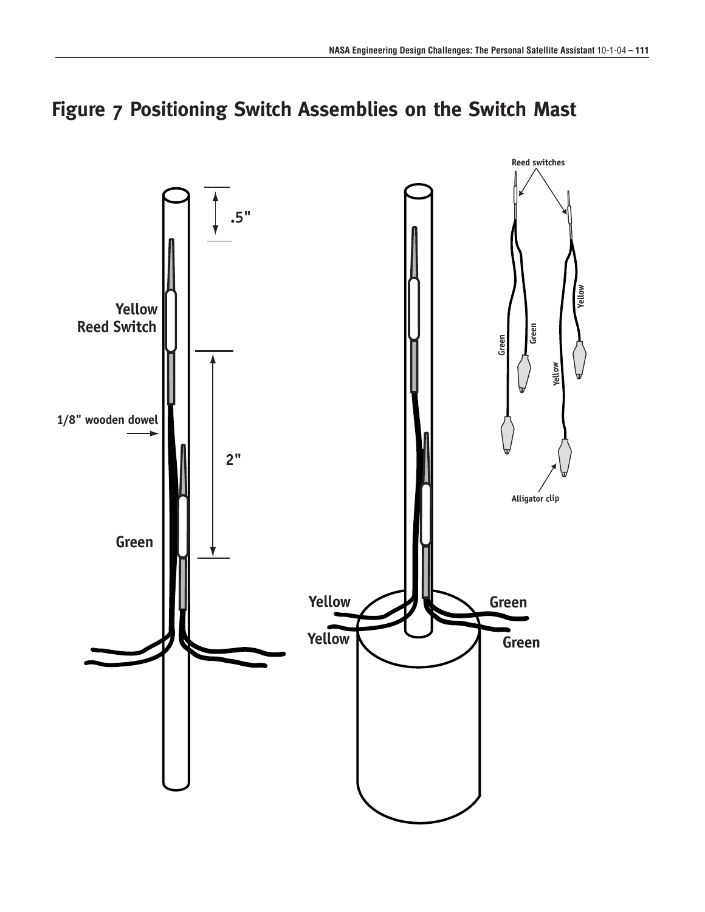# Figure 7 Positioning Switch Assemblies on the Switch Mast

.5"

Yellow Reed Switch

1/8" wooden dowel

2"

Green

Yellow

Yellow

Green

Green

Reed switches

Green

Green

Yellow

Yellow

Alligator clip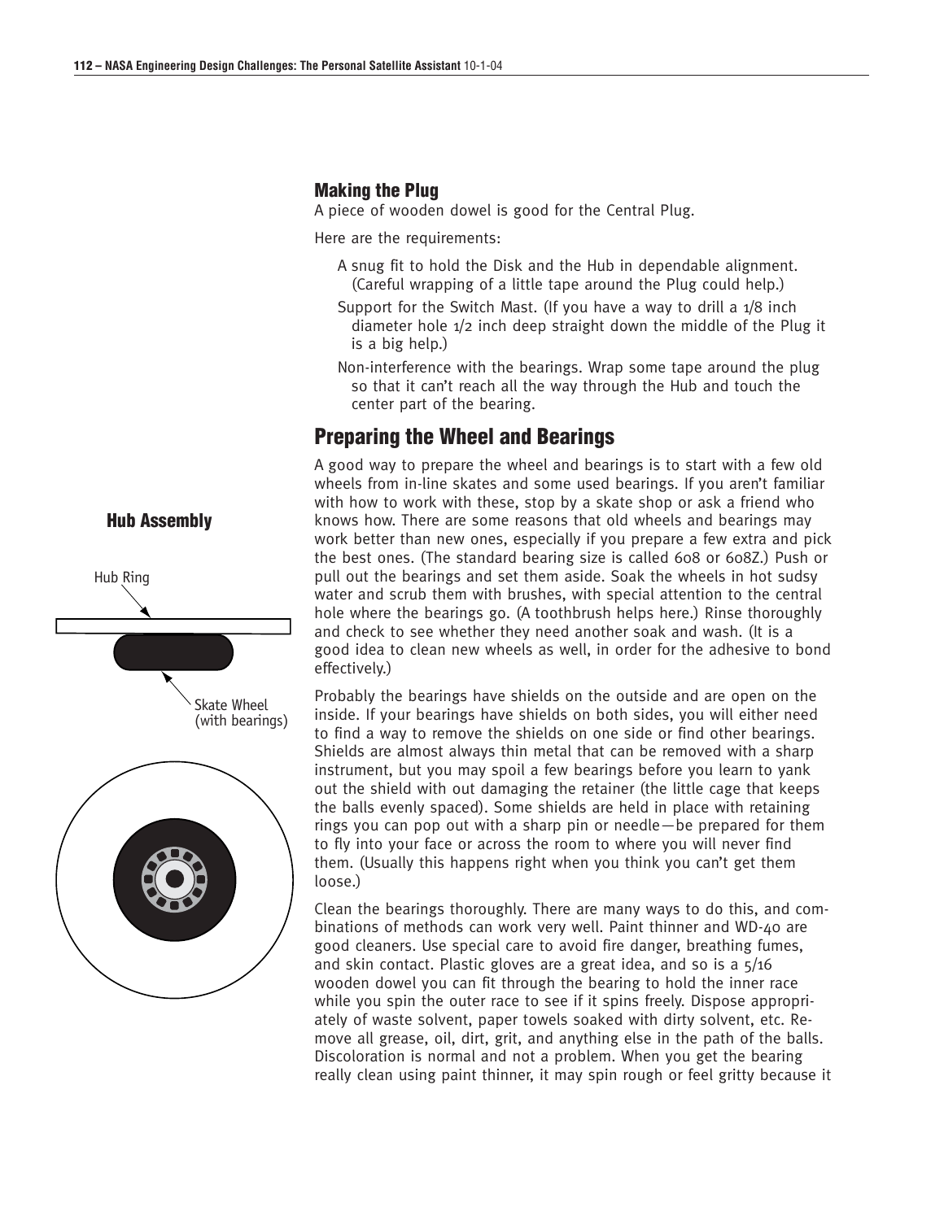### Making the Plug

A piece of wooden dowel is good for the Central Plug.

Here are the requirements:

A snug fit to hold the Disk and the Hub in dependable alignment. (Careful wrapping of a little tape around the Plug could help.)

Support for the Switch Mast. (If you have a way to drill a 1/8 inch diameter hole 1/2 inch deep straight down the middle of the Plug it is a big help.)

Non-interference with the bearings. Wrap some tape around the plug so that it can't reach all the way through the Hub and touch the center part of the bearing.

## Preparing the Wheel and Bearings

**Hub Assembly**

Hub Ring

Skate Wheel (with bearings)

A good way to prepare the wheel and bearings is to start with a few old wheels from in-line skates and some used bearings. If you aren't familiar with how to work with these, stop by a skate shop or ask a friend who knows how. There are some reasons that old wheels and bearings may work better than new ones, especially if you prepare a few extra and pick the best ones. (The standard bearing size is called 608 or 608Z.) Push or pull out the bearings and set them aside. Soak the wheels in hot sudsy water and scrub them with brushes, with special attention to the central hole where the bearings go. (A toothbrush helps here.) Rinse thoroughly and check to see whether they need another soak and wash. (It is a good idea to clean new wheels as well, in order for the adhesive to bond effectively.)

Probably the bearings have shields on the outside and are open on the inside. If your bearings have shields on both sides, you will either need to find a way to remove the shields on one side or find other bearings. Shields are almost always thin metal that can be removed with a sharp instrument, but you may spoil a few bearings before you learn to yank out the shield with out damaging the retainer (the little cage that keeps the balls evenly spaced). Some shields are held in place with retaining rings you can pop out with a sharp pin or needle—be prepared for them to fly into your face or across the room to where you will never find them. (Usually this happens right when you think you can't get them loose.)

Clean the bearings thoroughly. There are many ways to do this, and combinations of methods can work very well. Paint thinner and WD-40 are good cleaners. Use special care to avoid fire danger, breathing fumes, and skin contact. Plastic gloves are a great idea, and so is a 5/16 wooden dowel you can fit through the bearing to hold the inner race while you spin the outer race to see if it spins freely. Dispose appropriately of waste solvent, paper towels soaked with dirty solvent, etc. Remove all grease, oil, dirt, grit, and anything else in the path of the balls. Discoloration is normal and not a problem. When you get the bearing really clean using paint thinner, it may spin rough or feel gritty because it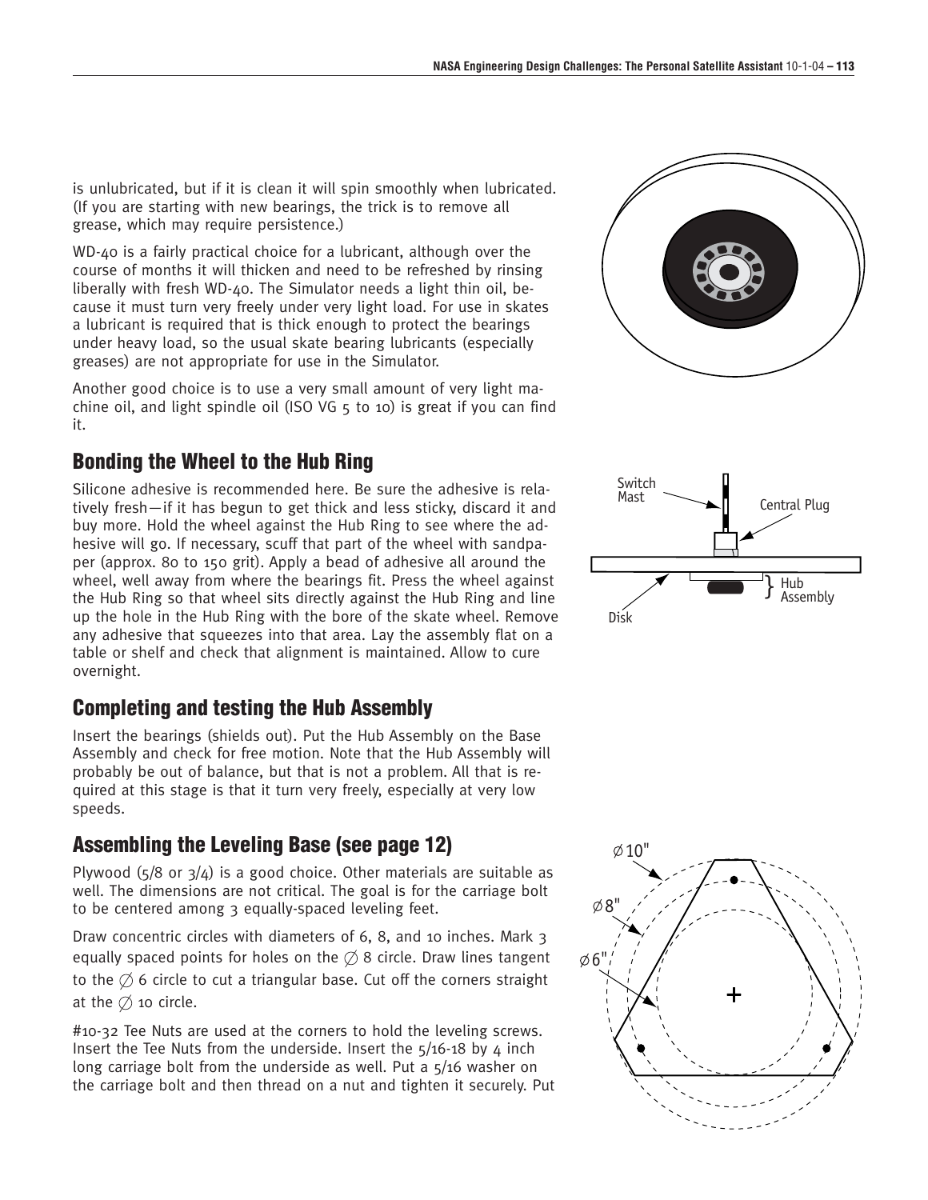is unlubricated, but if it is clean it will spin smoothly when lubricated. (If you are starting with new bearings, the trick is to remove all grease, which may require persistence.)

WD-40 is a fairly practical choice for a lubricant, although over the course of months it will thicken and need to be refreshed by rinsing liberally with fresh WD-40. The Simulator needs a light thin oil, because it must turn very freely under very light load. For use in skates a lubricant is required that is thick enough to protect the bearings under heavy load, so the usual skate bearing lubricants (especially greases) are not appropriate for use in the Simulator.

Another good choice is to use a very small amount of very light machine oil, and light spindle oil (ISO VG 5 to 10) is great if you can find it.

## Bonding the Wheel to the Hub Ring

Silicone adhesive is recommended here. Be sure the adhesive is relatively fresh—if it has begun to get thick and less sticky, discard it and buy more. Hold the wheel against the Hub Ring to see where the adhesive will go. If necessary, scuff that part of the wheel with sandpaper (approx. 80 to 150 grit). Apply a bead of adhesive all around the wheel, well away from where the bearings fit. Press the wheel against the Hub Ring so that wheel sits directly against the Hub Ring and line up the hole in the Hub Ring with the bore of the skate wheel. Remove any adhesive that squeezes into that area. Lay the assembly flat on a table or shelf and check that alignment is maintained. Allow to cure overnight.

## Completing and testing the Hub Assembly

Insert the bearings (shields out). Put the Hub Assembly on the Base Assembly and check for free motion. Note that the Hub Assembly will probably be out of balance, but that is not a problem. All that is required at this stage is that it turn very freely, especially at very low speeds.

## Assembling the Leveling Base (see page 12)

Plywood (5/8 or 3/4) is a good choice. Other materials are suitable as well. The dimensions are not critical. The goal is for the carriage bolt to be centered among 3 equally-spaced leveling feet.

Draw concentric circles with diameters of 6, 8, and 10 inches. Mark 3 equally spaced points for holes on the ∅ 8 circle. Draw lines tangent to the ∅ 6 circle to cut a triangular base. Cut off the corners straight at the ∅ 10 circle.

#10-32 Tee Nuts are used at the corners to hold the leveling screws. Insert the Tee Nuts from the underside. Insert the 5/16-18 by 4 inch long carriage bolt from the underside as well. Put a 5/16 washer on the carriage bolt and then thread on a nut and tighten it securely. Put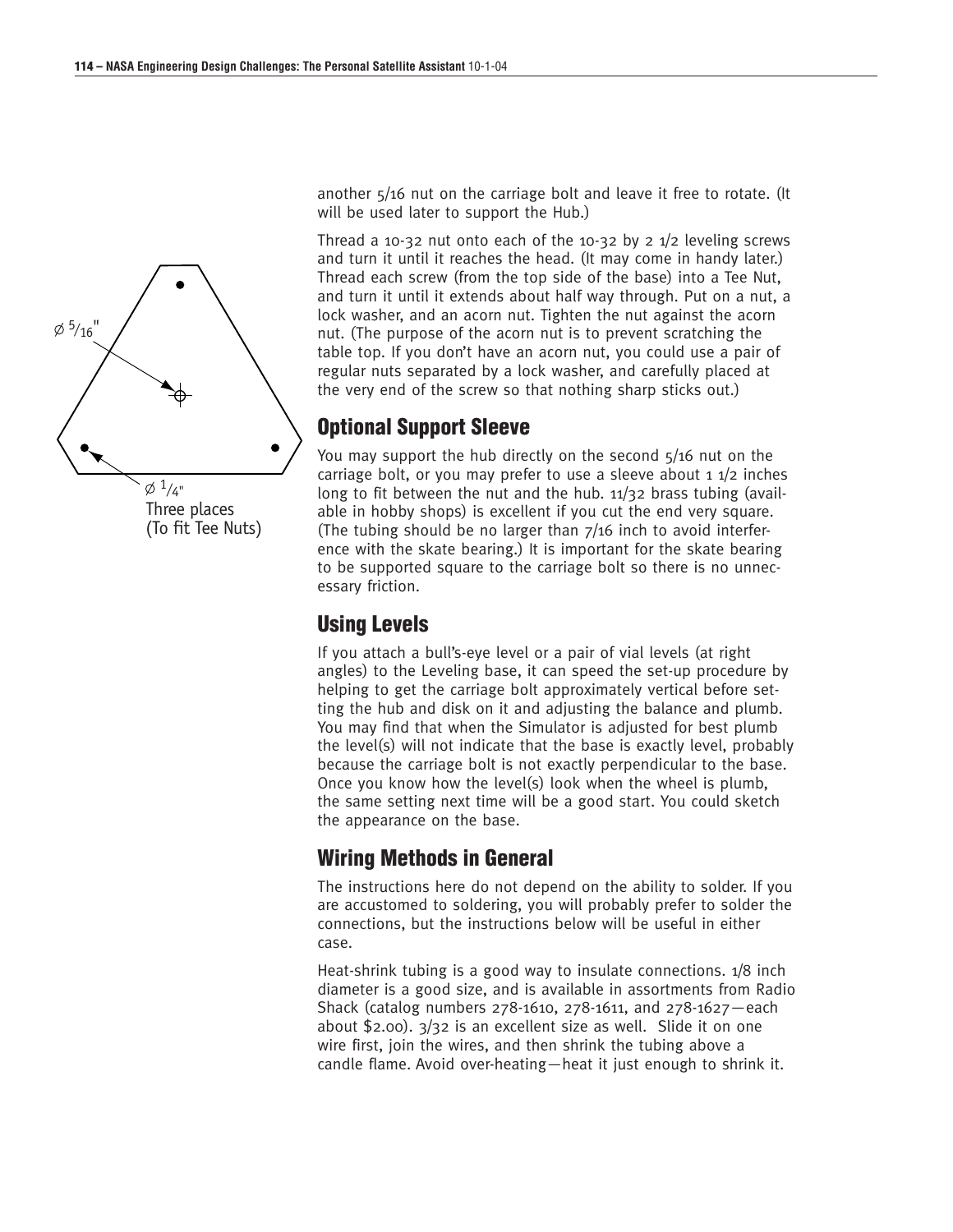Ø 5/16"

Ø 1/4"
Three places
(To fit Tee Nuts)

another 5/16 nut on the carriage bolt and leave it free to rotate. (It will be used later to support the Hub.)

Thread a 10-32 nut onto each of the 10-32 by 2 1/2 leveling screws and turn it until it reaches the head. (It may come in handy later.) Thread each screw (from the top side of the base) into a Tee Nut, and turn it until it extends about half way through. Put on a nut, a lock washer, and an acorn nut. Tighten the nut against the acorn nut. (The purpose of the acorn nut is to prevent scratching the table top. If you don't have an acorn nut, you could use a pair of regular nuts separated by a lock washer, and carefully placed at the very end of the screw so that nothing sharp sticks out.)

## Optional Support Sleeve

You may support the hub directly on the second 5/16 nut on the carriage bolt, or you may prefer to use a sleeve about 1 1/2 inches long to fit between the nut and the hub. 11/32 brass tubing (available in hobby shops) is excellent if you cut the end very square. (The tubing should be no larger than 7/16 inch to avoid interference with the skate bearing.) It is important for the skate bearing to be supported square to the carriage bolt so there is no unnecessary friction.

## Using Levels

If you attach a bull's-eye level or a pair of vial levels (at right angles) to the Leveling base, it can speed the set-up procedure by helping to get the carriage bolt approximately vertical before setting the hub and disk on it and adjusting the balance and plumb. You may find that when the Simulator is adjusted for best plumb the level(s) will not indicate that the base is exactly level, probably because the carriage bolt is not exactly perpendicular to the base. Once you know how the level(s) look when the wheel is plumb, the same setting next time will be a good start. You could sketch the appearance on the base.

## Wiring Methods in General

The instructions here do not depend on the ability to solder. If you are accustomed to soldering, you will probably prefer to solder the connections, but the instructions below will be useful in either case.

Heat-shrink tubing is a good way to insulate connections. 1/8 inch diameter is a good size, and is available in assortments from Radio Shack (catalog numbers 278-1610, 278-1611, and 278-1627—each about $2.00). 3/32 is an excellent size as well. Slide it on one wire first, join the wires, and then shrink the tubing above a candle flame. Avoid over-heating—heat it just enough to shrink it.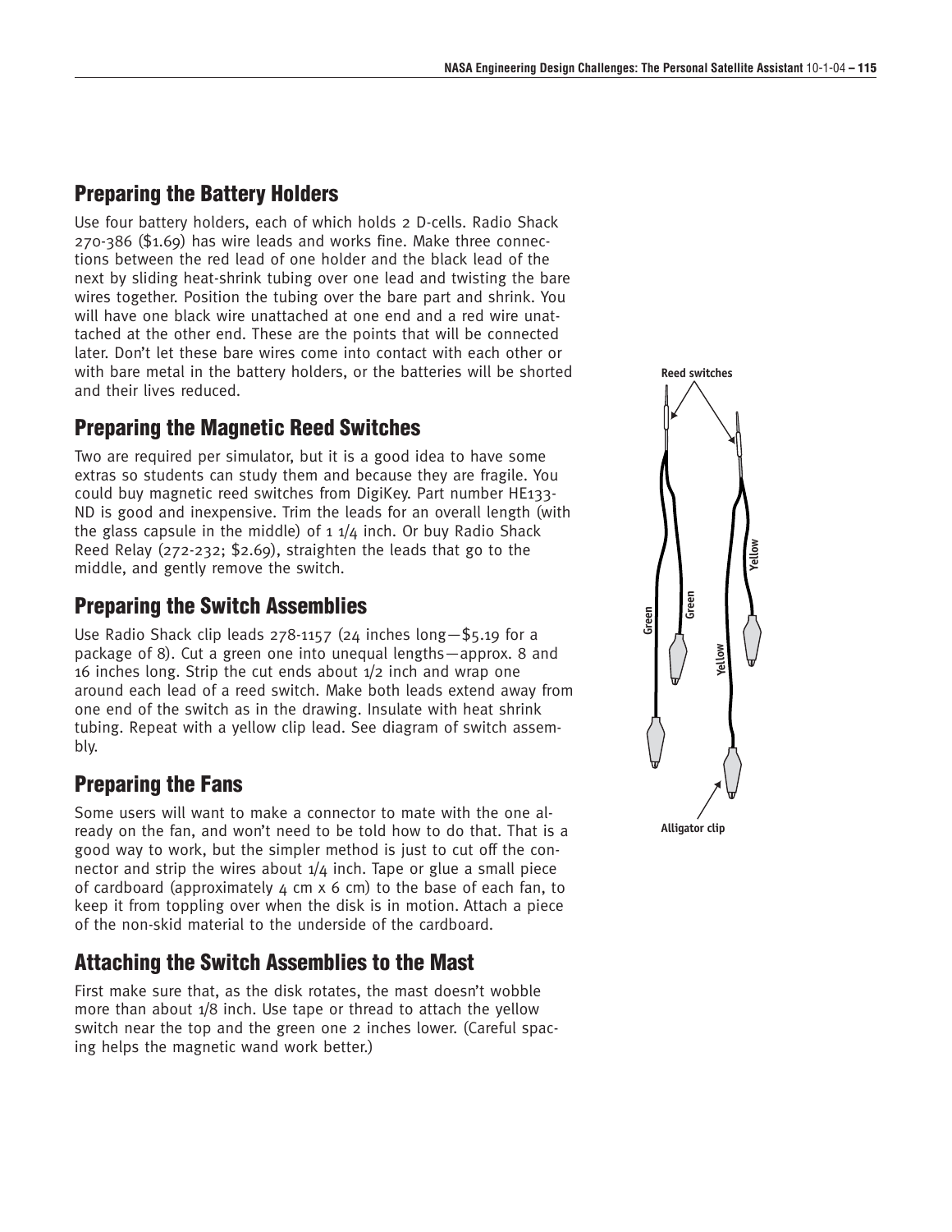## Preparing the Battery Holders

Use four battery holders, each of which holds 2 D-cells. Radio Shack 270-386 ($1.69) has wire leads and works fine. Make three connections between the red lead of one holder and the black lead of the next by sliding heat-shrink tubing over one lead and twisting the bare wires together. Position the tubing over the bare part and shrink. You will have one black wire unattached at one end and a red wire unattached at the other end. These are the points that will be connected later. Don't let these bare wires come into contact with each other or with bare metal in the battery holders, or the batteries will be shorted and their lives reduced.

## Preparing the Magnetic Reed Switches

Two are required per simulator, but it is a good idea to have some extras so students can study them and because they are fragile. You could buy magnetic reed switches from DigiKey. Part number HE133-ND is good and inexpensive. Trim the leads for an overall length (with the glass capsule in the middle) of 1 1/4 inch. Or buy Radio Shack Reed Relay (272-232; $2.69), straighten the leads that go to the middle, and gently remove the switch.

## Preparing the Switch Assemblies

Use Radio Shack clip leads 278-1157 (24 inches long—$5.19 for a package of 8). Cut a green one into unequal lengths—approx. 8 and 16 inches long. Strip the cut ends about 1/2 inch and wrap one around each lead of a reed switch. Make both leads extend away from one end of the switch as in the drawing. Insulate with heat shrink tubing. Repeat with a yellow clip lead. See diagram of switch assembly.

Reed switches

Green

Green

Yellow

Yellow

Alligator clip

## Preparing the Fans

Some users will want to make a connector to mate with the one already on the fan, and won't need to be told how to do that. That is a good way to work, but the simpler method is just to cut off the connector and strip the wires about 1/4 inch. Tape or glue a small piece of cardboard (approximately 4 cm x 6 cm) to the base of each fan, to keep it from toppling over when the disk is in motion. Attach a piece of the non-skid material to the underside of the cardboard.

## Attaching the Switch Assemblies to the Mast

First make sure that, as the disk rotates, the mast doesn't wobble more than about 1/8 inch. Use tape or thread to attach the yellow switch near the top and the green one 2 inches lower. (Careful spacing helps the magnetic wand work better.)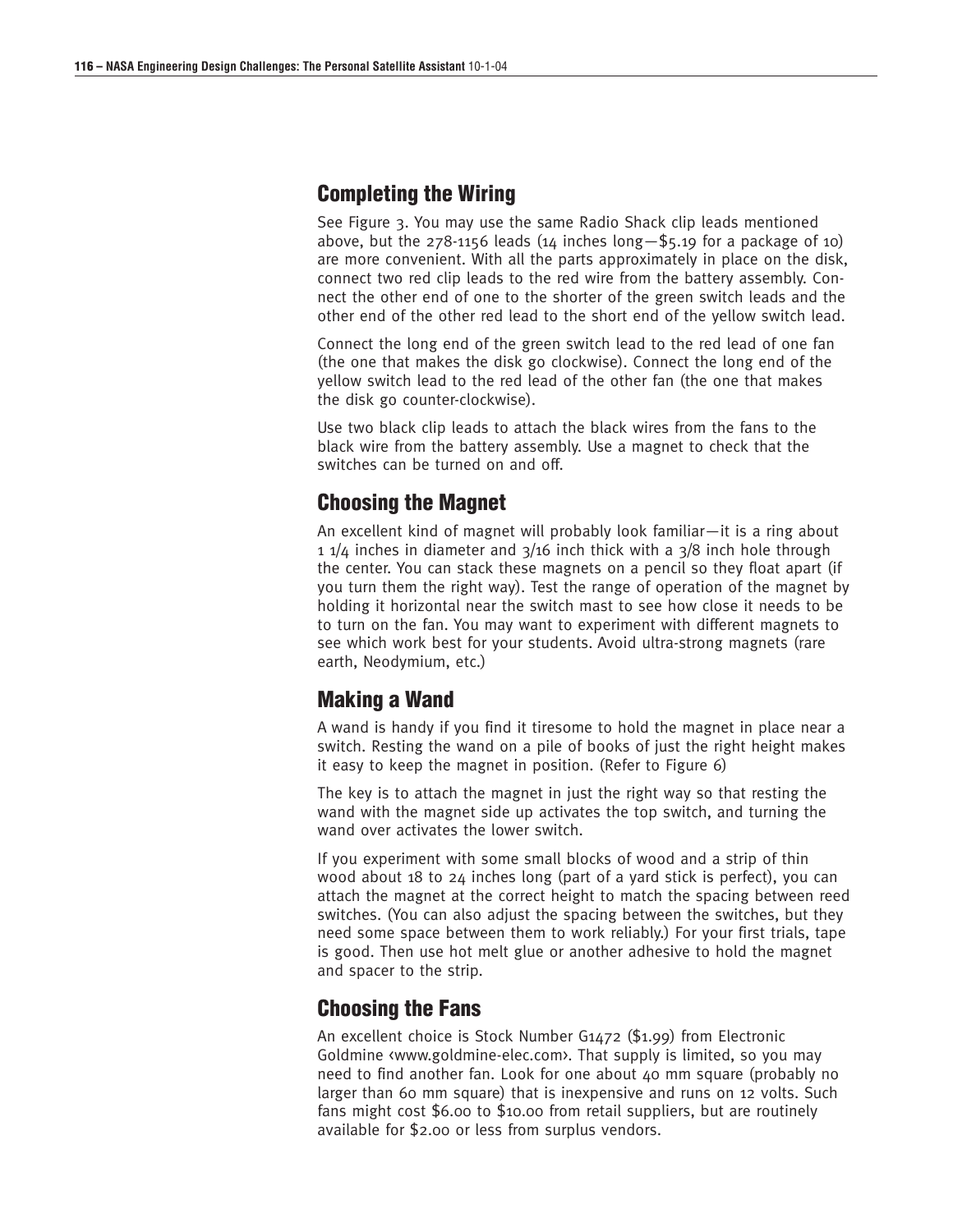## Completing the Wiring

See Figure 3. You may use the same Radio Shack clip leads mentioned above, but the 278-1156 leads (14 inches long—$5.19 for a package of 10) are more convenient. With all the parts approximately in place on the disk, connect two red clip leads to the red wire from the battery assembly. Connect the other end of one to the shorter of the green switch leads and the other end of the other red lead to the short end of the yellow switch lead.

Connect the long end of the green switch lead to the red lead of one fan (the one that makes the disk go clockwise). Connect the long end of the yellow switch lead to the red lead of the other fan (the one that makes the disk go counter-clockwise).

Use two black clip leads to attach the black wires from the fans to the black wire from the battery assembly. Use a magnet to check that the switches can be turned on and off.

## Choosing the Magnet

An excellent kind of magnet will probably look familiar—it is a ring about 1 1/4 inches in diameter and 3/16 inch thick with a 3/8 inch hole through the center. You can stack these magnets on a pencil so they float apart (if you turn them the right way). Test the range of operation of the magnet by holding it horizontal near the switch mast to see how close it needs to be to turn on the fan. You may want to experiment with different magnets to see which work best for your students. Avoid ultra-strong magnets (rare earth, Neodymium, etc.)

## Making a Wand

A wand is handy if you find it tiresome to hold the magnet in place near a switch. Resting the wand on a pile of books of just the right height makes it easy to keep the magnet in position. (Refer to Figure 6)

The key is to attach the magnet in just the right way so that resting the wand with the magnet side up activates the top switch, and turning the wand over activates the lower switch.

If you experiment with some small blocks of wood and a strip of thin wood about 18 to 24 inches long (part of a yard stick is perfect), you can attach the magnet at the correct height to match the spacing between reed switches. (You can also adjust the spacing between the switches, but they need some space between them to work reliably.) For your first trials, tape is good. Then use hot melt glue or another adhesive to hold the magnet and spacer to the strip.

## Choosing the Fans

An excellent choice is Stock Number G1472 ($1.99) from Electronic Goldmine ‹www.goldmine-elec.com›. That supply is limited, so you may need to find another fan. Look for one about 40 mm square (probably no larger than 60 mm square) that is inexpensive and runs on 12 volts. Such fans might cost $6.00 to $10.00 from retail suppliers, but are routinely available for $2.00 or less from surplus vendors.